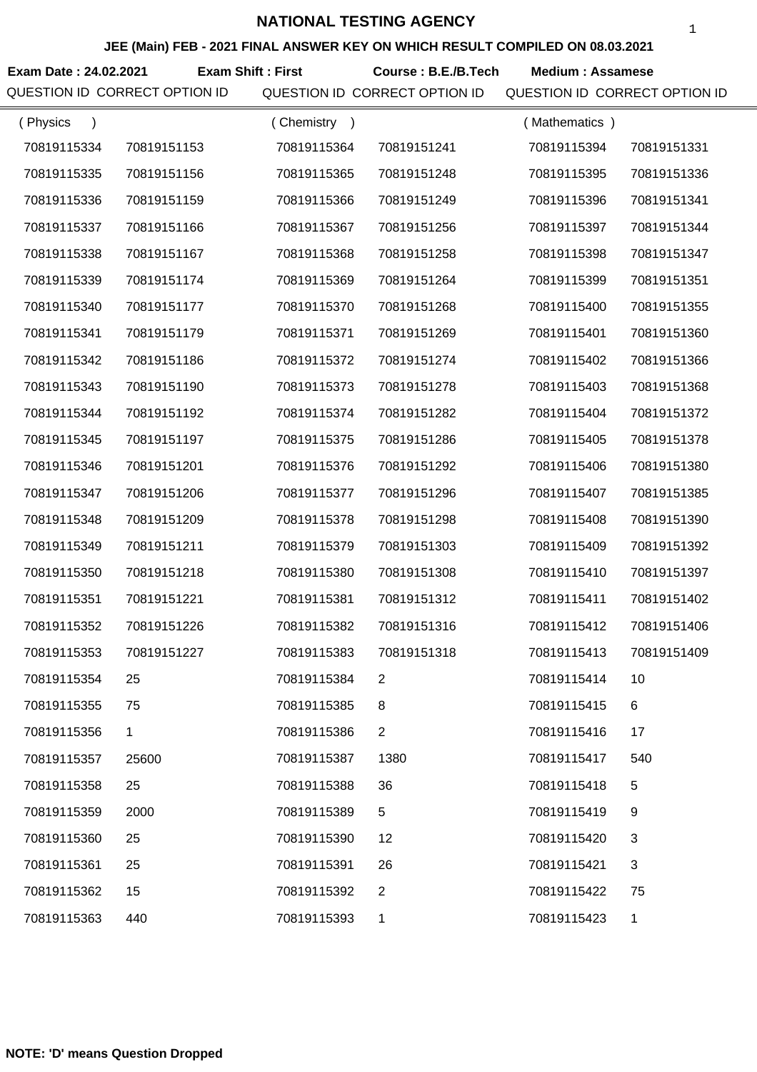# NATIONAL TESTING AGENCY

## JEE (Main) FEB - 2021 FINAL ANSWER KEY ON WHICH RESULT COMPILED ON 08.03.2021

**Exam Date : 24.02.2021** **Exam Shift : First** **Course : B.E./B.Tech** **Medium : Assamese**

| QUESTION ID | CORRECT OPTION ID | QUESTION ID | CORRECT OPTION ID | QUESTION ID | CORRECT OPTION ID |
|---|---|---|---|---|---|
| ( Physics ) | | ( Chemistry ) | | ( Mathematics ) | |
| 70819115334 | 70819151153 | 70819115364 | 70819151241 | 70819115394 | 70819151331 |
| 70819115335 | 70819151156 | 70819115365 | 70819151248 | 70819115395 | 70819151336 |
| 70819115336 | 70819151159 | 70819115366 | 70819151249 | 70819115396 | 70819151341 |
| 70819115337 | 70819151166 | 70819115367 | 70819151256 | 70819115397 | 70819151344 |
| 70819115338 | 70819151167 | 70819115368 | 70819151258 | 70819115398 | 70819151347 |
| 70819115339 | 70819151174 | 70819115369 | 70819151264 | 70819115399 | 70819151351 |
| 70819115340 | 70819151177 | 70819115370 | 70819151268 | 70819115400 | 70819151355 |
| 70819115341 | 70819151179 | 70819115371 | 70819151269 | 70819115401 | 70819151360 |
| 70819115342 | 70819151186 | 70819115372 | 70819151274 | 70819115402 | 70819151366 |
| 70819115343 | 70819151190 | 70819115373 | 70819151278 | 70819115403 | 70819151368 |
| 70819115344 | 70819151192 | 70819115374 | 70819151282 | 70819115404 | 70819151372 |
| 70819115345 | 70819151197 | 70819115375 | 70819151286 | 70819115405 | 70819151378 |
| 70819115346 | 70819151201 | 70819115376 | 70819151292 | 70819115406 | 70819151380 |
| 70819115347 | 70819151206 | 70819115377 | 70819151296 | 70819115407 | 70819151385 |
| 70819115348 | 70819151209 | 70819115378 | 70819151298 | 70819115408 | 70819151390 |
| 70819115349 | 70819151211 | 70819115379 | 70819151303 | 70819115409 | 70819151392 |
| 70819115350 | 70819151218 | 70819115380 | 70819151308 | 70819115410 | 70819151397 |
| 70819115351 | 70819151221 | 70819115381 | 70819151312 | 70819115411 | 70819151402 |
| 70819115352 | 70819151226 | 70819115382 | 70819151316 | 70819115412 | 70819151406 |
| 70819115353 | 70819151227 | 70819115383 | 70819151318 | 70819115413 | 70819151409 |
| 70819115354 | 25 | 70819115384 | 2 | 70819115414 | 10 |
| 70819115355 | 75 | 70819115385 | 8 | 70819115415 | 6 |
| 70819115356 | 1 | 70819115386 | 2 | 70819115416 | 17 |
| 70819115357 | 25600 | 70819115387 | 1380 | 70819115417 | 540 |
| 70819115358 | 25 | 70819115388 | 36 | 70819115418 | 5 |
| 70819115359 | 2000 | 70819115389 | 5 | 70819115419 | 9 |
| 70819115360 | 25 | 70819115390 | 12 | 70819115420 | 3 |
| 70819115361 | 25 | 70819115391 | 26 | 70819115421 | 3 |
| 70819115362 | 15 | 70819115392 | 2 | 70819115422 | 75 |
| 70819115363 | 440 | 70819115393 | 1 | 70819115423 | 1 |

**NOTE: 'D' means Question Dropped**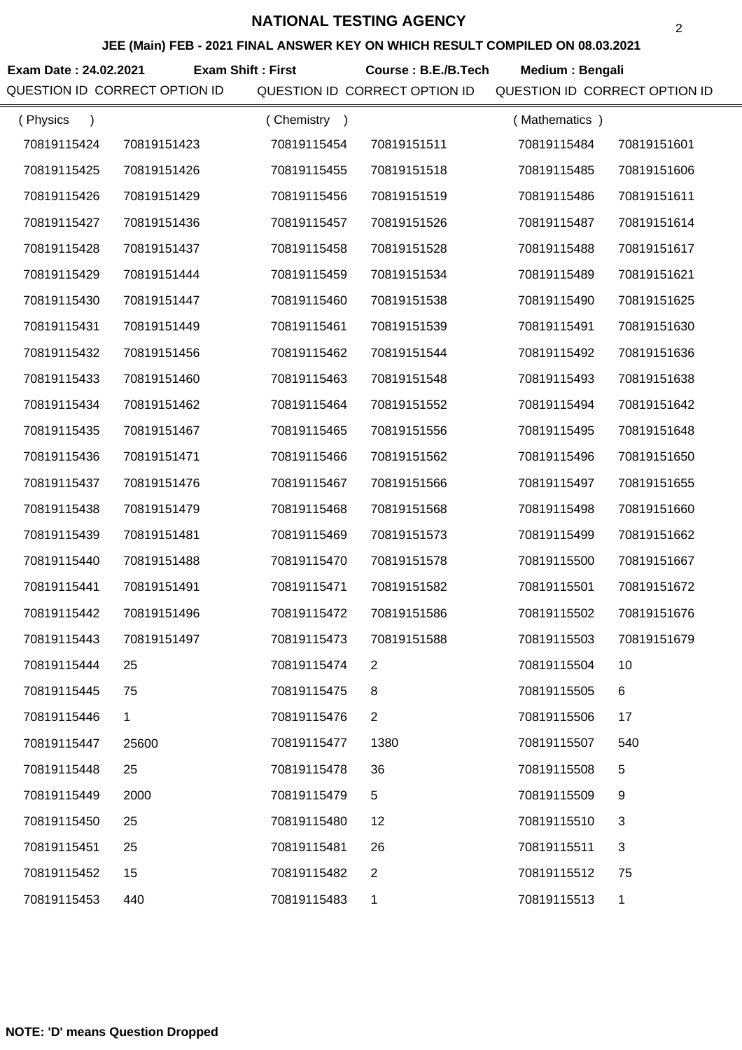# NATIONAL TESTING AGENCY

## JEE (Main) FEB - 2021 FINAL ANSWER KEY ON WHICH RESULT COMPILED ON 08.03.2021

**Exam Date : 24.02.2021** **Exam Shift : First** **Course : B.E./B.Tech** **Medium : Bengali**

| QUESTION ID | CORRECT OPTION ID | QUESTION ID | CORRECT OPTION ID | QUESTION ID | CORRECT OPTION ID |
|---|---|---|---|---|---|
| ( Physics ) | | ( Chemistry ) | | ( Mathematics ) | |
| 70819115424 | 70819151423 | 70819115454 | 70819151511 | 70819115484 | 70819151601 |
| 70819115425 | 70819151426 | 70819115455 | 70819151518 | 70819115485 | 70819151606 |
| 70819115426 | 70819151429 | 70819115456 | 70819151519 | 70819115486 | 70819151611 |
| 70819115427 | 70819151436 | 70819115457 | 70819151526 | 70819115487 | 70819151614 |
| 70819115428 | 70819151437 | 70819115458 | 70819151528 | 70819115488 | 70819151617 |
| 70819115429 | 70819151444 | 70819115459 | 70819151534 | 70819115489 | 70819151621 |
| 70819115430 | 70819151447 | 70819115460 | 70819151538 | 70819115490 | 70819151625 |
| 70819115431 | 70819151449 | 70819115461 | 70819151539 | 70819115491 | 70819151630 |
| 70819115432 | 70819151456 | 70819115462 | 70819151544 | 70819115492 | 70819151636 |
| 70819115433 | 70819151460 | 70819115463 | 70819151548 | 70819115493 | 70819151638 |
| 70819115434 | 70819151462 | 70819115464 | 70819151552 | 70819115494 | 70819151642 |
| 70819115435 | 70819151467 | 70819115465 | 70819151556 | 70819115495 | 70819151648 |
| 70819115436 | 70819151471 | 70819115466 | 70819151562 | 70819115496 | 70819151650 |
| 70819115437 | 70819151476 | 70819115467 | 70819151566 | 70819115497 | 70819151655 |
| 70819115438 | 70819151479 | 70819115468 | 70819151568 | 70819115498 | 70819151660 |
| 70819115439 | 70819151481 | 70819115469 | 70819151573 | 70819115499 | 70819151662 |
| 70819115440 | 70819151488 | 70819115470 | 70819151578 | 70819115500 | 70819151667 |
| 70819115441 | 70819151491 | 70819115471 | 70819151582 | 70819115501 | 70819151672 |
| 70819115442 | 70819151496 | 70819115472 | 70819151586 | 70819115502 | 70819151676 |
| 70819115443 | 70819151497 | 70819115473 | 70819151588 | 70819115503 | 70819151679 |
| 70819115444 | 25 | 70819115474 | 2 | 70819115504 | 10 |
| 70819115445 | 75 | 70819115475 | 8 | 70819115505 | 6 |
| 70819115446 | 1 | 70819115476 | 2 | 70819115506 | 17 |
| 70819115447 | 25600 | 70819115477 | 1380 | 70819115507 | 540 |
| 70819115448 | 25 | 70819115478 | 36 | 70819115508 | 5 |
| 70819115449 | 2000 | 70819115479 | 5 | 70819115509 | 9 |
| 70819115450 | 25 | 70819115480 | 12 | 70819115510 | 3 |
| 70819115451 | 25 | 70819115481 | 26 | 70819115511 | 3 |
| 70819115452 | 15 | 70819115482 | 2 | 70819115512 | 75 |
| 70819115453 | 440 | 70819115483 | 1 | 70819115513 | 1 |

**NOTE: 'D' means Question Dropped**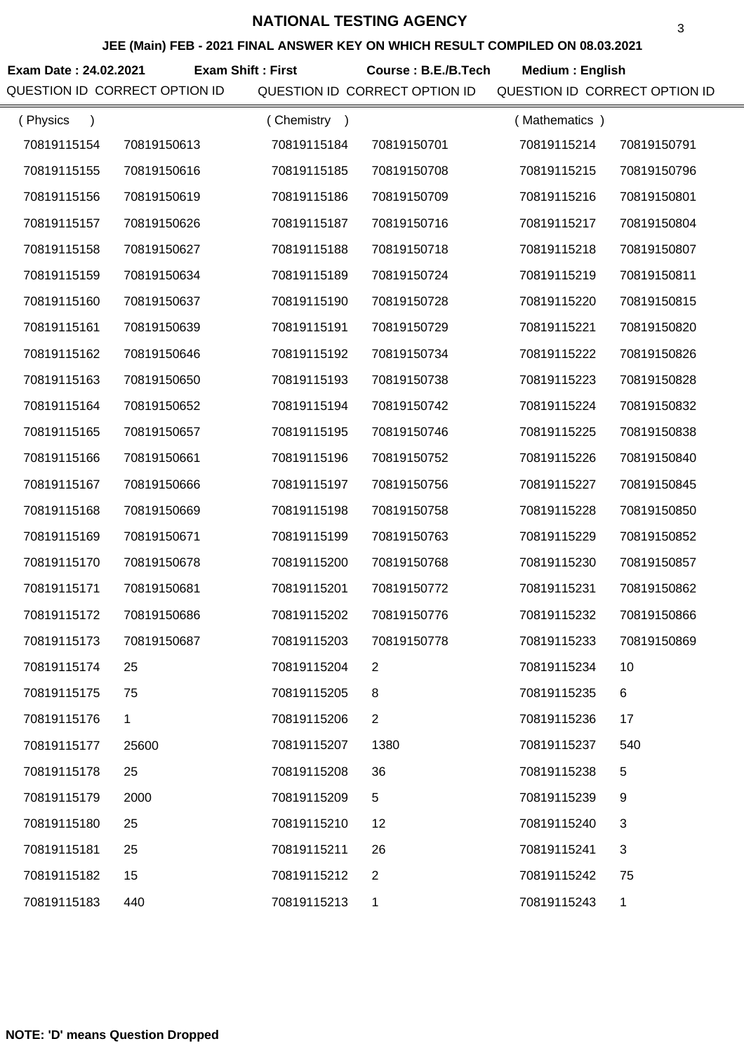# NATIONAL TESTING AGENCY

## JEE (Main) FEB - 2021 FINAL ANSWER KEY ON WHICH RESULT COMPILED ON 08.03.2021

**Exam Date : 24.02.2021** **Exam Shift : First** **Course : B.E./B.Tech** **Medium : English**

| QUESTION ID | CORRECT OPTION ID | QUESTION ID | CORRECT OPTION ID | QUESTION ID | CORRECT OPTION ID |
|---|---|---|---|---|---|
| ( Physics ) | | ( Chemistry ) | | ( Mathematics ) | |
| 70819115154 | 70819150613 | 70819115184 | 70819150701 | 70819115214 | 70819150791 |
| 70819115155 | 70819150616 | 70819115185 | 70819150708 | 70819115215 | 70819150796 |
| 70819115156 | 70819150619 | 70819115186 | 70819150709 | 70819115216 | 70819150801 |
| 70819115157 | 70819150626 | 70819115187 | 70819150716 | 70819115217 | 70819150804 |
| 70819115158 | 70819150627 | 70819115188 | 70819150718 | 70819115218 | 70819150807 |
| 70819115159 | 70819150634 | 70819115189 | 70819150724 | 70819115219 | 70819150811 |
| 70819115160 | 70819150637 | 70819115190 | 70819150728 | 70819115220 | 70819150815 |
| 70819115161 | 70819150639 | 70819115191 | 70819150729 | 70819115221 | 70819150820 |
| 70819115162 | 70819150646 | 70819115192 | 70819150734 | 70819115222 | 70819150826 |
| 70819115163 | 70819150650 | 70819115193 | 70819150738 | 70819115223 | 70819150828 |
| 70819115164 | 70819150652 | 70819115194 | 70819150742 | 70819115224 | 70819150832 |
| 70819115165 | 70819150657 | 70819115195 | 70819150746 | 70819115225 | 70819150838 |
| 70819115166 | 70819150661 | 70819115196 | 70819150752 | 70819115226 | 70819150840 |
| 70819115167 | 70819150666 | 70819115197 | 70819150756 | 70819115227 | 70819150845 |
| 70819115168 | 70819150669 | 70819115198 | 70819150758 | 70819115228 | 70819150850 |
| 70819115169 | 70819150671 | 70819115199 | 70819150763 | 70819115229 | 70819150852 |
| 70819115170 | 70819150678 | 70819115200 | 70819150768 | 70819115230 | 70819150857 |
| 70819115171 | 70819150681 | 70819115201 | 70819150772 | 70819115231 | 70819150862 |
| 70819115172 | 70819150686 | 70819115202 | 70819150776 | 70819115232 | 70819150866 |
| 70819115173 | 70819150687 | 70819115203 | 70819150778 | 70819115233 | 70819150869 |
| 70819115174 | 25 | 70819115204 | 2 | 70819115234 | 10 |
| 70819115175 | 75 | 70819115205 | 8 | 70819115235 | 6 |
| 70819115176 | 1 | 70819115206 | 2 | 70819115236 | 17 |
| 70819115177 | 25600 | 70819115207 | 1380 | 70819115237 | 540 |
| 70819115178 | 25 | 70819115208 | 36 | 70819115238 | 5 |
| 70819115179 | 2000 | 70819115209 | 5 | 70819115239 | 9 |
| 70819115180 | 25 | 70819115210 | 12 | 70819115240 | 3 |
| 70819115181 | 25 | 70819115211 | 26 | 70819115241 | 3 |
| 70819115182 | 15 | 70819115212 | 2 | 70819115242 | 75 |
| 70819115183 | 440 | 70819115213 | 1 | 70819115243 | 1 |

**NOTE: 'D' means Question Dropped**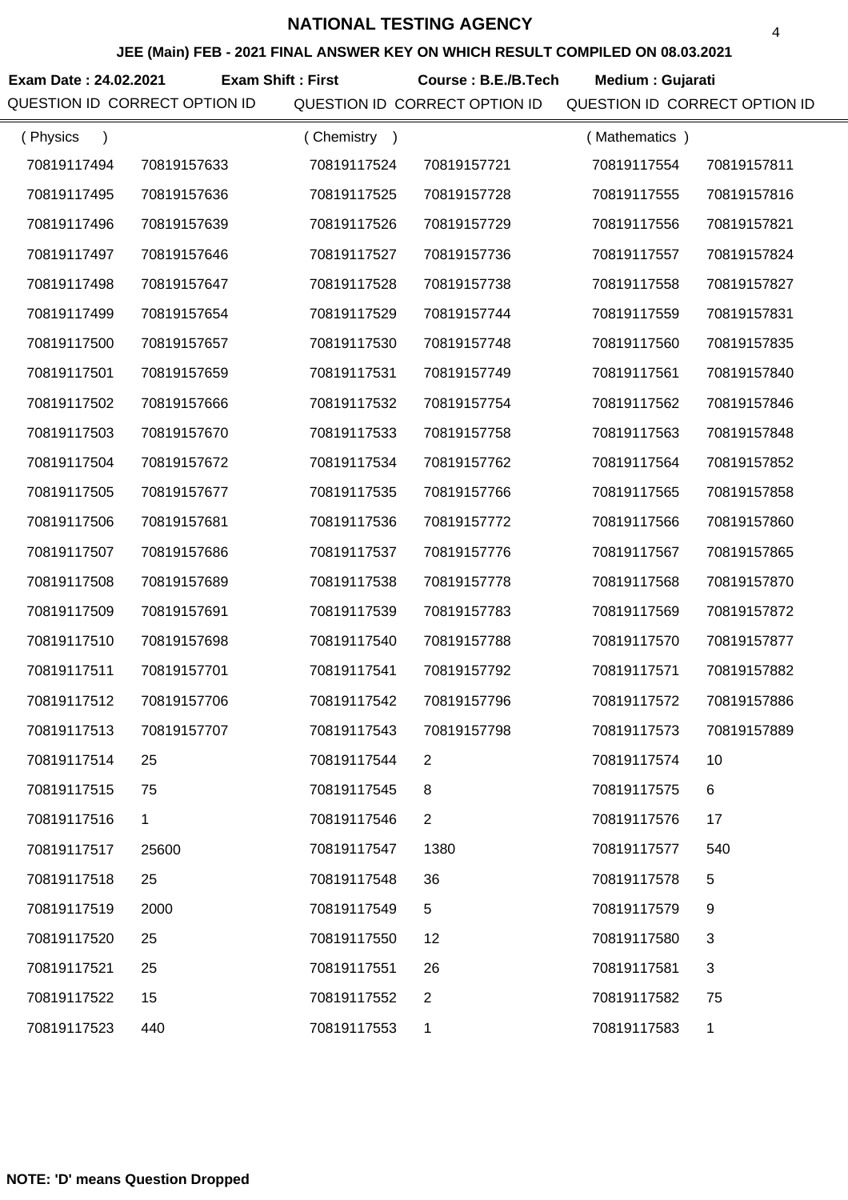# NATIONAL TESTING AGENCY

## JEE (Main) FEB - 2021 FINAL ANSWER KEY ON WHICH RESULT COMPILED ON 08.03.2021

**Exam Date : 24.02.2021** **Exam Shift : First** **Course : B.E./B.Tech** **Medium : Gujarati**

| QUESTION ID | CORRECT OPTION ID | QUESTION ID | CORRECT OPTION ID | QUESTION ID | CORRECT OPTION ID |
|---|---|---|---|---|---|
| ( Physics ) | | ( Chemistry ) | | ( Mathematics ) | |
| 70819117494 | 70819157633 | 70819117524 | 70819157721 | 70819117554 | 70819157811 |
| 70819117495 | 70819157636 | 70819117525 | 70819157728 | 70819117555 | 70819157816 |
| 70819117496 | 70819157639 | 70819117526 | 70819157729 | 70819117556 | 70819157821 |
| 70819117497 | 70819157646 | 70819117527 | 70819157736 | 70819117557 | 70819157824 |
| 70819117498 | 70819157647 | 70819117528 | 70819157738 | 70819117558 | 70819157827 |
| 70819117499 | 70819157654 | 70819117529 | 70819157744 | 70819117559 | 70819157831 |
| 70819117500 | 70819157657 | 70819117530 | 70819157748 | 70819117560 | 70819157835 |
| 70819117501 | 70819157659 | 70819117531 | 70819157749 | 70819117561 | 70819157840 |
| 70819117502 | 70819157666 | 70819117532 | 70819157754 | 70819117562 | 70819157846 |
| 70819117503 | 70819157670 | 70819117533 | 70819157758 | 70819117563 | 70819157848 |
| 70819117504 | 70819157672 | 70819117534 | 70819157762 | 70819117564 | 70819157852 |
| 70819117505 | 70819157677 | 70819117535 | 70819157766 | 70819117565 | 70819157858 |
| 70819117506 | 70819157681 | 70819117536 | 70819157772 | 70819117566 | 70819157860 |
| 70819117507 | 70819157686 | 70819117537 | 70819157776 | 70819117567 | 70819157865 |
| 70819117508 | 70819157689 | 70819117538 | 70819157778 | 70819117568 | 70819157870 |
| 70819117509 | 70819157691 | 70819117539 | 70819157783 | 70819117569 | 70819157872 |
| 70819117510 | 70819157698 | 70819117540 | 70819157788 | 70819117570 | 70819157877 |
| 70819117511 | 70819157701 | 70819117541 | 70819157792 | 70819117571 | 70819157882 |
| 70819117512 | 70819157706 | 70819117542 | 70819157796 | 70819117572 | 70819157886 |
| 70819117513 | 70819157707 | 70819117543 | 70819157798 | 70819117573 | 70819157889 |
| 70819117514 | 25 | 70819117544 | 2 | 70819117574 | 10 |
| 70819117515 | 75 | 70819117545 | 8 | 70819117575 | 6 |
| 70819117516 | 1 | 70819117546 | 2 | 70819117576 | 17 |
| 70819117517 | 25600 | 70819117547 | 1380 | 70819117577 | 540 |
| 70819117518 | 25 | 70819117548 | 36 | 70819117578 | 5 |
| 70819117519 | 2000 | 70819117549 | 5 | 70819117579 | 9 |
| 70819117520 | 25 | 70819117550 | 12 | 70819117580 | 3 |
| 70819117521 | 25 | 70819117551 | 26 | 70819117581 | 3 |
| 70819117522 | 15 | 70819117552 | 2 | 70819117582 | 75 |
| 70819117523 | 440 | 70819117553 | 1 | 70819117583 | 1 |

**NOTE: 'D' means Question Dropped**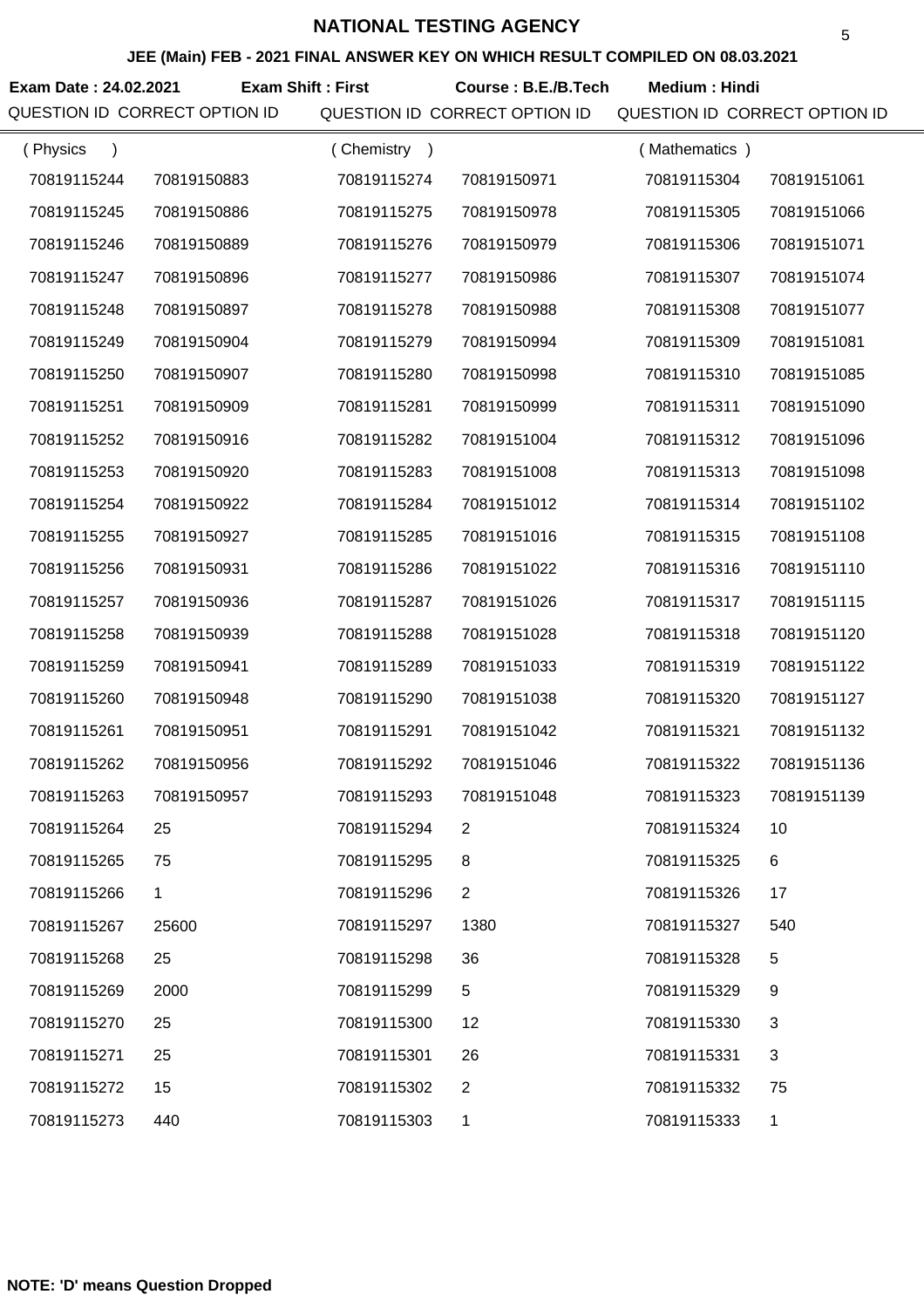# NATIONAL TESTING AGENCY

## JEE (Main) FEB - 2021 FINAL ANSWER KEY ON WHICH RESULT COMPILED ON 08.03.2021

**Exam Date : 24.02.2021** **Exam Shift : First** **Course : B.E./B.Tech** **Medium : Hindi**

| QUESTION ID | CORRECT OPTION ID | QUESTION ID | CORRECT OPTION ID | QUESTION ID | CORRECT OPTION ID |
|---|---|---|---|---|---|
| ( Physics ) | | ( Chemistry ) | | ( Mathematics ) | |
| 70819115244 | 70819150883 | 70819115274 | 70819150971 | 70819115304 | 70819151061 |
| 70819115245 | 70819150886 | 70819115275 | 70819150978 | 70819115305 | 70819151066 |
| 70819115246 | 70819150889 | 70819115276 | 70819150979 | 70819115306 | 70819151071 |
| 70819115247 | 70819150896 | 70819115277 | 70819150986 | 70819115307 | 70819151074 |
| 70819115248 | 70819150897 | 70819115278 | 70819150988 | 70819115308 | 70819151077 |
| 70819115249 | 70819150904 | 70819115279 | 70819150994 | 70819115309 | 70819151081 |
| 70819115250 | 70819150907 | 70819115280 | 70819150998 | 70819115310 | 70819151085 |
| 70819115251 | 70819150909 | 70819115281 | 70819150999 | 70819115311 | 70819151090 |
| 70819115252 | 70819150916 | 70819115282 | 70819151004 | 70819115312 | 70819151096 |
| 70819115253 | 70819150920 | 70819115283 | 70819151008 | 70819115313 | 70819151098 |
| 70819115254 | 70819150922 | 70819115284 | 70819151012 | 70819115314 | 70819151102 |
| 70819115255 | 70819150927 | 70819115285 | 70819151016 | 70819115315 | 70819151108 |
| 70819115256 | 70819150931 | 70819115286 | 70819151022 | 70819115316 | 70819151110 |
| 70819115257 | 70819150936 | 70819115287 | 70819151026 | 70819115317 | 70819151115 |
| 70819115258 | 70819150939 | 70819115288 | 70819151028 | 70819115318 | 70819151120 |
| 70819115259 | 70819150941 | 70819115289 | 70819151033 | 70819115319 | 70819151122 |
| 70819115260 | 70819150948 | 70819115290 | 70819151038 | 70819115320 | 70819151127 |
| 70819115261 | 70819150951 | 70819115291 | 70819151042 | 70819115321 | 70819151132 |
| 70819115262 | 70819150956 | 70819115292 | 70819151046 | 70819115322 | 70819151136 |
| 70819115263 | 70819150957 | 70819115293 | 70819151048 | 70819115323 | 70819151139 |
| 70819115264 | 25 | 70819115294 | 2 | 70819115324 | 10 |
| 70819115265 | 75 | 70819115295 | 8 | 70819115325 | 6 |
| 70819115266 | 1 | 70819115296 | 2 | 70819115326 | 17 |
| 70819115267 | 25600 | 70819115297 | 1380 | 70819115327 | 540 |
| 70819115268 | 25 | 70819115298 | 36 | 70819115328 | 5 |
| 70819115269 | 2000 | 70819115299 | 5 | 70819115329 | 9 |
| 70819115270 | 25 | 70819115300 | 12 | 70819115330 | 3 |
| 70819115271 | 25 | 70819115301 | 26 | 70819115331 | 3 |
| 70819115272 | 15 | 70819115302 | 2 | 70819115332 | 75 |
| 70819115273 | 440 | 70819115303 | 1 | 70819115333 | 1 |

**NOTE: 'D' means Question Dropped**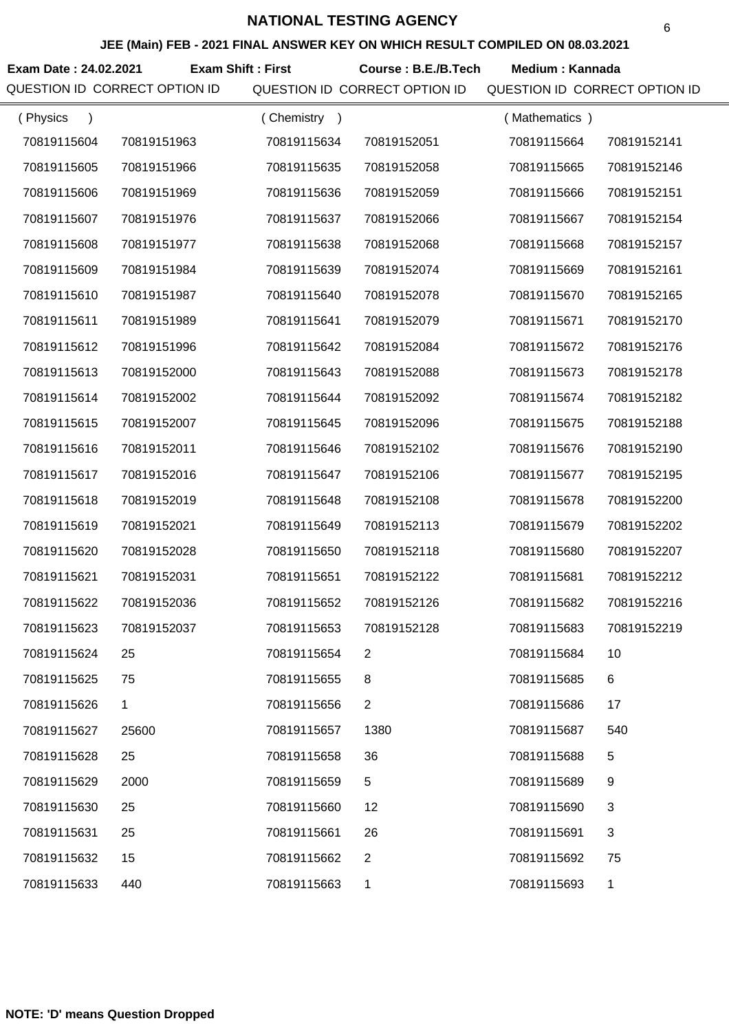# NATIONAL TESTING AGENCY

## JEE (Main) FEB - 2021 FINAL ANSWER KEY ON WHICH RESULT COMPILED ON 08.03.2021

**Exam Date : 24.02.2021** **Exam Shift : First** **Course : B.E./B.Tech** **Medium : Kannada**

| QUESTION ID | CORRECT OPTION ID | QUESTION ID | CORRECT OPTION ID | QUESTION ID | CORRECT OPTION ID |
|---|---|---|---|---|---|
| ( Physics ) | | ( Chemistry ) | | ( Mathematics ) | |
| 70819115604 | 70819151963 | 70819115634 | 70819152051 | 70819115664 | 70819152141 |
| 70819115605 | 70819151966 | 70819115635 | 70819152058 | 70819115665 | 70819152146 |
| 70819115606 | 70819151969 | 70819115636 | 70819152059 | 70819115666 | 70819152151 |
| 70819115607 | 70819151976 | 70819115637 | 70819152066 | 70819115667 | 70819152154 |
| 70819115608 | 70819151977 | 70819115638 | 70819152068 | 70819115668 | 70819152157 |
| 70819115609 | 70819151984 | 70819115639 | 70819152074 | 70819115669 | 70819152161 |
| 70819115610 | 70819151987 | 70819115640 | 70819152078 | 70819115670 | 70819152165 |
| 70819115611 | 70819151989 | 70819115641 | 70819152079 | 70819115671 | 70819152170 |
| 70819115612 | 70819151996 | 70819115642 | 70819152084 | 70819115672 | 70819152176 |
| 70819115613 | 70819152000 | 70819115643 | 70819152088 | 70819115673 | 70819152178 |
| 70819115614 | 70819152002 | 70819115644 | 70819152092 | 70819115674 | 70819152182 |
| 70819115615 | 70819152007 | 70819115645 | 70819152096 | 70819115675 | 70819152188 |
| 70819115616 | 70819152011 | 70819115646 | 70819152102 | 70819115676 | 70819152190 |
| 70819115617 | 70819152016 | 70819115647 | 70819152106 | 70819115677 | 70819152195 |
| 70819115618 | 70819152019 | 70819115648 | 70819152108 | 70819115678 | 70819152200 |
| 70819115619 | 70819152021 | 70819115649 | 70819152113 | 70819115679 | 70819152202 |
| 70819115620 | 70819152028 | 70819115650 | 70819152118 | 70819115680 | 70819152207 |
| 70819115621 | 70819152031 | 70819115651 | 70819152122 | 70819115681 | 70819152212 |
| 70819115622 | 70819152036 | 70819115652 | 70819152126 | 70819115682 | 70819152216 |
| 70819115623 | 70819152037 | 70819115653 | 70819152128 | 70819115683 | 70819152219 |
| 70819115624 | 25 | 70819115654 | 2 | 70819115684 | 10 |
| 70819115625 | 75 | 70819115655 | 8 | 70819115685 | 6 |
| 70819115626 | 1 | 70819115656 | 2 | 70819115686 | 17 |
| 70819115627 | 25600 | 70819115657 | 1380 | 70819115687 | 540 |
| 70819115628 | 25 | 70819115658 | 36 | 70819115688 | 5 |
| 70819115629 | 2000 | 70819115659 | 5 | 70819115689 | 9 |
| 70819115630 | 25 | 70819115660 | 12 | 70819115690 | 3 |
| 70819115631 | 25 | 70819115661 | 26 | 70819115691 | 3 |
| 70819115632 | 15 | 70819115662 | 2 | 70819115692 | 75 |
| 70819115633 | 440 | 70819115663 | 1 | 70819115693 | 1 |

**NOTE: 'D' means Question Dropped**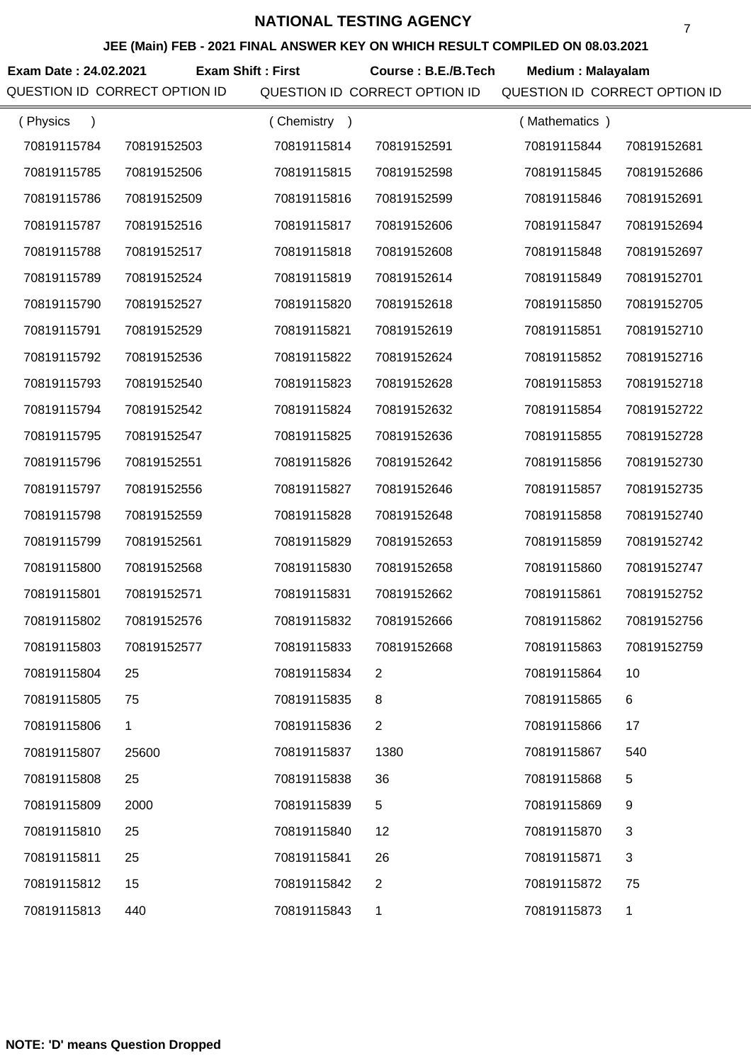# NATIONAL TESTING AGENCY

## JEE (Main) FEB - 2021 FINAL ANSWER KEY ON WHICH RESULT COMPILED ON 08.03.2021

**Exam Date : 24.02.2021** **Exam Shift : First** **Course : B.E./B.Tech** **Medium : Malayalam**

| QUESTION ID | CORRECT OPTION ID | QUESTION ID | CORRECT OPTION ID | QUESTION ID | CORRECT OPTION ID |
|---|---|---|---|---|---|
| ( Physics ) | | ( Chemistry ) | | ( Mathematics ) | |
| 70819115784 | 70819152503 | 70819115814 | 70819152591 | 70819115844 | 70819152681 |
| 70819115785 | 70819152506 | 70819115815 | 70819152598 | 70819115845 | 70819152686 |
| 70819115786 | 70819152509 | 70819115816 | 70819152599 | 70819115846 | 70819152691 |
| 70819115787 | 70819152516 | 70819115817 | 70819152606 | 70819115847 | 70819152694 |
| 70819115788 | 70819152517 | 70819115818 | 70819152608 | 70819115848 | 70819152697 |
| 70819115789 | 70819152524 | 70819115819 | 70819152614 | 70819115849 | 70819152701 |
| 70819115790 | 70819152527 | 70819115820 | 70819152618 | 70819115850 | 70819152705 |
| 70819115791 | 70819152529 | 70819115821 | 70819152619 | 70819115851 | 70819152710 |
| 70819115792 | 70819152536 | 70819115822 | 70819152624 | 70819115852 | 70819152716 |
| 70819115793 | 70819152540 | 70819115823 | 70819152628 | 70819115853 | 70819152718 |
| 70819115794 | 70819152542 | 70819115824 | 70819152632 | 70819115854 | 70819152722 |
| 70819115795 | 70819152547 | 70819115825 | 70819152636 | 70819115855 | 70819152728 |
| 70819115796 | 70819152551 | 70819115826 | 70819152642 | 70819115856 | 70819152730 |
| 70819115797 | 70819152556 | 70819115827 | 70819152646 | 70819115857 | 70819152735 |
| 70819115798 | 70819152559 | 70819115828 | 70819152648 | 70819115858 | 70819152740 |
| 70819115799 | 70819152561 | 70819115829 | 70819152653 | 70819115859 | 70819152742 |
| 70819115800 | 70819152568 | 70819115830 | 70819152658 | 70819115860 | 70819152747 |
| 70819115801 | 70819152571 | 70819115831 | 70819152662 | 70819115861 | 70819152752 |
| 70819115802 | 70819152576 | 70819115832 | 70819152666 | 70819115862 | 70819152756 |
| 70819115803 | 70819152577 | 70819115833 | 70819152668 | 70819115863 | 70819152759 |
| 70819115804 | 25 | 70819115834 | 2 | 70819115864 | 10 |
| 70819115805 | 75 | 70819115835 | 8 | 70819115865 | 6 |
| 70819115806 | 1 | 70819115836 | 2 | 70819115866 | 17 |
| 70819115807 | 25600 | 70819115837 | 1380 | 70819115867 | 540 |
| 70819115808 | 25 | 70819115838 | 36 | 70819115868 | 5 |
| 70819115809 | 2000 | 70819115839 | 5 | 70819115869 | 9 |
| 70819115810 | 25 | 70819115840 | 12 | 70819115870 | 3 |
| 70819115811 | 25 | 70819115841 | 26 | 70819115871 | 3 |
| 70819115812 | 15 | 70819115842 | 2 | 70819115872 | 75 |
| 70819115813 | 440 | 70819115843 | 1 | 70819115873 | 1 |

**NOTE: 'D' means Question Dropped**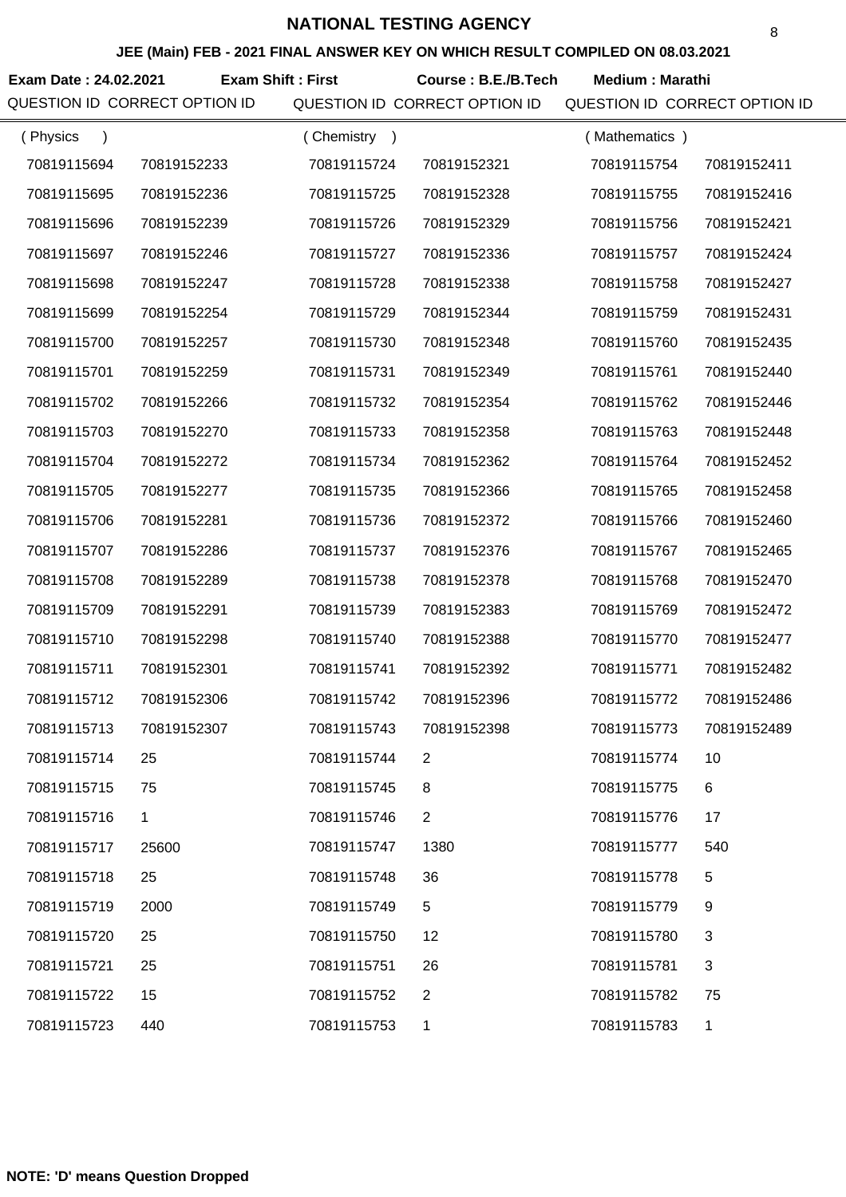# NATIONAL TESTING AGENCY

## JEE (Main) FEB - 2021 FINAL ANSWER KEY ON WHICH RESULT COMPILED ON 08.03.2021

**Exam Date : 24.02.2021** **Exam Shift : First** **Course : B.E./B.Tech** **Medium : Marathi**

| QUESTION ID | CORRECT OPTION ID | QUESTION ID | CORRECT OPTION ID | QUESTION ID | CORRECT OPTION ID |
|---|---|---|---|---|---|
| ( Physics ) | | ( Chemistry ) | | ( Mathematics ) | |
| 70819115694 | 70819152233 | 70819115724 | 70819152321 | 70819115754 | 70819152411 |
| 70819115695 | 70819152236 | 70819115725 | 70819152328 | 70819115755 | 70819152416 |
| 70819115696 | 70819152239 | 70819115726 | 70819152329 | 70819115756 | 70819152421 |
| 70819115697 | 70819152246 | 70819115727 | 70819152336 | 70819115757 | 70819152424 |
| 70819115698 | 70819152247 | 70819115728 | 70819152338 | 70819115758 | 70819152427 |
| 70819115699 | 70819152254 | 70819115729 | 70819152344 | 70819115759 | 70819152431 |
| 70819115700 | 70819152257 | 70819115730 | 70819152348 | 70819115760 | 70819152435 |
| 70819115701 | 70819152259 | 70819115731 | 70819152349 | 70819115761 | 70819152440 |
| 70819115702 | 70819152266 | 70819115732 | 70819152354 | 70819115762 | 70819152446 |
| 70819115703 | 70819152270 | 70819115733 | 70819152358 | 70819115763 | 70819152448 |
| 70819115704 | 70819152272 | 70819115734 | 70819152362 | 70819115764 | 70819152452 |
| 70819115705 | 70819152277 | 70819115735 | 70819152366 | 70819115765 | 70819152458 |
| 70819115706 | 70819152281 | 70819115736 | 70819152372 | 70819115766 | 70819152460 |
| 70819115707 | 70819152286 | 70819115737 | 70819152376 | 70819115767 | 70819152465 |
| 70819115708 | 70819152289 | 70819115738 | 70819152378 | 70819115768 | 70819152470 |
| 70819115709 | 70819152291 | 70819115739 | 70819152383 | 70819115769 | 70819152472 |
| 70819115710 | 70819152298 | 70819115740 | 70819152388 | 70819115770 | 70819152477 |
| 70819115711 | 70819152301 | 70819115741 | 70819152392 | 70819115771 | 70819152482 |
| 70819115712 | 70819152306 | 70819115742 | 70819152396 | 70819115772 | 70819152486 |
| 70819115713 | 70819152307 | 70819115743 | 70819152398 | 70819115773 | 70819152489 |
| 70819115714 | 25 | 70819115744 | 2 | 70819115774 | 10 |
| 70819115715 | 75 | 70819115745 | 8 | 70819115775 | 6 |
| 70819115716 | 1 | 70819115746 | 2 | 70819115776 | 17 |
| 70819115717 | 25600 | 70819115747 | 1380 | 70819115777 | 540 |
| 70819115718 | 25 | 70819115748 | 36 | 70819115778 | 5 |
| 70819115719 | 2000 | 70819115749 | 5 | 70819115779 | 9 |
| 70819115720 | 25 | 70819115750 | 12 | 70819115780 | 3 |
| 70819115721 | 25 | 70819115751 | 26 | 70819115781 | 3 |
| 70819115722 | 15 | 70819115752 | 2 | 70819115782 | 75 |
| 70819115723 | 440 | 70819115753 | 1 | 70819115783 | 1 |

**NOTE: 'D' means Question Dropped**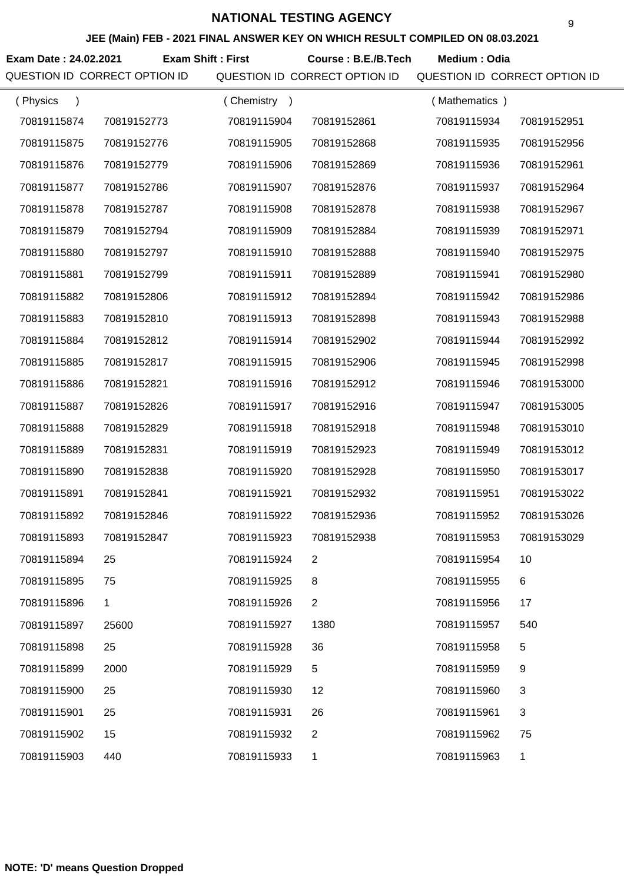# NATIONAL TESTING AGENCY

## JEE (Main) FEB - 2021 FINAL ANSWER KEY ON WHICH RESULT COMPILED ON 08.03.2021

**Exam Date : 24.02.2021** **Exam Shift : First** **Course : B.E./B.Tech** **Medium : Odia**

| QUESTION ID | CORRECT OPTION ID | QUESTION ID | CORRECT OPTION ID | QUESTION ID | CORRECT OPTION ID |
|---|---|---|---|---|---|
| ( Physics ) | | ( Chemistry ) | | ( Mathematics ) | |
| 70819115874 | 70819152773 | 70819115904 | 70819152861 | 70819115934 | 70819152951 |
| 70819115875 | 70819152776 | 70819115905 | 70819152868 | 70819115935 | 70819152956 |
| 70819115876 | 70819152779 | 70819115906 | 70819152869 | 70819115936 | 70819152961 |
| 70819115877 | 70819152786 | 70819115907 | 70819152876 | 70819115937 | 70819152964 |
| 70819115878 | 70819152787 | 70819115908 | 70819152878 | 70819115938 | 70819152967 |
| 70819115879 | 70819152794 | 70819115909 | 70819152884 | 70819115939 | 70819152971 |
| 70819115880 | 70819152797 | 70819115910 | 70819152888 | 70819115940 | 70819152975 |
| 70819115881 | 70819152799 | 70819115911 | 70819152889 | 70819115941 | 70819152980 |
| 70819115882 | 70819152806 | 70819115912 | 70819152894 | 70819115942 | 70819152986 |
| 70819115883 | 70819152810 | 70819115913 | 70819152898 | 70819115943 | 70819152988 |
| 70819115884 | 70819152812 | 70819115914 | 70819152902 | 70819115944 | 70819152992 |
| 70819115885 | 70819152817 | 70819115915 | 70819152906 | 70819115945 | 70819152998 |
| 70819115886 | 70819152821 | 70819115916 | 70819152912 | 70819115946 | 70819153000 |
| 70819115887 | 70819152826 | 70819115917 | 70819152916 | 70819115947 | 70819153005 |
| 70819115888 | 70819152829 | 70819115918 | 70819152918 | 70819115948 | 70819153010 |
| 70819115889 | 70819152831 | 70819115919 | 70819152923 | 70819115949 | 70819153012 |
| 70819115890 | 70819152838 | 70819115920 | 70819152928 | 70819115950 | 70819153017 |
| 70819115891 | 70819152841 | 70819115921 | 70819152932 | 70819115951 | 70819153022 |
| 70819115892 | 70819152846 | 70819115922 | 70819152936 | 70819115952 | 70819153026 |
| 70819115893 | 70819152847 | 70819115923 | 70819152938 | 70819115953 | 70819153029 |
| 70819115894 | 25 | 70819115924 | 2 | 70819115954 | 10 |
| 70819115895 | 75 | 70819115925 | 8 | 70819115955 | 6 |
| 70819115896 | 1 | 70819115926 | 2 | 70819115956 | 17 |
| 70819115897 | 25600 | 70819115927 | 1380 | 70819115957 | 540 |
| 70819115898 | 25 | 70819115928 | 36 | 70819115958 | 5 |
| 70819115899 | 2000 | 70819115929 | 5 | 70819115959 | 9 |
| 70819115900 | 25 | 70819115930 | 12 | 70819115960 | 3 |
| 70819115901 | 25 | 70819115931 | 26 | 70819115961 | 3 |
| 70819115902 | 15 | 70819115932 | 2 | 70819115962 | 75 |
| 70819115903 | 440 | 70819115933 | 1 | 70819115963 | 1 |

**NOTE: 'D' means Question Dropped**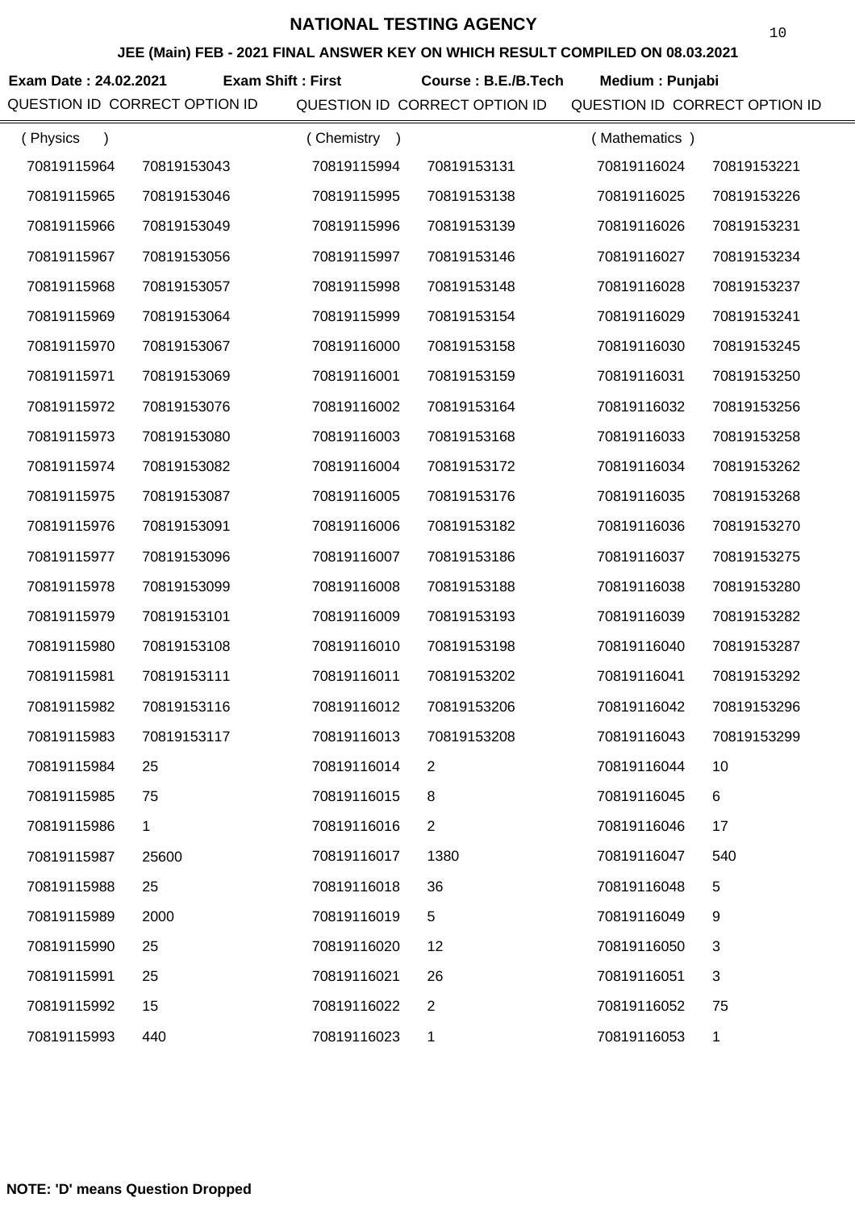# NATIONAL TESTING AGENCY

## JEE (Main) FEB - 2021 FINAL ANSWER KEY ON WHICH RESULT COMPILED ON 08.03.2021

**Exam Date : 24.02.2021** **Exam Shift : First** **Course : B.E./B.Tech** **Medium : Punjabi**

| QUESTION ID | CORRECT OPTION ID | QUESTION ID | CORRECT OPTION ID | QUESTION ID | CORRECT OPTION ID |
|---|---|---|---|---|---|
| ( Physics ) | | ( Chemistry ) | | ( Mathematics ) | |
| 70819115964 | 70819153043 | 70819115994 | 70819153131 | 70819116024 | 70819153221 |
| 70819115965 | 70819153046 | 70819115995 | 70819153138 | 70819116025 | 70819153226 |
| 70819115966 | 70819153049 | 70819115996 | 70819153139 | 70819116026 | 70819153231 |
| 70819115967 | 70819153056 | 70819115997 | 70819153146 | 70819116027 | 70819153234 |
| 70819115968 | 70819153057 | 70819115998 | 70819153148 | 70819116028 | 70819153237 |
| 70819115969 | 70819153064 | 70819115999 | 70819153154 | 70819116029 | 70819153241 |
| 70819115970 | 70819153067 | 70819116000 | 70819153158 | 70819116030 | 70819153245 |
| 70819115971 | 70819153069 | 70819116001 | 70819153159 | 70819116031 | 70819153250 |
| 70819115972 | 70819153076 | 70819116002 | 70819153164 | 70819116032 | 70819153256 |
| 70819115973 | 70819153080 | 70819116003 | 70819153168 | 70819116033 | 70819153258 |
| 70819115974 | 70819153082 | 70819116004 | 70819153172 | 70819116034 | 70819153262 |
| 70819115975 | 70819153087 | 70819116005 | 70819153176 | 70819116035 | 70819153268 |
| 70819115976 | 70819153091 | 70819116006 | 70819153182 | 70819116036 | 70819153270 |
| 70819115977 | 70819153096 | 70819116007 | 70819153186 | 70819116037 | 70819153275 |
| 70819115978 | 70819153099 | 70819116008 | 70819153188 | 70819116038 | 70819153280 |
| 70819115979 | 70819153101 | 70819116009 | 70819153193 | 70819116039 | 70819153282 |
| 70819115980 | 70819153108 | 70819116010 | 70819153198 | 70819116040 | 70819153287 |
| 70819115981 | 70819153111 | 70819116011 | 70819153202 | 70819116041 | 70819153292 |
| 70819115982 | 70819153116 | 70819116012 | 70819153206 | 70819116042 | 70819153296 |
| 70819115983 | 70819153117 | 70819116013 | 70819153208 | 70819116043 | 70819153299 |
| 70819115984 | 25 | 70819116014 | 2 | 70819116044 | 10 |
| 70819115985 | 75 | 70819116015 | 8 | 70819116045 | 6 |
| 70819115986 | 1 | 70819116016 | 2 | 70819116046 | 17 |
| 70819115987 | 25600 | 70819116017 | 1380 | 70819116047 | 540 |
| 70819115988 | 25 | 70819116018 | 36 | 70819116048 | 5 |
| 70819115989 | 2000 | 70819116019 | 5 | 70819116049 | 9 |
| 70819115990 | 25 | 70819116020 | 12 | 70819116050 | 3 |
| 70819115991 | 25 | 70819116021 | 26 | 70819116051 | 3 |
| 70819115992 | 15 | 70819116022 | 2 | 70819116052 | 75 |
| 70819115993 | 440 | 70819116023 | 1 | 70819116053 | 1 |

**NOTE: 'D' means Question Dropped**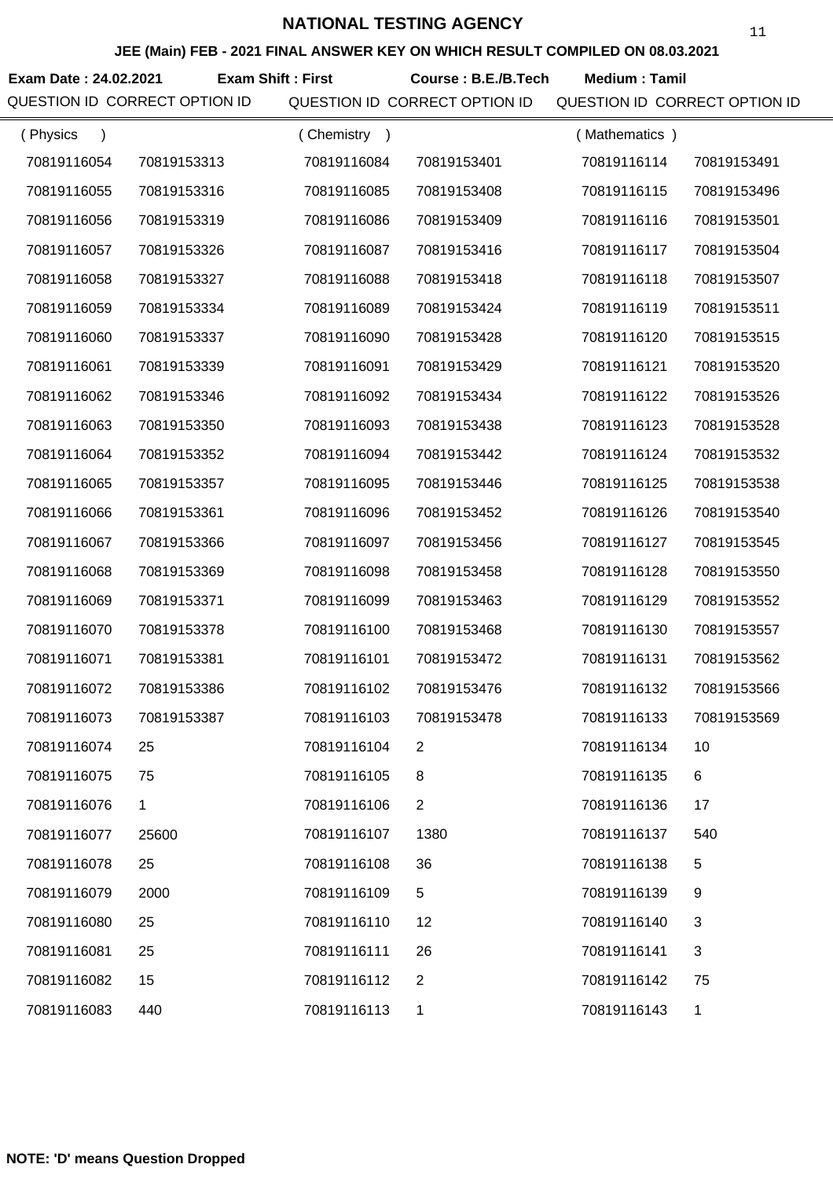# NATIONAL TESTING AGENCY

## JEE (Main) FEB - 2021 FINAL ANSWER KEY ON WHICH RESULT COMPILED ON 08.03.2021

**Exam Date : 24.02.2021** **Exam Shift : First** **Course : B.E./B.Tech** **Medium : Tamil**

| QUESTION ID | CORRECT OPTION ID | QUESTION ID | CORRECT OPTION ID | QUESTION ID | CORRECT OPTION ID |
|---|---|---|---|---|---|
| ( Physics ) | | ( Chemistry ) | | ( Mathematics ) | |
| 70819116054 | 70819153313 | 70819116084 | 70819153401 | 70819116114 | 70819153491 |
| 70819116055 | 70819153316 | 70819116085 | 70819153408 | 70819116115 | 70819153496 |
| 70819116056 | 70819153319 | 70819116086 | 70819153409 | 70819116116 | 70819153501 |
| 70819116057 | 70819153326 | 70819116087 | 70819153416 | 70819116117 | 70819153504 |
| 70819116058 | 70819153327 | 70819116088 | 70819153418 | 70819116118 | 70819153507 |
| 70819116059 | 70819153334 | 70819116089 | 70819153424 | 70819116119 | 70819153511 |
| 70819116060 | 70819153337 | 70819116090 | 70819153428 | 70819116120 | 70819153515 |
| 70819116061 | 70819153339 | 70819116091 | 70819153429 | 70819116121 | 70819153520 |
| 70819116062 | 70819153346 | 70819116092 | 70819153434 | 70819116122 | 70819153526 |
| 70819116063 | 70819153350 | 70819116093 | 70819153438 | 70819116123 | 70819153528 |
| 70819116064 | 70819153352 | 70819116094 | 70819153442 | 70819116124 | 70819153532 |
| 70819116065 | 70819153357 | 70819116095 | 70819153446 | 70819116125 | 70819153538 |
| 70819116066 | 70819153361 | 70819116096 | 70819153452 | 70819116126 | 70819153540 |
| 70819116067 | 70819153366 | 70819116097 | 70819153456 | 70819116127 | 70819153545 |
| 70819116068 | 70819153369 | 70819116098 | 70819153458 | 70819116128 | 70819153550 |
| 70819116069 | 70819153371 | 70819116099 | 70819153463 | 70819116129 | 70819153552 |
| 70819116070 | 70819153378 | 70819116100 | 70819153468 | 70819116130 | 70819153557 |
| 70819116071 | 70819153381 | 70819116101 | 70819153472 | 70819116131 | 70819153562 |
| 70819116072 | 70819153386 | 70819116102 | 70819153476 | 70819116132 | 70819153566 |
| 70819116073 | 70819153387 | 70819116103 | 70819153478 | 70819116133 | 70819153569 |
| 70819116074 | 25 | 70819116104 | 2 | 70819116134 | 10 |
| 70819116075 | 75 | 70819116105 | 8 | 70819116135 | 6 |
| 70819116076 | 1 | 70819116106 | 2 | 70819116136 | 17 |
| 70819116077 | 25600 | 70819116107 | 1380 | 70819116137 | 540 |
| 70819116078 | 25 | 70819116108 | 36 | 70819116138 | 5 |
| 70819116079 | 2000 | 70819116109 | 5 | 70819116139 | 9 |
| 70819116080 | 25 | 70819116110 | 12 | 70819116140 | 3 |
| 70819116081 | 25 | 70819116111 | 26 | 70819116141 | 3 |
| 70819116082 | 15 | 70819116112 | 2 | 70819116142 | 75 |
| 70819116083 | 440 | 70819116113 | 1 | 70819116143 | 1 |

**NOTE: 'D' means Question Dropped**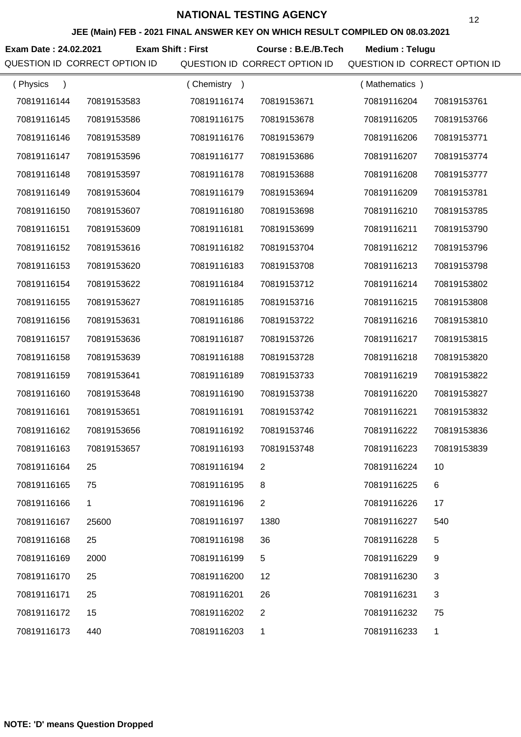# NATIONAL TESTING AGENCY

## JEE (Main) FEB - 2021 FINAL ANSWER KEY ON WHICH RESULT COMPILED ON 08.03.2021

**Exam Date : 24.02.2021** **Exam Shift : First** **Course : B.E./B.Tech** **Medium : Telugu**

| QUESTION ID | CORRECT OPTION ID | QUESTION ID | CORRECT OPTION ID | QUESTION ID | CORRECT OPTION ID |
|---|---|---|---|---|---|
| ( Physics ) | | ( Chemistry ) | | ( Mathematics ) | |
| 70819116144 | 70819153583 | 70819116174 | 70819153671 | 70819116204 | 70819153761 |
| 70819116145 | 70819153586 | 70819116175 | 70819153678 | 70819116205 | 70819153766 |
| 70819116146 | 70819153589 | 70819116176 | 70819153679 | 70819116206 | 70819153771 |
| 70819116147 | 70819153596 | 70819116177 | 70819153686 | 70819116207 | 70819153774 |
| 70819116148 | 70819153597 | 70819116178 | 70819153688 | 70819116208 | 70819153777 |
| 70819116149 | 70819153604 | 70819116179 | 70819153694 | 70819116209 | 70819153781 |
| 70819116150 | 70819153607 | 70819116180 | 70819153698 | 70819116210 | 70819153785 |
| 70819116151 | 70819153609 | 70819116181 | 70819153699 | 70819116211 | 70819153790 |
| 70819116152 | 70819153616 | 70819116182 | 70819153704 | 70819116212 | 70819153796 |
| 70819116153 | 70819153620 | 70819116183 | 70819153708 | 70819116213 | 70819153798 |
| 70819116154 | 70819153622 | 70819116184 | 70819153712 | 70819116214 | 70819153802 |
| 70819116155 | 70819153627 | 70819116185 | 70819153716 | 70819116215 | 70819153808 |
| 70819116156 | 70819153631 | 70819116186 | 70819153722 | 70819116216 | 70819153810 |
| 70819116157 | 70819153636 | 70819116187 | 70819153726 | 70819116217 | 70819153815 |
| 70819116158 | 70819153639 | 70819116188 | 70819153728 | 70819116218 | 70819153820 |
| 70819116159 | 70819153641 | 70819116189 | 70819153733 | 70819116219 | 70819153822 |
| 70819116160 | 70819153648 | 70819116190 | 70819153738 | 70819116220 | 70819153827 |
| 70819116161 | 70819153651 | 70819116191 | 70819153742 | 70819116221 | 70819153832 |
| 70819116162 | 70819153656 | 70819116192 | 70819153746 | 70819116222 | 70819153836 |
| 70819116163 | 70819153657 | 70819116193 | 70819153748 | 70819116223 | 70819153839 |
| 70819116164 | 25 | 70819116194 | 2 | 70819116224 | 10 |
| 70819116165 | 75 | 70819116195 | 8 | 70819116225 | 6 |
| 70819116166 | 1 | 70819116196 | 2 | 70819116226 | 17 |
| 70819116167 | 25600 | 70819116197 | 1380 | 70819116227 | 540 |
| 70819116168 | 25 | 70819116198 | 36 | 70819116228 | 5 |
| 70819116169 | 2000 | 70819116199 | 5 | 70819116229 | 9 |
| 70819116170 | 25 | 70819116200 | 12 | 70819116230 | 3 |
| 70819116171 | 25 | 70819116201 | 26 | 70819116231 | 3 |
| 70819116172 | 15 | 70819116202 | 2 | 70819116232 | 75 |
| 70819116173 | 440 | 70819116203 | 1 | 70819116233 | 1 |

**NOTE: 'D' means Question Dropped**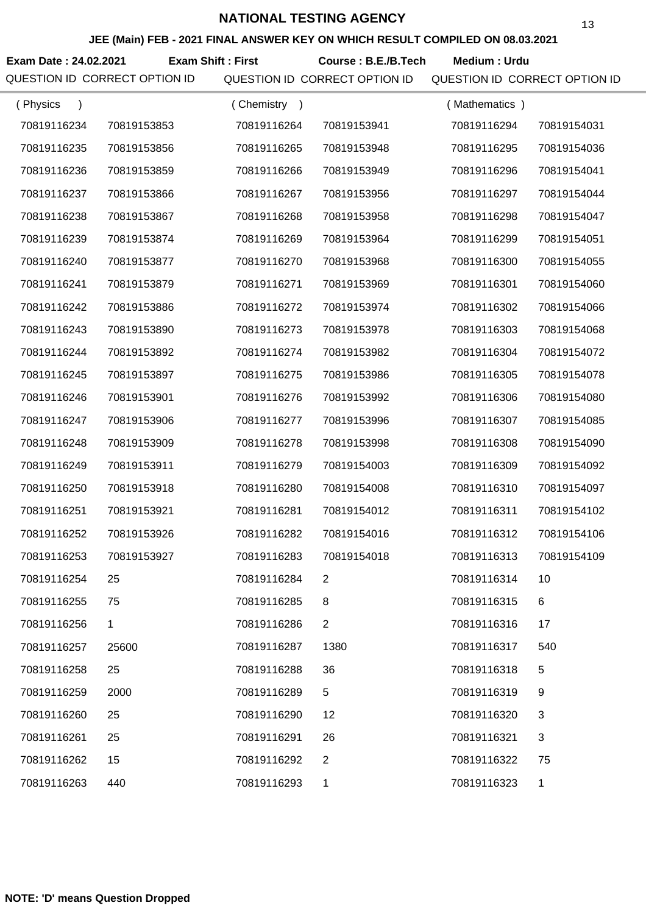# NATIONAL TESTING AGENCY

## JEE (Main) FEB - 2021 FINAL ANSWER KEY ON WHICH RESULT COMPILED ON 08.03.2021

**Exam Date : 24.02.2021** **Exam Shift : First** **Course : B.E./B.Tech** **Medium : Urdu**

| QUESTION ID | CORRECT OPTION ID | QUESTION ID | CORRECT OPTION ID | QUESTION ID | CORRECT OPTION ID |
|---|---|---|---|---|---|
| ( Physics ) | | ( Chemistry ) | | ( Mathematics ) | |
| 70819116234 | 70819153853 | 70819116264 | 70819153941 | 70819116294 | 70819154031 |
| 70819116235 | 70819153856 | 70819116265 | 70819153948 | 70819116295 | 70819154036 |
| 70819116236 | 70819153859 | 70819116266 | 70819153949 | 70819116296 | 70819154041 |
| 70819116237 | 70819153866 | 70819116267 | 70819153956 | 70819116297 | 70819154044 |
| 70819116238 | 70819153867 | 70819116268 | 70819153958 | 70819116298 | 70819154047 |
| 70819116239 | 70819153874 | 70819116269 | 70819153964 | 70819116299 | 70819154051 |
| 70819116240 | 70819153877 | 70819116270 | 70819153968 | 70819116300 | 70819154055 |
| 70819116241 | 70819153879 | 70819116271 | 70819153969 | 70819116301 | 70819154060 |
| 70819116242 | 70819153886 | 70819116272 | 70819153974 | 70819116302 | 70819154066 |
| 70819116243 | 70819153890 | 70819116273 | 70819153978 | 70819116303 | 70819154068 |
| 70819116244 | 70819153892 | 70819116274 | 70819153982 | 70819116304 | 70819154072 |
| 70819116245 | 70819153897 | 70819116275 | 70819153986 | 70819116305 | 70819154078 |
| 70819116246 | 70819153901 | 70819116276 | 70819153992 | 70819116306 | 70819154080 |
| 70819116247 | 70819153906 | 70819116277 | 70819153996 | 70819116307 | 70819154085 |
| 70819116248 | 70819153909 | 70819116278 | 70819153998 | 70819116308 | 70819154090 |
| 70819116249 | 70819153911 | 70819116279 | 70819154003 | 70819116309 | 70819154092 |
| 70819116250 | 70819153918 | 70819116280 | 70819154008 | 70819116310 | 70819154097 |
| 70819116251 | 70819153921 | 70819116281 | 70819154012 | 70819116311 | 70819154102 |
| 70819116252 | 70819153926 | 70819116282 | 70819154016 | 70819116312 | 70819154106 |
| 70819116253 | 70819153927 | 70819116283 | 70819154018 | 70819116313 | 70819154109 |
| 70819116254 | 25 | 70819116284 | 2 | 70819116314 | 10 |
| 70819116255 | 75 | 70819116285 | 8 | 70819116315 | 6 |
| 70819116256 | 1 | 70819116286 | 2 | 70819116316 | 17 |
| 70819116257 | 25600 | 70819116287 | 1380 | 70819116317 | 540 |
| 70819116258 | 25 | 70819116288 | 36 | 70819116318 | 5 |
| 70819116259 | 2000 | 70819116289 | 5 | 70819116319 | 9 |
| 70819116260 | 25 | 70819116290 | 12 | 70819116320 | 3 |
| 70819116261 | 25 | 70819116291 | 26 | 70819116321 | 3 |
| 70819116262 | 15 | 70819116292 | 2 | 70819116322 | 75 |
| 70819116263 | 440 | 70819116293 | 1 | 70819116323 | 1 |

**NOTE: 'D' means Question Dropped**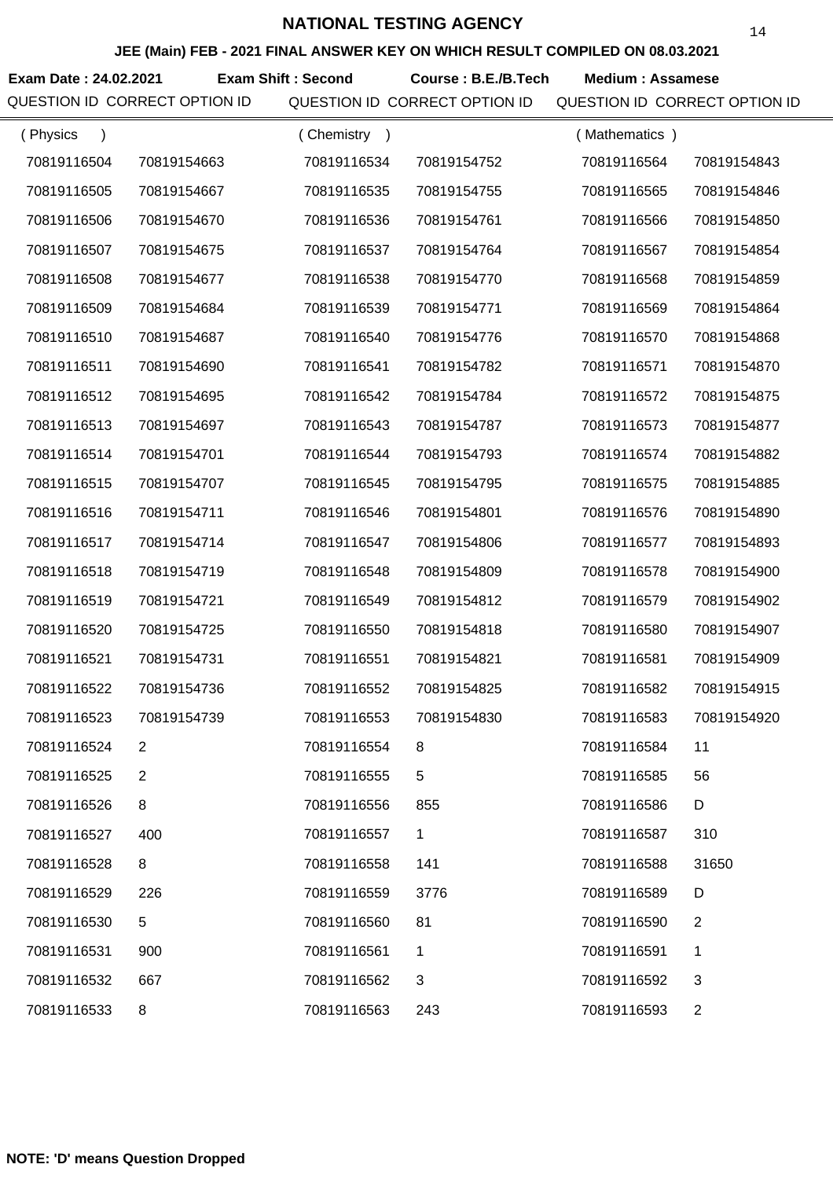# NATIONAL TESTING AGENCY

## JEE (Main) FEB - 2021 FINAL ANSWER KEY ON WHICH RESULT COMPILED ON 08.03.2021

**Exam Date : 24.02.2021** **Exam Shift : Second** **Course : B.E./B.Tech** **Medium : Assamese**

| QUESTION ID | CORRECT OPTION ID | QUESTION ID | CORRECT OPTION ID | QUESTION ID | CORRECT OPTION ID |
|---|---|---|---|---|---|
| ( Physics ) | | ( Chemistry ) | | ( Mathematics ) | |
| 70819116504 | 70819154663 | 70819116534 | 70819154752 | 70819116564 | 70819154843 |
| 70819116505 | 70819154667 | 70819116535 | 70819154755 | 70819116565 | 70819154846 |
| 70819116506 | 70819154670 | 70819116536 | 70819154761 | 70819116566 | 70819154850 |
| 70819116507 | 70819154675 | 70819116537 | 70819154764 | 70819116567 | 70819154854 |
| 70819116508 | 70819154677 | 70819116538 | 70819154770 | 70819116568 | 70819154859 |
| 70819116509 | 70819154684 | 70819116539 | 70819154771 | 70819116569 | 70819154864 |
| 70819116510 | 70819154687 | 70819116540 | 70819154776 | 70819116570 | 70819154868 |
| 70819116511 | 70819154690 | 70819116541 | 70819154782 | 70819116571 | 70819154870 |
| 70819116512 | 70819154695 | 70819116542 | 70819154784 | 70819116572 | 70819154875 |
| 70819116513 | 70819154697 | 70819116543 | 70819154787 | 70819116573 | 70819154877 |
| 70819116514 | 70819154701 | 70819116544 | 70819154793 | 70819116574 | 70819154882 |
| 70819116515 | 70819154707 | 70819116545 | 70819154795 | 70819116575 | 70819154885 |
| 70819116516 | 70819154711 | 70819116546 | 70819154801 | 70819116576 | 70819154890 |
| 70819116517 | 70819154714 | 70819116547 | 70819154806 | 70819116577 | 70819154893 |
| 70819116518 | 70819154719 | 70819116548 | 70819154809 | 70819116578 | 70819154900 |
| 70819116519 | 70819154721 | 70819116549 | 70819154812 | 70819116579 | 70819154902 |
| 70819116520 | 70819154725 | 70819116550 | 70819154818 | 70819116580 | 70819154907 |
| 70819116521 | 70819154731 | 70819116551 | 70819154821 | 70819116581 | 70819154909 |
| 70819116522 | 70819154736 | 70819116552 | 70819154825 | 70819116582 | 70819154915 |
| 70819116523 | 70819154739 | 70819116553 | 70819154830 | 70819116583 | 70819154920 |
| 70819116524 | 2 | 70819116554 | 8 | 70819116584 | 11 |
| 70819116525 | 2 | 70819116555 | 5 | 70819116585 | 56 |
| 70819116526 | 8 | 70819116556 | 855 | 70819116586 | D |
| 70819116527 | 400 | 70819116557 | 1 | 70819116587 | 310 |
| 70819116528 | 8 | 70819116558 | 141 | 70819116588 | 31650 |
| 70819116529 | 226 | 70819116559 | 3776 | 70819116589 | D |
| 70819116530 | 5 | 70819116560 | 81 | 70819116590 | 2 |
| 70819116531 | 900 | 70819116561 | 1 | 70819116591 | 1 |
| 70819116532 | 667 | 70819116562 | 3 | 70819116592 | 3 |
| 70819116533 | 8 | 70819116563 | 243 | 70819116593 | 2 |

**NOTE: 'D' means Question Dropped**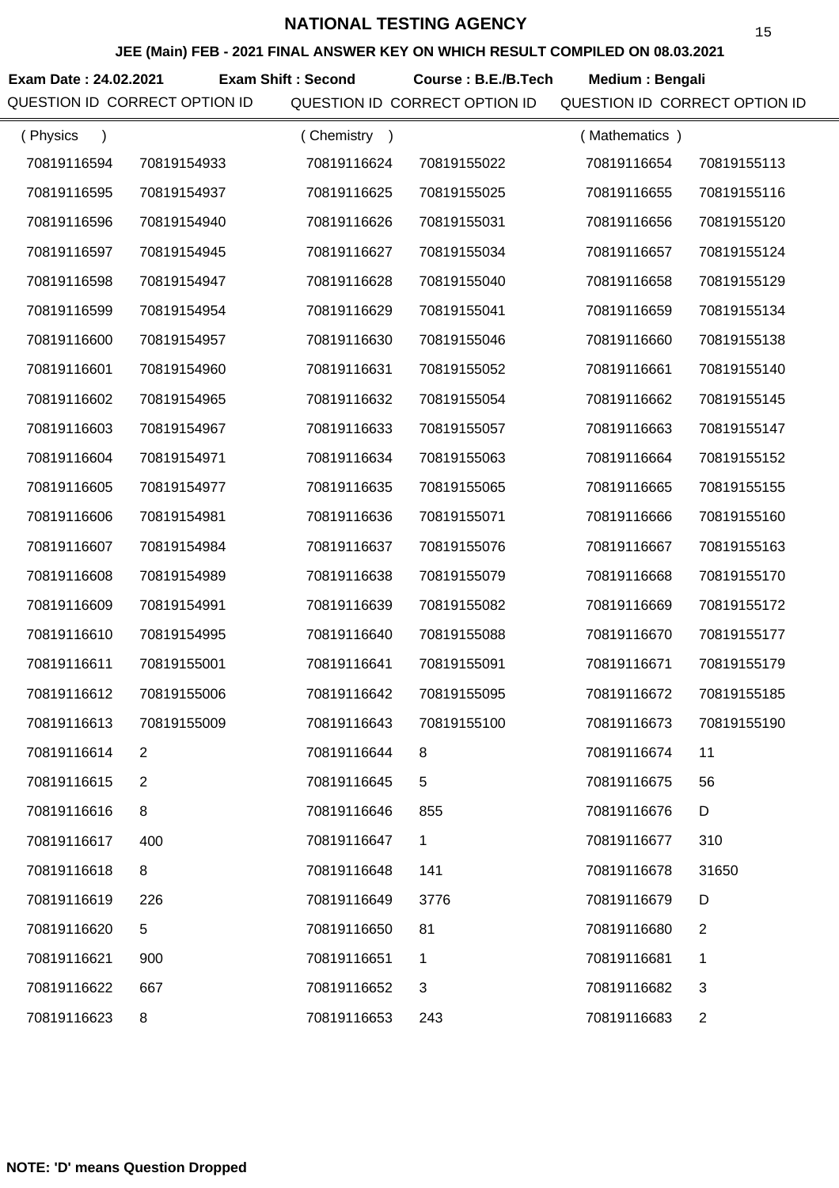# NATIONAL TESTING AGENCY

## JEE (Main) FEB - 2021 FINAL ANSWER KEY ON WHICH RESULT COMPILED ON 08.03.2021

**Exam Date : 24.02.2021** **Exam Shift : Second** **Course : B.E./B.Tech** **Medium : Bengali**

| QUESTION ID | CORRECT OPTION ID | QUESTION ID | CORRECT OPTION ID | QUESTION ID | CORRECT OPTION ID |
|---|---|---|---|---|---|
| ( Physics ) | | ( Chemistry ) | | ( Mathematics ) | |
| 70819116594 | 70819154933 | 70819116624 | 70819155022 | 70819116654 | 70819155113 |
| 70819116595 | 70819154937 | 70819116625 | 70819155025 | 70819116655 | 70819155116 |
| 70819116596 | 70819154940 | 70819116626 | 70819155031 | 70819116656 | 70819155120 |
| 70819116597 | 70819154945 | 70819116627 | 70819155034 | 70819116657 | 70819155124 |
| 70819116598 | 70819154947 | 70819116628 | 70819155040 | 70819116658 | 70819155129 |
| 70819116599 | 70819154954 | 70819116629 | 70819155041 | 70819116659 | 70819155134 |
| 70819116600 | 70819154957 | 70819116630 | 70819155046 | 70819116660 | 70819155138 |
| 70819116601 | 70819154960 | 70819116631 | 70819155052 | 70819116661 | 70819155140 |
| 70819116602 | 70819154965 | 70819116632 | 70819155054 | 70819116662 | 70819155145 |
| 70819116603 | 70819154967 | 70819116633 | 70819155057 | 70819116663 | 70819155147 |
| 70819116604 | 70819154971 | 70819116634 | 70819155063 | 70819116664 | 70819155152 |
| 70819116605 | 70819154977 | 70819116635 | 70819155065 | 70819116665 | 70819155155 |
| 70819116606 | 70819154981 | 70819116636 | 70819155071 | 70819116666 | 70819155160 |
| 70819116607 | 70819154984 | 70819116637 | 70819155076 | 70819116667 | 70819155163 |
| 70819116608 | 70819154989 | 70819116638 | 70819155079 | 70819116668 | 70819155170 |
| 70819116609 | 70819154991 | 70819116639 | 70819155082 | 70819116669 | 70819155172 |
| 70819116610 | 70819154995 | 70819116640 | 70819155088 | 70819116670 | 70819155177 |
| 70819116611 | 70819155001 | 70819116641 | 70819155091 | 70819116671 | 70819155179 |
| 70819116612 | 70819155006 | 70819116642 | 70819155095 | 70819116672 | 70819155185 |
| 70819116613 | 70819155009 | 70819116643 | 70819155100 | 70819116673 | 70819155190 |
| 70819116614 | 2 | 70819116644 | 8 | 70819116674 | 11 |
| 70819116615 | 2 | 70819116645 | 5 | 70819116675 | 56 |
| 70819116616 | 8 | 70819116646 | 855 | 70819116676 | D |
| 70819116617 | 400 | 70819116647 | 1 | 70819116677 | 310 |
| 70819116618 | 8 | 70819116648 | 141 | 70819116678 | 31650 |
| 70819116619 | 226 | 70819116649 | 3776 | 70819116679 | D |
| 70819116620 | 5 | 70819116650 | 81 | 70819116680 | 2 |
| 70819116621 | 900 | 70819116651 | 1 | 70819116681 | 1 |
| 70819116622 | 667 | 70819116652 | 3 | 70819116682 | 3 |
| 70819116623 | 8 | 70819116653 | 243 | 70819116683 | 2 |

**NOTE: 'D' means Question Dropped**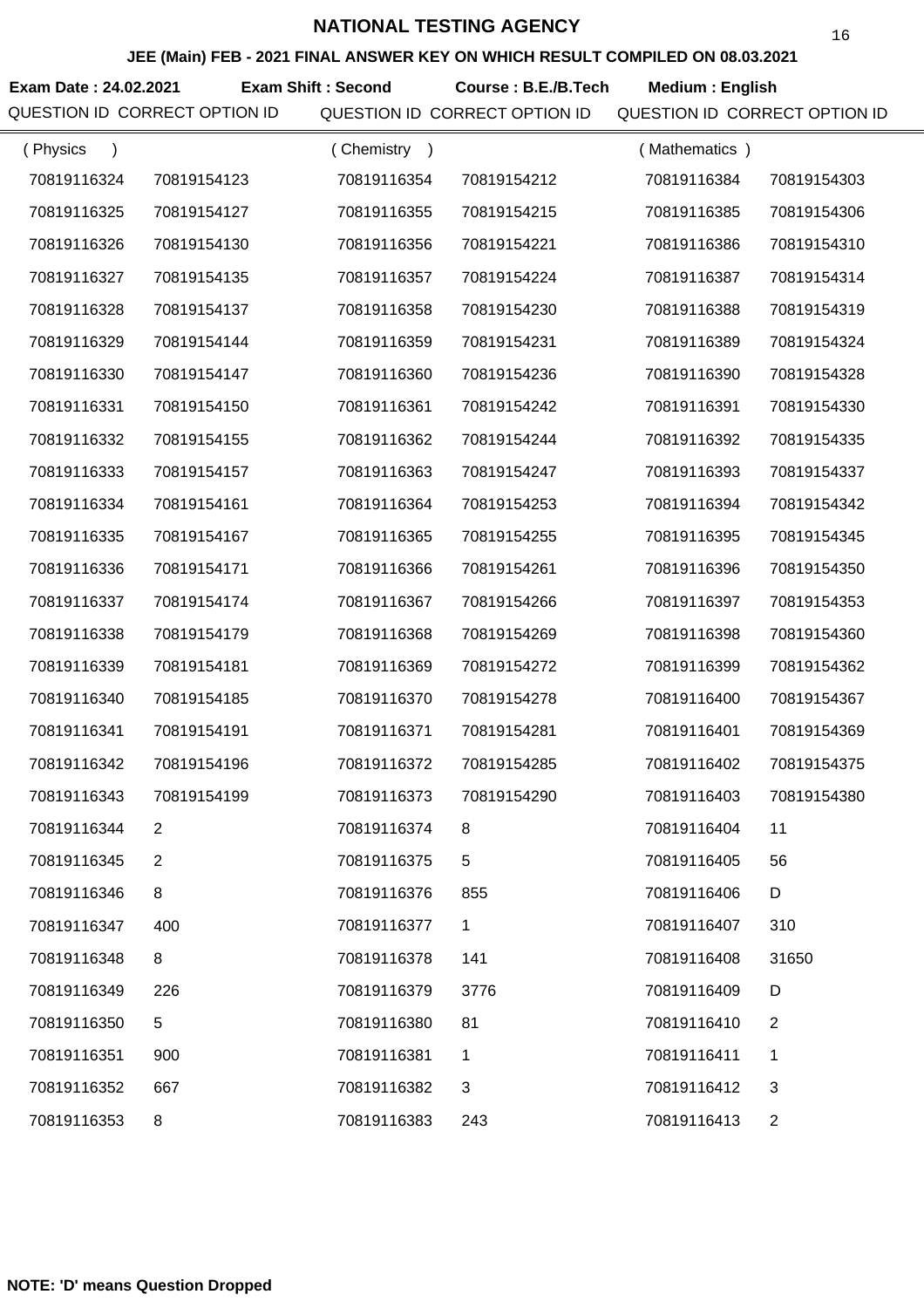# NATIONAL TESTING AGENCY

**JEE (Main) FEB - 2021 FINAL ANSWER KEY ON WHICH RESULT COMPILED ON 08.03.2021**

**Exam Date : 24.02.2021** **Exam Shift : Second** **Course : B.E./B.Tech** **Medium : English**

| QUESTION ID | CORRECT OPTION ID | QUESTION ID | CORRECT OPTION ID | QUESTION ID | CORRECT OPTION ID |
|---|---|---|---|---|---|
| ( Physics ) | | ( Chemistry ) | | ( Mathematics ) | |
| 70819116324 | 70819154123 | 70819116354 | 70819154212 | 70819116384 | 70819154303 |
| 70819116325 | 70819154127 | 70819116355 | 70819154215 | 70819116385 | 70819154306 |
| 70819116326 | 70819154130 | 70819116356 | 70819154221 | 70819116386 | 70819154310 |
| 70819116327 | 70819154135 | 70819116357 | 70819154224 | 70819116387 | 70819154314 |
| 70819116328 | 70819154137 | 70819116358 | 70819154230 | 70819116388 | 70819154319 |
| 70819116329 | 70819154144 | 70819116359 | 70819154231 | 70819116389 | 70819154324 |
| 70819116330 | 70819154147 | 70819116360 | 70819154236 | 70819116390 | 70819154328 |
| 70819116331 | 70819154150 | 70819116361 | 70819154242 | 70819116391 | 70819154330 |
| 70819116332 | 70819154155 | 70819116362 | 70819154244 | 70819116392 | 70819154335 |
| 70819116333 | 70819154157 | 70819116363 | 70819154247 | 70819116393 | 70819154337 |
| 70819116334 | 70819154161 | 70819116364 | 70819154253 | 70819116394 | 70819154342 |
| 70819116335 | 70819154167 | 70819116365 | 70819154255 | 70819116395 | 70819154345 |
| 70819116336 | 70819154171 | 70819116366 | 70819154261 | 70819116396 | 70819154350 |
| 70819116337 | 70819154174 | 70819116367 | 70819154266 | 70819116397 | 70819154353 |
| 70819116338 | 70819154179 | 70819116368 | 70819154269 | 70819116398 | 70819154360 |
| 70819116339 | 70819154181 | 70819116369 | 70819154272 | 70819116399 | 70819154362 |
| 70819116340 | 70819154185 | 70819116370 | 70819154278 | 70819116400 | 70819154367 |
| 70819116341 | 70819154191 | 70819116371 | 70819154281 | 70819116401 | 70819154369 |
| 70819116342 | 70819154196 | 70819116372 | 70819154285 | 70819116402 | 70819154375 |
| 70819116343 | 70819154199 | 70819116373 | 70819154290 | 70819116403 | 70819154380 |
| 70819116344 | 2 | 70819116374 | 8 | 70819116404 | 11 |
| 70819116345 | 2 | 70819116375 | 5 | 70819116405 | 56 |
| 70819116346 | 8 | 70819116376 | 855 | 70819116406 | D |
| 70819116347 | 400 | 70819116377 | 1 | 70819116407 | 310 |
| 70819116348 | 8 | 70819116378 | 141 | 70819116408 | 31650 |
| 70819116349 | 226 | 70819116379 | 3776 | 70819116409 | D |
| 70819116350 | 5 | 70819116380 | 81 | 70819116410 | 2 |
| 70819116351 | 900 | 70819116381 | 1 | 70819116411 | 1 |
| 70819116352 | 667 | 70819116382 | 3 | 70819116412 | 3 |
| 70819116353 | 8 | 70819116383 | 243 | 70819116413 | 2 |

**NOTE: 'D' means Question Dropped**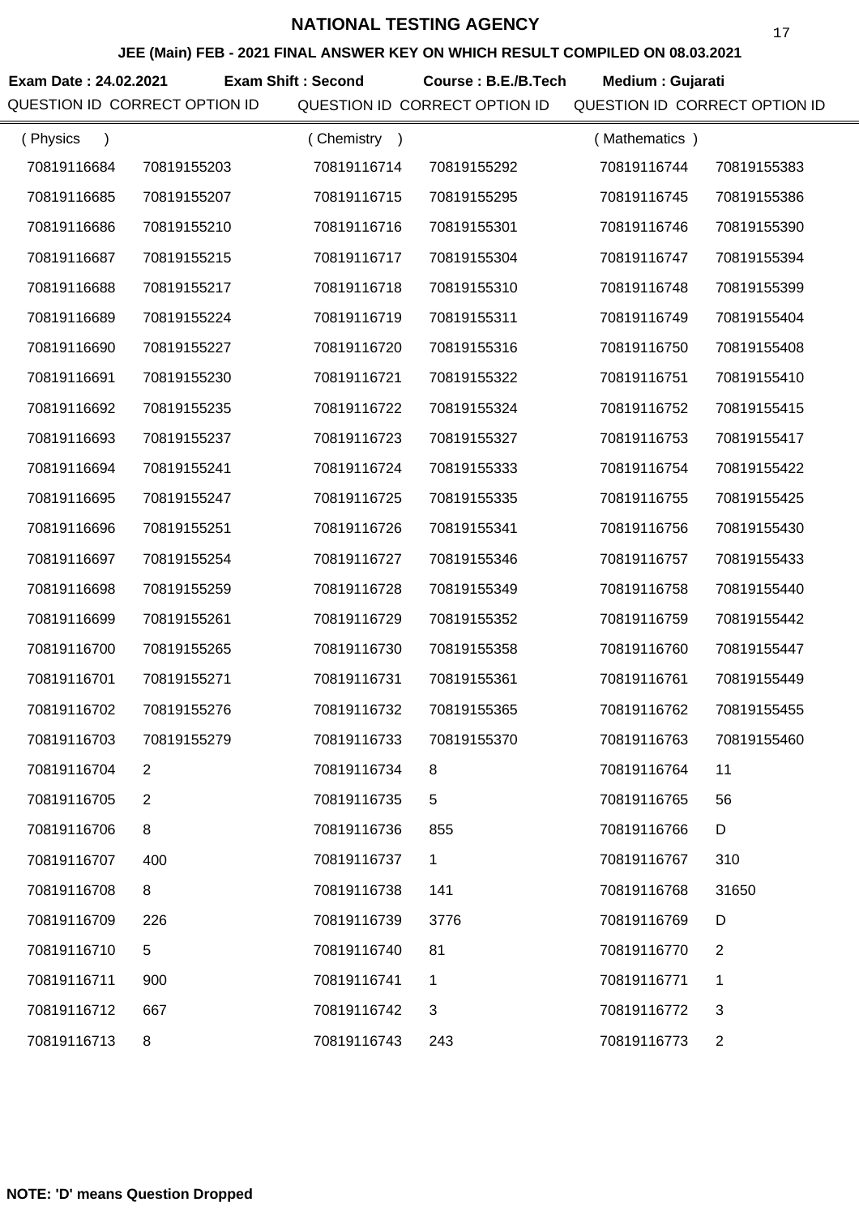# NATIONAL TESTING AGENCY

## JEE (Main) FEB - 2021 FINAL ANSWER KEY ON WHICH RESULT COMPILED ON 08.03.2021

**Exam Date : 24.02.2021** **Exam Shift : Second** **Course : B.E./B.Tech** **Medium : Gujarati**

| QUESTION ID | CORRECT OPTION ID | QUESTION ID | CORRECT OPTION ID | QUESTION ID | CORRECT OPTION ID |
|---|---|---|---|---|---|
| ( Physics ) | | ( Chemistry ) | | ( Mathematics ) | |
| 70819116684 | 70819155203 | 70819116714 | 70819155292 | 70819116744 | 70819155383 |
| 70819116685 | 70819155207 | 70819116715 | 70819155295 | 70819116745 | 70819155386 |
| 70819116686 | 70819155210 | 70819116716 | 70819155301 | 70819116746 | 70819155390 |
| 70819116687 | 70819155215 | 70819116717 | 70819155304 | 70819116747 | 70819155394 |
| 70819116688 | 70819155217 | 70819116718 | 70819155310 | 70819116748 | 70819155399 |
| 70819116689 | 70819155224 | 70819116719 | 70819155311 | 70819116749 | 70819155404 |
| 70819116690 | 70819155227 | 70819116720 | 70819155316 | 70819116750 | 70819155408 |
| 70819116691 | 70819155230 | 70819116721 | 70819155322 | 70819116751 | 70819155410 |
| 70819116692 | 70819155235 | 70819116722 | 70819155324 | 70819116752 | 70819155415 |
| 70819116693 | 70819155237 | 70819116723 | 70819155327 | 70819116753 | 70819155417 |
| 70819116694 | 70819155241 | 70819116724 | 70819155333 | 70819116754 | 70819155422 |
| 70819116695 | 70819155247 | 70819116725 | 70819155335 | 70819116755 | 70819155425 |
| 70819116696 | 70819155251 | 70819116726 | 70819155341 | 70819116756 | 70819155430 |
| 70819116697 | 70819155254 | 70819116727 | 70819155346 | 70819116757 | 70819155433 |
| 70819116698 | 70819155259 | 70819116728 | 70819155349 | 70819116758 | 70819155440 |
| 70819116699 | 70819155261 | 70819116729 | 70819155352 | 70819116759 | 70819155442 |
| 70819116700 | 70819155265 | 70819116730 | 70819155358 | 70819116760 | 70819155447 |
| 70819116701 | 70819155271 | 70819116731 | 70819155361 | 70819116761 | 70819155449 |
| 70819116702 | 70819155276 | 70819116732 | 70819155365 | 70819116762 | 70819155455 |
| 70819116703 | 70819155279 | 70819116733 | 70819155370 | 70819116763 | 70819155460 |
| 70819116704 | 2 | 70819116734 | 8 | 70819116764 | 11 |
| 70819116705 | 2 | 70819116735 | 5 | 70819116765 | 56 |
| 70819116706 | 8 | 70819116736 | 855 | 70819116766 | D |
| 70819116707 | 400 | 70819116737 | 1 | 70819116767 | 310 |
| 70819116708 | 8 | 70819116738 | 141 | 70819116768 | 31650 |
| 70819116709 | 226 | 70819116739 | 3776 | 70819116769 | D |
| 70819116710 | 5 | 70819116740 | 81 | 70819116770 | 2 |
| 70819116711 | 900 | 70819116741 | 1 | 70819116771 | 1 |
| 70819116712 | 667 | 70819116742 | 3 | 70819116772 | 3 |
| 70819116713 | 8 | 70819116743 | 243 | 70819116773 | 2 |

**NOTE: 'D' means Question Dropped**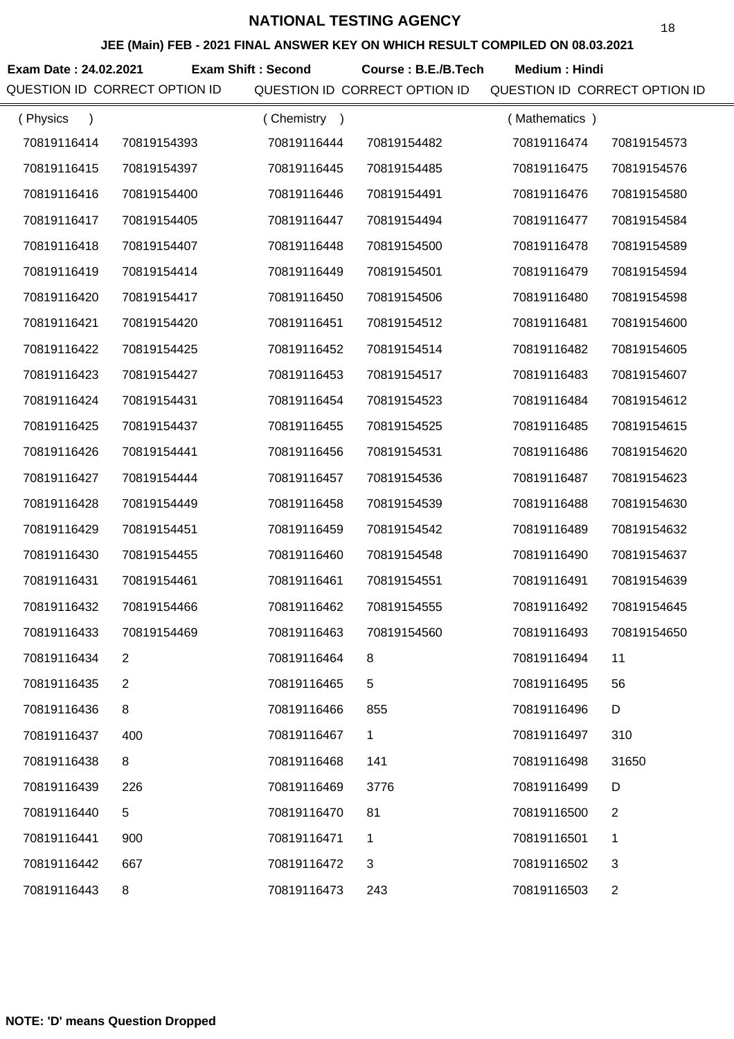# NATIONAL TESTING AGENCY

## JEE (Main) FEB - 2021 FINAL ANSWER KEY ON WHICH RESULT COMPILED ON 08.03.2021

**Exam Date : 24.02.2021** **Exam Shift : Second** **Course : B.E./B.Tech** **Medium : Hindi**

| QUESTION ID | CORRECT OPTION ID | QUESTION ID | CORRECT OPTION ID | QUESTION ID | CORRECT OPTION ID |
|---|---|---|---|---|---|
| ( Physics ) | | ( Chemistry ) | | ( Mathematics ) | |
| 70819116414 | 70819154393 | 70819116444 | 70819154482 | 70819116474 | 70819154573 |
| 70819116415 | 70819154397 | 70819116445 | 70819154485 | 70819116475 | 70819154576 |
| 70819116416 | 70819154400 | 70819116446 | 70819154491 | 70819116476 | 70819154580 |
| 70819116417 | 70819154405 | 70819116447 | 70819154494 | 70819116477 | 70819154584 |
| 70819116418 | 70819154407 | 70819116448 | 70819154500 | 70819116478 | 70819154589 |
| 70819116419 | 70819154414 | 70819116449 | 70819154501 | 70819116479 | 70819154594 |
| 70819116420 | 70819154417 | 70819116450 | 70819154506 | 70819116480 | 70819154598 |
| 70819116421 | 70819154420 | 70819116451 | 70819154512 | 70819116481 | 70819154600 |
| 70819116422 | 70819154425 | 70819116452 | 70819154514 | 70819116482 | 70819154605 |
| 70819116423 | 70819154427 | 70819116453 | 70819154517 | 70819116483 | 70819154607 |
| 70819116424 | 70819154431 | 70819116454 | 70819154523 | 70819116484 | 70819154612 |
| 70819116425 | 70819154437 | 70819116455 | 70819154525 | 70819116485 | 70819154615 |
| 70819116426 | 70819154441 | 70819116456 | 70819154531 | 70819116486 | 70819154620 |
| 70819116427 | 70819154444 | 70819116457 | 70819154536 | 70819116487 | 70819154623 |
| 70819116428 | 70819154449 | 70819116458 | 70819154539 | 70819116488 | 70819154630 |
| 70819116429 | 70819154451 | 70819116459 | 70819154542 | 70819116489 | 70819154632 |
| 70819116430 | 70819154455 | 70819116460 | 70819154548 | 70819116490 | 70819154637 |
| 70819116431 | 70819154461 | 70819116461 | 70819154551 | 70819116491 | 70819154639 |
| 70819116432 | 70819154466 | 70819116462 | 70819154555 | 70819116492 | 70819154645 |
| 70819116433 | 70819154469 | 70819116463 | 70819154560 | 70819116493 | 70819154650 |
| 70819116434 | 2 | 70819116464 | 8 | 70819116494 | 11 |
| 70819116435 | 2 | 70819116465 | 5 | 70819116495 | 56 |
| 70819116436 | 8 | 70819116466 | 855 | 70819116496 | D |
| 70819116437 | 400 | 70819116467 | 1 | 70819116497 | 310 |
| 70819116438 | 8 | 70819116468 | 141 | 70819116498 | 31650 |
| 70819116439 | 226 | 70819116469 | 3776 | 70819116499 | D |
| 70819116440 | 5 | 70819116470 | 81 | 70819116500 | 2 |
| 70819116441 | 900 | 70819116471 | 1 | 70819116501 | 1 |
| 70819116442 | 667 | 70819116472 | 3 | 70819116502 | 3 |
| 70819116443 | 8 | 70819116473 | 243 | 70819116503 | 2 |

**NOTE: 'D' means Question Dropped**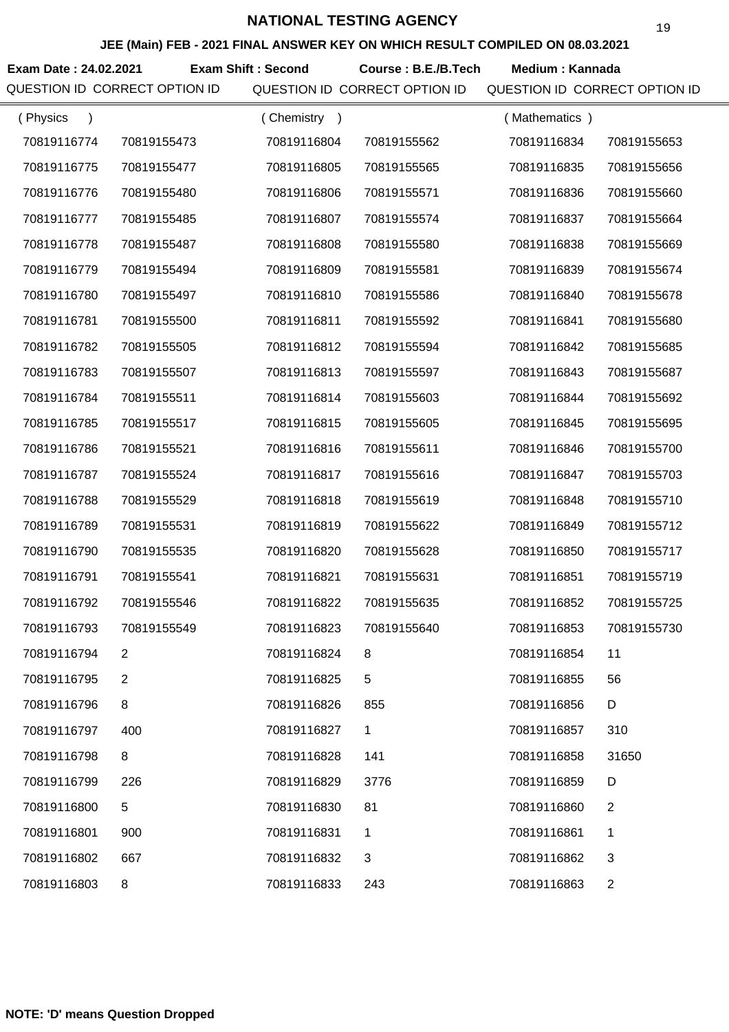# NATIONAL TESTING AGENCY

## JEE (Main) FEB - 2021 FINAL ANSWER KEY ON WHICH RESULT COMPILED ON 08.03.2021

**Exam Date : 24.02.2021** **Exam Shift : Second** **Course : B.E./B.Tech** **Medium : Kannada**

| QUESTION ID | CORRECT OPTION ID | QUESTION ID | CORRECT OPTION ID | QUESTION ID | CORRECT OPTION ID |
|---|---|---|---|---|---|
| ( Physics ) | | ( Chemistry ) | | ( Mathematics ) | |
| 70819116774 | 70819155473 | 70819116804 | 70819155562 | 70819116834 | 70819155653 |
| 70819116775 | 70819155477 | 70819116805 | 70819155565 | 70819116835 | 70819155656 |
| 70819116776 | 70819155480 | 70819116806 | 70819155571 | 70819116836 | 70819155660 |
| 70819116777 | 70819155485 | 70819116807 | 70819155574 | 70819116837 | 70819155664 |
| 70819116778 | 70819155487 | 70819116808 | 70819155580 | 70819116838 | 70819155669 |
| 70819116779 | 70819155494 | 70819116809 | 70819155581 | 70819116839 | 70819155674 |
| 70819116780 | 70819155497 | 70819116810 | 70819155586 | 70819116840 | 70819155678 |
| 70819116781 | 70819155500 | 70819116811 | 70819155592 | 70819116841 | 70819155680 |
| 70819116782 | 70819155505 | 70819116812 | 70819155594 | 70819116842 | 70819155685 |
| 70819116783 | 70819155507 | 70819116813 | 70819155597 | 70819116843 | 70819155687 |
| 70819116784 | 70819155511 | 70819116814 | 70819155603 | 70819116844 | 70819155692 |
| 70819116785 | 70819155517 | 70819116815 | 70819155605 | 70819116845 | 70819155695 |
| 70819116786 | 70819155521 | 70819116816 | 70819155611 | 70819116846 | 70819155700 |
| 70819116787 | 70819155524 | 70819116817 | 70819155616 | 70819116847 | 70819155703 |
| 70819116788 | 70819155529 | 70819116818 | 70819155619 | 70819116848 | 70819155710 |
| 70819116789 | 70819155531 | 70819116819 | 70819155622 | 70819116849 | 70819155712 |
| 70819116790 | 70819155535 | 70819116820 | 70819155628 | 70819116850 | 70819155717 |
| 70819116791 | 70819155541 | 70819116821 | 70819155631 | 70819116851 | 70819155719 |
| 70819116792 | 70819155546 | 70819116822 | 70819155635 | 70819116852 | 70819155725 |
| 70819116793 | 70819155549 | 70819116823 | 70819155640 | 70819116853 | 70819155730 |
| 70819116794 | 2 | 70819116824 | 8 | 70819116854 | 11 |
| 70819116795 | 2 | 70819116825 | 5 | 70819116855 | 56 |
| 70819116796 | 8 | 70819116826 | 855 | 70819116856 | D |
| 70819116797 | 400 | 70819116827 | 1 | 70819116857 | 310 |
| 70819116798 | 8 | 70819116828 | 141 | 70819116858 | 31650 |
| 70819116799 | 226 | 70819116829 | 3776 | 70819116859 | D |
| 70819116800 | 5 | 70819116830 | 81 | 70819116860 | 2 |
| 70819116801 | 900 | 70819116831 | 1 | 70819116861 | 1 |
| 70819116802 | 667 | 70819116832 | 3 | 70819116862 | 3 |
| 70819116803 | 8 | 70819116833 | 243 | 70819116863 | 2 |

**NOTE: 'D' means Question Dropped**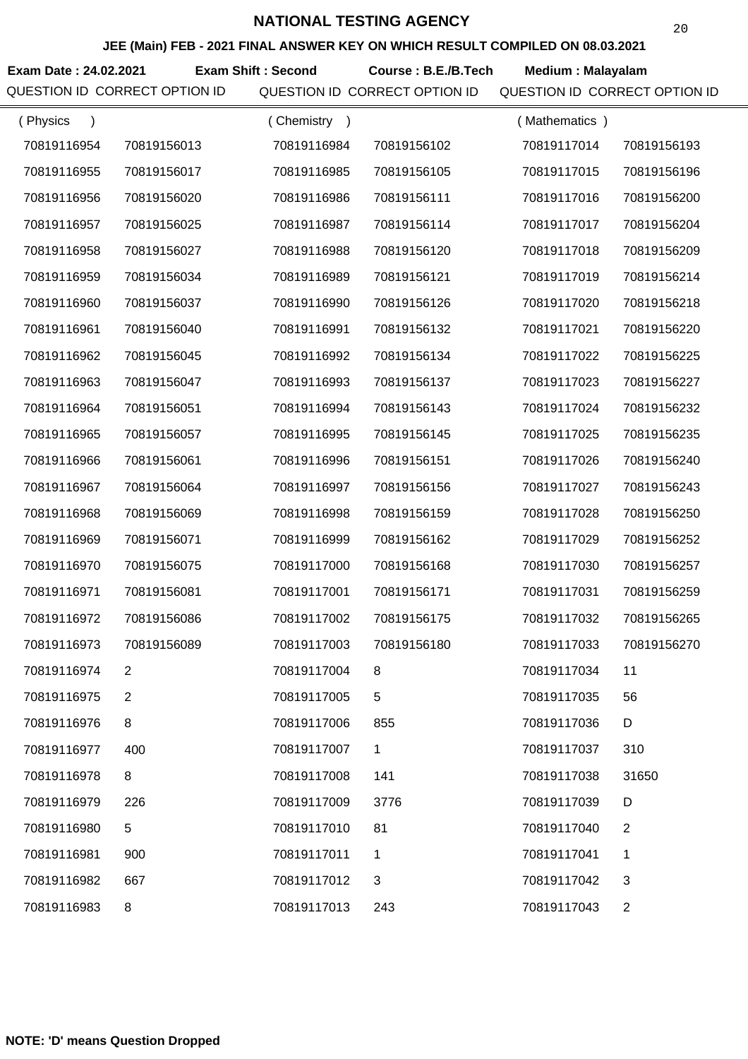# NATIONAL TESTING AGENCY

## JEE (Main) FEB - 2021 FINAL ANSWER KEY ON WHICH RESULT COMPILED ON 08.03.2021

**Exam Date : 24.02.2021** **Exam Shift : Second** **Course : B.E./B.Tech** **Medium : Malayalam**

| QUESTION ID | CORRECT OPTION ID | QUESTION ID | CORRECT OPTION ID | QUESTION ID | CORRECT OPTION ID |
|---|---|---|---|---|---|
| ( Physics ) | | ( Chemistry ) | | ( Mathematics ) | |
| 70819116954 | 70819156013 | 70819116984 | 70819156102 | 70819117014 | 70819156193 |
| 70819116955 | 70819156017 | 70819116985 | 70819156105 | 70819117015 | 70819156196 |
| 70819116956 | 70819156020 | 70819116986 | 70819156111 | 70819117016 | 70819156200 |
| 70819116957 | 70819156025 | 70819116987 | 70819156114 | 70819117017 | 70819156204 |
| 70819116958 | 70819156027 | 70819116988 | 70819156120 | 70819117018 | 70819156209 |
| 70819116959 | 70819156034 | 70819116989 | 70819156121 | 70819117019 | 70819156214 |
| 70819116960 | 70819156037 | 70819116990 | 70819156126 | 70819117020 | 70819156218 |
| 70819116961 | 70819156040 | 70819116991 | 70819156132 | 70819117021 | 70819156220 |
| 70819116962 | 70819156045 | 70819116992 | 70819156134 | 70819117022 | 70819156225 |
| 70819116963 | 70819156047 | 70819116993 | 70819156137 | 70819117023 | 70819156227 |
| 70819116964 | 70819156051 | 70819116994 | 70819156143 | 70819117024 | 70819156232 |
| 70819116965 | 70819156057 | 70819116995 | 70819156145 | 70819117025 | 70819156235 |
| 70819116966 | 70819156061 | 70819116996 | 70819156151 | 70819117026 | 70819156240 |
| 70819116967 | 70819156064 | 70819116997 | 70819156156 | 70819117027 | 70819156243 |
| 70819116968 | 70819156069 | 70819116998 | 70819156159 | 70819117028 | 70819156250 |
| 70819116969 | 70819156071 | 70819116999 | 70819156162 | 70819117029 | 70819156252 |
| 70819116970 | 70819156075 | 70819117000 | 70819156168 | 70819117030 | 70819156257 |
| 70819116971 | 70819156081 | 70819117001 | 70819156171 | 70819117031 | 70819156259 |
| 70819116972 | 70819156086 | 70819117002 | 70819156175 | 70819117032 | 70819156265 |
| 70819116973 | 70819156089 | 70819117003 | 70819156180 | 70819117033 | 70819156270 |
| 70819116974 | 2 | 70819117004 | 8 | 70819117034 | 11 |
| 70819116975 | 2 | 70819117005 | 5 | 70819117035 | 56 |
| 70819116976 | 8 | 70819117006 | 855 | 70819117036 | D |
| 70819116977 | 400 | 70819117007 | 1 | 70819117037 | 310 |
| 70819116978 | 8 | 70819117008 | 141 | 70819117038 | 31650 |
| 70819116979 | 226 | 70819117009 | 3776 | 70819117039 | D |
| 70819116980 | 5 | 70819117010 | 81 | 70819117040 | 2 |
| 70819116981 | 900 | 70819117011 | 1 | 70819117041 | 1 |
| 70819116982 | 667 | 70819117012 | 3 | 70819117042 | 3 |
| 70819116983 | 8 | 70819117013 | 243 | 70819117043 | 2 |

**NOTE: 'D' means Question Dropped**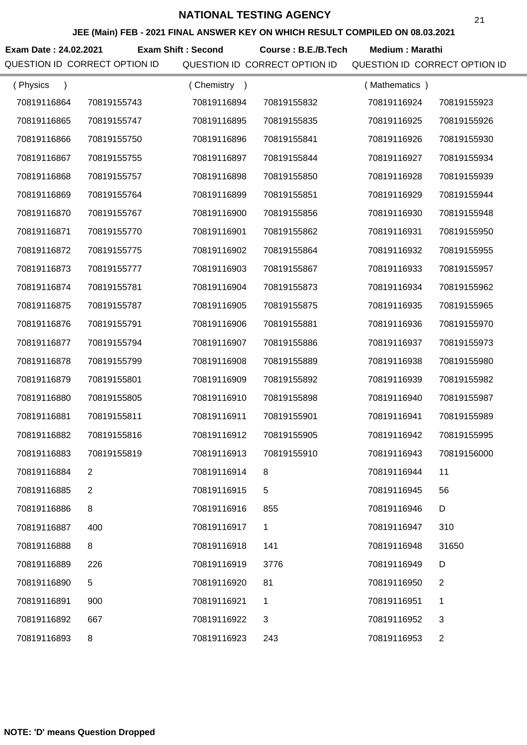# NATIONAL TESTING AGENCY

**JEE (Main) FEB - 2021 FINAL ANSWER KEY ON WHICH RESULT COMPILED ON 08.03.2021**

**Exam Date : 24.02.2021** **Exam Shift : Second** **Course : B.E./B.Tech** **Medium : Marathi**

| QUESTION ID | CORRECT OPTION ID | QUESTION ID | CORRECT OPTION ID | QUESTION ID | CORRECT OPTION ID |
|---|---|---|---|---|---|
| ( Physics ) | | ( Chemistry ) | | ( Mathematics ) | |
| 70819116864 | 70819155743 | 70819116894 | 70819155832 | 70819116924 | 70819155923 |
| 70819116865 | 70819155747 | 70819116895 | 70819155835 | 70819116925 | 70819155926 |
| 70819116866 | 70819155750 | 70819116896 | 70819155841 | 70819116926 | 70819155930 |
| 70819116867 | 70819155755 | 70819116897 | 70819155844 | 70819116927 | 70819155934 |
| 70819116868 | 70819155757 | 70819116898 | 70819155850 | 70819116928 | 70819155939 |
| 70819116869 | 70819155764 | 70819116899 | 70819155851 | 70819116929 | 70819155944 |
| 70819116870 | 70819155767 | 70819116900 | 70819155856 | 70819116930 | 70819155948 |
| 70819116871 | 70819155770 | 70819116901 | 70819155862 | 70819116931 | 70819155950 |
| 70819116872 | 70819155775 | 70819116902 | 70819155864 | 70819116932 | 70819155955 |
| 70819116873 | 70819155777 | 70819116903 | 70819155867 | 70819116933 | 70819155957 |
| 70819116874 | 70819155781 | 70819116904 | 70819155873 | 70819116934 | 70819155962 |
| 70819116875 | 70819155787 | 70819116905 | 70819155875 | 70819116935 | 70819155965 |
| 70819116876 | 70819155791 | 70819116906 | 70819155881 | 70819116936 | 70819155970 |
| 70819116877 | 70819155794 | 70819116907 | 70819155886 | 70819116937 | 70819155973 |
| 70819116878 | 70819155799 | 70819116908 | 70819155889 | 70819116938 | 70819155980 |
| 70819116879 | 70819155801 | 70819116909 | 70819155892 | 70819116939 | 70819155982 |
| 70819116880 | 70819155805 | 70819116910 | 70819155898 | 70819116940 | 70819155987 |
| 70819116881 | 70819155811 | 70819116911 | 70819155901 | 70819116941 | 70819155989 |
| 70819116882 | 70819155816 | 70819116912 | 70819155905 | 70819116942 | 70819155995 |
| 70819116883 | 70819155819 | 70819116913 | 70819155910 | 70819116943 | 70819156000 |
| 70819116884 | 2 | 70819116914 | 8 | 70819116944 | 11 |
| 70819116885 | 2 | 70819116915 | 5 | 70819116945 | 56 |
| 70819116886 | 8 | 70819116916 | 855 | 70819116946 | D |
| 70819116887 | 400 | 70819116917 | 1 | 70819116947 | 310 |
| 70819116888 | 8 | 70819116918 | 141 | 70819116948 | 31650 |
| 70819116889 | 226 | 70819116919 | 3776 | 70819116949 | D |
| 70819116890 | 5 | 70819116920 | 81 | 70819116950 | 2 |
| 70819116891 | 900 | 70819116921 | 1 | 70819116951 | 1 |
| 70819116892 | 667 | 70819116922 | 3 | 70819116952 | 3 |
| 70819116893 | 8 | 70819116923 | 243 | 70819116953 | 2 |

**NOTE: 'D' means Question Dropped**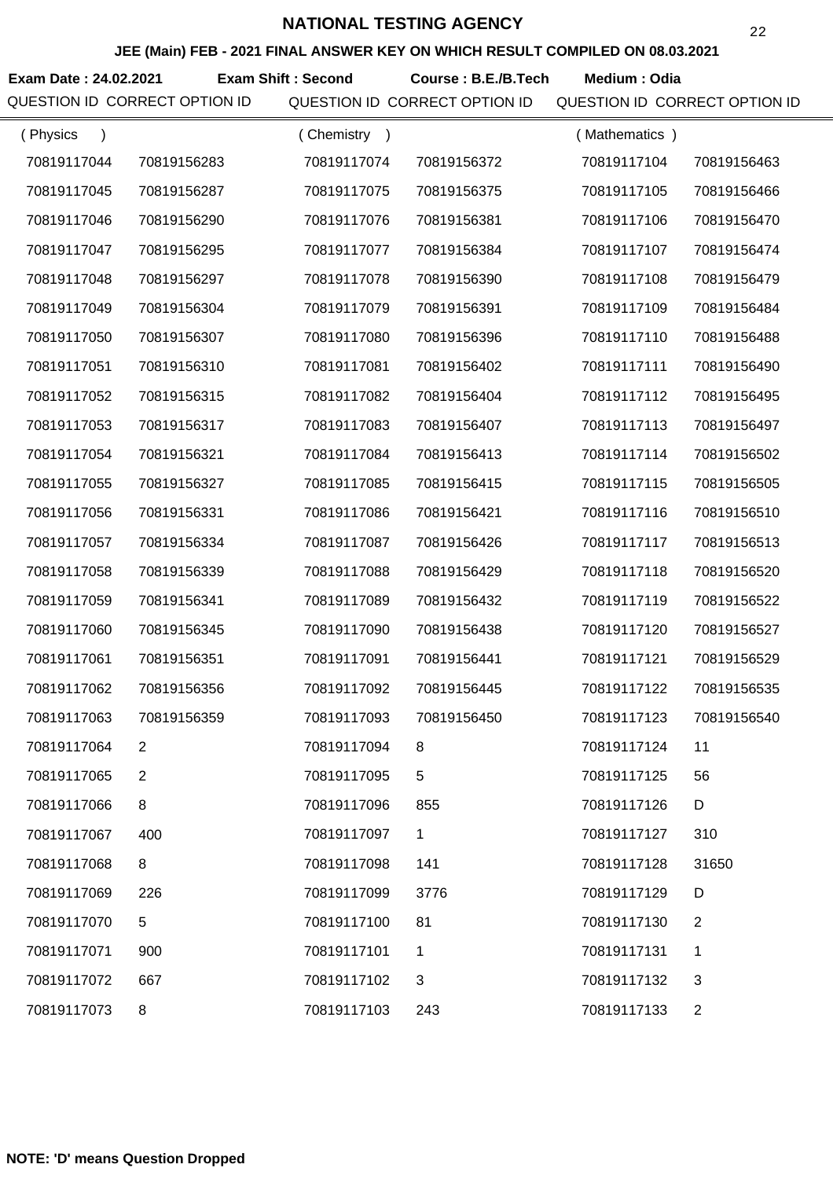# NATIONAL TESTING AGENCY

## JEE (Main) FEB - 2021 FINAL ANSWER KEY ON WHICH RESULT COMPILED ON 08.03.2021

**Exam Date : 24.02.2021** **Exam Shift : Second** **Course : B.E./B.Tech** **Medium : Odia**

| QUESTION ID | CORRECT OPTION ID | QUESTION ID | CORRECT OPTION ID | QUESTION ID | CORRECT OPTION ID |
|---|---|---|---|---|---|
| ( Physics ) | | ( Chemistry ) | | ( Mathematics ) | |
| 70819117044 | 70819156283 | 70819117074 | 70819156372 | 70819117104 | 70819156463 |
| 70819117045 | 70819156287 | 70819117075 | 70819156375 | 70819117105 | 70819156466 |
| 70819117046 | 70819156290 | 70819117076 | 70819156381 | 70819117106 | 70819156470 |
| 70819117047 | 70819156295 | 70819117077 | 70819156384 | 70819117107 | 70819156474 |
| 70819117048 | 70819156297 | 70819117078 | 70819156390 | 70819117108 | 70819156479 |
| 70819117049 | 70819156304 | 70819117079 | 70819156391 | 70819117109 | 70819156484 |
| 70819117050 | 70819156307 | 70819117080 | 70819156396 | 70819117110 | 70819156488 |
| 70819117051 | 70819156310 | 70819117081 | 70819156402 | 70819117111 | 70819156490 |
| 70819117052 | 70819156315 | 70819117082 | 70819156404 | 70819117112 | 70819156495 |
| 70819117053 | 70819156317 | 70819117083 | 70819156407 | 70819117113 | 70819156497 |
| 70819117054 | 70819156321 | 70819117084 | 70819156413 | 70819117114 | 70819156502 |
| 70819117055 | 70819156327 | 70819117085 | 70819156415 | 70819117115 | 70819156505 |
| 70819117056 | 70819156331 | 70819117086 | 70819156421 | 70819117116 | 70819156510 |
| 70819117057 | 70819156334 | 70819117087 | 70819156426 | 70819117117 | 70819156513 |
| 70819117058 | 70819156339 | 70819117088 | 70819156429 | 70819117118 | 70819156520 |
| 70819117059 | 70819156341 | 70819117089 | 70819156432 | 70819117119 | 70819156522 |
| 70819117060 | 70819156345 | 70819117090 | 70819156438 | 70819117120 | 70819156527 |
| 70819117061 | 70819156351 | 70819117091 | 70819156441 | 70819117121 | 70819156529 |
| 70819117062 | 70819156356 | 70819117092 | 70819156445 | 70819117122 | 70819156535 |
| 70819117063 | 70819156359 | 70819117093 | 70819156450 | 70819117123 | 70819156540 |
| 70819117064 | 2 | 70819117094 | 8 | 70819117124 | 11 |
| 70819117065 | 2 | 70819117095 | 5 | 70819117125 | 56 |
| 70819117066 | 8 | 70819117096 | 855 | 70819117126 | D |
| 70819117067 | 400 | 70819117097 | 1 | 70819117127 | 310 |
| 70819117068 | 8 | 70819117098 | 141 | 70819117128 | 31650 |
| 70819117069 | 226 | 70819117099 | 3776 | 70819117129 | D |
| 70819117070 | 5 | 70819117100 | 81 | 70819117130 | 2 |
| 70819117071 | 900 | 70819117101 | 1 | 70819117131 | 1 |
| 70819117072 | 667 | 70819117102 | 3 | 70819117132 | 3 |
| 70819117073 | 8 | 70819117103 | 243 | 70819117133 | 2 |

**NOTE: 'D' means Question Dropped**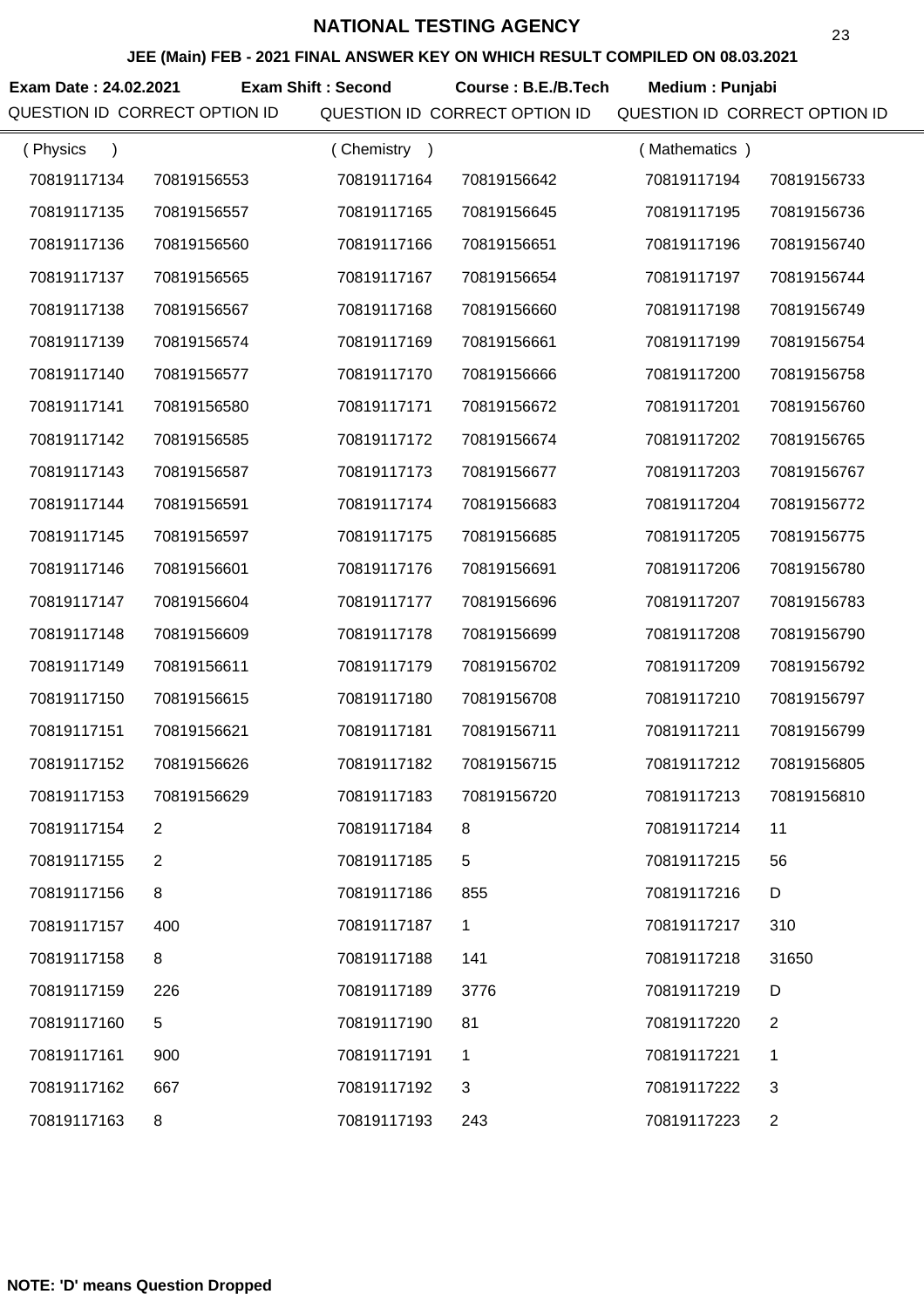# NATIONAL TESTING AGENCY

## JEE (Main) FEB - 2021 FINAL ANSWER KEY ON WHICH RESULT COMPILED ON 08.03.2021

**Exam Date : 24.02.2021** **Exam Shift : Second** **Course : B.E./B.Tech** **Medium : Punjabi**

| QUESTION ID | CORRECT OPTION ID | QUESTION ID | CORRECT OPTION ID | QUESTION ID | CORRECT OPTION ID |
|---|---|---|---|---|---|
| ( Physics ) | | ( Chemistry ) | | ( Mathematics ) | |
| 70819117134 | 70819156553 | 70819117164 | 70819156642 | 70819117194 | 70819156733 |
| 70819117135 | 70819156557 | 70819117165 | 70819156645 | 70819117195 | 70819156736 |
| 70819117136 | 70819156560 | 70819117166 | 70819156651 | 70819117196 | 70819156740 |
| 70819117137 | 70819156565 | 70819117167 | 70819156654 | 70819117197 | 70819156744 |
| 70819117138 | 70819156567 | 70819117168 | 70819156660 | 70819117198 | 70819156749 |
| 70819117139 | 70819156574 | 70819117169 | 70819156661 | 70819117199 | 70819156754 |
| 70819117140 | 70819156577 | 70819117170 | 70819156666 | 70819117200 | 70819156758 |
| 70819117141 | 70819156580 | 70819117171 | 70819156672 | 70819117201 | 70819156760 |
| 70819117142 | 70819156585 | 70819117172 | 70819156674 | 70819117202 | 70819156765 |
| 70819117143 | 70819156587 | 70819117173 | 70819156677 | 70819117203 | 70819156767 |
| 70819117144 | 70819156591 | 70819117174 | 70819156683 | 70819117204 | 70819156772 |
| 70819117145 | 70819156597 | 70819117175 | 70819156685 | 70819117205 | 70819156775 |
| 70819117146 | 70819156601 | 70819117176 | 70819156691 | 70819117206 | 70819156780 |
| 70819117147 | 70819156604 | 70819117177 | 70819156696 | 70819117207 | 70819156783 |
| 70819117148 | 70819156609 | 70819117178 | 70819156699 | 70819117208 | 70819156790 |
| 70819117149 | 70819156611 | 70819117179 | 70819156702 | 70819117209 | 70819156792 |
| 70819117150 | 70819156615 | 70819117180 | 70819156708 | 70819117210 | 70819156797 |
| 70819117151 | 70819156621 | 70819117181 | 70819156711 | 70819117211 | 70819156799 |
| 70819117152 | 70819156626 | 70819117182 | 70819156715 | 70819117212 | 70819156805 |
| 70819117153 | 70819156629 | 70819117183 | 70819156720 | 70819117213 | 70819156810 |
| 70819117154 | 2 | 70819117184 | 8 | 70819117214 | 11 |
| 70819117155 | 2 | 70819117185 | 5 | 70819117215 | 56 |
| 70819117156 | 8 | 70819117186 | 855 | 70819117216 | D |
| 70819117157 | 400 | 70819117187 | 1 | 70819117217 | 310 |
| 70819117158 | 8 | 70819117188 | 141 | 70819117218 | 31650 |
| 70819117159 | 226 | 70819117189 | 3776 | 70819117219 | D |
| 70819117160 | 5 | 70819117190 | 81 | 70819117220 | 2 |
| 70819117161 | 900 | 70819117191 | 1 | 70819117221 | 1 |
| 70819117162 | 667 | 70819117192 | 3 | 70819117222 | 3 |
| 70819117163 | 8 | 70819117193 | 243 | 70819117223 | 2 |

**NOTE: 'D' means Question Dropped**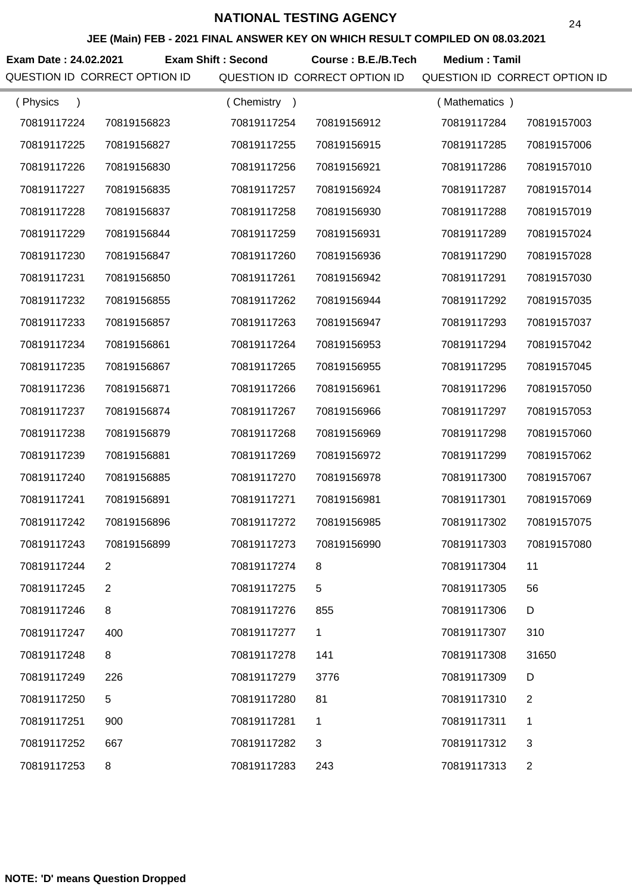# NATIONAL TESTING AGENCY

## JEE (Main) FEB - 2021 FINAL ANSWER KEY ON WHICH RESULT COMPILED ON 08.03.2021

**Exam Date : 24.02.2021** **Exam Shift : Second** **Course : B.E./B.Tech** **Medium : Tamil**

| QUESTION ID | CORRECT OPTION ID | QUESTION ID | CORRECT OPTION ID | QUESTION ID | CORRECT OPTION ID |
|---|---|---|---|---|---|
| ( Physics ) | | ( Chemistry ) | | ( Mathematics ) | |
| 70819117224 | 70819156823 | 70819117254 | 70819156912 | 70819117284 | 70819157003 |
| 70819117225 | 70819156827 | 70819117255 | 70819156915 | 70819117285 | 70819157006 |
| 70819117226 | 70819156830 | 70819117256 | 70819156921 | 70819117286 | 70819157010 |
| 70819117227 | 70819156835 | 70819117257 | 70819156924 | 70819117287 | 70819157014 |
| 70819117228 | 70819156837 | 70819117258 | 70819156930 | 70819117288 | 70819157019 |
| 70819117229 | 70819156844 | 70819117259 | 70819156931 | 70819117289 | 70819157024 |
| 70819117230 | 70819156847 | 70819117260 | 70819156936 | 70819117290 | 70819157028 |
| 70819117231 | 70819156850 | 70819117261 | 70819156942 | 70819117291 | 70819157030 |
| 70819117232 | 70819156855 | 70819117262 | 70819156944 | 70819117292 | 70819157035 |
| 70819117233 | 70819156857 | 70819117263 | 70819156947 | 70819117293 | 70819157037 |
| 70819117234 | 70819156861 | 70819117264 | 70819156953 | 70819117294 | 70819157042 |
| 70819117235 | 70819156867 | 70819117265 | 70819156955 | 70819117295 | 70819157045 |
| 70819117236 | 70819156871 | 70819117266 | 70819156961 | 70819117296 | 70819157050 |
| 70819117237 | 70819156874 | 70819117267 | 70819156966 | 70819117297 | 70819157053 |
| 70819117238 | 70819156879 | 70819117268 | 70819156969 | 70819117298 | 70819157060 |
| 70819117239 | 70819156881 | 70819117269 | 70819156972 | 70819117299 | 70819157062 |
| 70819117240 | 70819156885 | 70819117270 | 70819156978 | 70819117300 | 70819157067 |
| 70819117241 | 70819156891 | 70819117271 | 70819156981 | 70819117301 | 70819157069 |
| 70819117242 | 70819156896 | 70819117272 | 70819156985 | 70819117302 | 70819157075 |
| 70819117243 | 70819156899 | 70819117273 | 70819156990 | 70819117303 | 70819157080 |
| 70819117244 | 2 | 70819117274 | 8 | 70819117304 | 11 |
| 70819117245 | 2 | 70819117275 | 5 | 70819117305 | 56 |
| 70819117246 | 8 | 70819117276 | 855 | 70819117306 | D |
| 70819117247 | 400 | 70819117277 | 1 | 70819117307 | 310 |
| 70819117248 | 8 | 70819117278 | 141 | 70819117308 | 31650 |
| 70819117249 | 226 | 70819117279 | 3776 | 70819117309 | D |
| 70819117250 | 5 | 70819117280 | 81 | 70819117310 | 2 |
| 70819117251 | 900 | 70819117281 | 1 | 70819117311 | 1 |
| 70819117252 | 667 | 70819117282 | 3 | 70819117312 | 3 |
| 70819117253 | 8 | 70819117283 | 243 | 70819117313 | 2 |

**NOTE: 'D' means Question Dropped**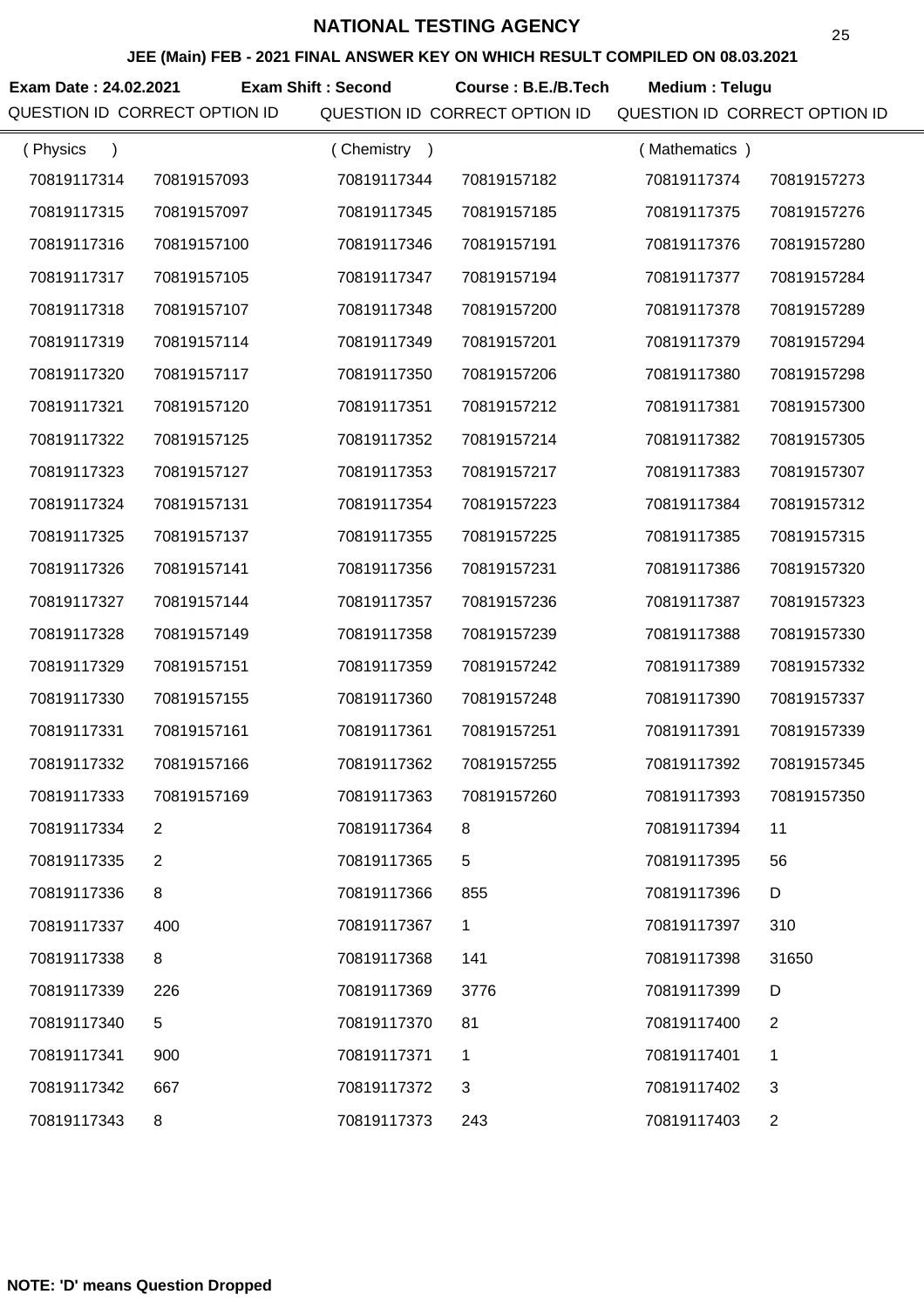# NATIONAL TESTING AGENCY

## JEE (Main) FEB - 2021 FINAL ANSWER KEY ON WHICH RESULT COMPILED ON 08.03.2021

**Exam Date : 24.02.2021** **Exam Shift : Second** **Course : B.E./B.Tech** **Medium : Telugu**

| QUESTION ID | CORRECT OPTION ID | QUESTION ID | CORRECT OPTION ID | QUESTION ID | CORRECT OPTION ID |
|---|---|---|---|---|---|
| ( Physics ) | | ( Chemistry ) | | ( Mathematics ) | |
| 70819117314 | 70819157093 | 70819117344 | 70819157182 | 70819117374 | 70819157273 |
| 70819117315 | 70819157097 | 70819117345 | 70819157185 | 70819117375 | 70819157276 |
| 70819117316 | 70819157100 | 70819117346 | 70819157191 | 70819117376 | 70819157280 |
| 70819117317 | 70819157105 | 70819117347 | 70819157194 | 70819117377 | 70819157284 |
| 70819117318 | 70819157107 | 70819117348 | 70819157200 | 70819117378 | 70819157289 |
| 70819117319 | 70819157114 | 70819117349 | 70819157201 | 70819117379 | 70819157294 |
| 70819117320 | 70819157117 | 70819117350 | 70819157206 | 70819117380 | 70819157298 |
| 70819117321 | 70819157120 | 70819117351 | 70819157212 | 70819117381 | 70819157300 |
| 70819117322 | 70819157125 | 70819117352 | 70819157214 | 70819117382 | 70819157305 |
| 70819117323 | 70819157127 | 70819117353 | 70819157217 | 70819117383 | 70819157307 |
| 70819117324 | 70819157131 | 70819117354 | 70819157223 | 70819117384 | 70819157312 |
| 70819117325 | 70819157137 | 70819117355 | 70819157225 | 70819117385 | 70819157315 |
| 70819117326 | 70819157141 | 70819117356 | 70819157231 | 70819117386 | 70819157320 |
| 70819117327 | 70819157144 | 70819117357 | 70819157236 | 70819117387 | 70819157323 |
| 70819117328 | 70819157149 | 70819117358 | 70819157239 | 70819117388 | 70819157330 |
| 70819117329 | 70819157151 | 70819117359 | 70819157242 | 70819117389 | 70819157332 |
| 70819117330 | 70819157155 | 70819117360 | 70819157248 | 70819117390 | 70819157337 |
| 70819117331 | 70819157161 | 70819117361 | 70819157251 | 70819117391 | 70819157339 |
| 70819117332 | 70819157166 | 70819117362 | 70819157255 | 70819117392 | 70819157345 |
| 70819117333 | 70819157169 | 70819117363 | 70819157260 | 70819117393 | 70819157350 |
| 70819117334 | 2 | 70819117364 | 8 | 70819117394 | 11 |
| 70819117335 | 2 | 70819117365 | 5 | 70819117395 | 56 |
| 70819117336 | 8 | 70819117366 | 855 | 70819117396 | D |
| 70819117337 | 400 | 70819117367 | 1 | 70819117397 | 310 |
| 70819117338 | 8 | 70819117368 | 141 | 70819117398 | 31650 |
| 70819117339 | 226 | 70819117369 | 3776 | 70819117399 | D |
| 70819117340 | 5 | 70819117370 | 81 | 70819117400 | 2 |
| 70819117341 | 900 | 70819117371 | 1 | 70819117401 | 1 |
| 70819117342 | 667 | 70819117372 | 3 | 70819117402 | 3 |
| 70819117343 | 8 | 70819117373 | 243 | 70819117403 | 2 |

**NOTE: 'D' means Question Dropped**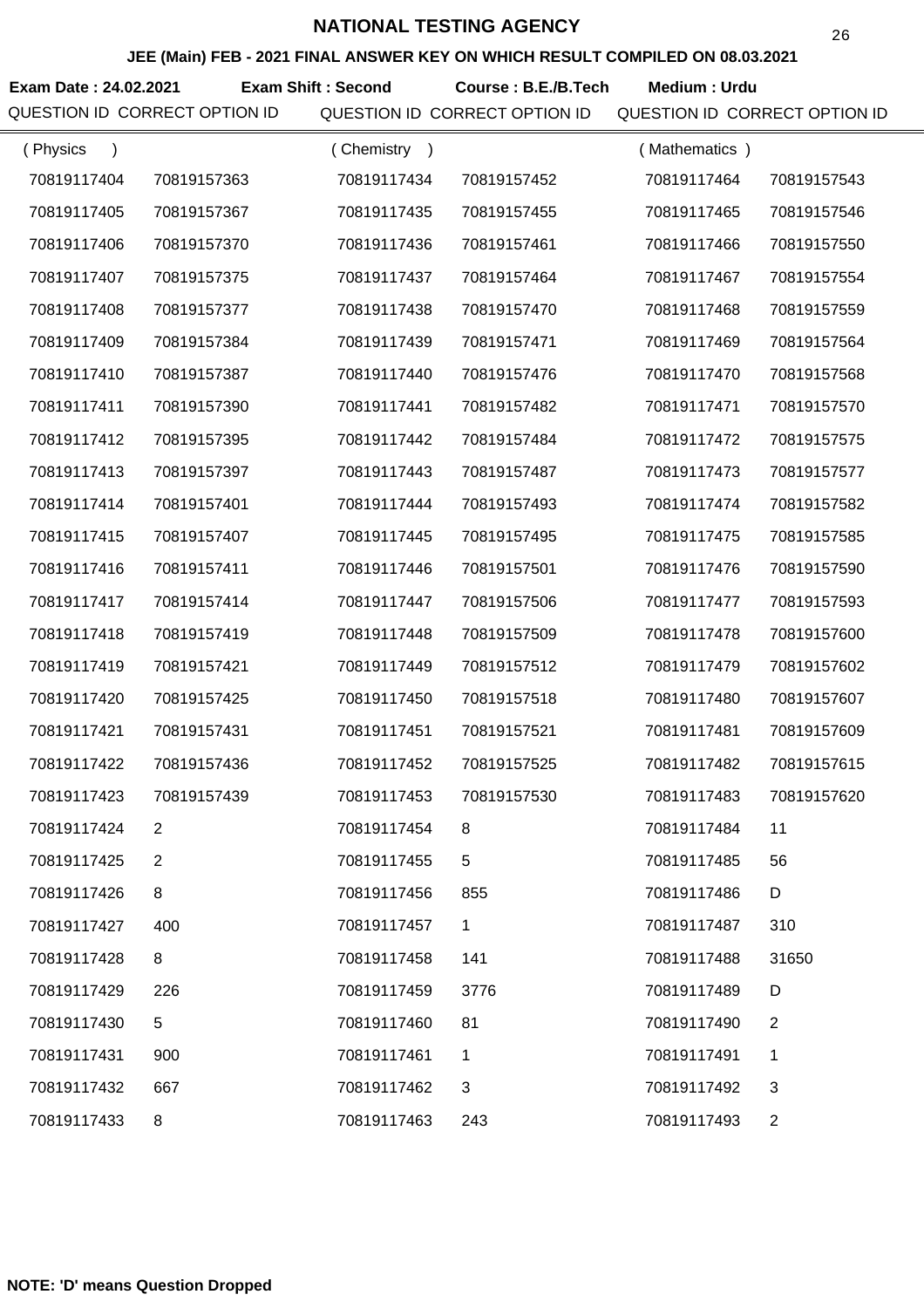# NATIONAL TESTING AGENCY

## JEE (Main) FEB - 2021 FINAL ANSWER KEY ON WHICH RESULT COMPILED ON 08.03.2021

**Exam Date : 24.02.2021** **Exam Shift : Second** **Course : B.E./B.Tech** **Medium : Urdu**

| QUESTION ID | CORRECT OPTION ID | QUESTION ID | CORRECT OPTION ID | QUESTION ID | CORRECT OPTION ID |
|---|---|---|---|---|---|
| ( Physics ) | | ( Chemistry ) | | ( Mathematics ) | |
| 70819117404 | 70819157363 | 70819117434 | 70819157452 | 70819117464 | 70819157543 |
| 70819117405 | 70819157367 | 70819117435 | 70819157455 | 70819117465 | 70819157546 |
| 70819117406 | 70819157370 | 70819117436 | 70819157461 | 70819117466 | 70819157550 |
| 70819117407 | 70819157375 | 70819117437 | 70819157464 | 70819117467 | 70819157554 |
| 70819117408 | 70819157377 | 70819117438 | 70819157470 | 70819117468 | 70819157559 |
| 70819117409 | 70819157384 | 70819117439 | 70819157471 | 70819117469 | 70819157564 |
| 70819117410 | 70819157387 | 70819117440 | 70819157476 | 70819117470 | 70819157568 |
| 70819117411 | 70819157390 | 70819117441 | 70819157482 | 70819117471 | 70819157570 |
| 70819117412 | 70819157395 | 70819117442 | 70819157484 | 70819117472 | 70819157575 |
| 70819117413 | 70819157397 | 70819117443 | 70819157487 | 70819117473 | 70819157577 |
| 70819117414 | 70819157401 | 70819117444 | 70819157493 | 70819117474 | 70819157582 |
| 70819117415 | 70819157407 | 70819117445 | 70819157495 | 70819117475 | 70819157585 |
| 70819117416 | 70819157411 | 70819117446 | 70819157501 | 70819117476 | 70819157590 |
| 70819117417 | 70819157414 | 70819117447 | 70819157506 | 70819117477 | 70819157593 |
| 70819117418 | 70819157419 | 70819117448 | 70819157509 | 70819117478 | 70819157600 |
| 70819117419 | 70819157421 | 70819117449 | 70819157512 | 70819117479 | 70819157602 |
| 70819117420 | 70819157425 | 70819117450 | 70819157518 | 70819117480 | 70819157607 |
| 70819117421 | 70819157431 | 70819117451 | 70819157521 | 70819117481 | 70819157609 |
| 70819117422 | 70819157436 | 70819117452 | 70819157525 | 70819117482 | 70819157615 |
| 70819117423 | 70819157439 | 70819117453 | 70819157530 | 70819117483 | 70819157620 |
| 70819117424 | 2 | 70819117454 | 8 | 70819117484 | 11 |
| 70819117425 | 2 | 70819117455 | 5 | 70819117485 | 56 |
| 70819117426 | 8 | 70819117456 | 855 | 70819117486 | D |
| 70819117427 | 400 | 70819117457 | 1 | 70819117487 | 310 |
| 70819117428 | 8 | 70819117458 | 141 | 70819117488 | 31650 |
| 70819117429 | 226 | 70819117459 | 3776 | 70819117489 | D |
| 70819117430 | 5 | 70819117460 | 81 | 70819117490 | 2 |
| 70819117431 | 900 | 70819117461 | 1 | 70819117491 | 1 |
| 70819117432 | 667 | 70819117462 | 3 | 70819117492 | 3 |
| 70819117433 | 8 | 70819117463 | 243 | 70819117493 | 2 |

**NOTE: 'D' means Question Dropped**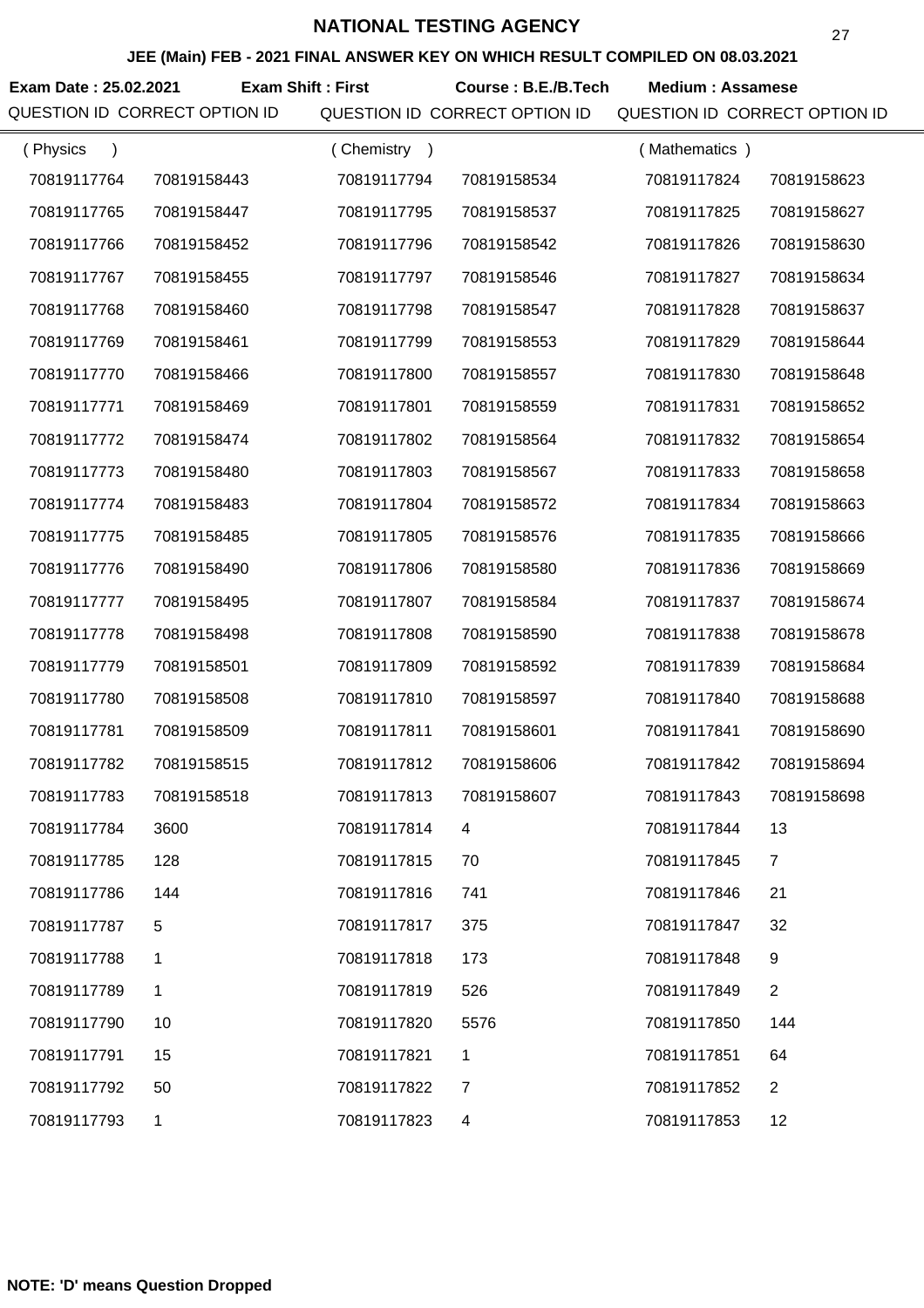# NATIONAL TESTING AGENCY

## JEE (Main) FEB - 2021 FINAL ANSWER KEY ON WHICH RESULT COMPILED ON 08.03.2021

**Exam Date : 25.02.2021** **Exam Shift : First** **Course : B.E./B.Tech** **Medium : Assamese**

| QUESTION ID | CORRECT OPTION ID | QUESTION ID | CORRECT OPTION ID | QUESTION ID | CORRECT OPTION ID |
|---|---|---|---|---|---|
| ( Physics ) | | ( Chemistry ) | | ( Mathematics ) | |
| 70819117764 | 70819158443 | 70819117794 | 70819158534 | 70819117824 | 70819158623 |
| 70819117765 | 70819158447 | 70819117795 | 70819158537 | 70819117825 | 70819158627 |
| 70819117766 | 70819158452 | 70819117796 | 70819158542 | 70819117826 | 70819158630 |
| 70819117767 | 70819158455 | 70819117797 | 70819158546 | 70819117827 | 70819158634 |
| 70819117768 | 70819158460 | 70819117798 | 70819158547 | 70819117828 | 70819158637 |
| 70819117769 | 70819158461 | 70819117799 | 70819158553 | 70819117829 | 70819158644 |
| 70819117770 | 70819158466 | 70819117800 | 70819158557 | 70819117830 | 70819158648 |
| 70819117771 | 70819158469 | 70819117801 | 70819158559 | 70819117831 | 70819158652 |
| 70819117772 | 70819158474 | 70819117802 | 70819158564 | 70819117832 | 70819158654 |
| 70819117773 | 70819158480 | 70819117803 | 70819158567 | 70819117833 | 70819158658 |
| 70819117774 | 70819158483 | 70819117804 | 70819158572 | 70819117834 | 70819158663 |
| 70819117775 | 70819158485 | 70819117805 | 70819158576 | 70819117835 | 70819158666 |
| 70819117776 | 70819158490 | 70819117806 | 70819158580 | 70819117836 | 70819158669 |
| 70819117777 | 70819158495 | 70819117807 | 70819158584 | 70819117837 | 70819158674 |
| 70819117778 | 70819158498 | 70819117808 | 70819158590 | 70819117838 | 70819158678 |
| 70819117779 | 70819158501 | 70819117809 | 70819158592 | 70819117839 | 70819158684 |
| 70819117780 | 70819158508 | 70819117810 | 70819158597 | 70819117840 | 70819158688 |
| 70819117781 | 70819158509 | 70819117811 | 70819158601 | 70819117841 | 70819158690 |
| 70819117782 | 70819158515 | 70819117812 | 70819158606 | 70819117842 | 70819158694 |
| 70819117783 | 70819158518 | 70819117813 | 70819158607 | 70819117843 | 70819158698 |
| 70819117784 | 3600 | 70819117814 | 4 | 70819117844 | 13 |
| 70819117785 | 128 | 70819117815 | 70 | 70819117845 | 7 |
| 70819117786 | 144 | 70819117816 | 741 | 70819117846 | 21 |
| 70819117787 | 5 | 70819117817 | 375 | 70819117847 | 32 |
| 70819117788 | 1 | 70819117818 | 173 | 70819117848 | 9 |
| 70819117789 | 1 | 70819117819 | 526 | 70819117849 | 2 |
| 70819117790 | 10 | 70819117820 | 5576 | 70819117850 | 144 |
| 70819117791 | 15 | 70819117821 | 1 | 70819117851 | 64 |
| 70819117792 | 50 | 70819117822 | 7 | 70819117852 | 2 |
| 70819117793 | 1 | 70819117823 | 4 | 70819117853 | 12 |

**NOTE: 'D' means Question Dropped**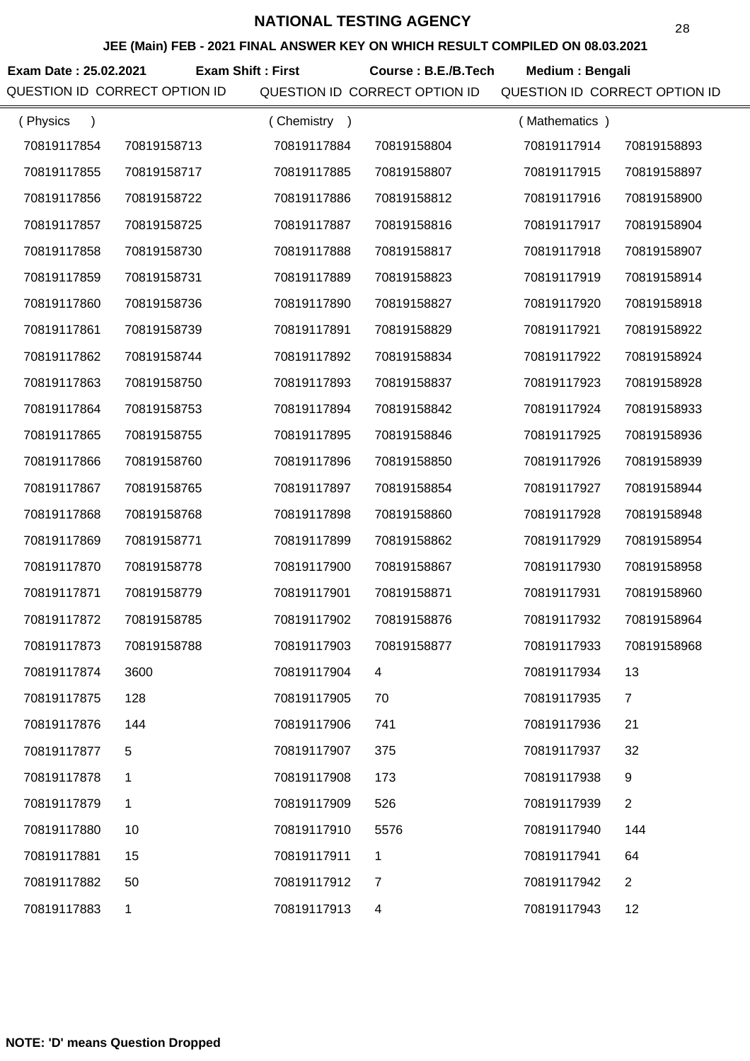# NATIONAL TESTING AGENCY

## JEE (Main) FEB - 2021 FINAL ANSWER KEY ON WHICH RESULT COMPILED ON 08.03.2021

**Exam Date : 25.02.2021** **Exam Shift : First** **Course : B.E./B.Tech** **Medium : Bengali**

| QUESTION ID | CORRECT OPTION ID | QUESTION ID | CORRECT OPTION ID | QUESTION ID | CORRECT OPTION ID |
|---|---|---|---|---|---|
| ( Physics ) | | ( Chemistry ) | | ( Mathematics ) | |
| 70819117854 | 70819158713 | 70819117884 | 70819158804 | 70819117914 | 70819158893 |
| 70819117855 | 70819158717 | 70819117885 | 70819158807 | 70819117915 | 70819158897 |
| 70819117856 | 70819158722 | 70819117886 | 70819158812 | 70819117916 | 70819158900 |
| 70819117857 | 70819158725 | 70819117887 | 70819158816 | 70819117917 | 70819158904 |
| 70819117858 | 70819158730 | 70819117888 | 70819158817 | 70819117918 | 70819158907 |
| 70819117859 | 70819158731 | 70819117889 | 70819158823 | 70819117919 | 70819158914 |
| 70819117860 | 70819158736 | 70819117890 | 70819158827 | 70819117920 | 70819158918 |
| 70819117861 | 70819158739 | 70819117891 | 70819158829 | 70819117921 | 70819158922 |
| 70819117862 | 70819158744 | 70819117892 | 70819158834 | 70819117922 | 70819158924 |
| 70819117863 | 70819158750 | 70819117893 | 70819158837 | 70819117923 | 70819158928 |
| 70819117864 | 70819158753 | 70819117894 | 70819158842 | 70819117924 | 70819158933 |
| 70819117865 | 70819158755 | 70819117895 | 70819158846 | 70819117925 | 70819158936 |
| 70819117866 | 70819158760 | 70819117896 | 70819158850 | 70819117926 | 70819158939 |
| 70819117867 | 70819158765 | 70819117897 | 70819158854 | 70819117927 | 70819158944 |
| 70819117868 | 70819158768 | 70819117898 | 70819158860 | 70819117928 | 70819158948 |
| 70819117869 | 70819158771 | 70819117899 | 70819158862 | 70819117929 | 70819158954 |
| 70819117870 | 70819158778 | 70819117900 | 70819158867 | 70819117930 | 70819158958 |
| 70819117871 | 70819158779 | 70819117901 | 70819158871 | 70819117931 | 70819158960 |
| 70819117872 | 70819158785 | 70819117902 | 70819158876 | 70819117932 | 70819158964 |
| 70819117873 | 70819158788 | 70819117903 | 70819158877 | 70819117933 | 70819158968 |
| 70819117874 | 3600 | 70819117904 | 4 | 70819117934 | 13 |
| 70819117875 | 128 | 70819117905 | 70 | 70819117935 | 7 |
| 70819117876 | 144 | 70819117906 | 741 | 70819117936 | 21 |
| 70819117877 | 5 | 70819117907 | 375 | 70819117937 | 32 |
| 70819117878 | 1 | 70819117908 | 173 | 70819117938 | 9 |
| 70819117879 | 1 | 70819117909 | 526 | 70819117939 | 2 |
| 70819117880 | 10 | 70819117910 | 5576 | 70819117940 | 144 |
| 70819117881 | 15 | 70819117911 | 1 | 70819117941 | 64 |
| 70819117882 | 50 | 70819117912 | 7 | 70819117942 | 2 |
| 70819117883 | 1 | 70819117913 | 4 | 70819117943 | 12 |

**NOTE: 'D' means Question Dropped**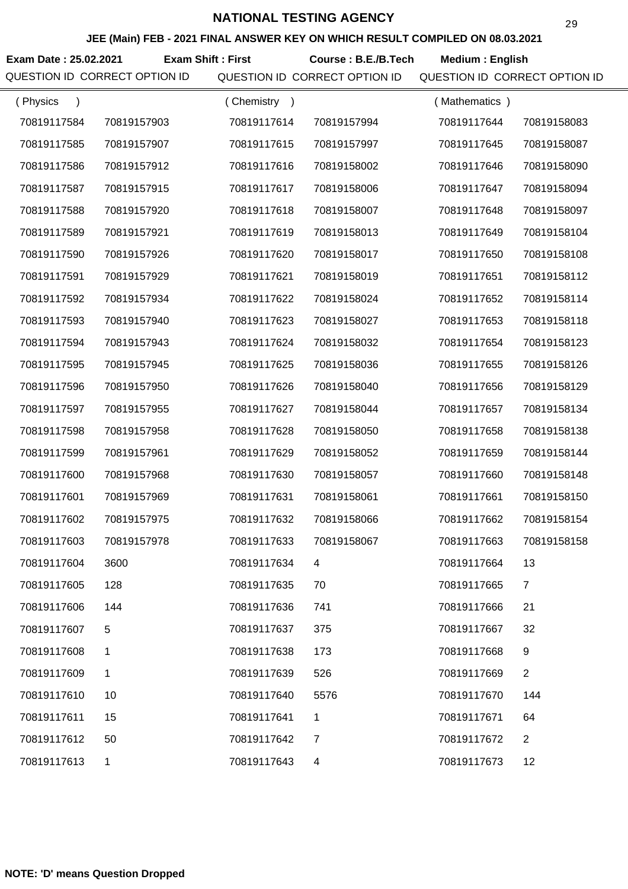# NATIONAL TESTING AGENCY

**JEE (Main) FEB - 2021 FINAL ANSWER KEY ON WHICH RESULT COMPILED ON 08.03.2021**

**Exam Date : 25.02.2021** **Exam Shift : First** **Course : B.E./B.Tech** **Medium : English**

| QUESTION ID | CORRECT OPTION ID | QUESTION ID | CORRECT OPTION ID | QUESTION ID | CORRECT OPTION ID |
|---|---|---|---|---|---|
| ( Physics ) | | ( Chemistry ) | | ( Mathematics ) | |
| 70819117584 | 70819157903 | 70819117614 | 70819157994 | 70819117644 | 70819158083 |
| 70819117585 | 70819157907 | 70819117615 | 70819157997 | 70819117645 | 70819158087 |
| 70819117586 | 70819157912 | 70819117616 | 70819158002 | 70819117646 | 70819158090 |
| 70819117587 | 70819157915 | 70819117617 | 70819158006 | 70819117647 | 70819158094 |
| 70819117588 | 70819157920 | 70819117618 | 70819158007 | 70819117648 | 70819158097 |
| 70819117589 | 70819157921 | 70819117619 | 70819158013 | 70819117649 | 70819158104 |
| 70819117590 | 70819157926 | 70819117620 | 70819158017 | 70819117650 | 70819158108 |
| 70819117591 | 70819157929 | 70819117621 | 70819158019 | 70819117651 | 70819158112 |
| 70819117592 | 70819157934 | 70819117622 | 70819158024 | 70819117652 | 70819158114 |
| 70819117593 | 70819157940 | 70819117623 | 70819158027 | 70819117653 | 70819158118 |
| 70819117594 | 70819157943 | 70819117624 | 70819158032 | 70819117654 | 70819158123 |
| 70819117595 | 70819157945 | 70819117625 | 70819158036 | 70819117655 | 70819158126 |
| 70819117596 | 70819157950 | 70819117626 | 70819158040 | 70819117656 | 70819158129 |
| 70819117597 | 70819157955 | 70819117627 | 70819158044 | 70819117657 | 70819158134 |
| 70819117598 | 70819157958 | 70819117628 | 70819158050 | 70819117658 | 70819158138 |
| 70819117599 | 70819157961 | 70819117629 | 70819158052 | 70819117659 | 70819158144 |
| 70819117600 | 70819157968 | 70819117630 | 70819158057 | 70819117660 | 70819158148 |
| 70819117601 | 70819157969 | 70819117631 | 70819158061 | 70819117661 | 70819158150 |
| 70819117602 | 70819157975 | 70819117632 | 70819158066 | 70819117662 | 70819158154 |
| 70819117603 | 70819157978 | 70819117633 | 70819158067 | 70819117663 | 70819158158 |
| 70819117604 | 3600 | 70819117634 | 4 | 70819117664 | 13 |
| 70819117605 | 128 | 70819117635 | 70 | 70819117665 | 7 |
| 70819117606 | 144 | 70819117636 | 741 | 70819117666 | 21 |
| 70819117607 | 5 | 70819117637 | 375 | 70819117667 | 32 |
| 70819117608 | 1 | 70819117638 | 173 | 70819117668 | 9 |
| 70819117609 | 1 | 70819117639 | 526 | 70819117669 | 2 |
| 70819117610 | 10 | 70819117640 | 5576 | 70819117670 | 144 |
| 70819117611 | 15 | 70819117641 | 1 | 70819117671 | 64 |
| 70819117612 | 50 | 70819117642 | 7 | 70819117672 | 2 |
| 70819117613 | 1 | 70819117643 | 4 | 70819117673 | 12 |

**NOTE: 'D' means Question Dropped**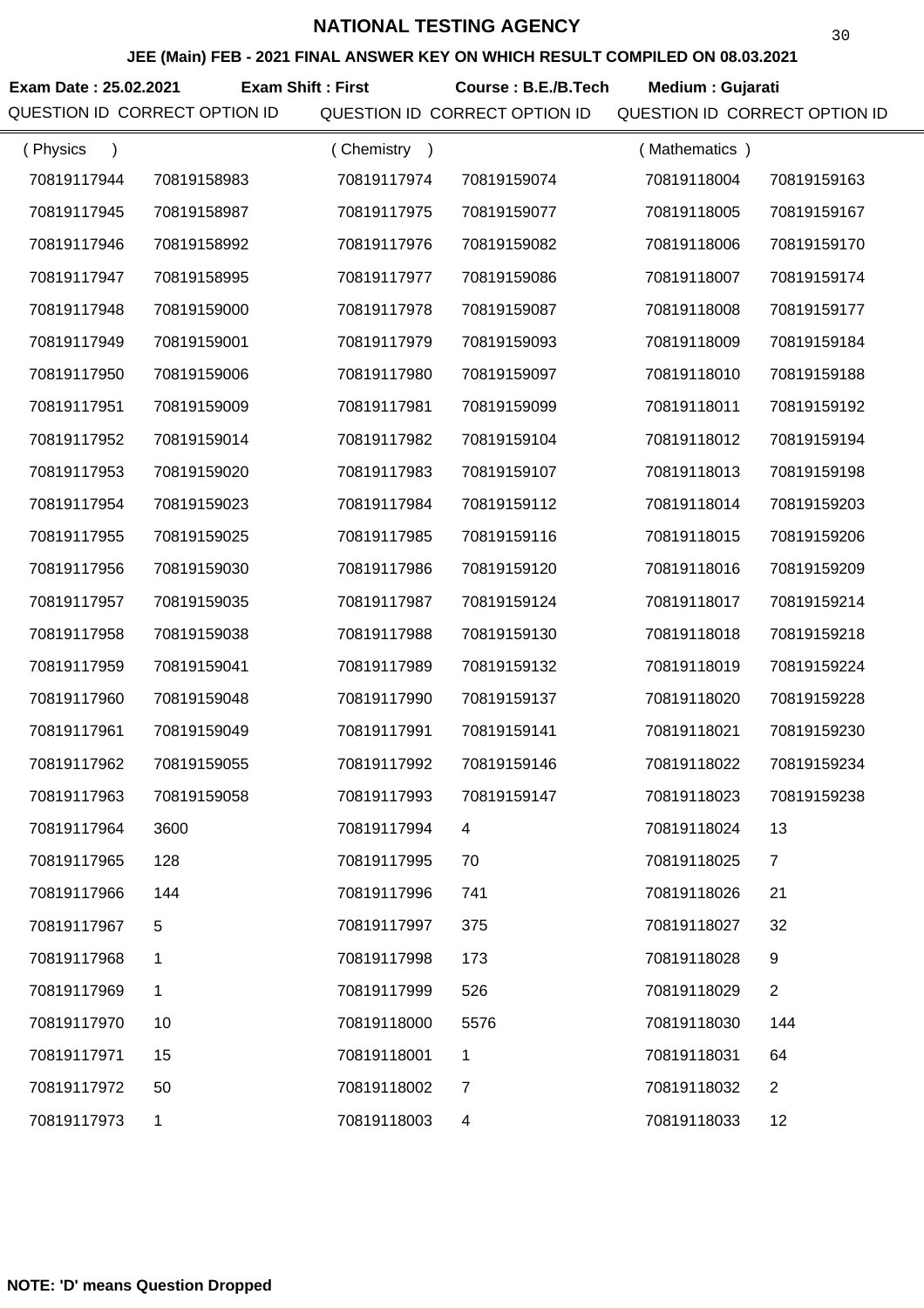# NATIONAL TESTING AGENCY

### JEE (Main) FEB - 2021 FINAL ANSWER KEY ON WHICH RESULT COMPILED ON 08.03.2021

**Exam Date : 25.02.2021** **Exam Shift : First** **Course : B.E./B.Tech** **Medium : Gujarati**

| QUESTION ID | CORRECT OPTION ID | QUESTION ID | CORRECT OPTION ID | QUESTION ID | CORRECT OPTION ID |
|---|---|---|---|---|---|
| ( Physics ) | | ( Chemistry ) | | ( Mathematics ) | |
| 70819117944 | 70819158983 | 70819117974 | 70819159074 | 70819118004 | 70819159163 |
| 70819117945 | 70819158987 | 70819117975 | 70819159077 | 70819118005 | 70819159167 |
| 70819117946 | 70819158992 | 70819117976 | 70819159082 | 70819118006 | 70819159170 |
| 70819117947 | 70819158995 | 70819117977 | 70819159086 | 70819118007 | 70819159174 |
| 70819117948 | 70819159000 | 70819117978 | 70819159087 | 70819118008 | 70819159177 |
| 70819117949 | 70819159001 | 70819117979 | 70819159093 | 70819118009 | 70819159184 |
| 70819117950 | 70819159006 | 70819117980 | 70819159097 | 70819118010 | 70819159188 |
| 70819117951 | 70819159009 | 70819117981 | 70819159099 | 70819118011 | 70819159192 |
| 70819117952 | 70819159014 | 70819117982 | 70819159104 | 70819118012 | 70819159194 |
| 70819117953 | 70819159020 | 70819117983 | 70819159107 | 70819118013 | 70819159198 |
| 70819117954 | 70819159023 | 70819117984 | 70819159112 | 70819118014 | 70819159203 |
| 70819117955 | 70819159025 | 70819117985 | 70819159116 | 70819118015 | 70819159206 |
| 70819117956 | 70819159030 | 70819117986 | 70819159120 | 70819118016 | 70819159209 |
| 70819117957 | 70819159035 | 70819117987 | 70819159124 | 70819118017 | 70819159214 |
| 70819117958 | 70819159038 | 70819117988 | 70819159130 | 70819118018 | 70819159218 |
| 70819117959 | 70819159041 | 70819117989 | 70819159132 | 70819118019 | 70819159224 |
| 70819117960 | 70819159048 | 70819117990 | 70819159137 | 70819118020 | 70819159228 |
| 70819117961 | 70819159049 | 70819117991 | 70819159141 | 70819118021 | 70819159230 |
| 70819117962 | 70819159055 | 70819117992 | 70819159146 | 70819118022 | 70819159234 |
| 70819117963 | 70819159058 | 70819117993 | 70819159147 | 70819118023 | 70819159238 |
| 70819117964 | 3600 | 70819117994 | 4 | 70819118024 | 13 |
| 70819117965 | 128 | 70819117995 | 70 | 70819118025 | 7 |
| 70819117966 | 144 | 70819117996 | 741 | 70819118026 | 21 |
| 70819117967 | 5 | 70819117997 | 375 | 70819118027 | 32 |
| 70819117968 | 1 | 70819117998 | 173 | 70819118028 | 9 |
| 70819117969 | 1 | 70819117999 | 526 | 70819118029 | 2 |
| 70819117970 | 10 | 70819118000 | 5576 | 70819118030 | 144 |
| 70819117971 | 15 | 70819118001 | 1 | 70819118031 | 64 |
| 70819117972 | 50 | 70819118002 | 7 | 70819118032 | 2 |
| 70819117973 | 1 | 70819118003 | 4 | 70819118033 | 12 |

**NOTE: 'D' means Question Dropped**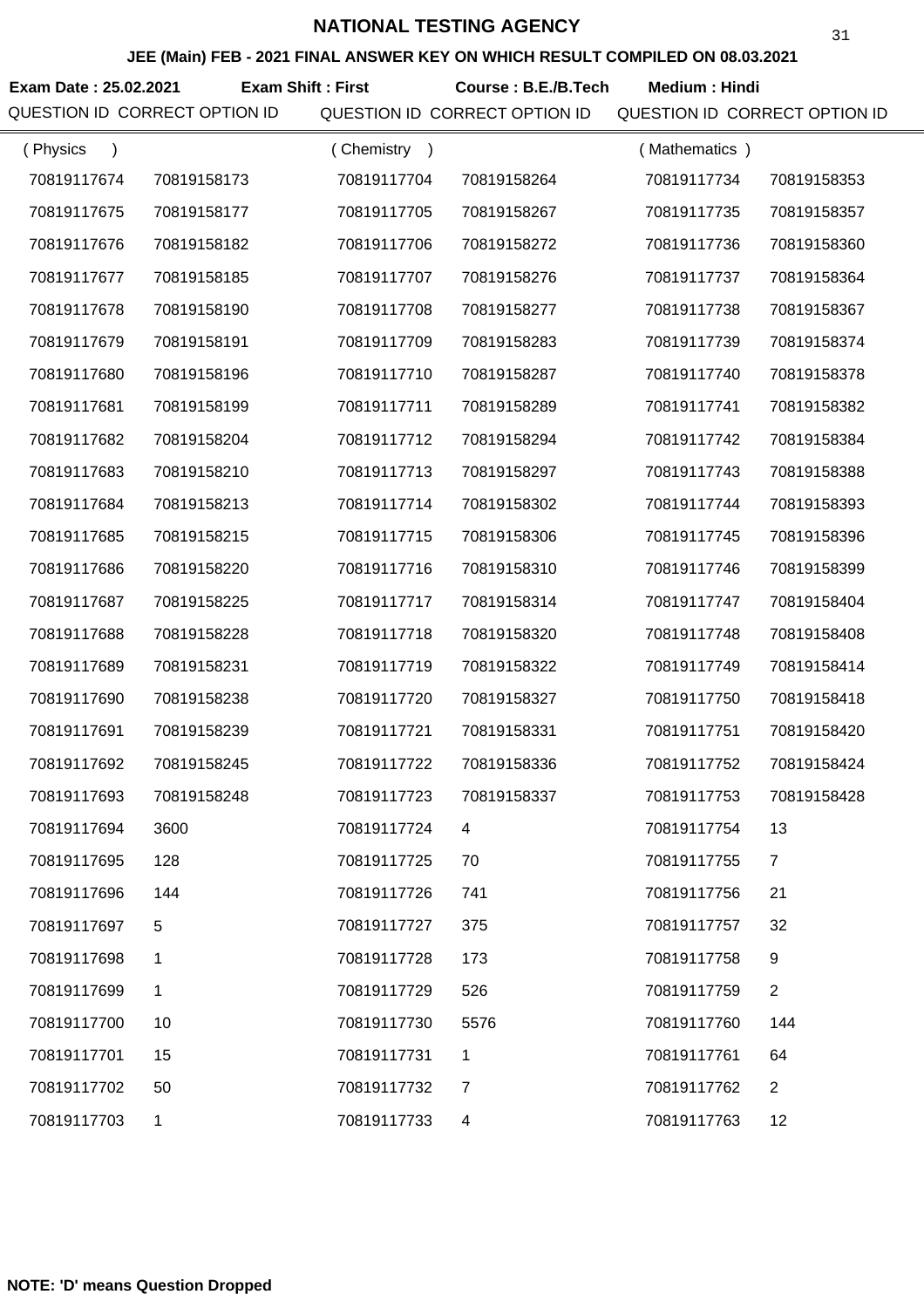# NATIONAL TESTING AGENCY

## JEE (Main) FEB - 2021 FINAL ANSWER KEY ON WHICH RESULT COMPILED ON 08.03.2021

**Exam Date : 25.02.2021** **Exam Shift : First** **Course : B.E./B.Tech** **Medium : Hindi**

| QUESTION ID | CORRECT OPTION ID | QUESTION ID | CORRECT OPTION ID | QUESTION ID | CORRECT OPTION ID |
|---|---|---|---|---|---|
| ( Physics ) | | ( Chemistry ) | | ( Mathematics ) | |
| 70819117674 | 70819158173 | 70819117704 | 70819158264 | 70819117734 | 70819158353 |
| 70819117675 | 70819158177 | 70819117705 | 70819158267 | 70819117735 | 70819158357 |
| 70819117676 | 70819158182 | 70819117706 | 70819158272 | 70819117736 | 70819158360 |
| 70819117677 | 70819158185 | 70819117707 | 70819158276 | 70819117737 | 70819158364 |
| 70819117678 | 70819158190 | 70819117708 | 70819158277 | 70819117738 | 70819158367 |
| 70819117679 | 70819158191 | 70819117709 | 70819158283 | 70819117739 | 70819158374 |
| 70819117680 | 70819158196 | 70819117710 | 70819158287 | 70819117740 | 70819158378 |
| 70819117681 | 70819158199 | 70819117711 | 70819158289 | 70819117741 | 70819158382 |
| 70819117682 | 70819158204 | 70819117712 | 70819158294 | 70819117742 | 70819158384 |
| 70819117683 | 70819158210 | 70819117713 | 70819158297 | 70819117743 | 70819158388 |
| 70819117684 | 70819158213 | 70819117714 | 70819158302 | 70819117744 | 70819158393 |
| 70819117685 | 70819158215 | 70819117715 | 70819158306 | 70819117745 | 70819158396 |
| 70819117686 | 70819158220 | 70819117716 | 70819158310 | 70819117746 | 70819158399 |
| 70819117687 | 70819158225 | 70819117717 | 70819158314 | 70819117747 | 70819158404 |
| 70819117688 | 70819158228 | 70819117718 | 70819158320 | 70819117748 | 70819158408 |
| 70819117689 | 70819158231 | 70819117719 | 70819158322 | 70819117749 | 70819158414 |
| 70819117690 | 70819158238 | 70819117720 | 70819158327 | 70819117750 | 70819158418 |
| 70819117691 | 70819158239 | 70819117721 | 70819158331 | 70819117751 | 70819158420 |
| 70819117692 | 70819158245 | 70819117722 | 70819158336 | 70819117752 | 70819158424 |
| 70819117693 | 70819158248 | 70819117723 | 70819158337 | 70819117753 | 70819158428 |
| 70819117694 | 3600 | 70819117724 | 4 | 70819117754 | 13 |
| 70819117695 | 128 | 70819117725 | 70 | 70819117755 | 7 |
| 70819117696 | 144 | 70819117726 | 741 | 70819117756 | 21 |
| 70819117697 | 5 | 70819117727 | 375 | 70819117757 | 32 |
| 70819117698 | 1 | 70819117728 | 173 | 70819117758 | 9 |
| 70819117699 | 1 | 70819117729 | 526 | 70819117759 | 2 |
| 70819117700 | 10 | 70819117730 | 5576 | 70819117760 | 144 |
| 70819117701 | 15 | 70819117731 | 1 | 70819117761 | 64 |
| 70819117702 | 50 | 70819117732 | 7 | 70819117762 | 2 |
| 70819117703 | 1 | 70819117733 | 4 | 70819117763 | 12 |

**NOTE: 'D' means Question Dropped**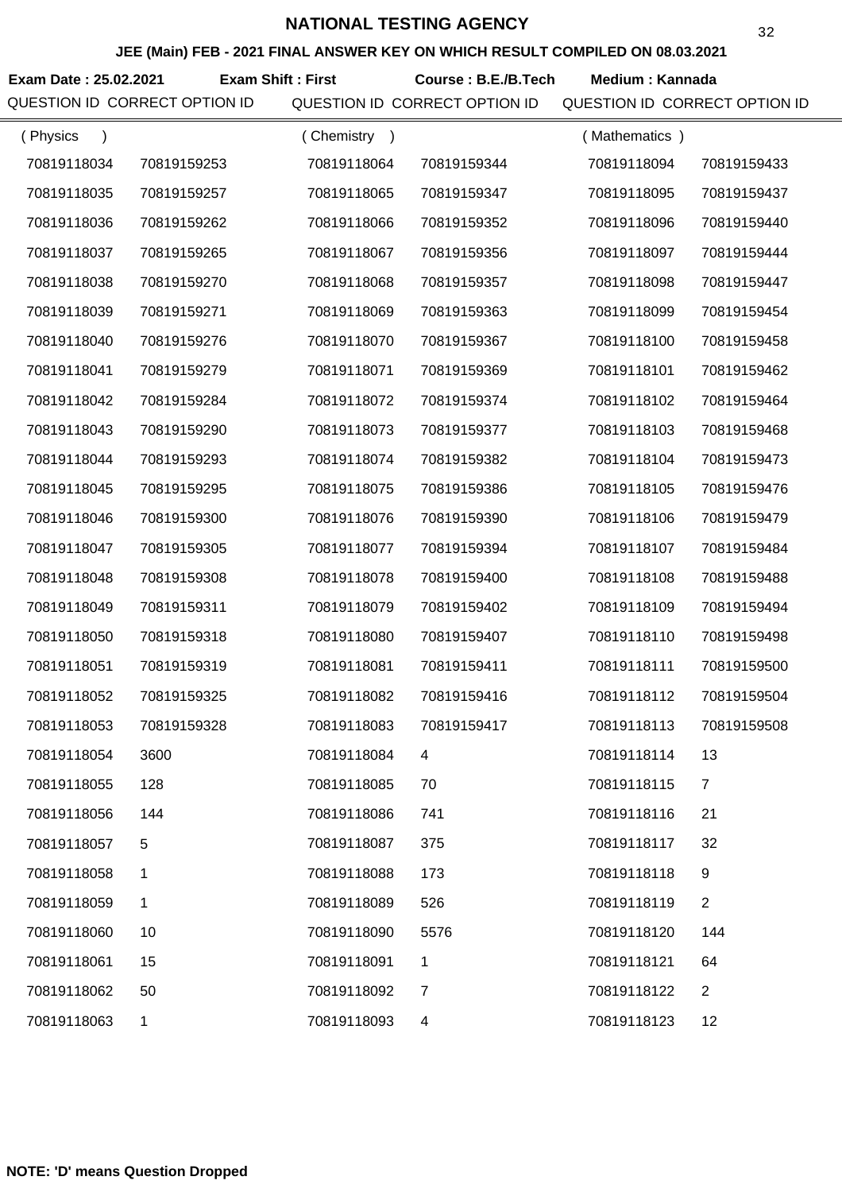# NATIONAL TESTING AGENCY

### JEE (Main) FEB - 2021 FINAL ANSWER KEY ON WHICH RESULT COMPILED ON 08.03.2021

**Exam Date : 25.02.2021** **Exam Shift : First** **Course : B.E./B.Tech** **Medium : Kannada**

| QUESTION ID | CORRECT OPTION ID | QUESTION ID | CORRECT OPTION ID | QUESTION ID | CORRECT OPTION ID |
|---|---|---|---|---|---|
| ( Physics ) | | ( Chemistry ) | | ( Mathematics ) | |
| 70819118034 | 70819159253 | 70819118064 | 70819159344 | 70819118094 | 70819159433 |
| 70819118035 | 70819159257 | 70819118065 | 70819159347 | 70819118095 | 70819159437 |
| 70819118036 | 70819159262 | 70819118066 | 70819159352 | 70819118096 | 70819159440 |
| 70819118037 | 70819159265 | 70819118067 | 70819159356 | 70819118097 | 70819159444 |
| 70819118038 | 70819159270 | 70819118068 | 70819159357 | 70819118098 | 70819159447 |
| 70819118039 | 70819159271 | 70819118069 | 70819159363 | 70819118099 | 70819159454 |
| 70819118040 | 70819159276 | 70819118070 | 70819159367 | 70819118100 | 70819159458 |
| 70819118041 | 70819159279 | 70819118071 | 70819159369 | 70819118101 | 70819159462 |
| 70819118042 | 70819159284 | 70819118072 | 70819159374 | 70819118102 | 70819159464 |
| 70819118043 | 70819159290 | 70819118073 | 70819159377 | 70819118103 | 70819159468 |
| 70819118044 | 70819159293 | 70819118074 | 70819159382 | 70819118104 | 70819159473 |
| 70819118045 | 70819159295 | 70819118075 | 70819159386 | 70819118105 | 70819159476 |
| 70819118046 | 70819159300 | 70819118076 | 70819159390 | 70819118106 | 70819159479 |
| 70819118047 | 70819159305 | 70819118077 | 70819159394 | 70819118107 | 70819159484 |
| 70819118048 | 70819159308 | 70819118078 | 70819159400 | 70819118108 | 70819159488 |
| 70819118049 | 70819159311 | 70819118079 | 70819159402 | 70819118109 | 70819159494 |
| 70819118050 | 70819159318 | 70819118080 | 70819159407 | 70819118110 | 70819159498 |
| 70819118051 | 70819159319 | 70819118081 | 70819159411 | 70819118111 | 70819159500 |
| 70819118052 | 70819159325 | 70819118082 | 70819159416 | 70819118112 | 70819159504 |
| 70819118053 | 70819159328 | 70819118083 | 70819159417 | 70819118113 | 70819159508 |
| 70819118054 | 3600 | 70819118084 | 4 | 70819118114 | 13 |
| 70819118055 | 128 | 70819118085 | 70 | 70819118115 | 7 |
| 70819118056 | 144 | 70819118086 | 741 | 70819118116 | 21 |
| 70819118057 | 5 | 70819118087 | 375 | 70819118117 | 32 |
| 70819118058 | 1 | 70819118088 | 173 | 70819118118 | 9 |
| 70819118059 | 1 | 70819118089 | 526 | 70819118119 | 2 |
| 70819118060 | 10 | 70819118090 | 5576 | 70819118120 | 144 |
| 70819118061 | 15 | 70819118091 | 1 | 70819118121 | 64 |
| 70819118062 | 50 | 70819118092 | 7 | 70819118122 | 2 |
| 70819118063 | 1 | 70819118093 | 4 | 70819118123 | 12 |

**NOTE: 'D' means Question Dropped**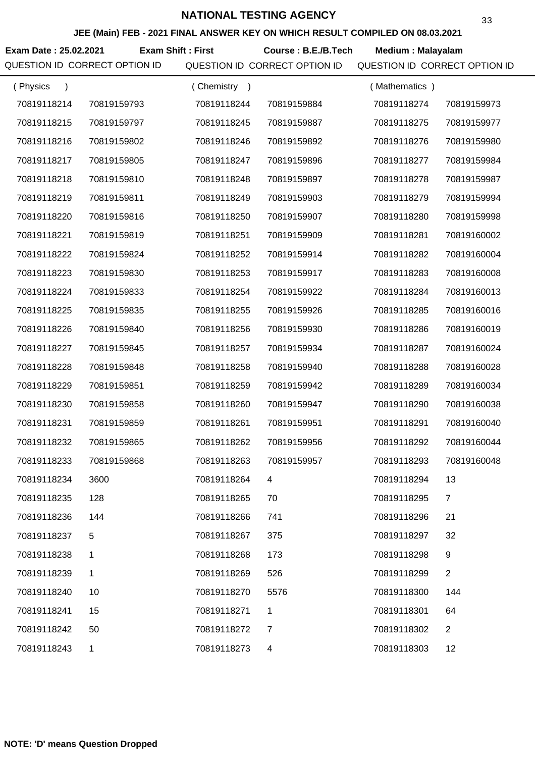# NATIONAL TESTING AGENCY

## JEE (Main) FEB - 2021 FINAL ANSWER KEY ON WHICH RESULT COMPILED ON 08.03.2021

**Exam Date : 25.02.2021** **Exam Shift : First** **Course : B.E./B.Tech** **Medium : Malayalam**

| QUESTION ID | CORRECT OPTION ID | QUESTION ID | CORRECT OPTION ID | QUESTION ID | CORRECT OPTION ID |
|---|---|---|---|---|---|
| ( Physics ) | | ( Chemistry ) | | ( Mathematics ) | |
| 70819118214 | 70819159793 | 70819118244 | 70819159884 | 70819118274 | 70819159973 |
| 70819118215 | 70819159797 | 70819118245 | 70819159887 | 70819118275 | 70819159977 |
| 70819118216 | 70819159802 | 70819118246 | 70819159892 | 70819118276 | 70819159980 |
| 70819118217 | 70819159805 | 70819118247 | 70819159896 | 70819118277 | 70819159984 |
| 70819118218 | 70819159810 | 70819118248 | 70819159897 | 70819118278 | 70819159987 |
| 70819118219 | 70819159811 | 70819118249 | 70819159903 | 70819118279 | 70819159994 |
| 70819118220 | 70819159816 | 70819118250 | 70819159907 | 70819118280 | 70819159998 |
| 70819118221 | 70819159819 | 70819118251 | 70819159909 | 70819118281 | 70819160002 |
| 70819118222 | 70819159824 | 70819118252 | 70819159914 | 70819118282 | 70819160004 |
| 70819118223 | 70819159830 | 70819118253 | 70819159917 | 70819118283 | 70819160008 |
| 70819118224 | 70819159833 | 70819118254 | 70819159922 | 70819118284 | 70819160013 |
| 70819118225 | 70819159835 | 70819118255 | 70819159926 | 70819118285 | 70819160016 |
| 70819118226 | 70819159840 | 70819118256 | 70819159930 | 70819118286 | 70819160019 |
| 70819118227 | 70819159845 | 70819118257 | 70819159934 | 70819118287 | 70819160024 |
| 70819118228 | 70819159848 | 70819118258 | 70819159940 | 70819118288 | 70819160028 |
| 70819118229 | 70819159851 | 70819118259 | 70819159942 | 70819118289 | 70819160034 |
| 70819118230 | 70819159858 | 70819118260 | 70819159947 | 70819118290 | 70819160038 |
| 70819118231 | 70819159859 | 70819118261 | 70819159951 | 70819118291 | 70819160040 |
| 70819118232 | 70819159865 | 70819118262 | 70819159956 | 70819118292 | 70819160044 |
| 70819118233 | 70819159868 | 70819118263 | 70819159957 | 70819118293 | 70819160048 |
| 70819118234 | 3600 | 70819118264 | 4 | 70819118294 | 13 |
| 70819118235 | 128 | 70819118265 | 70 | 70819118295 | 7 |
| 70819118236 | 144 | 70819118266 | 741 | 70819118296 | 21 |
| 70819118237 | 5 | 70819118267 | 375 | 70819118297 | 32 |
| 70819118238 | 1 | 70819118268 | 173 | 70819118298 | 9 |
| 70819118239 | 1 | 70819118269 | 526 | 70819118299 | 2 |
| 70819118240 | 10 | 70819118270 | 5576 | 70819118300 | 144 |
| 70819118241 | 15 | 70819118271 | 1 | 70819118301 | 64 |
| 70819118242 | 50 | 70819118272 | 7 | 70819118302 | 2 |
| 70819118243 | 1 | 70819118273 | 4 | 70819118303 | 12 |

**NOTE: 'D' means Question Dropped**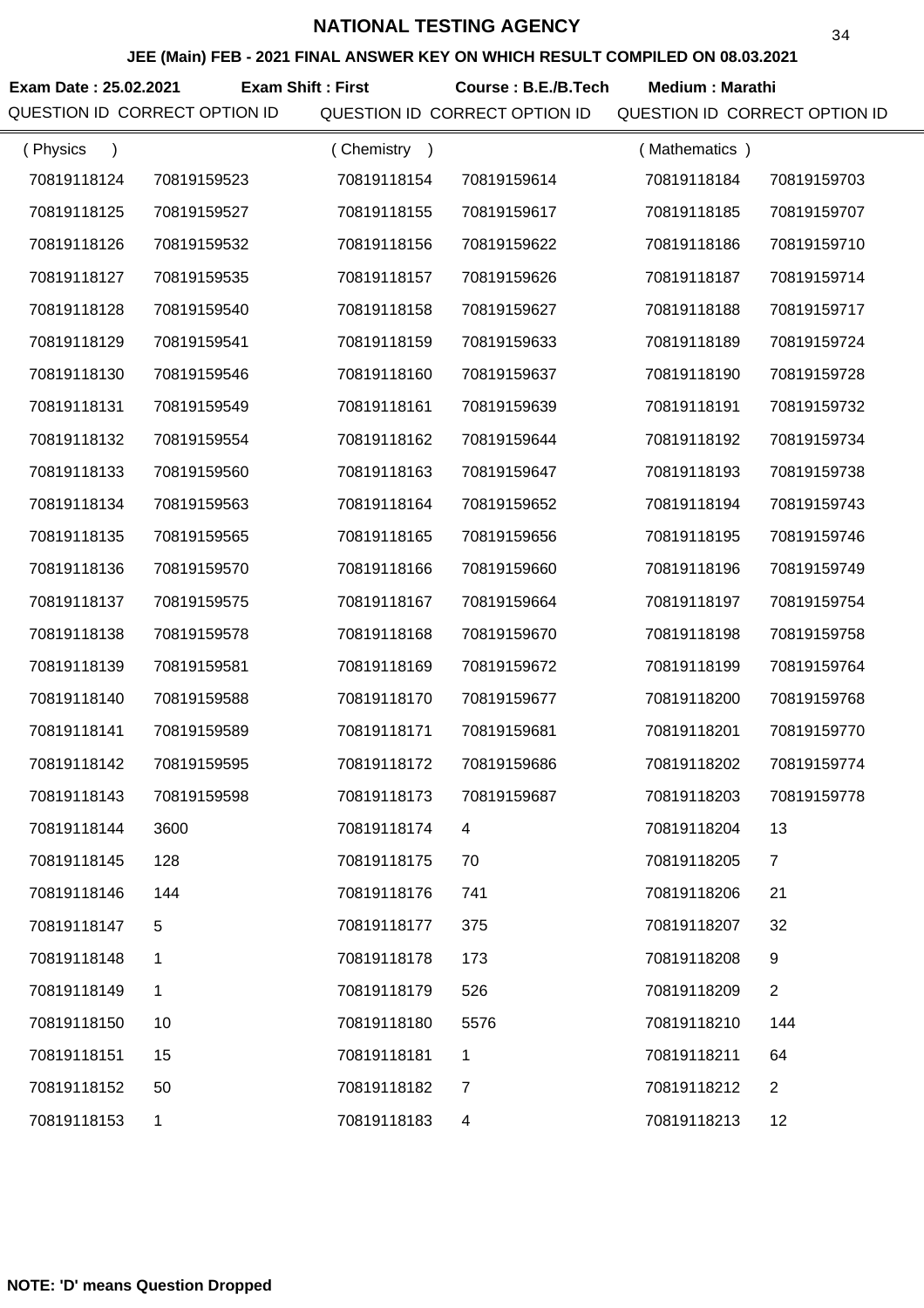# NATIONAL TESTING AGENCY

## JEE (Main) FEB - 2021 FINAL ANSWER KEY ON WHICH RESULT COMPILED ON 08.03.2021

**Exam Date : 25.02.2021** **Exam Shift : First** **Course : B.E./B.Tech** **Medium : Marathi**

| QUESTION ID | CORRECT OPTION ID | QUESTION ID | CORRECT OPTION ID | QUESTION ID | CORRECT OPTION ID |
|---|---|---|---|---|---|
| ( Physics ) | | ( Chemistry ) | | ( Mathematics ) | |
| 70819118124 | 70819159523 | 70819118154 | 70819159614 | 70819118184 | 70819159703 |
| 70819118125 | 70819159527 | 70819118155 | 70819159617 | 70819118185 | 70819159707 |
| 70819118126 | 70819159532 | 70819118156 | 70819159622 | 70819118186 | 70819159710 |
| 70819118127 | 70819159535 | 70819118157 | 70819159626 | 70819118187 | 70819159714 |
| 70819118128 | 70819159540 | 70819118158 | 70819159627 | 70819118188 | 70819159717 |
| 70819118129 | 70819159541 | 70819118159 | 70819159633 | 70819118189 | 70819159724 |
| 70819118130 | 70819159546 | 70819118160 | 70819159637 | 70819118190 | 70819159728 |
| 70819118131 | 70819159549 | 70819118161 | 70819159639 | 70819118191 | 70819159732 |
| 70819118132 | 70819159554 | 70819118162 | 70819159644 | 70819118192 | 70819159734 |
| 70819118133 | 70819159560 | 70819118163 | 70819159647 | 70819118193 | 70819159738 |
| 70819118134 | 70819159563 | 70819118164 | 70819159652 | 70819118194 | 70819159743 |
| 70819118135 | 70819159565 | 70819118165 | 70819159656 | 70819118195 | 70819159746 |
| 70819118136 | 70819159570 | 70819118166 | 70819159660 | 70819118196 | 70819159749 |
| 70819118137 | 70819159575 | 70819118167 | 70819159664 | 70819118197 | 70819159754 |
| 70819118138 | 70819159578 | 70819118168 | 70819159670 | 70819118198 | 70819159758 |
| 70819118139 | 70819159581 | 70819118169 | 70819159672 | 70819118199 | 70819159764 |
| 70819118140 | 70819159588 | 70819118170 | 70819159677 | 70819118200 | 70819159768 |
| 70819118141 | 70819159589 | 70819118171 | 70819159681 | 70819118201 | 70819159770 |
| 70819118142 | 70819159595 | 70819118172 | 70819159686 | 70819118202 | 70819159774 |
| 70819118143 | 70819159598 | 70819118173 | 70819159687 | 70819118203 | 70819159778 |
| 70819118144 | 3600 | 70819118174 | 4 | 70819118204 | 13 |
| 70819118145 | 128 | 70819118175 | 70 | 70819118205 | 7 |
| 70819118146 | 144 | 70819118176 | 741 | 70819118206 | 21 |
| 70819118147 | 5 | 70819118177 | 375 | 70819118207 | 32 |
| 70819118148 | 1 | 70819118178 | 173 | 70819118208 | 9 |
| 70819118149 | 1 | 70819118179 | 526 | 70819118209 | 2 |
| 70819118150 | 10 | 70819118180 | 5576 | 70819118210 | 144 |
| 70819118151 | 15 | 70819118181 | 1 | 70819118211 | 64 |
| 70819118152 | 50 | 70819118182 | 7 | 70819118212 | 2 |
| 70819118153 | 1 | 70819118183 | 4 | 70819118213 | 12 |

**NOTE: 'D' means Question Dropped**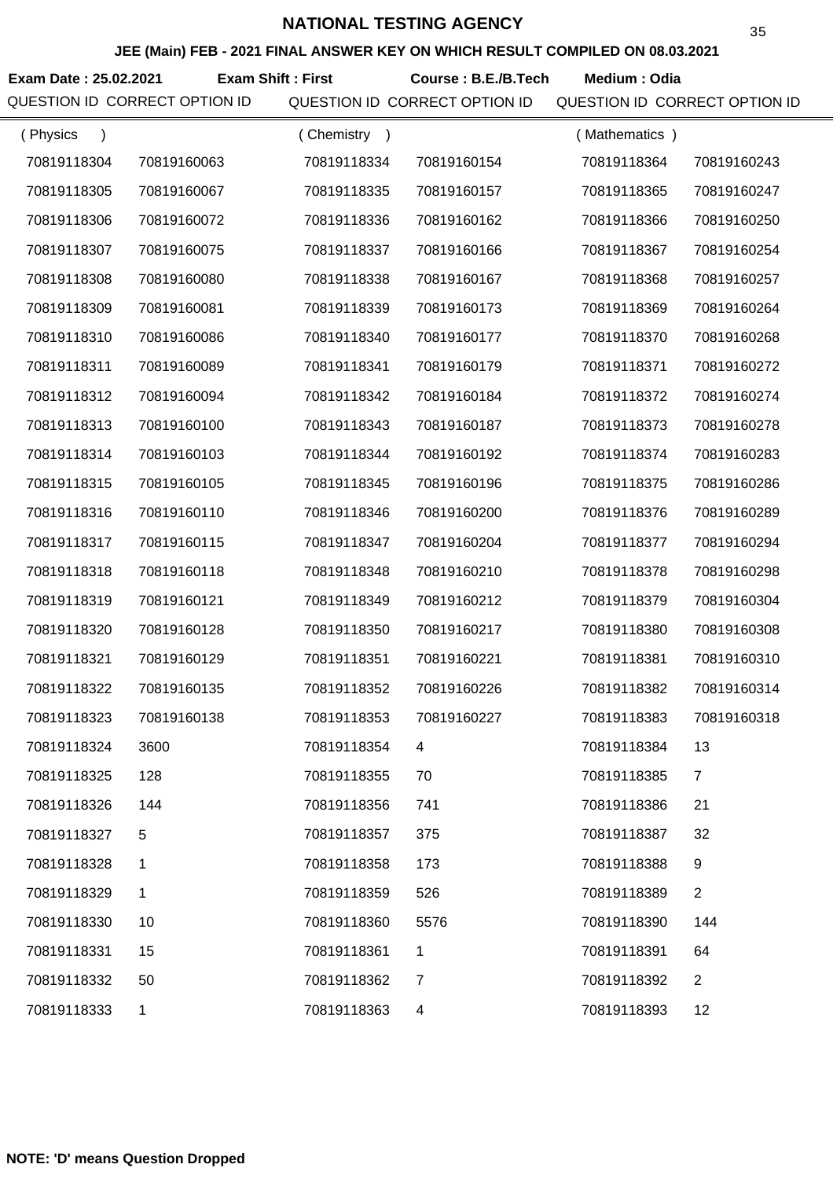# NATIONAL TESTING AGENCY

## JEE (Main) FEB - 2021 FINAL ANSWER KEY ON WHICH RESULT COMPILED ON 08.03.2021

**Exam Date : 25.02.2021** **Exam Shift : First** **Course : B.E./B.Tech** **Medium : Odia**

| QUESTION ID | CORRECT OPTION ID | QUESTION ID | CORRECT OPTION ID | QUESTION ID | CORRECT OPTION ID |
|---|---|---|---|---|---|
| ( Physics ) | | ( Chemistry ) | | ( Mathematics ) | |
| 70819118304 | 70819160063 | 70819118334 | 70819160154 | 70819118364 | 70819160243 |
| 70819118305 | 70819160067 | 70819118335 | 70819160157 | 70819118365 | 70819160247 |
| 70819118306 | 70819160072 | 70819118336 | 70819160162 | 70819118366 | 70819160250 |
| 70819118307 | 70819160075 | 70819118337 | 70819160166 | 70819118367 | 70819160254 |
| 70819118308 | 70819160080 | 70819118338 | 70819160167 | 70819118368 | 70819160257 |
| 70819118309 | 70819160081 | 70819118339 | 70819160173 | 70819118369 | 70819160264 |
| 70819118310 | 70819160086 | 70819118340 | 70819160177 | 70819118370 | 70819160268 |
| 70819118311 | 70819160089 | 70819118341 | 70819160179 | 70819118371 | 70819160272 |
| 70819118312 | 70819160094 | 70819118342 | 70819160184 | 70819118372 | 70819160274 |
| 70819118313 | 70819160100 | 70819118343 | 70819160187 | 70819118373 | 70819160278 |
| 70819118314 | 70819160103 | 70819118344 | 70819160192 | 70819118374 | 70819160283 |
| 70819118315 | 70819160105 | 70819118345 | 70819160196 | 70819118375 | 70819160286 |
| 70819118316 | 70819160110 | 70819118346 | 70819160200 | 70819118376 | 70819160289 |
| 70819118317 | 70819160115 | 70819118347 | 70819160204 | 70819118377 | 70819160294 |
| 70819118318 | 70819160118 | 70819118348 | 70819160210 | 70819118378 | 70819160298 |
| 70819118319 | 70819160121 | 70819118349 | 70819160212 | 70819118379 | 70819160304 |
| 70819118320 | 70819160128 | 70819118350 | 70819160217 | 70819118380 | 70819160308 |
| 70819118321 | 70819160129 | 70819118351 | 70819160221 | 70819118381 | 70819160310 |
| 70819118322 | 70819160135 | 70819118352 | 70819160226 | 70819118382 | 70819160314 |
| 70819118323 | 70819160138 | 70819118353 | 70819160227 | 70819118383 | 70819160318 |
| 70819118324 | 3600 | 70819118354 | 4 | 70819118384 | 13 |
| 70819118325 | 128 | 70819118355 | 70 | 70819118385 | 7 |
| 70819118326 | 144 | 70819118356 | 741 | 70819118386 | 21 |
| 70819118327 | 5 | 70819118357 | 375 | 70819118387 | 32 |
| 70819118328 | 1 | 70819118358 | 173 | 70819118388 | 9 |
| 70819118329 | 1 | 70819118359 | 526 | 70819118389 | 2 |
| 70819118330 | 10 | 70819118360 | 5576 | 70819118390 | 144 |
| 70819118331 | 15 | 70819118361 | 1 | 70819118391 | 64 |
| 70819118332 | 50 | 70819118362 | 7 | 70819118392 | 2 |
| 70819118333 | 1 | 70819118363 | 4 | 70819118393 | 12 |

**NOTE: 'D' means Question Dropped**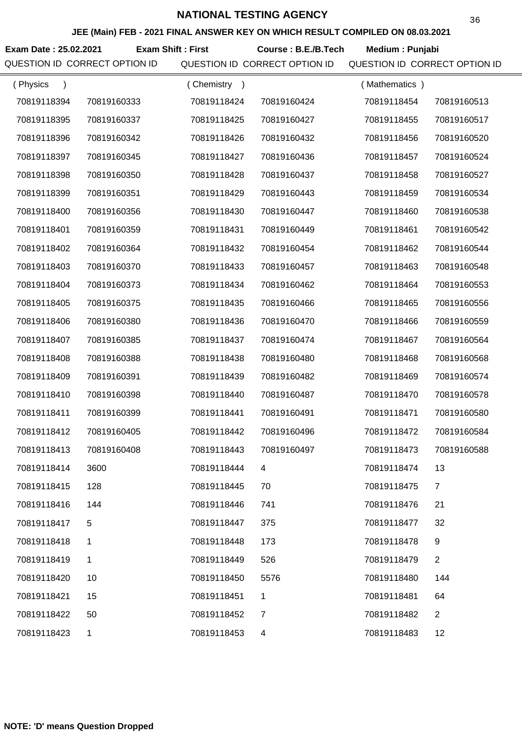# NATIONAL TESTING AGENCY

## JEE (Main) FEB - 2021 FINAL ANSWER KEY ON WHICH RESULT COMPILED ON 08.03.2021

**Exam Date : 25.02.2021** **Exam Shift : First** **Course : B.E./B.Tech** **Medium : Punjabi**

| QUESTION ID | CORRECT OPTION ID | QUESTION ID | CORRECT OPTION ID | QUESTION ID | CORRECT OPTION ID |
|---|---|---|---|---|---|
| ( Physics ) | | ( Chemistry ) | | ( Mathematics ) | |
| 70819118394 | 70819160333 | 70819118424 | 70819160424 | 70819118454 | 70819160513 |
| 70819118395 | 70819160337 | 70819118425 | 70819160427 | 70819118455 | 70819160517 |
| 70819118396 | 70819160342 | 70819118426 | 70819160432 | 70819118456 | 70819160520 |
| 70819118397 | 70819160345 | 70819118427 | 70819160436 | 70819118457 | 70819160524 |
| 70819118398 | 70819160350 | 70819118428 | 70819160437 | 70819118458 | 70819160527 |
| 70819118399 | 70819160351 | 70819118429 | 70819160443 | 70819118459 | 70819160534 |
| 70819118400 | 70819160356 | 70819118430 | 70819160447 | 70819118460 | 70819160538 |
| 70819118401 | 70819160359 | 70819118431 | 70819160449 | 70819118461 | 70819160542 |
| 70819118402 | 70819160364 | 70819118432 | 70819160454 | 70819118462 | 70819160544 |
| 70819118403 | 70819160370 | 70819118433 | 70819160457 | 70819118463 | 70819160548 |
| 70819118404 | 70819160373 | 70819118434 | 70819160462 | 70819118464 | 70819160553 |
| 70819118405 | 70819160375 | 70819118435 | 70819160466 | 70819118465 | 70819160556 |
| 70819118406 | 70819160380 | 70819118436 | 70819160470 | 70819118466 | 70819160559 |
| 70819118407 | 70819160385 | 70819118437 | 70819160474 | 70819118467 | 70819160564 |
| 70819118408 | 70819160388 | 70819118438 | 70819160480 | 70819118468 | 70819160568 |
| 70819118409 | 70819160391 | 70819118439 | 70819160482 | 70819118469 | 70819160574 |
| 70819118410 | 70819160398 | 70819118440 | 70819160487 | 70819118470 | 70819160578 |
| 70819118411 | 70819160399 | 70819118441 | 70819160491 | 70819118471 | 70819160580 |
| 70819118412 | 70819160405 | 70819118442 | 70819160496 | 70819118472 | 70819160584 |
| 70819118413 | 70819160408 | 70819118443 | 70819160497 | 70819118473 | 70819160588 |
| 70819118414 | 3600 | 70819118444 | 4 | 70819118474 | 13 |
| 70819118415 | 128 | 70819118445 | 70 | 70819118475 | 7 |
| 70819118416 | 144 | 70819118446 | 741 | 70819118476 | 21 |
| 70819118417 | 5 | 70819118447 | 375 | 70819118477 | 32 |
| 70819118418 | 1 | 70819118448 | 173 | 70819118478 | 9 |
| 70819118419 | 1 | 70819118449 | 526 | 70819118479 | 2 |
| 70819118420 | 10 | 70819118450 | 5576 | 70819118480 | 144 |
| 70819118421 | 15 | 70819118451 | 1 | 70819118481 | 64 |
| 70819118422 | 50 | 70819118452 | 7 | 70819118482 | 2 |
| 70819118423 | 1 | 70819118453 | 4 | 70819118483 | 12 |

**NOTE: 'D' means Question Dropped**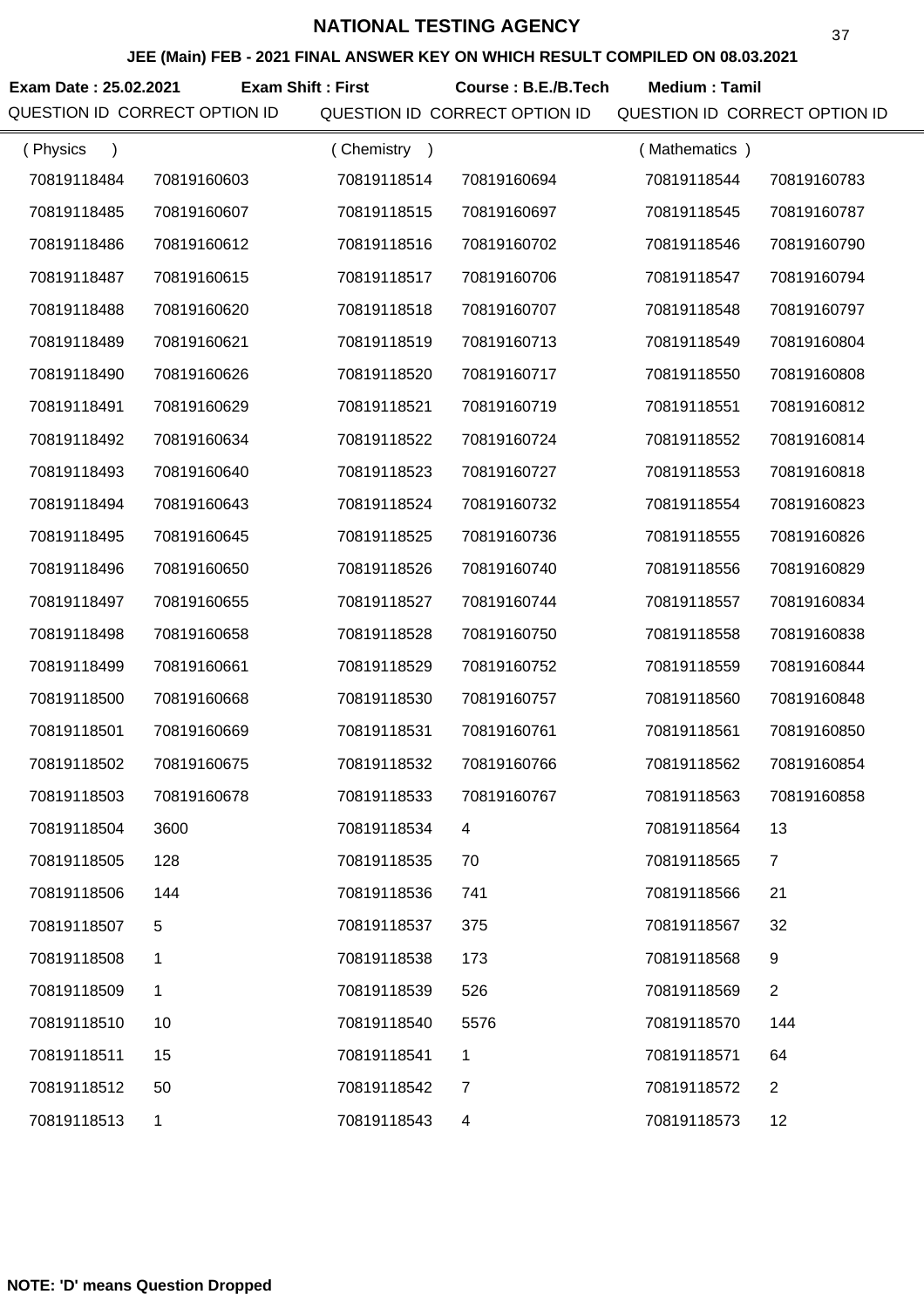# NATIONAL TESTING AGENCY

## JEE (Main) FEB - 2021 FINAL ANSWER KEY ON WHICH RESULT COMPILED ON 08.03.2021

**Exam Date : 25.02.2021** **Exam Shift : First** **Course : B.E./B.Tech** **Medium : Tamil**

| QUESTION ID | CORRECT OPTION ID | QUESTION ID | CORRECT OPTION ID | QUESTION ID | CORRECT OPTION ID |
|---|---|---|---|---|---|
| ( Physics ) | | ( Chemistry ) | | ( Mathematics ) | |
| 70819118484 | 70819160603 | 70819118514 | 70819160694 | 70819118544 | 70819160783 |
| 70819118485 | 70819160607 | 70819118515 | 70819160697 | 70819118545 | 70819160787 |
| 70819118486 | 70819160612 | 70819118516 | 70819160702 | 70819118546 | 70819160790 |
| 70819118487 | 70819160615 | 70819118517 | 70819160706 | 70819118547 | 70819160794 |
| 70819118488 | 70819160620 | 70819118518 | 70819160707 | 70819118548 | 70819160797 |
| 70819118489 | 70819160621 | 70819118519 | 70819160713 | 70819118549 | 70819160804 |
| 70819118490 | 70819160626 | 70819118520 | 70819160717 | 70819118550 | 70819160808 |
| 70819118491 | 70819160629 | 70819118521 | 70819160719 | 70819118551 | 70819160812 |
| 70819118492 | 70819160634 | 70819118522 | 70819160724 | 70819118552 | 70819160814 |
| 70819118493 | 70819160640 | 70819118523 | 70819160727 | 70819118553 | 70819160818 |
| 70819118494 | 70819160643 | 70819118524 | 70819160732 | 70819118554 | 70819160823 |
| 70819118495 | 70819160645 | 70819118525 | 70819160736 | 70819118555 | 70819160826 |
| 70819118496 | 70819160650 | 70819118526 | 70819160740 | 70819118556 | 70819160829 |
| 70819118497 | 70819160655 | 70819118527 | 70819160744 | 70819118557 | 70819160834 |
| 70819118498 | 70819160658 | 70819118528 | 70819160750 | 70819118558 | 70819160838 |
| 70819118499 | 70819160661 | 70819118529 | 70819160752 | 70819118559 | 70819160844 |
| 70819118500 | 70819160668 | 70819118530 | 70819160757 | 70819118560 | 70819160848 |
| 70819118501 | 70819160669 | 70819118531 | 70819160761 | 70819118561 | 70819160850 |
| 70819118502 | 70819160675 | 70819118532 | 70819160766 | 70819118562 | 70819160854 |
| 70819118503 | 70819160678 | 70819118533 | 70819160767 | 70819118563 | 70819160858 |
| 70819118504 | 3600 | 70819118534 | 4 | 70819118564 | 13 |
| 70819118505 | 128 | 70819118535 | 70 | 70819118565 | 7 |
| 70819118506 | 144 | 70819118536 | 741 | 70819118566 | 21 |
| 70819118507 | 5 | 70819118537 | 375 | 70819118567 | 32 |
| 70819118508 | 1 | 70819118538 | 173 | 70819118568 | 9 |
| 70819118509 | 1 | 70819118539 | 526 | 70819118569 | 2 |
| 70819118510 | 10 | 70819118540 | 5576 | 70819118570 | 144 |
| 70819118511 | 15 | 70819118541 | 1 | 70819118571 | 64 |
| 70819118512 | 50 | 70819118542 | 7 | 70819118572 | 2 |
| 70819118513 | 1 | 70819118543 | 4 | 70819118573 | 12 |

**NOTE: 'D' means Question Dropped**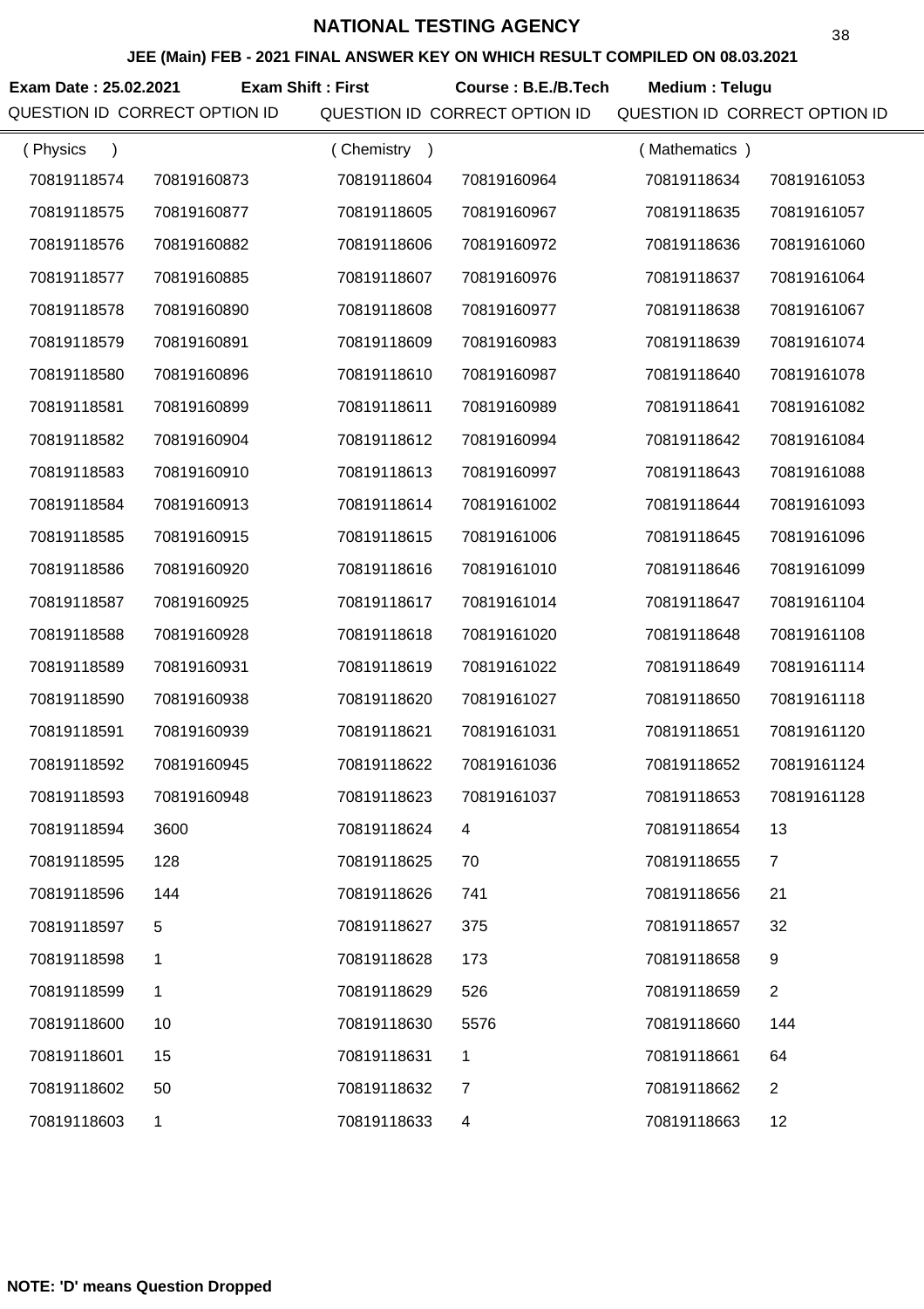# NATIONAL TESTING AGENCY

## JEE (Main) FEB - 2021 FINAL ANSWER KEY ON WHICH RESULT COMPILED ON 08.03.2021

**Exam Date : 25.02.2021** **Exam Shift : First** **Course : B.E./B.Tech** **Medium : Telugu**

| QUESTION ID | CORRECT OPTION ID | QUESTION ID | CORRECT OPTION ID | QUESTION ID | CORRECT OPTION ID |
|---|---|---|---|---|---|
| ( Physics ) | | ( Chemistry ) | | ( Mathematics ) | |
| 70819118574 | 70819160873 | 70819118604 | 70819160964 | 70819118634 | 70819161053 |
| 70819118575 | 70819160877 | 70819118605 | 70819160967 | 70819118635 | 70819161057 |
| 70819118576 | 70819160882 | 70819118606 | 70819160972 | 70819118636 | 70819161060 |
| 70819118577 | 70819160885 | 70819118607 | 70819160976 | 70819118637 | 70819161064 |
| 70819118578 | 70819160890 | 70819118608 | 70819160977 | 70819118638 | 70819161067 |
| 70819118579 | 70819160891 | 70819118609 | 70819160983 | 70819118639 | 70819161074 |
| 70819118580 | 70819160896 | 70819118610 | 70819160987 | 70819118640 | 70819161078 |
| 70819118581 | 70819160899 | 70819118611 | 70819160989 | 70819118641 | 70819161082 |
| 70819118582 | 70819160904 | 70819118612 | 70819160994 | 70819118642 | 70819161084 |
| 70819118583 | 70819160910 | 70819118613 | 70819160997 | 70819118643 | 70819161088 |
| 70819118584 | 70819160913 | 70819118614 | 70819161002 | 70819118644 | 70819161093 |
| 70819118585 | 70819160915 | 70819118615 | 70819161006 | 70819118645 | 70819161096 |
| 70819118586 | 70819160920 | 70819118616 | 70819161010 | 70819118646 | 70819161099 |
| 70819118587 | 70819160925 | 70819118617 | 70819161014 | 70819118647 | 70819161104 |
| 70819118588 | 70819160928 | 70819118618 | 70819161020 | 70819118648 | 70819161108 |
| 70819118589 | 70819160931 | 70819118619 | 70819161022 | 70819118649 | 70819161114 |
| 70819118590 | 70819160938 | 70819118620 | 70819161027 | 70819118650 | 70819161118 |
| 70819118591 | 70819160939 | 70819118621 | 70819161031 | 70819118651 | 70819161120 |
| 70819118592 | 70819160945 | 70819118622 | 70819161036 | 70819118652 | 70819161124 |
| 70819118593 | 70819160948 | 70819118623 | 70819161037 | 70819118653 | 70819161128 |
| 70819118594 | 3600 | 70819118624 | 4 | 70819118654 | 13 |
| 70819118595 | 128 | 70819118625 | 70 | 70819118655 | 7 |
| 70819118596 | 144 | 70819118626 | 741 | 70819118656 | 21 |
| 70819118597 | 5 | 70819118627 | 375 | 70819118657 | 32 |
| 70819118598 | 1 | 70819118628 | 173 | 70819118658 | 9 |
| 70819118599 | 1 | 70819118629 | 526 | 70819118659 | 2 |
| 70819118600 | 10 | 70819118630 | 5576 | 70819118660 | 144 |
| 70819118601 | 15 | 70819118631 | 1 | 70819118661 | 64 |
| 70819118602 | 50 | 70819118632 | 7 | 70819118662 | 2 |
| 70819118603 | 1 | 70819118633 | 4 | 70819118663 | 12 |

**NOTE: 'D' means Question Dropped**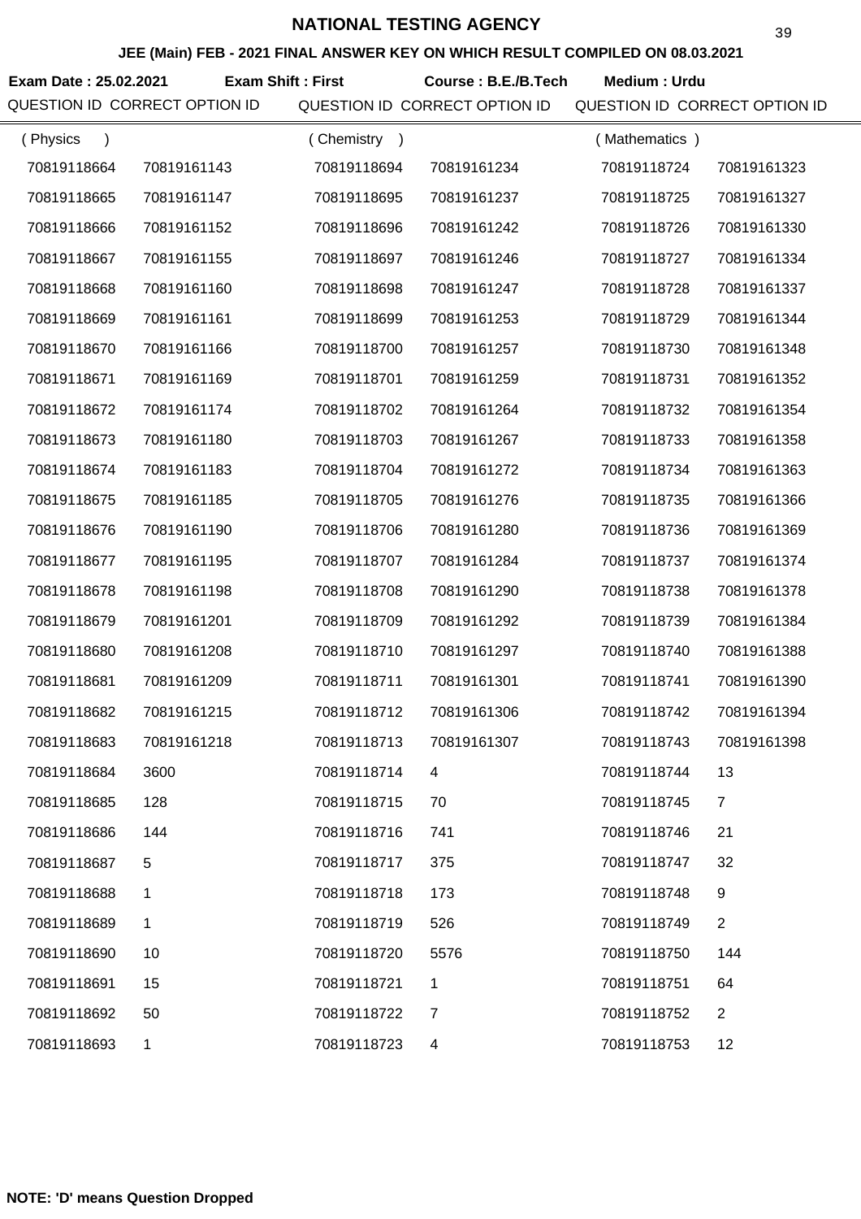# NATIONAL TESTING AGENCY

**JEE (Main) FEB - 2021 FINAL ANSWER KEY ON WHICH RESULT COMPILED ON 08.03.2021**

**Exam Date : 25.02.2021** **Exam Shift : First** **Course : B.E./B.Tech** **Medium : Urdu**

| QUESTION ID | CORRECT OPTION ID | QUESTION ID | CORRECT OPTION ID | QUESTION ID | CORRECT OPTION ID |
|---|---|---|---|---|---|
| ( Physics ) | | ( Chemistry ) | | ( Mathematics ) | |
| 70819118664 | 70819161143 | 70819118694 | 70819161234 | 70819118724 | 70819161323 |
| 70819118665 | 70819161147 | 70819118695 | 70819161237 | 70819118725 | 70819161327 |
| 70819118666 | 70819161152 | 70819118696 | 70819161242 | 70819118726 | 70819161330 |
| 70819118667 | 70819161155 | 70819118697 | 70819161246 | 70819118727 | 70819161334 |
| 70819118668 | 70819161160 | 70819118698 | 70819161247 | 70819118728 | 70819161337 |
| 70819118669 | 70819161161 | 70819118699 | 70819161253 | 70819118729 | 70819161344 |
| 70819118670 | 70819161166 | 70819118700 | 70819161257 | 70819118730 | 70819161348 |
| 70819118671 | 70819161169 | 70819118701 | 70819161259 | 70819118731 | 70819161352 |
| 70819118672 | 70819161174 | 70819118702 | 70819161264 | 70819118732 | 70819161354 |
| 70819118673 | 70819161180 | 70819118703 | 70819161267 | 70819118733 | 70819161358 |
| 70819118674 | 70819161183 | 70819118704 | 70819161272 | 70819118734 | 70819161363 |
| 70819118675 | 70819161185 | 70819118705 | 70819161276 | 70819118735 | 70819161366 |
| 70819118676 | 70819161190 | 70819118706 | 70819161280 | 70819118736 | 70819161369 |
| 70819118677 | 70819161195 | 70819118707 | 70819161284 | 70819118737 | 70819161374 |
| 70819118678 | 70819161198 | 70819118708 | 70819161290 | 70819118738 | 70819161378 |
| 70819118679 | 70819161201 | 70819118709 | 70819161292 | 70819118739 | 70819161384 |
| 70819118680 | 70819161208 | 70819118710 | 70819161297 | 70819118740 | 70819161388 |
| 70819118681 | 70819161209 | 70819118711 | 70819161301 | 70819118741 | 70819161390 |
| 70819118682 | 70819161215 | 70819118712 | 70819161306 | 70819118742 | 70819161394 |
| 70819118683 | 70819161218 | 70819118713 | 70819161307 | 70819118743 | 70819161398 |
| 70819118684 | 3600 | 70819118714 | 4 | 70819118744 | 13 |
| 70819118685 | 128 | 70819118715 | 70 | 70819118745 | 7 |
| 70819118686 | 144 | 70819118716 | 741 | 70819118746 | 21 |
| 70819118687 | 5 | 70819118717 | 375 | 70819118747 | 32 |
| 70819118688 | 1 | 70819118718 | 173 | 70819118748 | 9 |
| 70819118689 | 1 | 70819118719 | 526 | 70819118749 | 2 |
| 70819118690 | 10 | 70819118720 | 5576 | 70819118750 | 144 |
| 70819118691 | 15 | 70819118721 | 1 | 70819118751 | 64 |
| 70819118692 | 50 | 70819118722 | 7 | 70819118752 | 2 |
| 70819118693 | 1 | 70819118723 | 4 | 70819118753 | 12 |

**NOTE: 'D' means Question Dropped**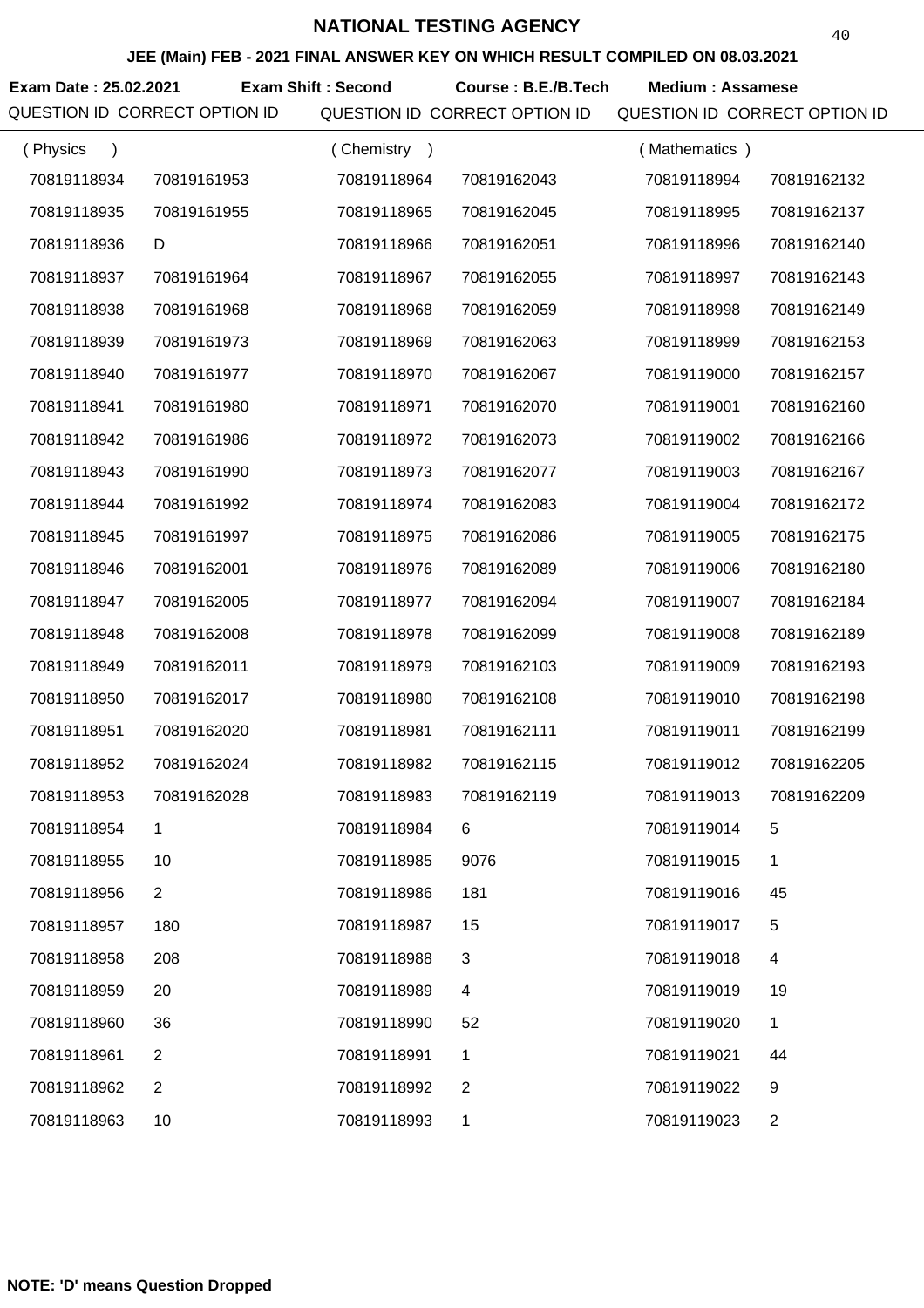# NATIONAL TESTING AGENCY

## JEE (Main) FEB - 2021 FINAL ANSWER KEY ON WHICH RESULT COMPILED ON 08.03.2021

**Exam Date : 25.02.2021** **Exam Shift : Second** **Course : B.E./B.Tech** **Medium : Assamese**

| QUESTION ID | CORRECT OPTION ID | QUESTION ID | CORRECT OPTION ID | QUESTION ID | CORRECT OPTION ID |
|---|---|---|---|---|---|
| ( Physics ) | | ( Chemistry ) | | ( Mathematics ) | |
| 70819118934 | 70819161953 | 70819118964 | 70819162043 | 70819118994 | 70819162132 |
| 70819118935 | 70819161955 | 70819118965 | 70819162045 | 70819118995 | 70819162137 |
| 70819118936 | D | 70819118966 | 70819162051 | 70819118996 | 70819162140 |
| 70819118937 | 70819161964 | 70819118967 | 70819162055 | 70819118997 | 70819162143 |
| 70819118938 | 70819161968 | 70819118968 | 70819162059 | 70819118998 | 70819162149 |
| 70819118939 | 70819161973 | 70819118969 | 70819162063 | 70819118999 | 70819162153 |
| 70819118940 | 70819161977 | 70819118970 | 70819162067 | 70819119000 | 70819162157 |
| 70819118941 | 70819161980 | 70819118971 | 70819162070 | 70819119001 | 70819162160 |
| 70819118942 | 70819161986 | 70819118972 | 70819162073 | 70819119002 | 70819162166 |
| 70819118943 | 70819161990 | 70819118973 | 70819162077 | 70819119003 | 70819162167 |
| 70819118944 | 70819161992 | 70819118974 | 70819162083 | 70819119004 | 70819162172 |
| 70819118945 | 70819161997 | 70819118975 | 70819162086 | 70819119005 | 70819162175 |
| 70819118946 | 70819162001 | 70819118976 | 70819162089 | 70819119006 | 70819162180 |
| 70819118947 | 70819162005 | 70819118977 | 70819162094 | 70819119007 | 70819162184 |
| 70819118948 | 70819162008 | 70819118978 | 70819162099 | 70819119008 | 70819162189 |
| 70819118949 | 70819162011 | 70819118979 | 70819162103 | 70819119009 | 70819162193 |
| 70819118950 | 70819162017 | 70819118980 | 70819162108 | 70819119010 | 70819162198 |
| 70819118951 | 70819162020 | 70819118981 | 70819162111 | 70819119011 | 70819162199 |
| 70819118952 | 70819162024 | 70819118982 | 70819162115 | 70819119012 | 70819162205 |
| 70819118953 | 70819162028 | 70819118983 | 70819162119 | 70819119013 | 70819162209 |
| 70819118954 | 1 | 70819118984 | 6 | 70819119014 | 5 |
| 70819118955 | 10 | 70819118985 | 9076 | 70819119015 | 1 |
| 70819118956 | 2 | 70819118986 | 181 | 70819119016 | 45 |
| 70819118957 | 180 | 70819118987 | 15 | 70819119017 | 5 |
| 70819118958 | 208 | 70819118988 | 3 | 70819119018 | 4 |
| 70819118959 | 20 | 70819118989 | 4 | 70819119019 | 19 |
| 70819118960 | 36 | 70819118990 | 52 | 70819119020 | 1 |
| 70819118961 | 2 | 70819118991 | 1 | 70819119021 | 44 |
| 70819118962 | 2 | 70819118992 | 2 | 70819119022 | 9 |
| 70819118963 | 10 | 70819118993 | 1 | 70819119023 | 2 |

**NOTE: 'D' means Question Dropped**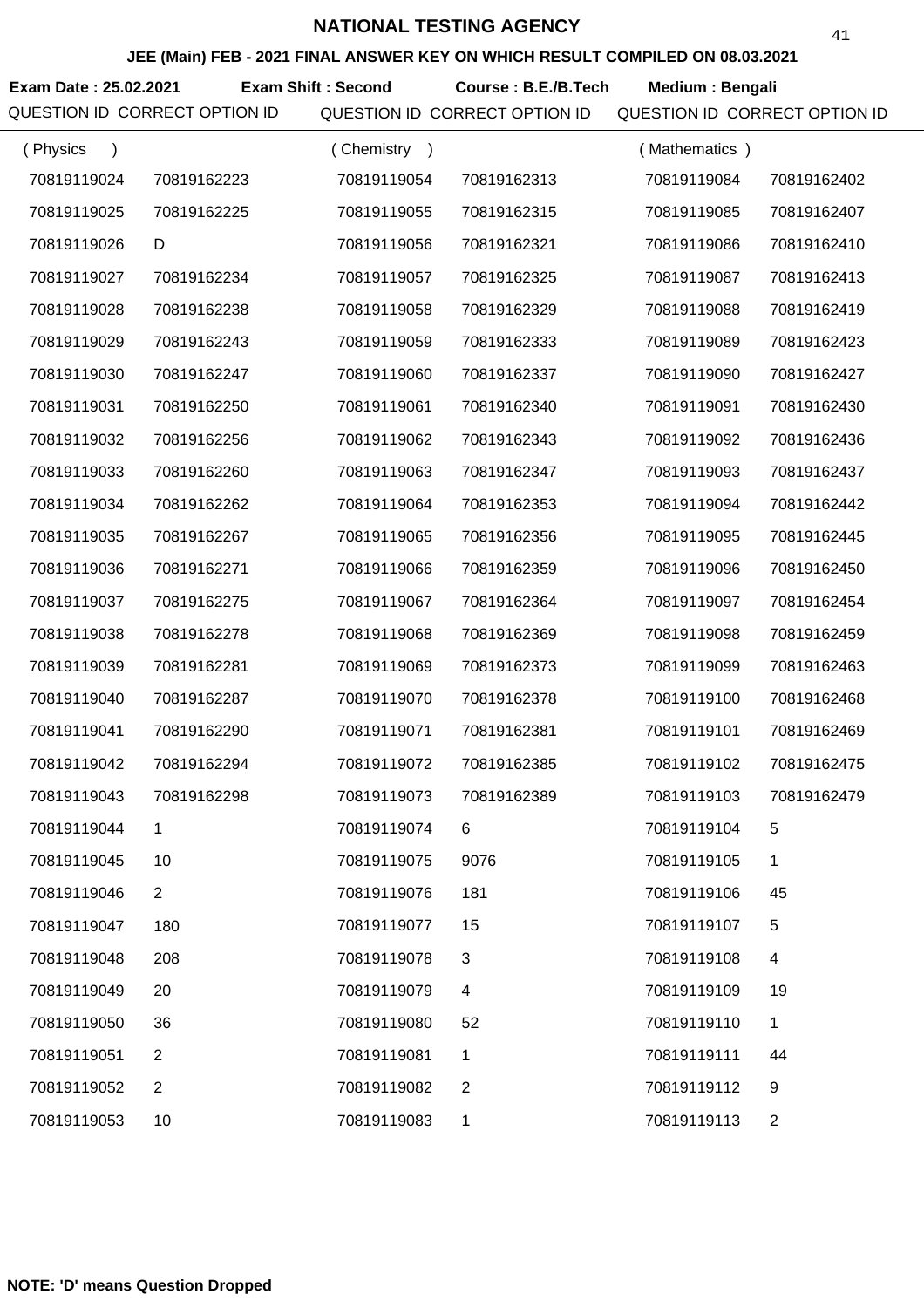# NATIONAL TESTING AGENCY

## JEE (Main) FEB - 2021 FINAL ANSWER KEY ON WHICH RESULT COMPILED ON 08.03.2021

**Exam Date : 25.02.2021** **Exam Shift : Second** **Course : B.E./B.Tech** **Medium : Bengali**

| QUESTION ID | CORRECT OPTION ID | QUESTION ID | CORRECT OPTION ID | QUESTION ID | CORRECT OPTION ID |
|---|---|---|---|---|---|
| ( Physics ) | | ( Chemistry ) | | ( Mathematics ) | |
| 70819119024 | 70819162223 | 70819119054 | 70819162313 | 70819119084 | 70819162402 |
| 70819119025 | 70819162225 | 70819119055 | 70819162315 | 70819119085 | 70819162407 |
| 70819119026 | D | 70819119056 | 70819162321 | 70819119086 | 70819162410 |
| 70819119027 | 70819162234 | 70819119057 | 70819162325 | 70819119087 | 70819162413 |
| 70819119028 | 70819162238 | 70819119058 | 70819162329 | 70819119088 | 70819162419 |
| 70819119029 | 70819162243 | 70819119059 | 70819162333 | 70819119089 | 70819162423 |
| 70819119030 | 70819162247 | 70819119060 | 70819162337 | 70819119090 | 70819162427 |
| 70819119031 | 70819162250 | 70819119061 | 70819162340 | 70819119091 | 70819162430 |
| 70819119032 | 70819162256 | 70819119062 | 70819162343 | 70819119092 | 70819162436 |
| 70819119033 | 70819162260 | 70819119063 | 70819162347 | 70819119093 | 70819162437 |
| 70819119034 | 70819162262 | 70819119064 | 70819162353 | 70819119094 | 70819162442 |
| 70819119035 | 70819162267 | 70819119065 | 70819162356 | 70819119095 | 70819162445 |
| 70819119036 | 70819162271 | 70819119066 | 70819162359 | 70819119096 | 70819162450 |
| 70819119037 | 70819162275 | 70819119067 | 70819162364 | 70819119097 | 70819162454 |
| 70819119038 | 70819162278 | 70819119068 | 70819162369 | 70819119098 | 70819162459 |
| 70819119039 | 70819162281 | 70819119069 | 70819162373 | 70819119099 | 70819162463 |
| 70819119040 | 70819162287 | 70819119070 | 70819162378 | 70819119100 | 70819162468 |
| 70819119041 | 70819162290 | 70819119071 | 70819162381 | 70819119101 | 70819162469 |
| 70819119042 | 70819162294 | 70819119072 | 70819162385 | 70819119102 | 70819162475 |
| 70819119043 | 70819162298 | 70819119073 | 70819162389 | 70819119103 | 70819162479 |
| 70819119044 | 1 | 70819119074 | 6 | 70819119104 | 5 |
| 70819119045 | 10 | 70819119075 | 9076 | 70819119105 | 1 |
| 70819119046 | 2 | 70819119076 | 181 | 70819119106 | 45 |
| 70819119047 | 180 | 70819119077 | 15 | 70819119107 | 5 |
| 70819119048 | 208 | 70819119078 | 3 | 70819119108 | 4 |
| 70819119049 | 20 | 70819119079 | 4 | 70819119109 | 19 |
| 70819119050 | 36 | 70819119080 | 52 | 70819119110 | 1 |
| 70819119051 | 2 | 70819119081 | 1 | 70819119111 | 44 |
| 70819119052 | 2 | 70819119082 | 2 | 70819119112 | 9 |
| 70819119053 | 10 | 70819119083 | 1 | 70819119113 | 2 |

**NOTE: 'D' means Question Dropped**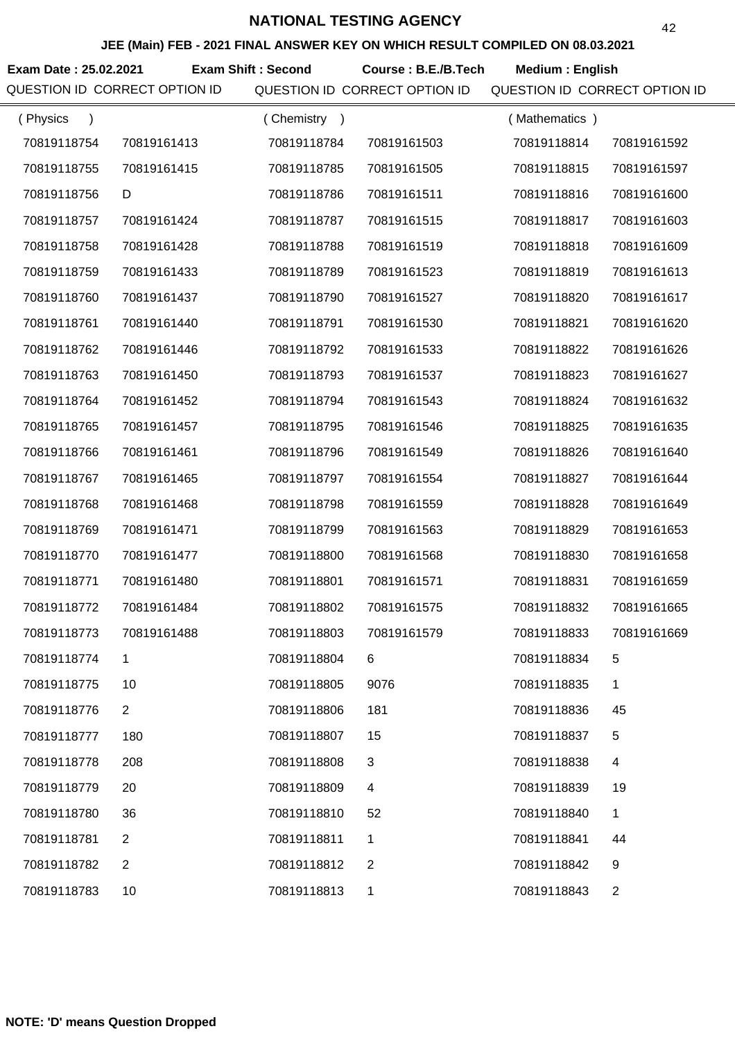# NATIONAL TESTING AGENCY

**JEE (Main) FEB - 2021 FINAL ANSWER KEY ON WHICH RESULT COMPILED ON 08.03.2021**

**Exam Date : 25.02.2021** **Exam Shift : Second** **Course : B.E./B.Tech** **Medium : English**

| QUESTION ID | CORRECT OPTION ID | QUESTION ID | CORRECT OPTION ID | QUESTION ID | CORRECT OPTION ID |
|---|---|---|---|---|---|
| ( Physics ) | | ( Chemistry ) | | ( Mathematics ) | |
| 70819118754 | 70819161413 | 70819118784 | 70819161503 | 70819118814 | 70819161592 |
| 70819118755 | 70819161415 | 70819118785 | 70819161505 | 70819118815 | 70819161597 |
| 70819118756 | D | 70819118786 | 70819161511 | 70819118816 | 70819161600 |
| 70819118757 | 70819161424 | 70819118787 | 70819161515 | 70819118817 | 70819161603 |
| 70819118758 | 70819161428 | 70819118788 | 70819161519 | 70819118818 | 70819161609 |
| 70819118759 | 70819161433 | 70819118789 | 70819161523 | 70819118819 | 70819161613 |
| 70819118760 | 70819161437 | 70819118790 | 70819161527 | 70819118820 | 70819161617 |
| 70819118761 | 70819161440 | 70819118791 | 70819161530 | 70819118821 | 70819161620 |
| 70819118762 | 70819161446 | 70819118792 | 70819161533 | 70819118822 | 70819161626 |
| 70819118763 | 70819161450 | 70819118793 | 70819161537 | 70819118823 | 70819161627 |
| 70819118764 | 70819161452 | 70819118794 | 70819161543 | 70819118824 | 70819161632 |
| 70819118765 | 70819161457 | 70819118795 | 70819161546 | 70819118825 | 70819161635 |
| 70819118766 | 70819161461 | 70819118796 | 70819161549 | 70819118826 | 70819161640 |
| 70819118767 | 70819161465 | 70819118797 | 70819161554 | 70819118827 | 70819161644 |
| 70819118768 | 70819161468 | 70819118798 | 70819161559 | 70819118828 | 70819161649 |
| 70819118769 | 70819161471 | 70819118799 | 70819161563 | 70819118829 | 70819161653 |
| 70819118770 | 70819161477 | 70819118800 | 70819161568 | 70819118830 | 70819161658 |
| 70819118771 | 70819161480 | 70819118801 | 70819161571 | 70819118831 | 70819161659 |
| 70819118772 | 70819161484 | 70819118802 | 70819161575 | 70819118832 | 70819161665 |
| 70819118773 | 70819161488 | 70819118803 | 70819161579 | 70819118833 | 70819161669 |
| 70819118774 | 1 | 70819118804 | 6 | 70819118834 | 5 |
| 70819118775 | 10 | 70819118805 | 9076 | 70819118835 | 1 |
| 70819118776 | 2 | 70819118806 | 181 | 70819118836 | 45 |
| 70819118777 | 180 | 70819118807 | 15 | 70819118837 | 5 |
| 70819118778 | 208 | 70819118808 | 3 | 70819118838 | 4 |
| 70819118779 | 20 | 70819118809 | 4 | 70819118839 | 19 |
| 70819118780 | 36 | 70819118810 | 52 | 70819118840 | 1 |
| 70819118781 | 2 | 70819118811 | 1 | 70819118841 | 44 |
| 70819118782 | 2 | 70819118812 | 2 | 70819118842 | 9 |
| 70819118783 | 10 | 70819118813 | 1 | 70819118843 | 2 |

**NOTE: 'D' means Question Dropped**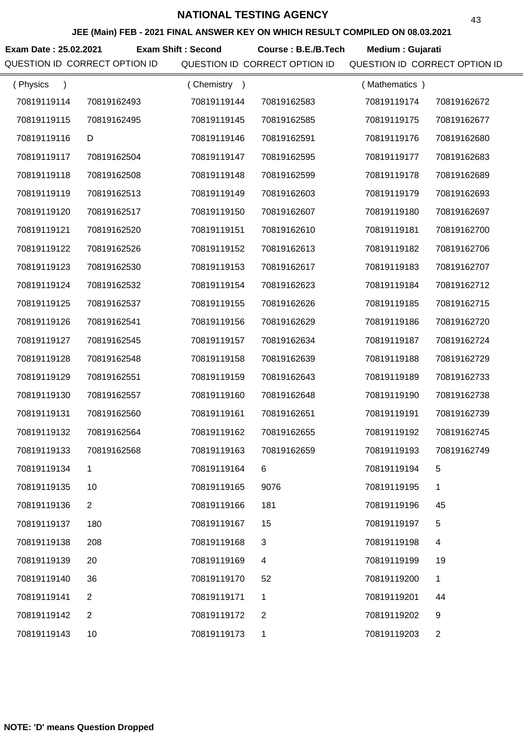# NATIONAL TESTING AGENCY

## JEE (Main) FEB - 2021 FINAL ANSWER KEY ON WHICH RESULT COMPILED ON 08.03.2021

**Exam Date : 25.02.2021** **Exam Shift : Second** **Course : B.E./B.Tech** **Medium : Gujarati**

| QUESTION ID | CORRECT OPTION ID | QUESTION ID | CORRECT OPTION ID | QUESTION ID | CORRECT OPTION ID |
|---|---|---|---|---|---|
| ( Physics ) | | ( Chemistry ) | | ( Mathematics ) | |
| 70819119114 | 70819162493 | 70819119144 | 70819162583 | 70819119174 | 70819162672 |
| 70819119115 | 70819162495 | 70819119145 | 70819162585 | 70819119175 | 70819162677 |
| 70819119116 | D | 70819119146 | 70819162591 | 70819119176 | 70819162680 |
| 70819119117 | 70819162504 | 70819119147 | 70819162595 | 70819119177 | 70819162683 |
| 70819119118 | 70819162508 | 70819119148 | 70819162599 | 70819119178 | 70819162689 |
| 70819119119 | 70819162513 | 70819119149 | 70819162603 | 70819119179 | 70819162693 |
| 70819119120 | 70819162517 | 70819119150 | 70819162607 | 70819119180 | 70819162697 |
| 70819119121 | 70819162520 | 70819119151 | 70819162610 | 70819119181 | 70819162700 |
| 70819119122 | 70819162526 | 70819119152 | 70819162613 | 70819119182 | 70819162706 |
| 70819119123 | 70819162530 | 70819119153 | 70819162617 | 70819119183 | 70819162707 |
| 70819119124 | 70819162532 | 70819119154 | 70819162623 | 70819119184 | 70819162712 |
| 70819119125 | 70819162537 | 70819119155 | 70819162626 | 70819119185 | 70819162715 |
| 70819119126 | 70819162541 | 70819119156 | 70819162629 | 70819119186 | 70819162720 |
| 70819119127 | 70819162545 | 70819119157 | 70819162634 | 70819119187 | 70819162724 |
| 70819119128 | 70819162548 | 70819119158 | 70819162639 | 70819119188 | 70819162729 |
| 70819119129 | 70819162551 | 70819119159 | 70819162643 | 70819119189 | 70819162733 |
| 70819119130 | 70819162557 | 70819119160 | 70819162648 | 70819119190 | 70819162738 |
| 70819119131 | 70819162560 | 70819119161 | 70819162651 | 70819119191 | 70819162739 |
| 70819119132 | 70819162564 | 70819119162 | 70819162655 | 70819119192 | 70819162745 |
| 70819119133 | 70819162568 | 70819119163 | 70819162659 | 70819119193 | 70819162749 |
| 70819119134 | 1 | 70819119164 | 6 | 70819119194 | 5 |
| 70819119135 | 10 | 70819119165 | 9076 | 70819119195 | 1 |
| 70819119136 | 2 | 70819119166 | 181 | 70819119196 | 45 |
| 70819119137 | 180 | 70819119167 | 15 | 70819119197 | 5 |
| 70819119138 | 208 | 70819119168 | 3 | 70819119198 | 4 |
| 70819119139 | 20 | 70819119169 | 4 | 70819119199 | 19 |
| 70819119140 | 36 | 70819119170 | 52 | 70819119200 | 1 |
| 70819119141 | 2 | 70819119171 | 1 | 70819119201 | 44 |
| 70819119142 | 2 | 70819119172 | 2 | 70819119202 | 9 |
| 70819119143 | 10 | 70819119173 | 1 | 70819119203 | 2 |

**NOTE: 'D' means Question Dropped**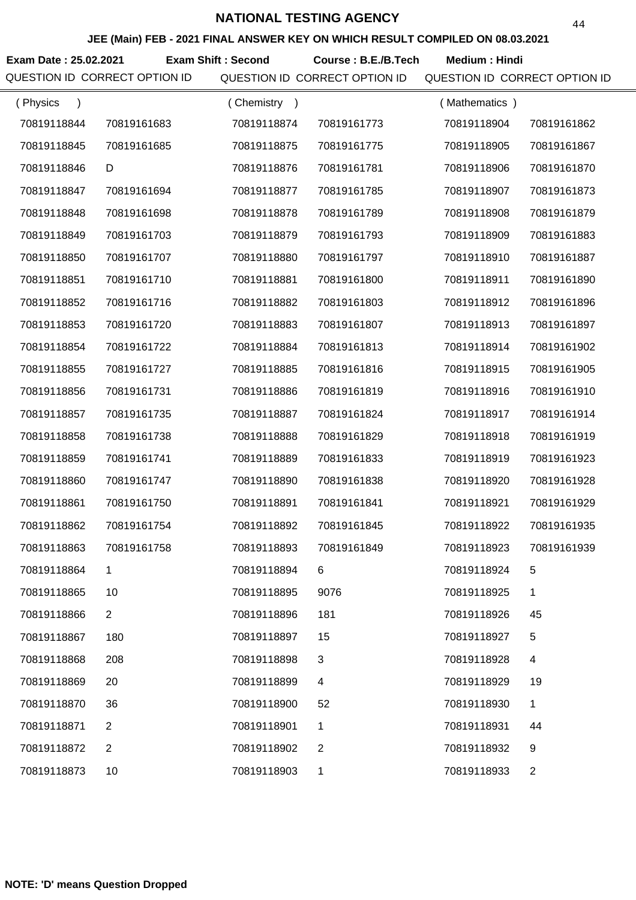# NATIONAL TESTING AGENCY

## JEE (Main) FEB - 2021 FINAL ANSWER KEY ON WHICH RESULT COMPILED ON 08.03.2021

**Exam Date : 25.02.2021** **Exam Shift : Second** **Course : B.E./B.Tech** **Medium : Hindi**

| QUESTION ID | CORRECT OPTION ID | QUESTION ID | CORRECT OPTION ID | QUESTION ID | CORRECT OPTION ID |
|---|---|---|---|---|---|
| ( Physics ) | | ( Chemistry ) | | ( Mathematics ) | |
| 70819118844 | 70819161683 | 70819118874 | 70819161773 | 70819118904 | 70819161862 |
| 70819118845 | 70819161685 | 70819118875 | 70819161775 | 70819118905 | 70819161867 |
| 70819118846 | D | 70819118876 | 70819161781 | 70819118906 | 70819161870 |
| 70819118847 | 70819161694 | 70819118877 | 70819161785 | 70819118907 | 70819161873 |
| 70819118848 | 70819161698 | 70819118878 | 70819161789 | 70819118908 | 70819161879 |
| 70819118849 | 70819161703 | 70819118879 | 70819161793 | 70819118909 | 70819161883 |
| 70819118850 | 70819161707 | 70819118880 | 70819161797 | 70819118910 | 70819161887 |
| 70819118851 | 70819161710 | 70819118881 | 70819161800 | 70819118911 | 70819161890 |
| 70819118852 | 70819161716 | 70819118882 | 70819161803 | 70819118912 | 70819161896 |
| 70819118853 | 70819161720 | 70819118883 | 70819161807 | 70819118913 | 70819161897 |
| 70819118854 | 70819161722 | 70819118884 | 70819161813 | 70819118914 | 70819161902 |
| 70819118855 | 70819161727 | 70819118885 | 70819161816 | 70819118915 | 70819161905 |
| 70819118856 | 70819161731 | 70819118886 | 70819161819 | 70819118916 | 70819161910 |
| 70819118857 | 70819161735 | 70819118887 | 70819161824 | 70819118917 | 70819161914 |
| 70819118858 | 70819161738 | 70819118888 | 70819161829 | 70819118918 | 70819161919 |
| 70819118859 | 70819161741 | 70819118889 | 70819161833 | 70819118919 | 70819161923 |
| 70819118860 | 70819161747 | 70819118890 | 70819161838 | 70819118920 | 70819161928 |
| 70819118861 | 70819161750 | 70819118891 | 70819161841 | 70819118921 | 70819161929 |
| 70819118862 | 70819161754 | 70819118892 | 70819161845 | 70819118922 | 70819161935 |
| 70819118863 | 70819161758 | 70819118893 | 70819161849 | 70819118923 | 70819161939 |
| 70819118864 | 1 | 70819118894 | 6 | 70819118924 | 5 |
| 70819118865 | 10 | 70819118895 | 9076 | 70819118925 | 1 |
| 70819118866 | 2 | 70819118896 | 181 | 70819118926 | 45 |
| 70819118867 | 180 | 70819118897 | 15 | 70819118927 | 5 |
| 70819118868 | 208 | 70819118898 | 3 | 70819118928 | 4 |
| 70819118869 | 20 | 70819118899 | 4 | 70819118929 | 19 |
| 70819118870 | 36 | 70819118900 | 52 | 70819118930 | 1 |
| 70819118871 | 2 | 70819118901 | 1 | 70819118931 | 44 |
| 70819118872 | 2 | 70819118902 | 2 | 70819118932 | 9 |
| 70819118873 | 10 | 70819118903 | 1 | 70819118933 | 2 |

**NOTE: 'D' means Question Dropped**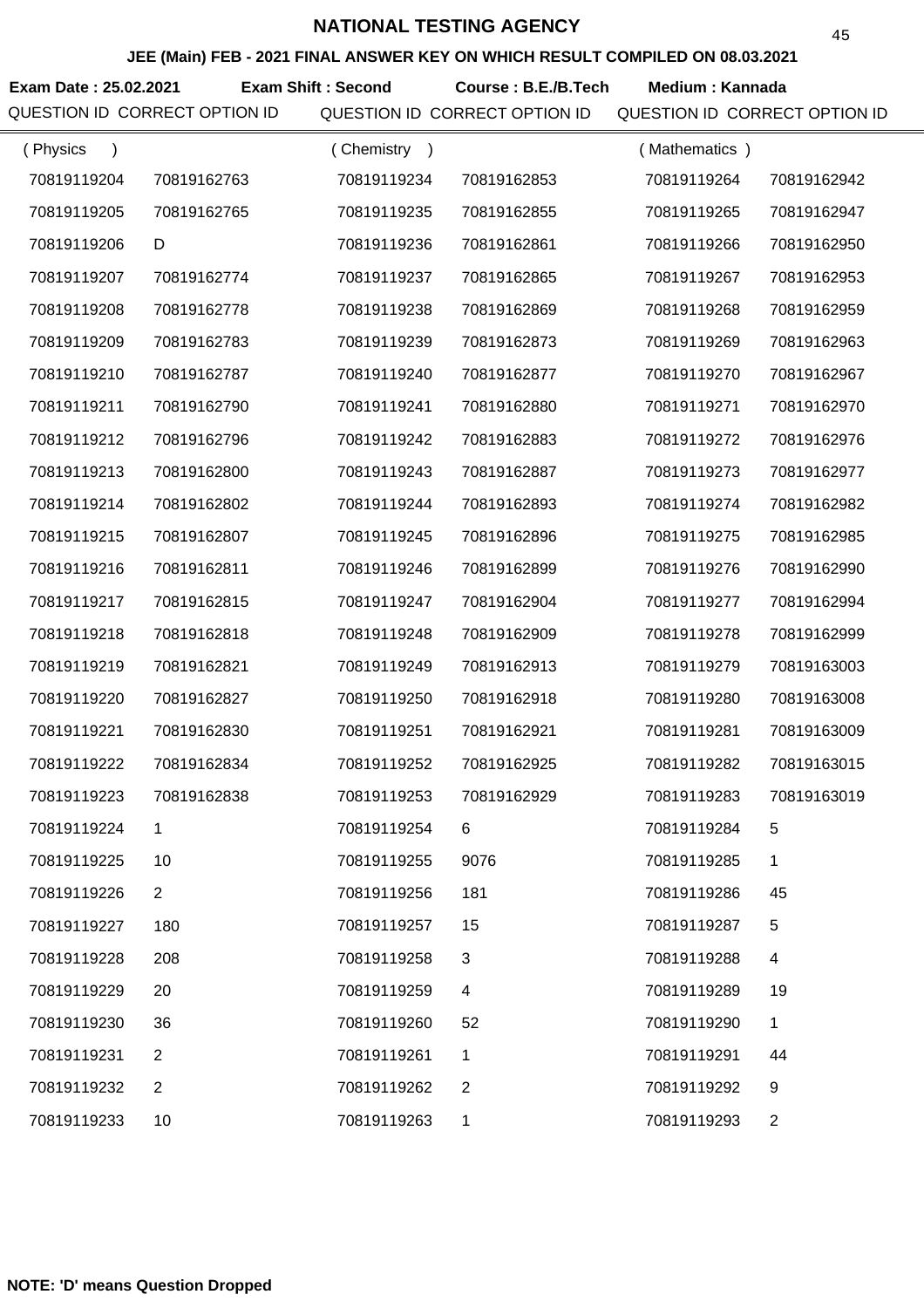# NATIONAL TESTING AGENCY

## JEE (Main) FEB - 2021 FINAL ANSWER KEY ON WHICH RESULT COMPILED ON 08.03.2021

**Exam Date : 25.02.2021** **Exam Shift : Second** **Course : B.E./B.Tech** **Medium : Kannada**

| QUESTION ID | CORRECT OPTION ID | QUESTION ID | CORRECT OPTION ID | QUESTION ID | CORRECT OPTION ID |
|---|---|---|---|---|---|
| ( Physics ) | | ( Chemistry ) | | ( Mathematics ) | |
| 70819119204 | 70819162763 | 70819119234 | 70819162853 | 70819119264 | 70819162942 |
| 70819119205 | 70819162765 | 70819119235 | 70819162855 | 70819119265 | 70819162947 |
| 70819119206 | D | 70819119236 | 70819162861 | 70819119266 | 70819162950 |
| 70819119207 | 70819162774 | 70819119237 | 70819162865 | 70819119267 | 70819162953 |
| 70819119208 | 70819162778 | 70819119238 | 70819162869 | 70819119268 | 70819162959 |
| 70819119209 | 70819162783 | 70819119239 | 70819162873 | 70819119269 | 70819162963 |
| 70819119210 | 70819162787 | 70819119240 | 70819162877 | 70819119270 | 70819162967 |
| 70819119211 | 70819162790 | 70819119241 | 70819162880 | 70819119271 | 70819162970 |
| 70819119212 | 70819162796 | 70819119242 | 70819162883 | 70819119272 | 70819162976 |
| 70819119213 | 70819162800 | 70819119243 | 70819162887 | 70819119273 | 70819162977 |
| 70819119214 | 70819162802 | 70819119244 | 70819162893 | 70819119274 | 70819162982 |
| 70819119215 | 70819162807 | 70819119245 | 70819162896 | 70819119275 | 70819162985 |
| 70819119216 | 70819162811 | 70819119246 | 70819162899 | 70819119276 | 70819162990 |
| 70819119217 | 70819162815 | 70819119247 | 70819162904 | 70819119277 | 70819162994 |
| 70819119218 | 70819162818 | 70819119248 | 70819162909 | 70819119278 | 70819162999 |
| 70819119219 | 70819162821 | 70819119249 | 70819162913 | 70819119279 | 70819163003 |
| 70819119220 | 70819162827 | 70819119250 | 70819162918 | 70819119280 | 70819163008 |
| 70819119221 | 70819162830 | 70819119251 | 70819162921 | 70819119281 | 70819163009 |
| 70819119222 | 70819162834 | 70819119252 | 70819162925 | 70819119282 | 70819163015 |
| 70819119223 | 70819162838 | 70819119253 | 70819162929 | 70819119283 | 70819163019 |
| 70819119224 | 1 | 70819119254 | 6 | 70819119284 | 5 |
| 70819119225 | 10 | 70819119255 | 9076 | 70819119285 | 1 |
| 70819119226 | 2 | 70819119256 | 181 | 70819119286 | 45 |
| 70819119227 | 180 | 70819119257 | 15 | 70819119287 | 5 |
| 70819119228 | 208 | 70819119258 | 3 | 70819119288 | 4 |
| 70819119229 | 20 | 70819119259 | 4 | 70819119289 | 19 |
| 70819119230 | 36 | 70819119260 | 52 | 70819119290 | 1 |
| 70819119231 | 2 | 70819119261 | 1 | 70819119291 | 44 |
| 70819119232 | 2 | 70819119262 | 2 | 70819119292 | 9 |
| 70819119233 | 10 | 70819119263 | 1 | 70819119293 | 2 |

**NOTE: 'D' means Question Dropped**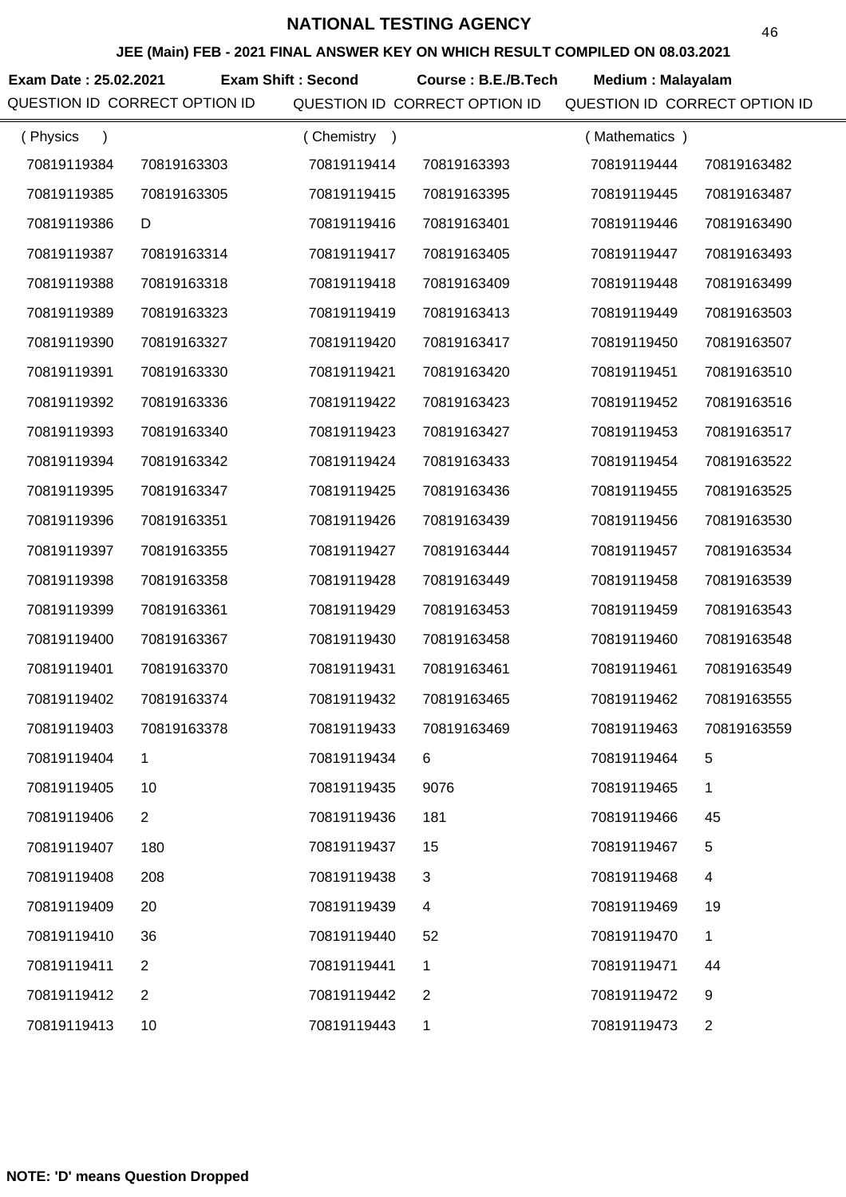# NATIONAL TESTING AGENCY

## JEE (Main) FEB - 2021 FINAL ANSWER KEY ON WHICH RESULT COMPILED ON 08.03.2021

**Exam Date : 25.02.2021** **Exam Shift : Second** **Course : B.E./B.Tech** **Medium : Malayalam**

| QUESTION ID | CORRECT OPTION ID | QUESTION ID | CORRECT OPTION ID | QUESTION ID | CORRECT OPTION ID |
|---|---|---|---|---|---|
| ( Physics ) | | ( Chemistry ) | | ( Mathematics ) | |
| 70819119384 | 70819163303 | 70819119414 | 70819163393 | 70819119444 | 70819163482 |
| 70819119385 | 70819163305 | 70819119415 | 70819163395 | 70819119445 | 70819163487 |
| 70819119386 | D | 70819119416 | 70819163401 | 70819119446 | 70819163490 |
| 70819119387 | 70819163314 | 70819119417 | 70819163405 | 70819119447 | 70819163493 |
| 70819119388 | 70819163318 | 70819119418 | 70819163409 | 70819119448 | 70819163499 |
| 70819119389 | 70819163323 | 70819119419 | 70819163413 | 70819119449 | 70819163503 |
| 70819119390 | 70819163327 | 70819119420 | 70819163417 | 70819119450 | 70819163507 |
| 70819119391 | 70819163330 | 70819119421 | 70819163420 | 70819119451 | 70819163510 |
| 70819119392 | 70819163336 | 70819119422 | 70819163423 | 70819119452 | 70819163516 |
| 70819119393 | 70819163340 | 70819119423 | 70819163427 | 70819119453 | 70819163517 |
| 70819119394 | 70819163342 | 70819119424 | 70819163433 | 70819119454 | 70819163522 |
| 70819119395 | 70819163347 | 70819119425 | 70819163436 | 70819119455 | 70819163525 |
| 70819119396 | 70819163351 | 70819119426 | 70819163439 | 70819119456 | 70819163530 |
| 70819119397 | 70819163355 | 70819119427 | 70819163444 | 70819119457 | 70819163534 |
| 70819119398 | 70819163358 | 70819119428 | 70819163449 | 70819119458 | 70819163539 |
| 70819119399 | 70819163361 | 70819119429 | 70819163453 | 70819119459 | 70819163543 |
| 70819119400 | 70819163367 | 70819119430 | 70819163458 | 70819119460 | 70819163548 |
| 70819119401 | 70819163370 | 70819119431 | 70819163461 | 70819119461 | 70819163549 |
| 70819119402 | 70819163374 | 70819119432 | 70819163465 | 70819119462 | 70819163555 |
| 70819119403 | 70819163378 | 70819119433 | 70819163469 | 70819119463 | 70819163559 |
| 70819119404 | 1 | 70819119434 | 6 | 70819119464 | 5 |
| 70819119405 | 10 | 70819119435 | 9076 | 70819119465 | 1 |
| 70819119406 | 2 | 70819119436 | 181 | 70819119466 | 45 |
| 70819119407 | 180 | 70819119437 | 15 | 70819119467 | 5 |
| 70819119408 | 208 | 70819119438 | 3 | 70819119468 | 4 |
| 70819119409 | 20 | 70819119439 | 4 | 70819119469 | 19 |
| 70819119410 | 36 | 70819119440 | 52 | 70819119470 | 1 |
| 70819119411 | 2 | 70819119441 | 1 | 70819119471 | 44 |
| 70819119412 | 2 | 70819119442 | 2 | 70819119472 | 9 |
| 70819119413 | 10 | 70819119443 | 1 | 70819119473 | 2 |

**NOTE: 'D' means Question Dropped**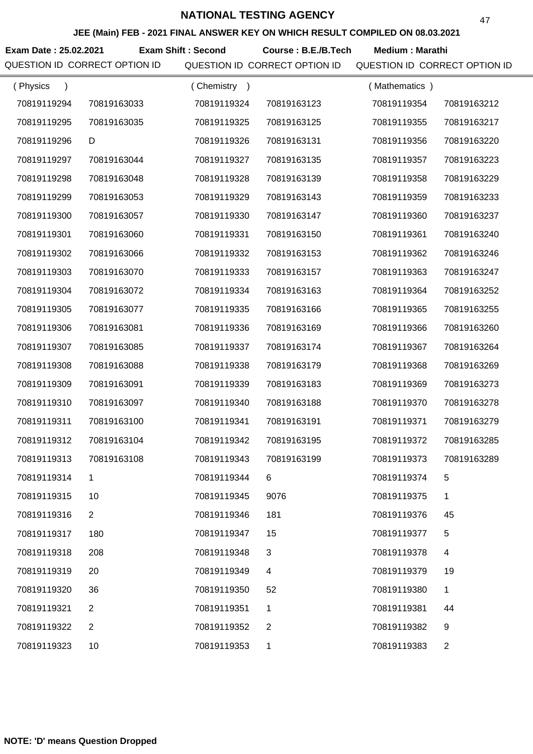# NATIONAL TESTING AGENCY

**JEE (Main) FEB - 2021 FINAL ANSWER KEY ON WHICH RESULT COMPILED ON 08.03.2021**

**Exam Date : 25.02.2021** **Exam Shift : Second** **Course : B.E./B.Tech** **Medium : Marathi**

| QUESTION ID | CORRECT OPTION ID | QUESTION ID | CORRECT OPTION ID | QUESTION ID | CORRECT OPTION ID |
|---|---|---|---|---|---|
| ( Physics ) | | ( Chemistry ) | | ( Mathematics ) | |
| 70819119294 | 70819163033 | 70819119324 | 70819163123 | 70819119354 | 70819163212 |
| 70819119295 | 70819163035 | 70819119325 | 70819163125 | 70819119355 | 70819163217 |
| 70819119296 | D | 70819119326 | 70819163131 | 70819119356 | 70819163220 |
| 70819119297 | 70819163044 | 70819119327 | 70819163135 | 70819119357 | 70819163223 |
| 70819119298 | 70819163048 | 70819119328 | 70819163139 | 70819119358 | 70819163229 |
| 70819119299 | 70819163053 | 70819119329 | 70819163143 | 70819119359 | 70819163233 |
| 70819119300 | 70819163057 | 70819119330 | 70819163147 | 70819119360 | 70819163237 |
| 70819119301 | 70819163060 | 70819119331 | 70819163150 | 70819119361 | 70819163240 |
| 70819119302 | 70819163066 | 70819119332 | 70819163153 | 70819119362 | 70819163246 |
| 70819119303 | 70819163070 | 70819119333 | 70819163157 | 70819119363 | 70819163247 |
| 70819119304 | 70819163072 | 70819119334 | 70819163163 | 70819119364 | 70819163252 |
| 70819119305 | 70819163077 | 70819119335 | 70819163166 | 70819119365 | 70819163255 |
| 70819119306 | 70819163081 | 70819119336 | 70819163169 | 70819119366 | 70819163260 |
| 70819119307 | 70819163085 | 70819119337 | 70819163174 | 70819119367 | 70819163264 |
| 70819119308 | 70819163088 | 70819119338 | 70819163179 | 70819119368 | 70819163269 |
| 70819119309 | 70819163091 | 70819119339 | 70819163183 | 70819119369 | 70819163273 |
| 70819119310 | 70819163097 | 70819119340 | 70819163188 | 70819119370 | 70819163278 |
| 70819119311 | 70819163100 | 70819119341 | 70819163191 | 70819119371 | 70819163279 |
| 70819119312 | 70819163104 | 70819119342 | 70819163195 | 70819119372 | 70819163285 |
| 70819119313 | 70819163108 | 70819119343 | 70819163199 | 70819119373 | 70819163289 |
| 70819119314 | 1 | 70819119344 | 6 | 70819119374 | 5 |
| 70819119315 | 10 | 70819119345 | 9076 | 70819119375 | 1 |
| 70819119316 | 2 | 70819119346 | 181 | 70819119376 | 45 |
| 70819119317 | 180 | 70819119347 | 15 | 70819119377 | 5 |
| 70819119318 | 208 | 70819119348 | 3 | 70819119378 | 4 |
| 70819119319 | 20 | 70819119349 | 4 | 70819119379 | 19 |
| 70819119320 | 36 | 70819119350 | 52 | 70819119380 | 1 |
| 70819119321 | 2 | 70819119351 | 1 | 70819119381 | 44 |
| 70819119322 | 2 | 70819119352 | 2 | 70819119382 | 9 |
| 70819119323 | 10 | 70819119353 | 1 | 70819119383 | 2 |

**NOTE: 'D' means Question Dropped**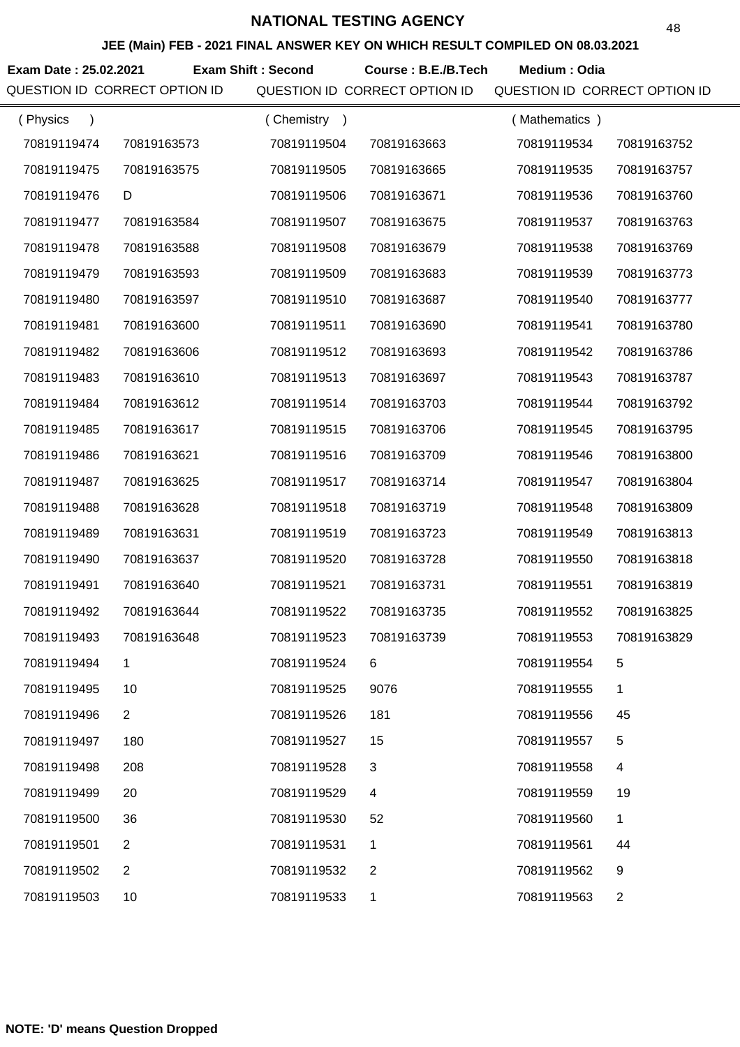# NATIONAL TESTING AGENCY

## JEE (Main) FEB - 2021 FINAL ANSWER KEY ON WHICH RESULT COMPILED ON 08.03.2021

**Exam Date : 25.02.2021** **Exam Shift : Second** **Course : B.E./B.Tech** **Medium : Odia**

| QUESTION ID | CORRECT OPTION ID | QUESTION ID | CORRECT OPTION ID | QUESTION ID | CORRECT OPTION ID |
|---|---|---|---|---|---|
| ( Physics ) | | ( Chemistry ) | | ( Mathematics ) | |
| 70819119474 | 70819163573 | 70819119504 | 70819163663 | 70819119534 | 70819163752 |
| 70819119475 | 70819163575 | 70819119505 | 70819163665 | 70819119535 | 70819163757 |
| 70819119476 | D | 70819119506 | 70819163671 | 70819119536 | 70819163760 |
| 70819119477 | 70819163584 | 70819119507 | 70819163675 | 70819119537 | 70819163763 |
| 70819119478 | 70819163588 | 70819119508 | 70819163679 | 70819119538 | 70819163769 |
| 70819119479 | 70819163593 | 70819119509 | 70819163683 | 70819119539 | 70819163773 |
| 70819119480 | 70819163597 | 70819119510 | 70819163687 | 70819119540 | 70819163777 |
| 70819119481 | 70819163600 | 70819119511 | 70819163690 | 70819119541 | 70819163780 |
| 70819119482 | 70819163606 | 70819119512 | 70819163693 | 70819119542 | 70819163786 |
| 70819119483 | 70819163610 | 70819119513 | 70819163697 | 70819119543 | 70819163787 |
| 70819119484 | 70819163612 | 70819119514 | 70819163703 | 70819119544 | 70819163792 |
| 70819119485 | 70819163617 | 70819119515 | 70819163706 | 70819119545 | 70819163795 |
| 70819119486 | 70819163621 | 70819119516 | 70819163709 | 70819119546 | 70819163800 |
| 70819119487 | 70819163625 | 70819119517 | 70819163714 | 70819119547 | 70819163804 |
| 70819119488 | 70819163628 | 70819119518 | 70819163719 | 70819119548 | 70819163809 |
| 70819119489 | 70819163631 | 70819119519 | 70819163723 | 70819119549 | 70819163813 |
| 70819119490 | 70819163637 | 70819119520 | 70819163728 | 70819119550 | 70819163818 |
| 70819119491 | 70819163640 | 70819119521 | 70819163731 | 70819119551 | 70819163819 |
| 70819119492 | 70819163644 | 70819119522 | 70819163735 | 70819119552 | 70819163825 |
| 70819119493 | 70819163648 | 70819119523 | 70819163739 | 70819119553 | 70819163829 |
| 70819119494 | 1 | 70819119524 | 6 | 70819119554 | 5 |
| 70819119495 | 10 | 70819119525 | 9076 | 70819119555 | 1 |
| 70819119496 | 2 | 70819119526 | 181 | 70819119556 | 45 |
| 70819119497 | 180 | 70819119527 | 15 | 70819119557 | 5 |
| 70819119498 | 208 | 70819119528 | 3 | 70819119558 | 4 |
| 70819119499 | 20 | 70819119529 | 4 | 70819119559 | 19 |
| 70819119500 | 36 | 70819119530 | 52 | 70819119560 | 1 |
| 70819119501 | 2 | 70819119531 | 1 | 70819119561 | 44 |
| 70819119502 | 2 | 70819119532 | 2 | 70819119562 | 9 |
| 70819119503 | 10 | 70819119533 | 1 | 70819119563 | 2 |

**NOTE: 'D' means Question Dropped**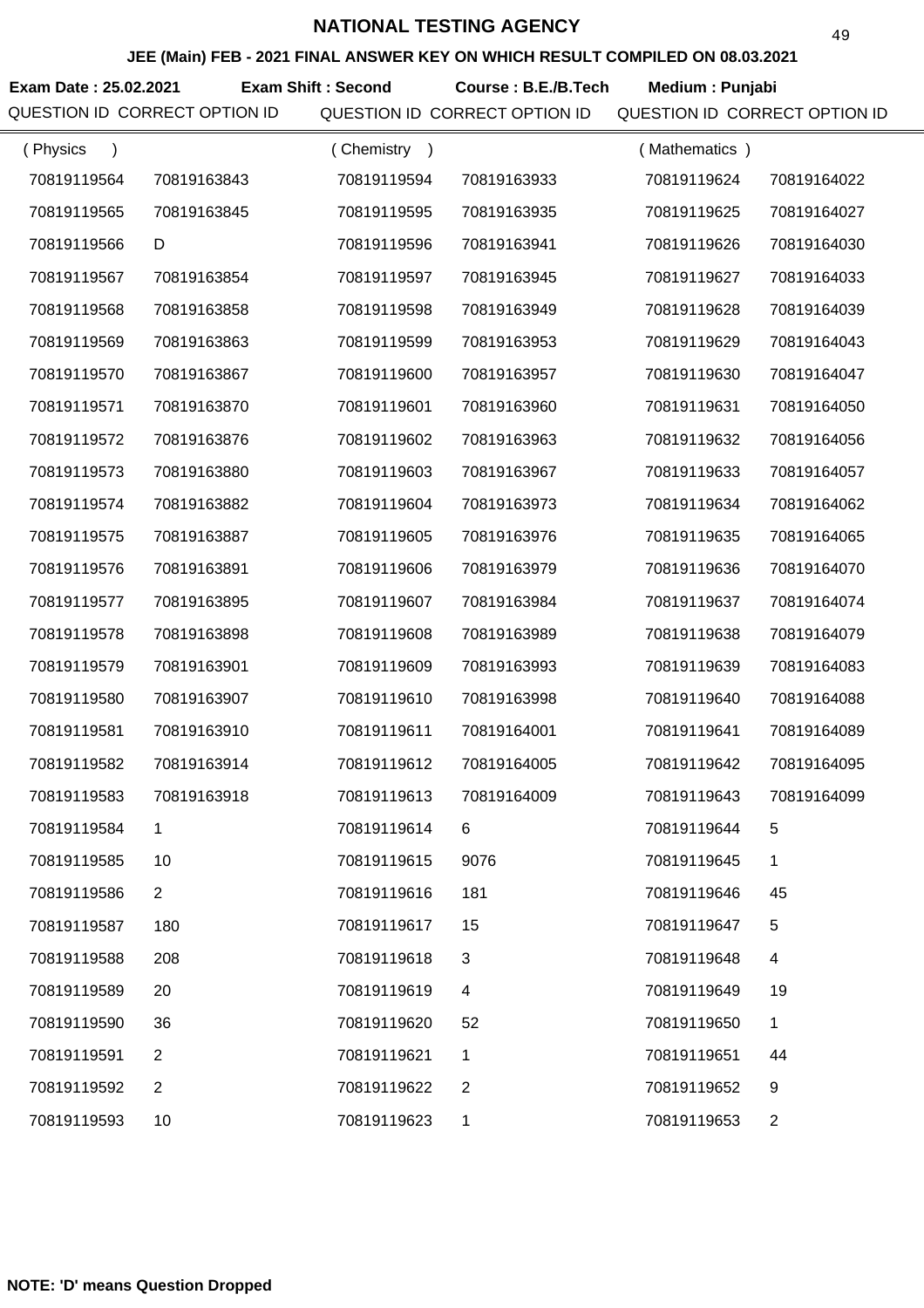# NATIONAL TESTING AGENCY

**JEE (Main) FEB - 2021 FINAL ANSWER KEY ON WHICH RESULT COMPILED ON 08.03.2021**

**Exam Date : 25.02.2021** **Exam Shift : Second** **Course : B.E./B.Tech** **Medium : Punjabi**

| QUESTION ID (Physics) | CORRECT OPTION ID | QUESTION ID (Chemistry) | CORRECT OPTION ID | QUESTION ID (Mathematics) | CORRECT OPTION ID |
|---|---|---|---|---|---|
| 70819119564 | 70819163843 | 70819119594 | 70819163933 | 70819119624 | 70819164022 |
| 70819119565 | 70819163845 | 70819119595 | 70819163935 | 70819119625 | 70819164027 |
| 70819119566 | D | 70819119596 | 70819163941 | 70819119626 | 70819164030 |
| 70819119567 | 70819163854 | 70819119597 | 70819163945 | 70819119627 | 70819164033 |
| 70819119568 | 70819163858 | 70819119598 | 70819163949 | 70819119628 | 70819164039 |
| 70819119569 | 70819163863 | 70819119599 | 70819163953 | 70819119629 | 70819164043 |
| 70819119570 | 70819163867 | 70819119600 | 70819163957 | 70819119630 | 70819164047 |
| 70819119571 | 70819163870 | 70819119601 | 70819163960 | 70819119631 | 70819164050 |
| 70819119572 | 70819163876 | 70819119602 | 70819163963 | 70819119632 | 70819164056 |
| 70819119573 | 70819163880 | 70819119603 | 70819163967 | 70819119633 | 70819164057 |
| 70819119574 | 70819163882 | 70819119604 | 70819163973 | 70819119634 | 70819164062 |
| 70819119575 | 70819163887 | 70819119605 | 70819163976 | 70819119635 | 70819164065 |
| 70819119576 | 70819163891 | 70819119606 | 70819163979 | 70819119636 | 70819164070 |
| 70819119577 | 70819163895 | 70819119607 | 70819163984 | 70819119637 | 70819164074 |
| 70819119578 | 70819163898 | 70819119608 | 70819163989 | 70819119638 | 70819164079 |
| 70819119579 | 70819163901 | 70819119609 | 70819163993 | 70819119639 | 70819164083 |
| 70819119580 | 70819163907 | 70819119610 | 70819163998 | 70819119640 | 70819164088 |
| 70819119581 | 70819163910 | 70819119611 | 70819164001 | 70819119641 | 70819164089 |
| 70819119582 | 70819163914 | 70819119612 | 70819164005 | 70819119642 | 70819164095 |
| 70819119583 | 70819163918 | 70819119613 | 70819164009 | 70819119643 | 70819164099 |
| 70819119584 | 1 | 70819119614 | 6 | 70819119644 | 5 |
| 70819119585 | 10 | 70819119615 | 9076 | 70819119645 | 1 |
| 70819119586 | 2 | 70819119616 | 181 | 70819119646 | 45 |
| 70819119587 | 180 | 70819119617 | 15 | 70819119647 | 5 |
| 70819119588 | 208 | 70819119618 | 3 | 70819119648 | 4 |
| 70819119589 | 20 | 70819119619 | 4 | 70819119649 | 19 |
| 70819119590 | 36 | 70819119620 | 52 | 70819119650 | 1 |
| 70819119591 | 2 | 70819119621 | 1 | 70819119651 | 44 |
| 70819119592 | 2 | 70819119622 | 2 | 70819119652 | 9 |
| 70819119593 | 10 | 70819119623 | 1 | 70819119653 | 2 |

**NOTE: 'D' means Question Dropped**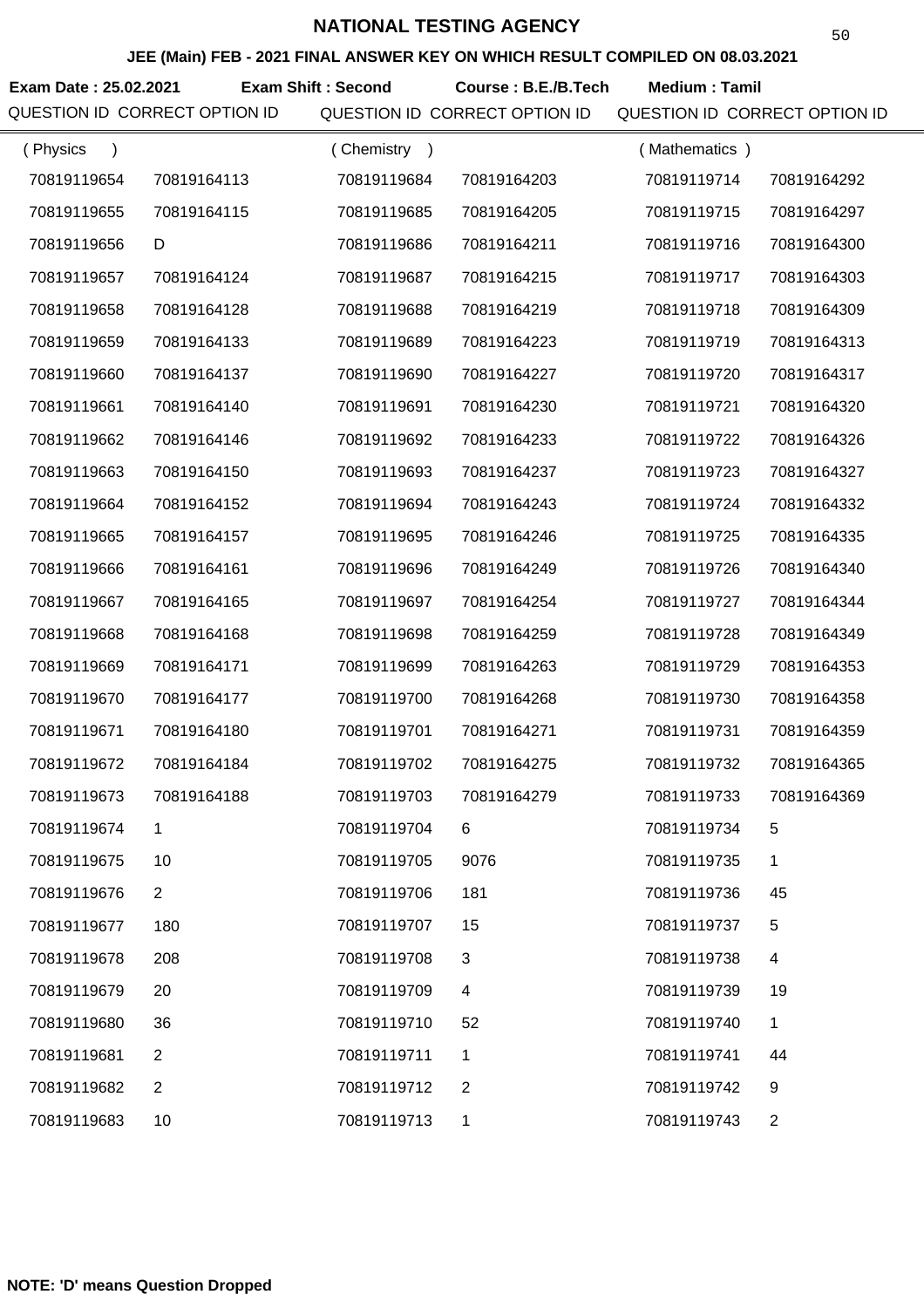# NATIONAL TESTING AGENCY

## JEE (Main) FEB - 2021 FINAL ANSWER KEY ON WHICH RESULT COMPILED ON 08.03.2021

**Exam Date : 25.02.2021** **Exam Shift : Second** **Course : B.E./B.Tech** **Medium : Tamil**

| QUESTION ID | CORRECT OPTION ID | QUESTION ID | CORRECT OPTION ID | QUESTION ID | CORRECT OPTION ID |
|---|---|---|---|---|---|
| ( Physics ) | | ( Chemistry ) | | ( Mathematics ) | |
| 70819119654 | 70819164113 | 70819119684 | 70819164203 | 70819119714 | 70819164292 |
| 70819119655 | 70819164115 | 70819119685 | 70819164205 | 70819119715 | 70819164297 |
| 70819119656 | D | 70819119686 | 70819164211 | 70819119716 | 70819164300 |
| 70819119657 | 70819164124 | 70819119687 | 70819164215 | 70819119717 | 70819164303 |
| 70819119658 | 70819164128 | 70819119688 | 70819164219 | 70819119718 | 70819164309 |
| 70819119659 | 70819164133 | 70819119689 | 70819164223 | 70819119719 | 70819164313 |
| 70819119660 | 70819164137 | 70819119690 | 70819164227 | 70819119720 | 70819164317 |
| 70819119661 | 70819164140 | 70819119691 | 70819164230 | 70819119721 | 70819164320 |
| 70819119662 | 70819164146 | 70819119692 | 70819164233 | 70819119722 | 70819164326 |
| 70819119663 | 70819164150 | 70819119693 | 70819164237 | 70819119723 | 70819164327 |
| 70819119664 | 70819164152 | 70819119694 | 70819164243 | 70819119724 | 70819164332 |
| 70819119665 | 70819164157 | 70819119695 | 70819164246 | 70819119725 | 70819164335 |
| 70819119666 | 70819164161 | 70819119696 | 70819164249 | 70819119726 | 70819164340 |
| 70819119667 | 70819164165 | 70819119697 | 70819164254 | 70819119727 | 70819164344 |
| 70819119668 | 70819164168 | 70819119698 | 70819164259 | 70819119728 | 70819164349 |
| 70819119669 | 70819164171 | 70819119699 | 70819164263 | 70819119729 | 70819164353 |
| 70819119670 | 70819164177 | 70819119700 | 70819164268 | 70819119730 | 70819164358 |
| 70819119671 | 70819164180 | 70819119701 | 70819164271 | 70819119731 | 70819164359 |
| 70819119672 | 70819164184 | 70819119702 | 70819164275 | 70819119732 | 70819164365 |
| 70819119673 | 70819164188 | 70819119703 | 70819164279 | 70819119733 | 70819164369 |
| 70819119674 | 1 | 70819119704 | 6 | 70819119734 | 5 |
| 70819119675 | 10 | 70819119705 | 9076 | 70819119735 | 1 |
| 70819119676 | 2 | 70819119706 | 181 | 70819119736 | 45 |
| 70819119677 | 180 | 70819119707 | 15 | 70819119737 | 5 |
| 70819119678 | 208 | 70819119708 | 3 | 70819119738 | 4 |
| 70819119679 | 20 | 70819119709 | 4 | 70819119739 | 19 |
| 70819119680 | 36 | 70819119710 | 52 | 70819119740 | 1 |
| 70819119681 | 2 | 70819119711 | 1 | 70819119741 | 44 |
| 70819119682 | 2 | 70819119712 | 2 | 70819119742 | 9 |
| 70819119683 | 10 | 70819119713 | 1 | 70819119743 | 2 |

**NOTE: 'D' means Question Dropped**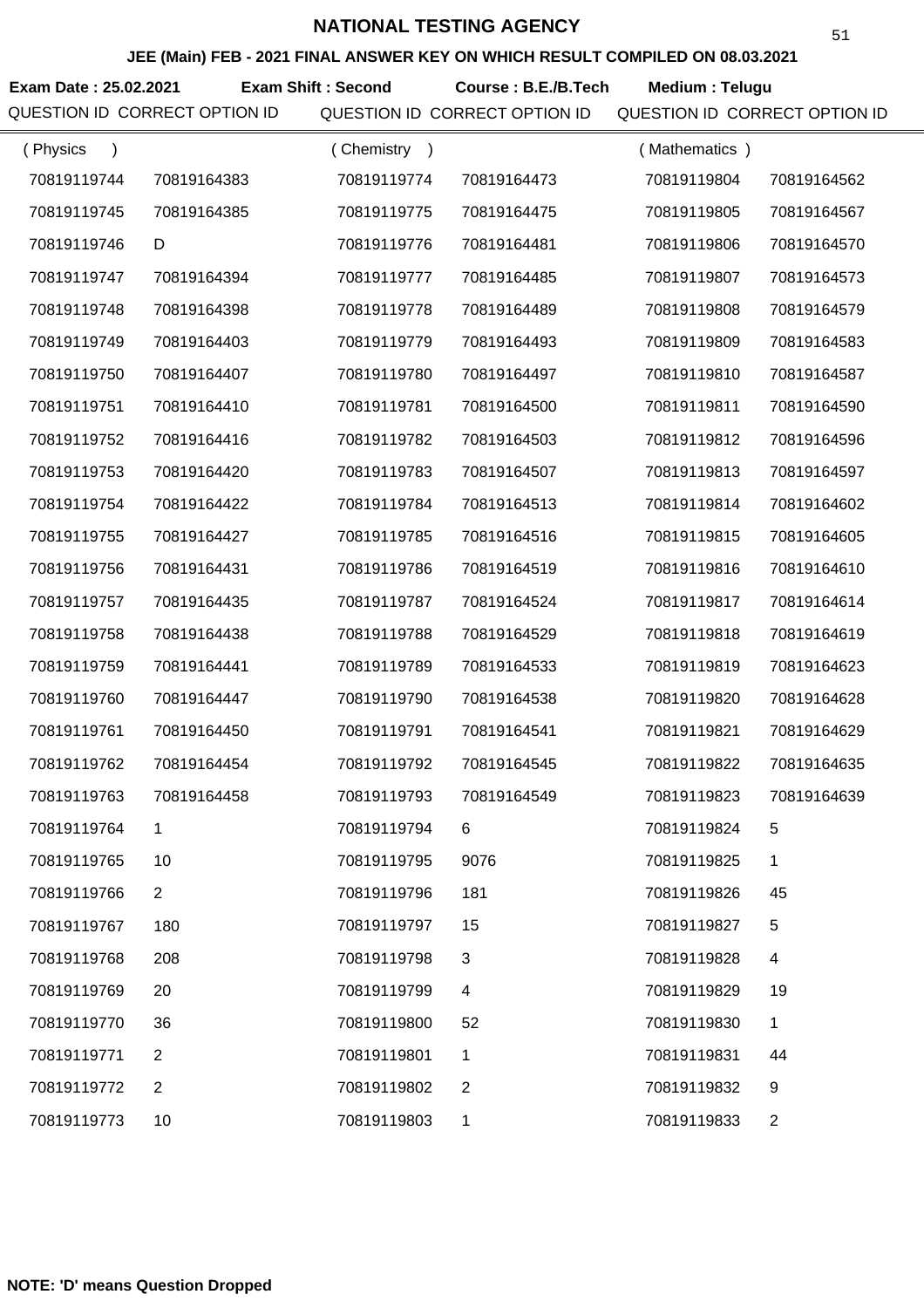# NATIONAL TESTING AGENCY

**JEE (Main) FEB - 2021 FINAL ANSWER KEY ON WHICH RESULT COMPILED ON 08.03.2021**

**Exam Date : 25.02.2021** **Exam Shift : Second** **Course : B.E./B.Tech** **Medium : Telugu**

| QUESTION ID | CORRECT OPTION ID | QUESTION ID | CORRECT OPTION ID | QUESTION ID | CORRECT OPTION ID |
|---|---|---|---|---|---|
| ( Physics ) | | ( Chemistry ) | | ( Mathematics ) | |
| 70819119744 | 70819164383 | 70819119774 | 70819164473 | 70819119804 | 70819164562 |
| 70819119745 | 70819164385 | 70819119775 | 70819164475 | 70819119805 | 70819164567 |
| 70819119746 | D | 70819119776 | 70819164481 | 70819119806 | 70819164570 |
| 70819119747 | 70819164394 | 70819119777 | 70819164485 | 70819119807 | 70819164573 |
| 70819119748 | 70819164398 | 70819119778 | 70819164489 | 70819119808 | 70819164579 |
| 70819119749 | 70819164403 | 70819119779 | 70819164493 | 70819119809 | 70819164583 |
| 70819119750 | 70819164407 | 70819119780 | 70819164497 | 70819119810 | 70819164587 |
| 70819119751 | 70819164410 | 70819119781 | 70819164500 | 70819119811 | 70819164590 |
| 70819119752 | 70819164416 | 70819119782 | 70819164503 | 70819119812 | 70819164596 |
| 70819119753 | 70819164420 | 70819119783 | 70819164507 | 70819119813 | 70819164597 |
| 70819119754 | 70819164422 | 70819119784 | 70819164513 | 70819119814 | 70819164602 |
| 70819119755 | 70819164427 | 70819119785 | 70819164516 | 70819119815 | 70819164605 |
| 70819119756 | 70819164431 | 70819119786 | 70819164519 | 70819119816 | 70819164610 |
| 70819119757 | 70819164435 | 70819119787 | 70819164524 | 70819119817 | 70819164614 |
| 70819119758 | 70819164438 | 70819119788 | 70819164529 | 70819119818 | 70819164619 |
| 70819119759 | 70819164441 | 70819119789 | 70819164533 | 70819119819 | 70819164623 |
| 70819119760 | 70819164447 | 70819119790 | 70819164538 | 70819119820 | 70819164628 |
| 70819119761 | 70819164450 | 70819119791 | 70819164541 | 70819119821 | 70819164629 |
| 70819119762 | 70819164454 | 70819119792 | 70819164545 | 70819119822 | 70819164635 |
| 70819119763 | 70819164458 | 70819119793 | 70819164549 | 70819119823 | 70819164639 |
| 70819119764 | 1 | 70819119794 | 6 | 70819119824 | 5 |
| 70819119765 | 10 | 70819119795 | 9076 | 70819119825 | 1 |
| 70819119766 | 2 | 70819119796 | 181 | 70819119826 | 45 |
| 70819119767 | 180 | 70819119797 | 15 | 70819119827 | 5 |
| 70819119768 | 208 | 70819119798 | 3 | 70819119828 | 4 |
| 70819119769 | 20 | 70819119799 | 4 | 70819119829 | 19 |
| 70819119770 | 36 | 70819119800 | 52 | 70819119830 | 1 |
| 70819119771 | 2 | 70819119801 | 1 | 70819119831 | 44 |
| 70819119772 | 2 | 70819119802 | 2 | 70819119832 | 9 |
| 70819119773 | 10 | 70819119803 | 1 | 70819119833 | 2 |

**NOTE: 'D' means Question Dropped**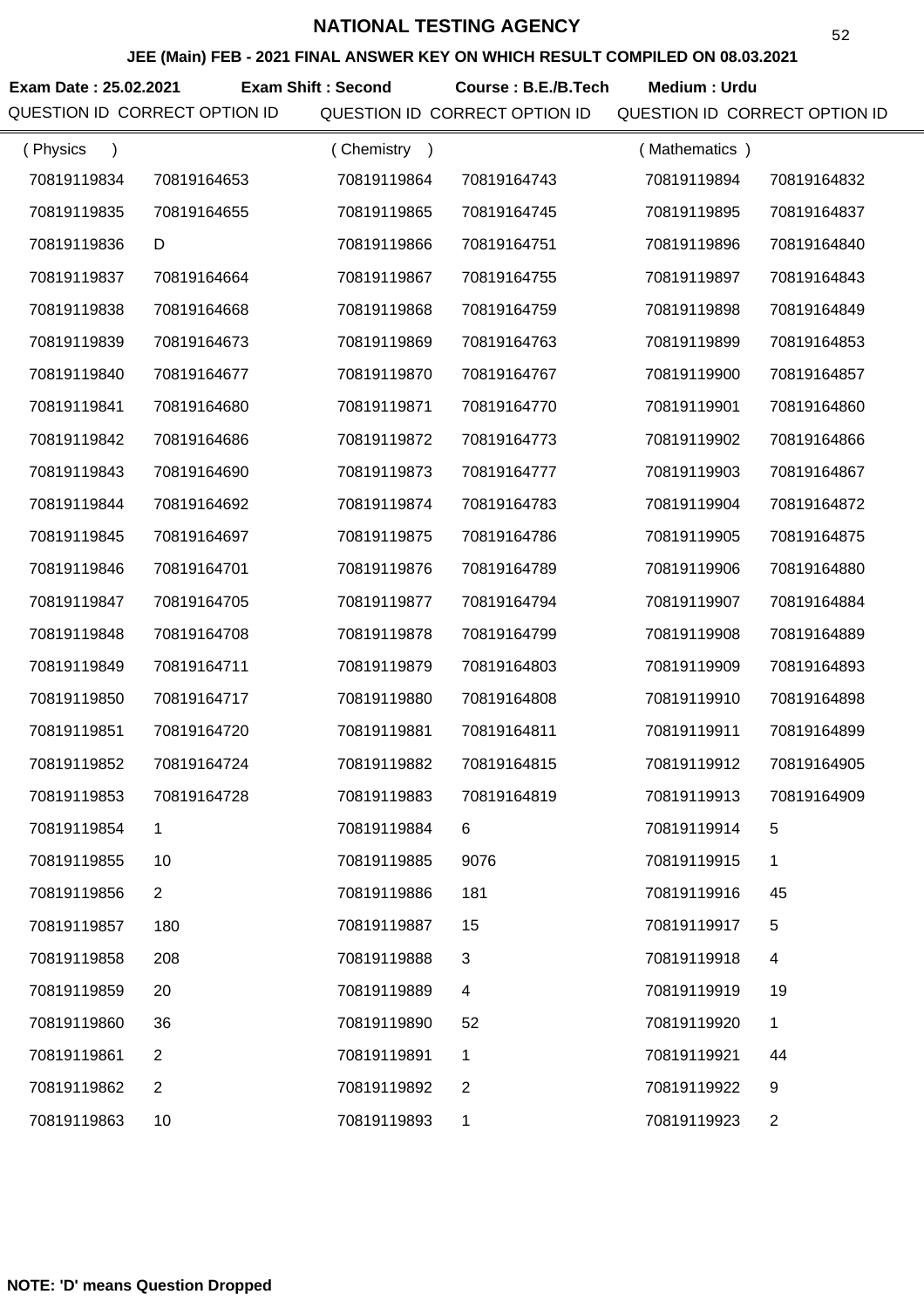# NATIONAL TESTING AGENCY

**JEE (Main) FEB - 2021 FINAL ANSWER KEY ON WHICH RESULT COMPILED ON 08.03.2021**

**Exam Date : 25.02.2021** **Exam Shift : Second** **Course : B.E./B.Tech** **Medium : Urdu**

| QUESTION ID | CORRECT OPTION ID | QUESTION ID | CORRECT OPTION ID | QUESTION ID | CORRECT OPTION ID |
|---|---|---|---|---|---|
| ( Physics ) | | ( Chemistry ) | | ( Mathematics ) | |
| 70819119834 | 70819164653 | 70819119864 | 70819164743 | 70819119894 | 70819164832 |
| 70819119835 | 70819164655 | 70819119865 | 70819164745 | 70819119895 | 70819164837 |
| 70819119836 | D | 70819119866 | 70819164751 | 70819119896 | 70819164840 |
| 70819119837 | 70819164664 | 70819119867 | 70819164755 | 70819119897 | 70819164843 |
| 70819119838 | 70819164668 | 70819119868 | 70819164759 | 70819119898 | 70819164849 |
| 70819119839 | 70819164673 | 70819119869 | 70819164763 | 70819119899 | 70819164853 |
| 70819119840 | 70819164677 | 70819119870 | 70819164767 | 70819119900 | 70819164857 |
| 70819119841 | 70819164680 | 70819119871 | 70819164770 | 70819119901 | 70819164860 |
| 70819119842 | 70819164686 | 70819119872 | 70819164773 | 70819119902 | 70819164866 |
| 70819119843 | 70819164690 | 70819119873 | 70819164777 | 70819119903 | 70819164867 |
| 70819119844 | 70819164692 | 70819119874 | 70819164783 | 70819119904 | 70819164872 |
| 70819119845 | 70819164697 | 70819119875 | 70819164786 | 70819119905 | 70819164875 |
| 70819119846 | 70819164701 | 70819119876 | 70819164789 | 70819119906 | 70819164880 |
| 70819119847 | 70819164705 | 70819119877 | 70819164794 | 70819119907 | 70819164884 |
| 70819119848 | 70819164708 | 70819119878 | 70819164799 | 70819119908 | 70819164889 |
| 70819119849 | 70819164711 | 70819119879 | 70819164803 | 70819119909 | 70819164893 |
| 70819119850 | 70819164717 | 70819119880 | 70819164808 | 70819119910 | 70819164898 |
| 70819119851 | 70819164720 | 70819119881 | 70819164811 | 70819119911 | 70819164899 |
| 70819119852 | 70819164724 | 70819119882 | 70819164815 | 70819119912 | 70819164905 |
| 70819119853 | 70819164728 | 70819119883 | 70819164819 | 70819119913 | 70819164909 |
| 70819119854 | 1 | 70819119884 | 6 | 70819119914 | 5 |
| 70819119855 | 10 | 70819119885 | 9076 | 70819119915 | 1 |
| 70819119856 | 2 | 70819119886 | 181 | 70819119916 | 45 |
| 70819119857 | 180 | 70819119887 | 15 | 70819119917 | 5 |
| 70819119858 | 208 | 70819119888 | 3 | 70819119918 | 4 |
| 70819119859 | 20 | 70819119889 | 4 | 70819119919 | 19 |
| 70819119860 | 36 | 70819119890 | 52 | 70819119920 | 1 |
| 70819119861 | 2 | 70819119891 | 1 | 70819119921 | 44 |
| 70819119862 | 2 | 70819119892 | 2 | 70819119922 | 9 |
| 70819119863 | 10 | 70819119893 | 1 | 70819119923 | 2 |

**NOTE: 'D' means Question Dropped**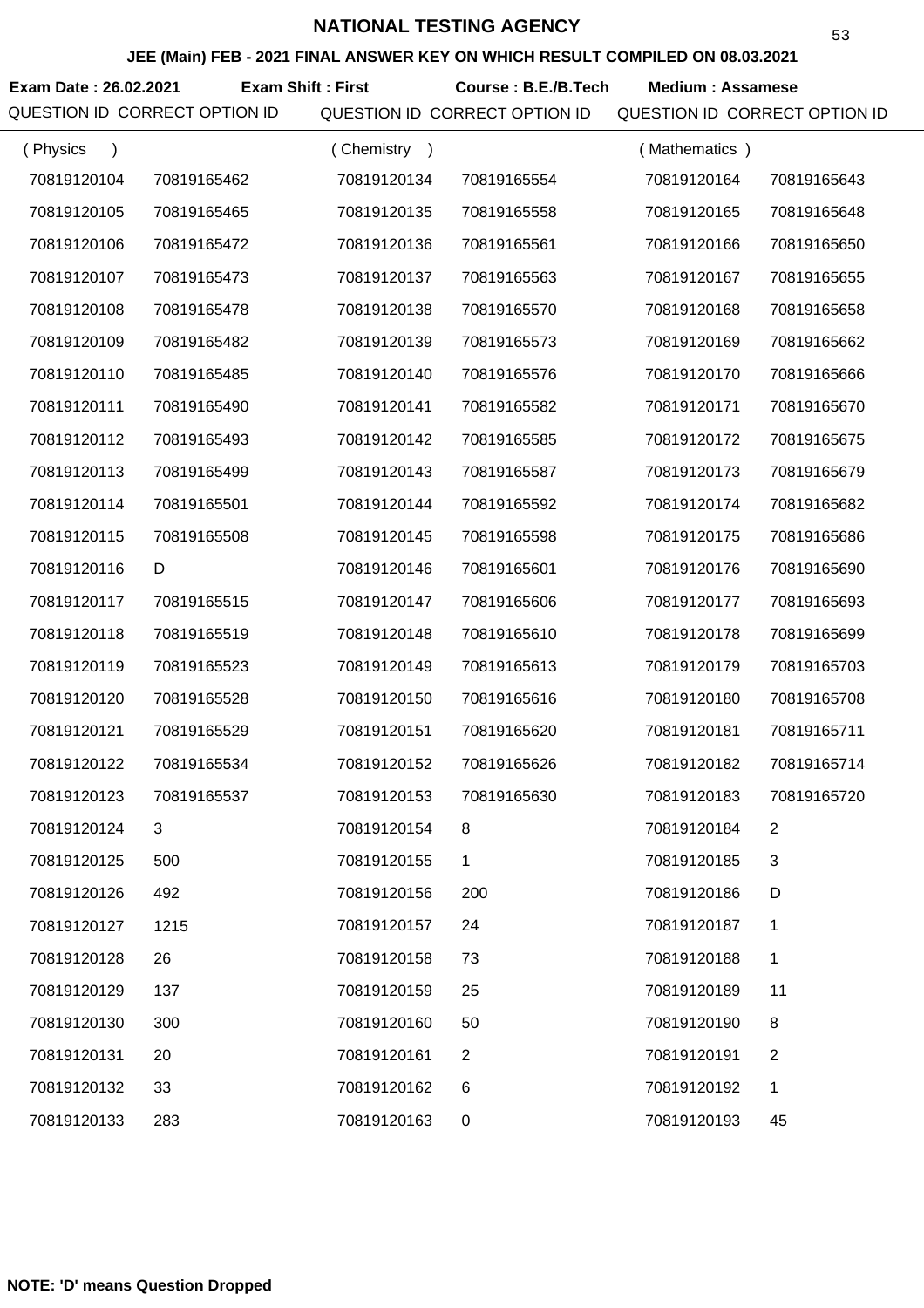# NATIONAL TESTING AGENCY

**JEE (Main) FEB - 2021 FINAL ANSWER KEY ON WHICH RESULT COMPILED ON 08.03.2021**

**Exam Date : 26.02.2021** **Exam Shift : First** **Course : B.E./B.Tech** **Medium : Assamese**

| QUESTION ID | CORRECT OPTION ID | QUESTION ID | CORRECT OPTION ID | QUESTION ID | CORRECT OPTION ID |
|---|---|---|---|---|---|
| ( Physics ) | | ( Chemistry ) | | ( Mathematics ) | |
| 70819120104 | 70819165462 | 70819120134 | 70819165554 | 70819120164 | 70819165643 |
| 70819120105 | 70819165465 | 70819120135 | 70819165558 | 70819120165 | 70819165648 |
| 70819120106 | 70819165472 | 70819120136 | 70819165561 | 70819120166 | 70819165650 |
| 70819120107 | 70819165473 | 70819120137 | 70819165563 | 70819120167 | 70819165655 |
| 70819120108 | 70819165478 | 70819120138 | 70819165570 | 70819120168 | 70819165658 |
| 70819120109 | 70819165482 | 70819120139 | 70819165573 | 70819120169 | 70819165662 |
| 70819120110 | 70819165485 | 70819120140 | 70819165576 | 70819120170 | 70819165666 |
| 70819120111 | 70819165490 | 70819120141 | 70819165582 | 70819120171 | 70819165670 |
| 70819120112 | 70819165493 | 70819120142 | 70819165585 | 70819120172 | 70819165675 |
| 70819120113 | 70819165499 | 70819120143 | 70819165587 | 70819120173 | 70819165679 |
| 70819120114 | 70819165501 | 70819120144 | 70819165592 | 70819120174 | 70819165682 |
| 70819120115 | 70819165508 | 70819120145 | 70819165598 | 70819120175 | 70819165686 |
| 70819120116 | D | 70819120146 | 70819165601 | 70819120176 | 70819165690 |
| 70819120117 | 70819165515 | 70819120147 | 70819165606 | 70819120177 | 70819165693 |
| 70819120118 | 70819165519 | 70819120148 | 70819165610 | 70819120178 | 70819165699 |
| 70819120119 | 70819165523 | 70819120149 | 70819165613 | 70819120179 | 70819165703 |
| 70819120120 | 70819165528 | 70819120150 | 70819165616 | 70819120180 | 70819165708 |
| 70819120121 | 70819165529 | 70819120151 | 70819165620 | 70819120181 | 70819165711 |
| 70819120122 | 70819165534 | 70819120152 | 70819165626 | 70819120182 | 70819165714 |
| 70819120123 | 70819165537 | 70819120153 | 70819165630 | 70819120183 | 70819165720 |
| 70819120124 | 3 | 70819120154 | 8 | 70819120184 | 2 |
| 70819120125 | 500 | 70819120155 | 1 | 70819120185 | 3 |
| 70819120126 | 492 | 70819120156 | 200 | 70819120186 | D |
| 70819120127 | 1215 | 70819120157 | 24 | 70819120187 | 1 |
| 70819120128 | 26 | 70819120158 | 73 | 70819120188 | 1 |
| 70819120129 | 137 | 70819120159 | 25 | 70819120189 | 11 |
| 70819120130 | 300 | 70819120160 | 50 | 70819120190 | 8 |
| 70819120131 | 20 | 70819120161 | 2 | 70819120191 | 2 |
| 70819120132 | 33 | 70819120162 | 6 | 70819120192 | 1 |
| 70819120133 | 283 | 70819120163 | 0 | 70819120193 | 45 |

**NOTE: 'D' means Question Dropped**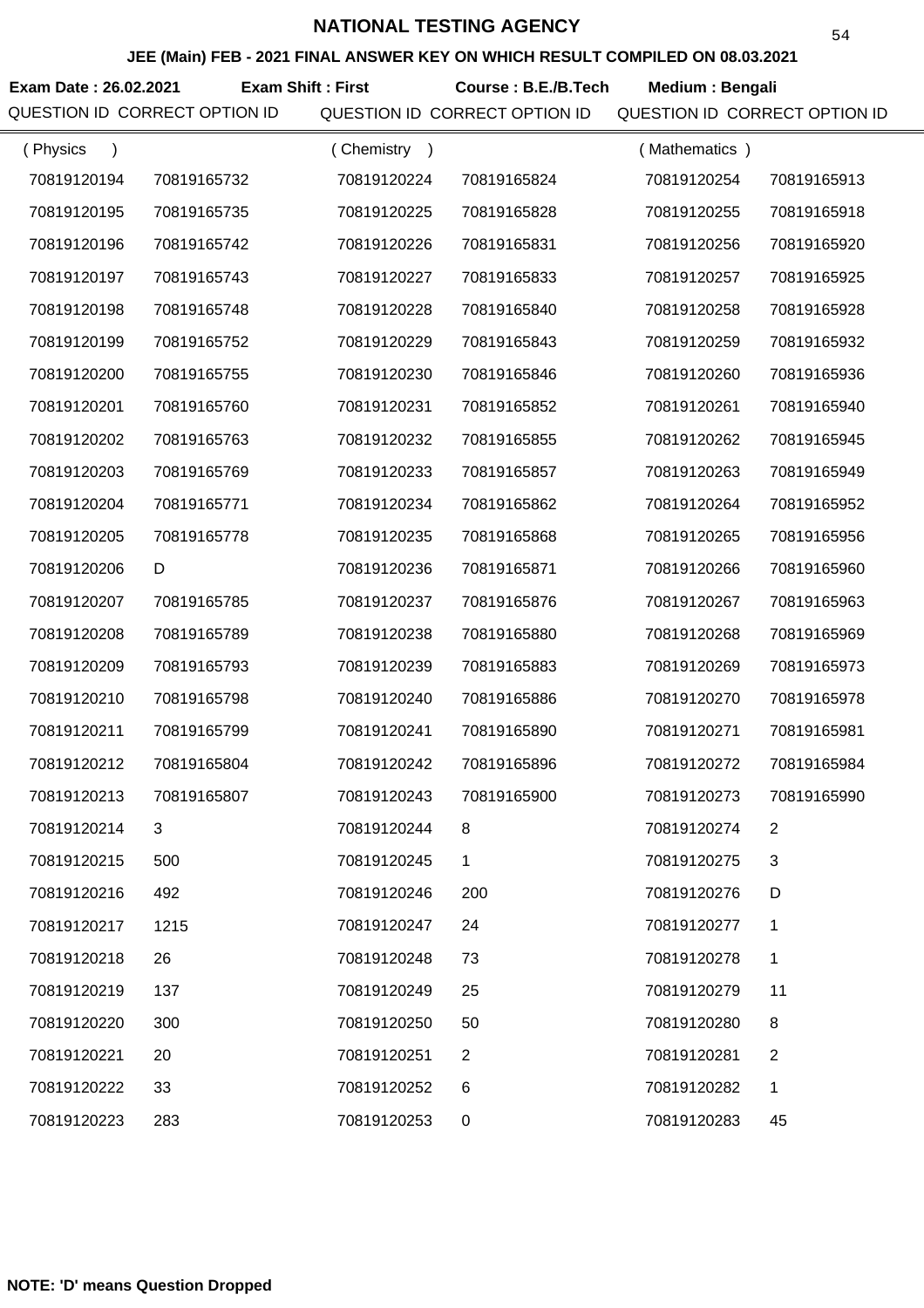# NATIONAL TESTING AGENCY

## JEE (Main) FEB - 2021 FINAL ANSWER KEY ON WHICH RESULT COMPILED ON 08.03.2021

**Exam Date : 26.02.2021** **Exam Shift : First** **Course : B.E./B.Tech** **Medium : Bengali**

| QUESTION ID | CORRECT OPTION ID | QUESTION ID | CORRECT OPTION ID | QUESTION ID | CORRECT OPTION ID |
|---|---|---|---|---|---|
| ( Physics ) | | ( Chemistry ) | | ( Mathematics ) | |
| 70819120194 | 70819165732 | 70819120224 | 70819165824 | 70819120254 | 70819165913 |
| 70819120195 | 70819165735 | 70819120225 | 70819165828 | 70819120255 | 70819165918 |
| 70819120196 | 70819165742 | 70819120226 | 70819165831 | 70819120256 | 70819165920 |
| 70819120197 | 70819165743 | 70819120227 | 70819165833 | 70819120257 | 70819165925 |
| 70819120198 | 70819165748 | 70819120228 | 70819165840 | 70819120258 | 70819165928 |
| 70819120199 | 70819165752 | 70819120229 | 70819165843 | 70819120259 | 70819165932 |
| 70819120200 | 70819165755 | 70819120230 | 70819165846 | 70819120260 | 70819165936 |
| 70819120201 | 70819165760 | 70819120231 | 70819165852 | 70819120261 | 70819165940 |
| 70819120202 | 70819165763 | 70819120232 | 70819165855 | 70819120262 | 70819165945 |
| 70819120203 | 70819165769 | 70819120233 | 70819165857 | 70819120263 | 70819165949 |
| 70819120204 | 70819165771 | 70819120234 | 70819165862 | 70819120264 | 70819165952 |
| 70819120205 | 70819165778 | 70819120235 | 70819165868 | 70819120265 | 70819165956 |
| 70819120206 | D | 70819120236 | 70819165871 | 70819120266 | 70819165960 |
| 70819120207 | 70819165785 | 70819120237 | 70819165876 | 70819120267 | 70819165963 |
| 70819120208 | 70819165789 | 70819120238 | 70819165880 | 70819120268 | 70819165969 |
| 70819120209 | 70819165793 | 70819120239 | 70819165883 | 70819120269 | 70819165973 |
| 70819120210 | 70819165798 | 70819120240 | 70819165886 | 70819120270 | 70819165978 |
| 70819120211 | 70819165799 | 70819120241 | 70819165890 | 70819120271 | 70819165981 |
| 70819120212 | 70819165804 | 70819120242 | 70819165896 | 70819120272 | 70819165984 |
| 70819120213 | 70819165807 | 70819120243 | 70819165900 | 70819120273 | 70819165990 |
| 70819120214 | 3 | 70819120244 | 8 | 70819120274 | 2 |
| 70819120215 | 500 | 70819120245 | 1 | 70819120275 | 3 |
| 70819120216 | 492 | 70819120246 | 200 | 70819120276 | D |
| 70819120217 | 1215 | 70819120247 | 24 | 70819120277 | 1 |
| 70819120218 | 26 | 70819120248 | 73 | 70819120278 | 1 |
| 70819120219 | 137 | 70819120249 | 25 | 70819120279 | 11 |
| 70819120220 | 300 | 70819120250 | 50 | 70819120280 | 8 |
| 70819120221 | 20 | 70819120251 | 2 | 70819120281 | 2 |
| 70819120222 | 33 | 70819120252 | 6 | 70819120282 | 1 |
| 70819120223 | 283 | 70819120253 | 0 | 70819120283 | 45 |

**NOTE: 'D' means Question Dropped**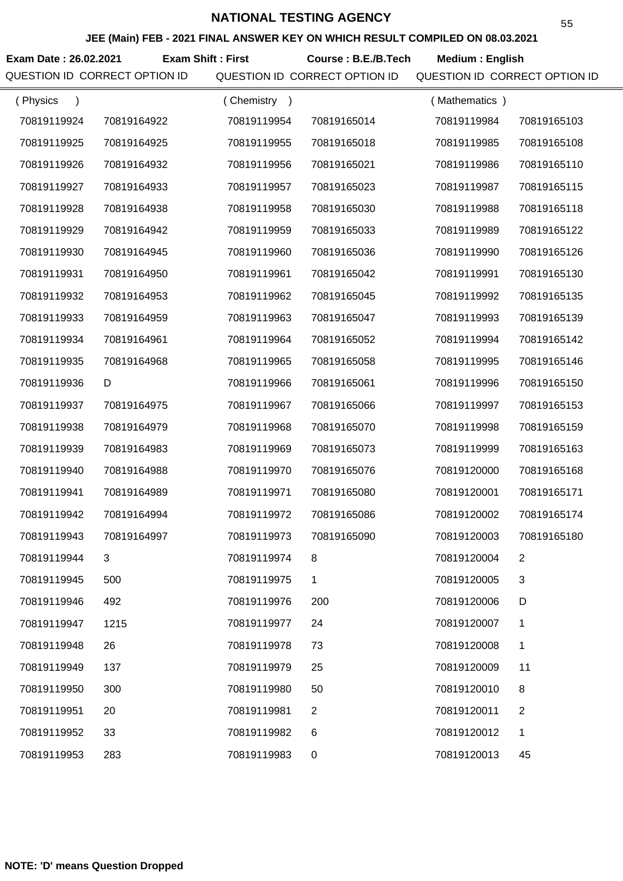# NATIONAL TESTING AGENCY

## JEE (Main) FEB - 2021 FINAL ANSWER KEY ON WHICH RESULT COMPILED ON 08.03.2021

**Exam Date : 26.02.2021** **Exam Shift : First** **Course : B.E./B.Tech** **Medium : English**

| QUESTION ID | CORRECT OPTION ID | QUESTION ID | CORRECT OPTION ID | QUESTION ID | CORRECT OPTION ID |
|---|---|---|---|---|---|
| ( Physics ) | | ( Chemistry ) | | ( Mathematics ) | |
| 70819119924 | 70819164922 | 70819119954 | 70819165014 | 70819119984 | 70819165103 |
| 70819119925 | 70819164925 | 70819119955 | 70819165018 | 70819119985 | 70819165108 |
| 70819119926 | 70819164932 | 70819119956 | 70819165021 | 70819119986 | 70819165110 |
| 70819119927 | 70819164933 | 70819119957 | 70819165023 | 70819119987 | 70819165115 |
| 70819119928 | 70819164938 | 70819119958 | 70819165030 | 70819119988 | 70819165118 |
| 70819119929 | 70819164942 | 70819119959 | 70819165033 | 70819119989 | 70819165122 |
| 70819119930 | 70819164945 | 70819119960 | 70819165036 | 70819119990 | 70819165126 |
| 70819119931 | 70819164950 | 70819119961 | 70819165042 | 70819119991 | 70819165130 |
| 70819119932 | 70819164953 | 70819119962 | 70819165045 | 70819119992 | 70819165135 |
| 70819119933 | 70819164959 | 70819119963 | 70819165047 | 70819119993 | 70819165139 |
| 70819119934 | 70819164961 | 70819119964 | 70819165052 | 70819119994 | 70819165142 |
| 70819119935 | 70819164968 | 70819119965 | 70819165058 | 70819119995 | 70819165146 |
| 70819119936 | D | 70819119966 | 70819165061 | 70819119996 | 70819165150 |
| 70819119937 | 70819164975 | 70819119967 | 70819165066 | 70819119997 | 70819165153 |
| 70819119938 | 70819164979 | 70819119968 | 70819165070 | 70819119998 | 70819165159 |
| 70819119939 | 70819164983 | 70819119969 | 70819165073 | 70819119999 | 70819165163 |
| 70819119940 | 70819164988 | 70819119970 | 70819165076 | 70819120000 | 70819165168 |
| 70819119941 | 70819164989 | 70819119971 | 70819165080 | 70819120001 | 70819165171 |
| 70819119942 | 70819164994 | 70819119972 | 70819165086 | 70819120002 | 70819165174 |
| 70819119943 | 70819164997 | 70819119973 | 70819165090 | 70819120003 | 70819165180 |
| 70819119944 | 3 | 70819119974 | 8 | 70819120004 | 2 |
| 70819119945 | 500 | 70819119975 | 1 | 70819120005 | 3 |
| 70819119946 | 492 | 70819119976 | 200 | 70819120006 | D |
| 70819119947 | 1215 | 70819119977 | 24 | 70819120007 | 1 |
| 70819119948 | 26 | 70819119978 | 73 | 70819120008 | 1 |
| 70819119949 | 137 | 70819119979 | 25 | 70819120009 | 11 |
| 70819119950 | 300 | 70819119980 | 50 | 70819120010 | 8 |
| 70819119951 | 20 | 70819119981 | 2 | 70819120011 | 2 |
| 70819119952 | 33 | 70819119982 | 6 | 70819120012 | 1 |
| 70819119953 | 283 | 70819119983 | 0 | 70819120013 | 45 |

**NOTE: 'D' means Question Dropped**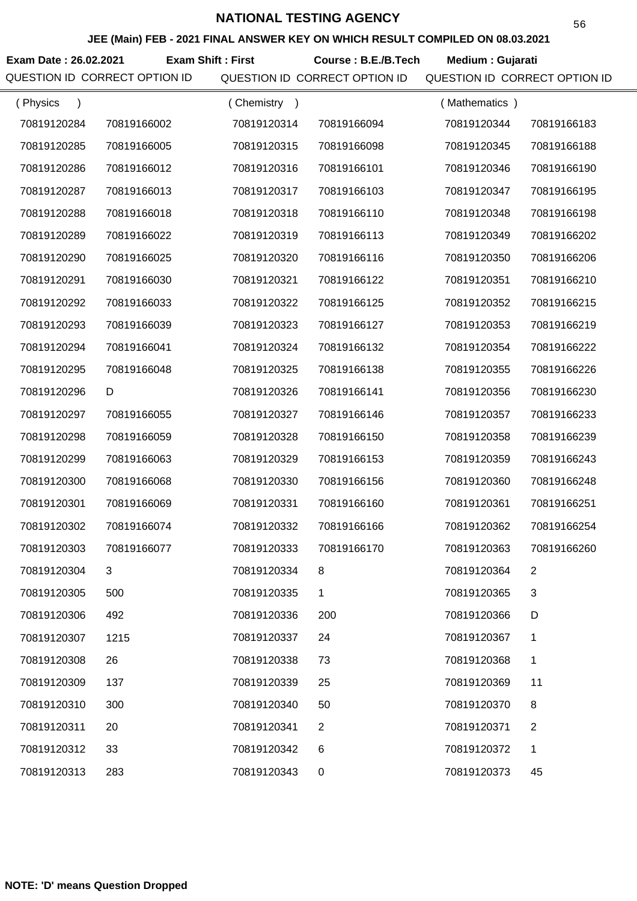# NATIONAL TESTING AGENCY

## JEE (Main) FEB - 2021 FINAL ANSWER KEY ON WHICH RESULT COMPILED ON 08.03.2021

**Exam Date : 26.02.2021** **Exam Shift : First** **Course : B.E./B.Tech** **Medium : Gujarati**

| QUESTION ID | CORRECT OPTION ID | QUESTION ID | CORRECT OPTION ID | QUESTION ID | CORRECT OPTION ID |
|---|---|---|---|---|---|
| ( Physics ) | | ( Chemistry ) | | ( Mathematics ) | |
| 70819120284 | 70819166002 | 70819120314 | 70819166094 | 70819120344 | 70819166183 |
| 70819120285 | 70819166005 | 70819120315 | 70819166098 | 70819120345 | 70819166188 |
| 70819120286 | 70819166012 | 70819120316 | 70819166101 | 70819120346 | 70819166190 |
| 70819120287 | 70819166013 | 70819120317 | 70819166103 | 70819120347 | 70819166195 |
| 70819120288 | 70819166018 | 70819120318 | 70819166110 | 70819120348 | 70819166198 |
| 70819120289 | 70819166022 | 70819120319 | 70819166113 | 70819120349 | 70819166202 |
| 70819120290 | 70819166025 | 70819120320 | 70819166116 | 70819120350 | 70819166206 |
| 70819120291 | 70819166030 | 70819120321 | 70819166122 | 70819120351 | 70819166210 |
| 70819120292 | 70819166033 | 70819120322 | 70819166125 | 70819120352 | 70819166215 |
| 70819120293 | 70819166039 | 70819120323 | 70819166127 | 70819120353 | 70819166219 |
| 70819120294 | 70819166041 | 70819120324 | 70819166132 | 70819120354 | 70819166222 |
| 70819120295 | 70819166048 | 70819120325 | 70819166138 | 70819120355 | 70819166226 |
| 70819120296 | D | 70819120326 | 70819166141 | 70819120356 | 70819166230 |
| 70819120297 | 70819166055 | 70819120327 | 70819166146 | 70819120357 | 70819166233 |
| 70819120298 | 70819166059 | 70819120328 | 70819166150 | 70819120358 | 70819166239 |
| 70819120299 | 70819166063 | 70819120329 | 70819166153 | 70819120359 | 70819166243 |
| 70819120300 | 70819166068 | 70819120330 | 70819166156 | 70819120360 | 70819166248 |
| 70819120301 | 70819166069 | 70819120331 | 70819166160 | 70819120361 | 70819166251 |
| 70819120302 | 70819166074 | 70819120332 | 70819166166 | 70819120362 | 70819166254 |
| 70819120303 | 70819166077 | 70819120333 | 70819166170 | 70819120363 | 70819166260 |
| 70819120304 | 3 | 70819120334 | 8 | 70819120364 | 2 |
| 70819120305 | 500 | 70819120335 | 1 | 70819120365 | 3 |
| 70819120306 | 492 | 70819120336 | 200 | 70819120366 | D |
| 70819120307 | 1215 | 70819120337 | 24 | 70819120367 | 1 |
| 70819120308 | 26 | 70819120338 | 73 | 70819120368 | 1 |
| 70819120309 | 137 | 70819120339 | 25 | 70819120369 | 11 |
| 70819120310 | 300 | 70819120340 | 50 | 70819120370 | 8 |
| 70819120311 | 20 | 70819120341 | 2 | 70819120371 | 2 |
| 70819120312 | 33 | 70819120342 | 6 | 70819120372 | 1 |
| 70819120313 | 283 | 70819120343 | 0 | 70819120373 | 45 |

**NOTE: 'D' means Question Dropped**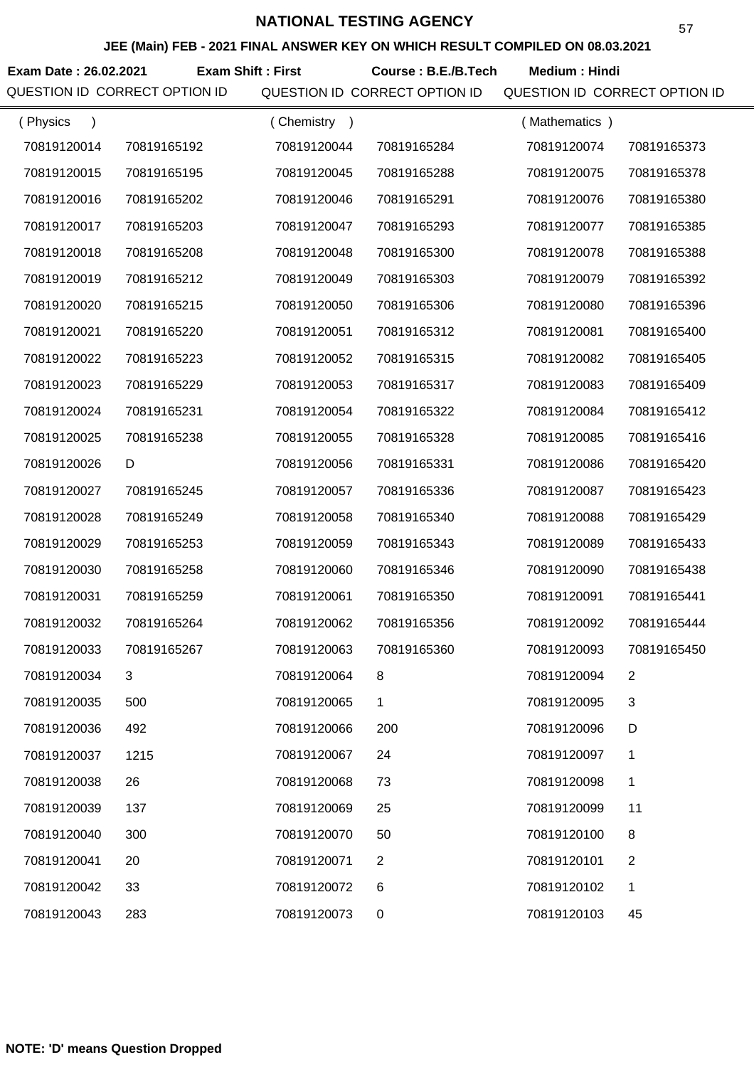# NATIONAL TESTING AGENCY

## JEE (Main) FEB - 2021 FINAL ANSWER KEY ON WHICH RESULT COMPILED ON 08.03.2021

**Exam Date : 26.02.2021** **Exam Shift : First** **Course : B.E./B.Tech** **Medium : Hindi**

| QUESTION ID | CORRECT OPTION ID | QUESTION ID | CORRECT OPTION ID | QUESTION ID | CORRECT OPTION ID |
|---|---|---|---|---|---|
| ( Physics ) | | ( Chemistry ) | | ( Mathematics ) | |
| 70819120014 | 70819165192 | 70819120044 | 70819165284 | 70819120074 | 70819165373 |
| 70819120015 | 70819165195 | 70819120045 | 70819165288 | 70819120075 | 70819165378 |
| 70819120016 | 70819165202 | 70819120046 | 70819165291 | 70819120076 | 70819165380 |
| 70819120017 | 70819165203 | 70819120047 | 70819165293 | 70819120077 | 70819165385 |
| 70819120018 | 70819165208 | 70819120048 | 70819165300 | 70819120078 | 70819165388 |
| 70819120019 | 70819165212 | 70819120049 | 70819165303 | 70819120079 | 70819165392 |
| 70819120020 | 70819165215 | 70819120050 | 70819165306 | 70819120080 | 70819165396 |
| 70819120021 | 70819165220 | 70819120051 | 70819165312 | 70819120081 | 70819165400 |
| 70819120022 | 70819165223 | 70819120052 | 70819165315 | 70819120082 | 70819165405 |
| 70819120023 | 70819165229 | 70819120053 | 70819165317 | 70819120083 | 70819165409 |
| 70819120024 | 70819165231 | 70819120054 | 70819165322 | 70819120084 | 70819165412 |
| 70819120025 | 70819165238 | 70819120055 | 70819165328 | 70819120085 | 70819165416 |
| 70819120026 | D | 70819120056 | 70819165331 | 70819120086 | 70819165420 |
| 70819120027 | 70819165245 | 70819120057 | 70819165336 | 70819120087 | 70819165423 |
| 70819120028 | 70819165249 | 70819120058 | 70819165340 | 70819120088 | 70819165429 |
| 70819120029 | 70819165253 | 70819120059 | 70819165343 | 70819120089 | 70819165433 |
| 70819120030 | 70819165258 | 70819120060 | 70819165346 | 70819120090 | 70819165438 |
| 70819120031 | 70819165259 | 70819120061 | 70819165350 | 70819120091 | 70819165441 |
| 70819120032 | 70819165264 | 70819120062 | 70819165356 | 70819120092 | 70819165444 |
| 70819120033 | 70819165267 | 70819120063 | 70819165360 | 70819120093 | 70819165450 |
| 70819120034 | 3 | 70819120064 | 8 | 70819120094 | 2 |
| 70819120035 | 500 | 70819120065 | 1 | 70819120095 | 3 |
| 70819120036 | 492 | 70819120066 | 200 | 70819120096 | D |
| 70819120037 | 1215 | 70819120067 | 24 | 70819120097 | 1 |
| 70819120038 | 26 | 70819120068 | 73 | 70819120098 | 1 |
| 70819120039 | 137 | 70819120069 | 25 | 70819120099 | 11 |
| 70819120040 | 300 | 70819120070 | 50 | 70819120100 | 8 |
| 70819120041 | 20 | 70819120071 | 2 | 70819120101 | 2 |
| 70819120042 | 33 | 70819120072 | 6 | 70819120102 | 1 |
| 70819120043 | 283 | 70819120073 | 0 | 70819120103 | 45 |

**NOTE: 'D' means Question Dropped**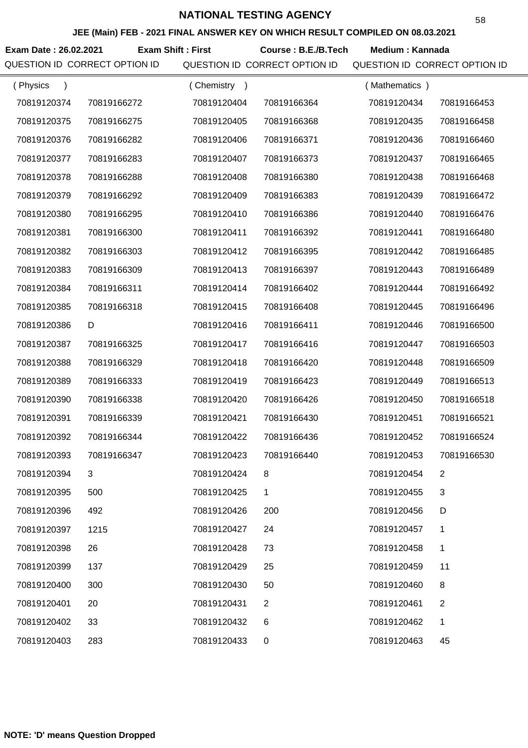# NATIONAL TESTING AGENCY

## JEE (Main) FEB - 2021 FINAL ANSWER KEY ON WHICH RESULT COMPILED ON 08.03.2021

**Exam Date : 26.02.2021** **Exam Shift : First** **Course : B.E./B.Tech** **Medium : Kannada**

| QUESTION ID | CORRECT OPTION ID | QUESTION ID | CORRECT OPTION ID | QUESTION ID | CORRECT OPTION ID |
|---|---|---|---|---|---|
| ( Physics ) | | ( Chemistry ) | | ( Mathematics ) | |
| 70819120374 | 70819166272 | 70819120404 | 70819166364 | 70819120434 | 70819166453 |
| 70819120375 | 70819166275 | 70819120405 | 70819166368 | 70819120435 | 70819166458 |
| 70819120376 | 70819166282 | 70819120406 | 70819166371 | 70819120436 | 70819166460 |
| 70819120377 | 70819166283 | 70819120407 | 70819166373 | 70819120437 | 70819166465 |
| 70819120378 | 70819166288 | 70819120408 | 70819166380 | 70819120438 | 70819166468 |
| 70819120379 | 70819166292 | 70819120409 | 70819166383 | 70819120439 | 70819166472 |
| 70819120380 | 70819166295 | 70819120410 | 70819166386 | 70819120440 | 70819166476 |
| 70819120381 | 70819166300 | 70819120411 | 70819166392 | 70819120441 | 70819166480 |
| 70819120382 | 70819166303 | 70819120412 | 70819166395 | 70819120442 | 70819166485 |
| 70819120383 | 70819166309 | 70819120413 | 70819166397 | 70819120443 | 70819166489 |
| 70819120384 | 70819166311 | 70819120414 | 70819166402 | 70819120444 | 70819166492 |
| 70819120385 | 70819166318 | 70819120415 | 70819166408 | 70819120445 | 70819166496 |
| 70819120386 | D | 70819120416 | 70819166411 | 70819120446 | 70819166500 |
| 70819120387 | 70819166325 | 70819120417 | 70819166416 | 70819120447 | 70819166503 |
| 70819120388 | 70819166329 | 70819120418 | 70819166420 | 70819120448 | 70819166509 |
| 70819120389 | 70819166333 | 70819120419 | 70819166423 | 70819120449 | 70819166513 |
| 70819120390 | 70819166338 | 70819120420 | 70819166426 | 70819120450 | 70819166518 |
| 70819120391 | 70819166339 | 70819120421 | 70819166430 | 70819120451 | 70819166521 |
| 70819120392 | 70819166344 | 70819120422 | 70819166436 | 70819120452 | 70819166524 |
| 70819120393 | 70819166347 | 70819120423 | 70819166440 | 70819120453 | 70819166530 |
| 70819120394 | 3 | 70819120424 | 8 | 70819120454 | 2 |
| 70819120395 | 500 | 70819120425 | 1 | 70819120455 | 3 |
| 70819120396 | 492 | 70819120426 | 200 | 70819120456 | D |
| 70819120397 | 1215 | 70819120427 | 24 | 70819120457 | 1 |
| 70819120398 | 26 | 70819120428 | 73 | 70819120458 | 1 |
| 70819120399 | 137 | 70819120429 | 25 | 70819120459 | 11 |
| 70819120400 | 300 | 70819120430 | 50 | 70819120460 | 8 |
| 70819120401 | 20 | 70819120431 | 2 | 70819120461 | 2 |
| 70819120402 | 33 | 70819120432 | 6 | 70819120462 | 1 |
| 70819120403 | 283 | 70819120433 | 0 | 70819120463 | 45 |

**NOTE: 'D' means Question Dropped**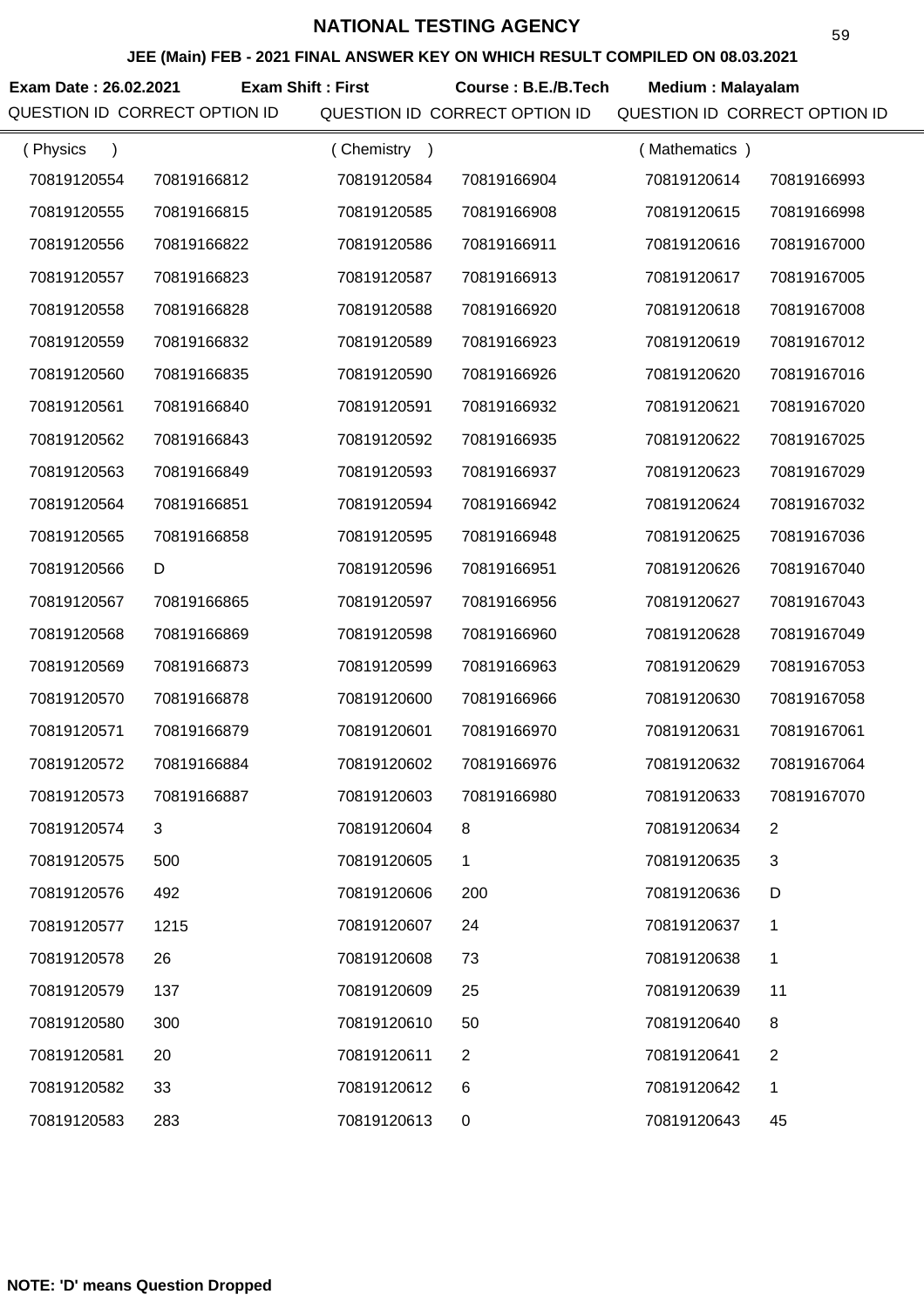# NATIONAL TESTING AGENCY

## JEE (Main) FEB - 2021 FINAL ANSWER KEY ON WHICH RESULT COMPILED ON 08.03.2021

**Exam Date : 26.02.2021** **Exam Shift : First** **Course : B.E./B.Tech** **Medium : Malayalam**

| QUESTION ID | CORRECT OPTION ID | QUESTION ID | CORRECT OPTION ID | QUESTION ID | CORRECT OPTION ID |
|---|---|---|---|---|---|
| ( Physics ) | | ( Chemistry ) | | ( Mathematics ) | |
| 70819120554 | 70819166812 | 70819120584 | 70819166904 | 70819120614 | 70819166993 |
| 70819120555 | 70819166815 | 70819120585 | 70819166908 | 70819120615 | 70819166998 |
| 70819120556 | 70819166822 | 70819120586 | 70819166911 | 70819120616 | 70819167000 |
| 70819120557 | 70819166823 | 70819120587 | 70819166913 | 70819120617 | 70819167005 |
| 70819120558 | 70819166828 | 70819120588 | 70819166920 | 70819120618 | 70819167008 |
| 70819120559 | 70819166832 | 70819120589 | 70819166923 | 70819120619 | 70819167012 |
| 70819120560 | 70819166835 | 70819120590 | 70819166926 | 70819120620 | 70819167016 |
| 70819120561 | 70819166840 | 70819120591 | 70819166932 | 70819120621 | 70819167020 |
| 70819120562 | 70819166843 | 70819120592 | 70819166935 | 70819120622 | 70819167025 |
| 70819120563 | 70819166849 | 70819120593 | 70819166937 | 70819120623 | 70819167029 |
| 70819120564 | 70819166851 | 70819120594 | 70819166942 | 70819120624 | 70819167032 |
| 70819120565 | 70819166858 | 70819120595 | 70819166948 | 70819120625 | 70819167036 |
| 70819120566 | D | 70819120596 | 70819166951 | 70819120626 | 70819167040 |
| 70819120567 | 70819166865 | 70819120597 | 70819166956 | 70819120627 | 70819167043 |
| 70819120568 | 70819166869 | 70819120598 | 70819166960 | 70819120628 | 70819167049 |
| 70819120569 | 70819166873 | 70819120599 | 70819166963 | 70819120629 | 70819167053 |
| 70819120570 | 70819166878 | 70819120600 | 70819166966 | 70819120630 | 70819167058 |
| 70819120571 | 70819166879 | 70819120601 | 70819166970 | 70819120631 | 70819167061 |
| 70819120572 | 70819166884 | 70819120602 | 70819166976 | 70819120632 | 70819167064 |
| 70819120573 | 70819166887 | 70819120603 | 70819166980 | 70819120633 | 70819167070 |
| 70819120574 | 3 | 70819120604 | 8 | 70819120634 | 2 |
| 70819120575 | 500 | 70819120605 | 1 | 70819120635 | 3 |
| 70819120576 | 492 | 70819120606 | 200 | 70819120636 | D |
| 70819120577 | 1215 | 70819120607 | 24 | 70819120637 | 1 |
| 70819120578 | 26 | 70819120608 | 73 | 70819120638 | 1 |
| 70819120579 | 137 | 70819120609 | 25 | 70819120639 | 11 |
| 70819120580 | 300 | 70819120610 | 50 | 70819120640 | 8 |
| 70819120581 | 20 | 70819120611 | 2 | 70819120641 | 2 |
| 70819120582 | 33 | 70819120612 | 6 | 70819120642 | 1 |
| 70819120583 | 283 | 70819120613 | 0 | 70819120643 | 45 |

**NOTE: 'D' means Question Dropped**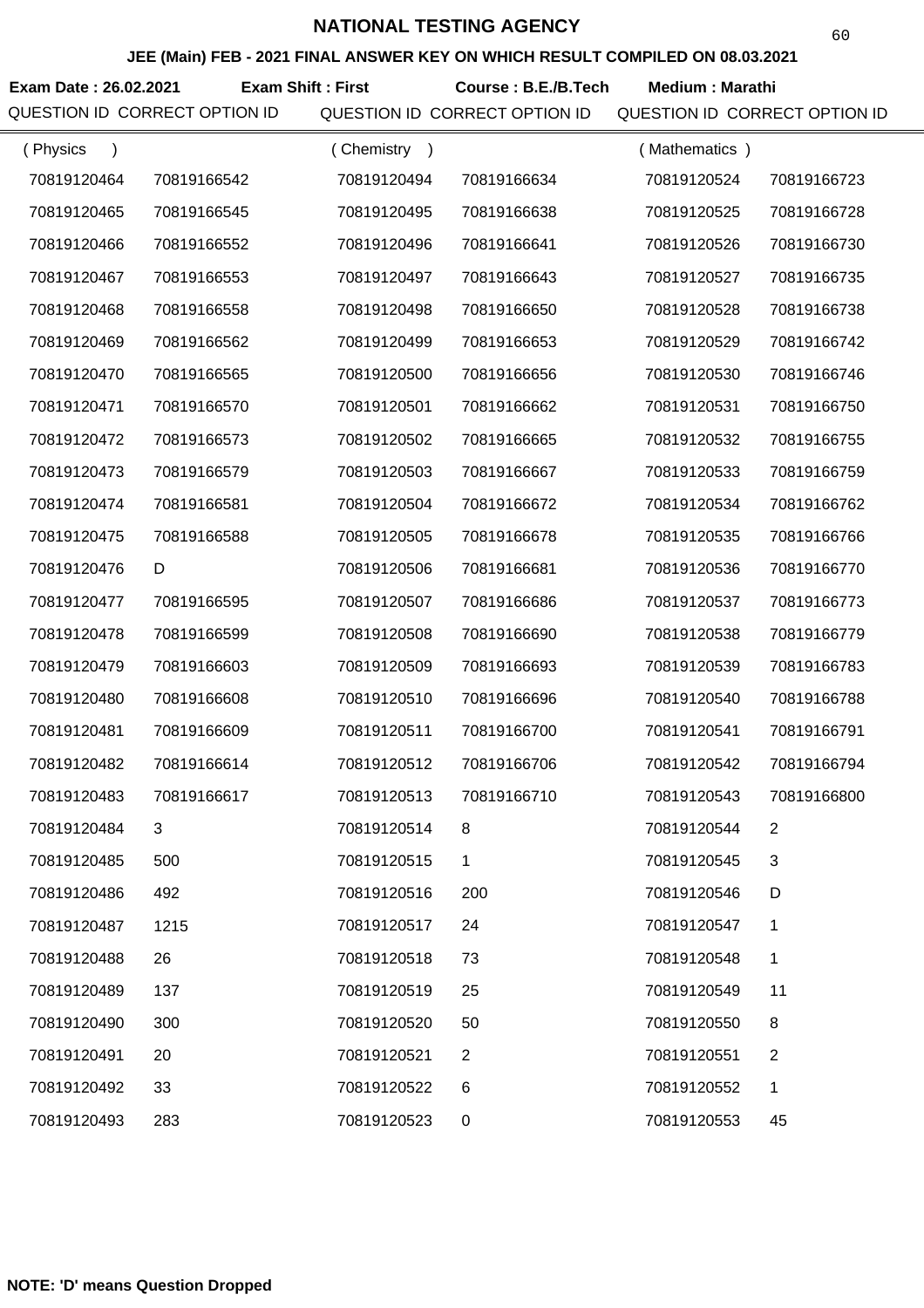# NATIONAL TESTING AGENCY

## JEE (Main) FEB - 2021 FINAL ANSWER KEY ON WHICH RESULT COMPILED ON 08.03.2021

**Exam Date : 26.02.2021** **Exam Shift : First** **Course : B.E./B.Tech** **Medium : Marathi**

| QUESTION ID (Physics) | CORRECT OPTION ID | QUESTION ID (Chemistry) | CORRECT OPTION ID | QUESTION ID (Mathematics) | CORRECT OPTION ID |
|---|---|---|---|---|---|
| 70819120464 | 70819166542 | 70819120494 | 70819166634 | 70819120524 | 70819166723 |
| 70819120465 | 70819166545 | 70819120495 | 70819166638 | 70819120525 | 70819166728 |
| 70819120466 | 70819166552 | 70819120496 | 70819166641 | 70819120526 | 70819166730 |
| 70819120467 | 70819166553 | 70819120497 | 70819166643 | 70819120527 | 70819166735 |
| 70819120468 | 70819166558 | 70819120498 | 70819166650 | 70819120528 | 70819166738 |
| 70819120469 | 70819166562 | 70819120499 | 70819166653 | 70819120529 | 70819166742 |
| 70819120470 | 70819166565 | 70819120500 | 70819166656 | 70819120530 | 70819166746 |
| 70819120471 | 70819166570 | 70819120501 | 70819166662 | 70819120531 | 70819166750 |
| 70819120472 | 70819166573 | 70819120502 | 70819166665 | 70819120532 | 70819166755 |
| 70819120473 | 70819166579 | 70819120503 | 70819166667 | 70819120533 | 70819166759 |
| 70819120474 | 70819166581 | 70819120504 | 70819166672 | 70819120534 | 70819166762 |
| 70819120475 | 70819166588 | 70819120505 | 70819166678 | 70819120535 | 70819166766 |
| 70819120476 | D | 70819120506 | 70819166681 | 70819120536 | 70819166770 |
| 70819120477 | 70819166595 | 70819120507 | 70819166686 | 70819120537 | 70819166773 |
| 70819120478 | 70819166599 | 70819120508 | 70819166690 | 70819120538 | 70819166779 |
| 70819120479 | 70819166603 | 70819120509 | 70819166693 | 70819120539 | 70819166783 |
| 70819120480 | 70819166608 | 70819120510 | 70819166696 | 70819120540 | 70819166788 |
| 70819120481 | 70819166609 | 70819120511 | 70819166700 | 70819120541 | 70819166791 |
| 70819120482 | 70819166614 | 70819120512 | 70819166706 | 70819120542 | 70819166794 |
| 70819120483 | 70819166617 | 70819120513 | 70819166710 | 70819120543 | 70819166800 |
| 70819120484 | 3 | 70819120514 | 8 | 70819120544 | 2 |
| 70819120485 | 500 | 70819120515 | 1 | 70819120545 | 3 |
| 70819120486 | 492 | 70819120516 | 200 | 70819120546 | D |
| 70819120487 | 1215 | 70819120517 | 24 | 70819120547 | 1 |
| 70819120488 | 26 | 70819120518 | 73 | 70819120548 | 1 |
| 70819120489 | 137 | 70819120519 | 25 | 70819120549 | 11 |
| 70819120490 | 300 | 70819120520 | 50 | 70819120550 | 8 |
| 70819120491 | 20 | 70819120521 | 2 | 70819120551 | 2 |
| 70819120492 | 33 | 70819120522 | 6 | 70819120552 | 1 |
| 70819120493 | 283 | 70819120523 | 0 | 70819120553 | 45 |

**NOTE: 'D' means Question Dropped**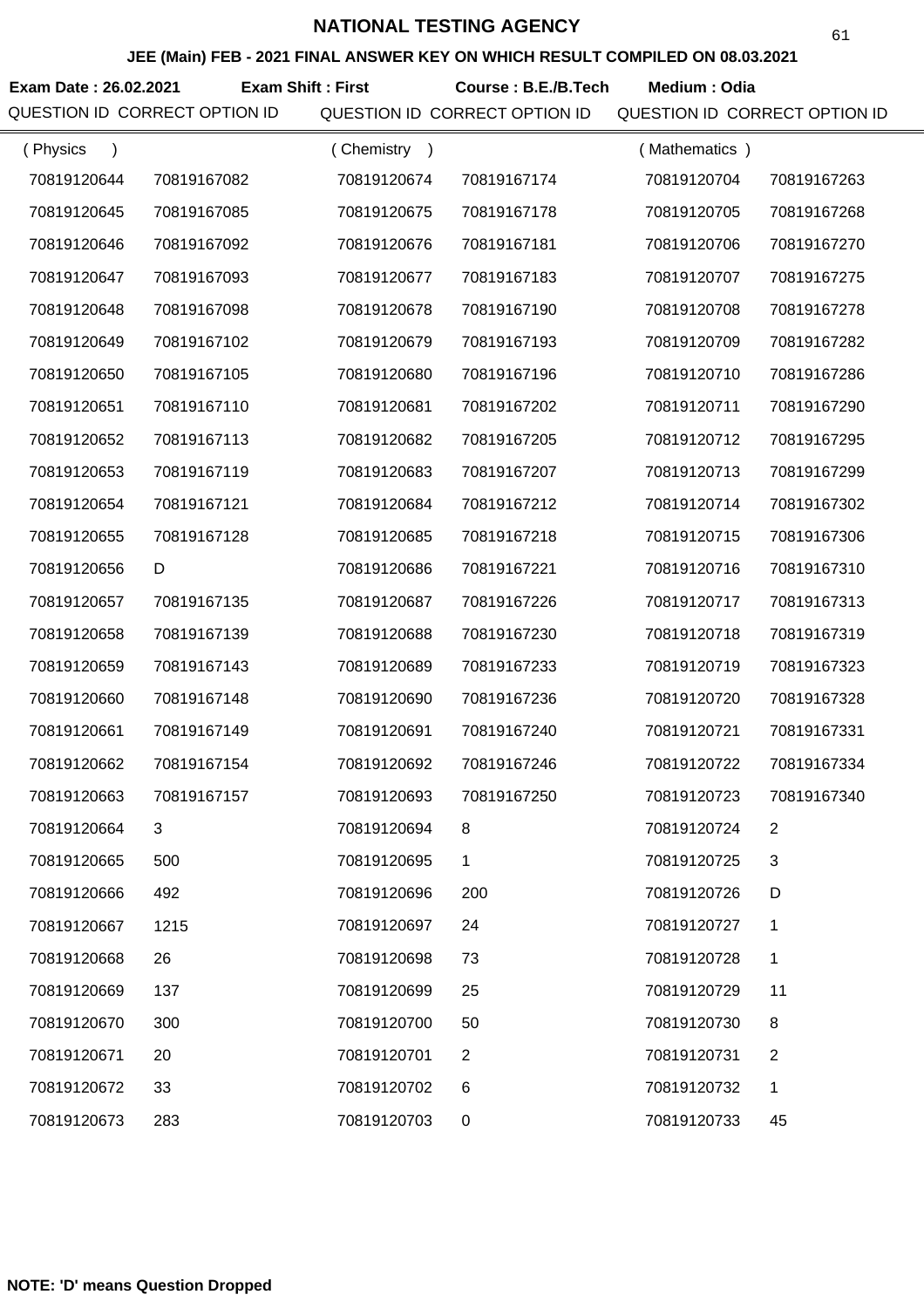# NATIONAL TESTING AGENCY

## JEE (Main) FEB - 2021 FINAL ANSWER KEY ON WHICH RESULT COMPILED ON 08.03.2021

**Exam Date : 26.02.2021** **Exam Shift : First** **Course : B.E./B.Tech** **Medium : Odia**

| QUESTION ID | CORRECT OPTION ID | QUESTION ID | CORRECT OPTION ID | QUESTION ID | CORRECT OPTION ID |
|---|---|---|---|---|---|
| ( Physics ) | | ( Chemistry ) | | ( Mathematics ) | |
| 70819120644 | 70819167082 | 70819120674 | 70819167174 | 70819120704 | 70819167263 |
| 70819120645 | 70819167085 | 70819120675 | 70819167178 | 70819120705 | 70819167268 |
| 70819120646 | 70819167092 | 70819120676 | 70819167181 | 70819120706 | 70819167270 |
| 70819120647 | 70819167093 | 70819120677 | 70819167183 | 70819120707 | 70819167275 |
| 70819120648 | 70819167098 | 70819120678 | 70819167190 | 70819120708 | 70819167278 |
| 70819120649 | 70819167102 | 70819120679 | 70819167193 | 70819120709 | 70819167282 |
| 70819120650 | 70819167105 | 70819120680 | 70819167196 | 70819120710 | 70819167286 |
| 70819120651 | 70819167110 | 70819120681 | 70819167202 | 70819120711 | 70819167290 |
| 70819120652 | 70819167113 | 70819120682 | 70819167205 | 70819120712 | 70819167295 |
| 70819120653 | 70819167119 | 70819120683 | 70819167207 | 70819120713 | 70819167299 |
| 70819120654 | 70819167121 | 70819120684 | 70819167212 | 70819120714 | 70819167302 |
| 70819120655 | 70819167128 | 70819120685 | 70819167218 | 70819120715 | 70819167306 |
| 70819120656 | D | 70819120686 | 70819167221 | 70819120716 | 70819167310 |
| 70819120657 | 70819167135 | 70819120687 | 70819167226 | 70819120717 | 70819167313 |
| 70819120658 | 70819167139 | 70819120688 | 70819167230 | 70819120718 | 70819167319 |
| 70819120659 | 70819167143 | 70819120689 | 70819167233 | 70819120719 | 70819167323 |
| 70819120660 | 70819167148 | 70819120690 | 70819167236 | 70819120720 | 70819167328 |
| 70819120661 | 70819167149 | 70819120691 | 70819167240 | 70819120721 | 70819167331 |
| 70819120662 | 70819167154 | 70819120692 | 70819167246 | 70819120722 | 70819167334 |
| 70819120663 | 70819167157 | 70819120693 | 70819167250 | 70819120723 | 70819167340 |
| 70819120664 | 3 | 70819120694 | 8 | 70819120724 | 2 |
| 70819120665 | 500 | 70819120695 | 1 | 70819120725 | 3 |
| 70819120666 | 492 | 70819120696 | 200 | 70819120726 | D |
| 70819120667 | 1215 | 70819120697 | 24 | 70819120727 | 1 |
| 70819120668 | 26 | 70819120698 | 73 | 70819120728 | 1 |
| 70819120669 | 137 | 70819120699 | 25 | 70819120729 | 11 |
| 70819120670 | 300 | 70819120700 | 50 | 70819120730 | 8 |
| 70819120671 | 20 | 70819120701 | 2 | 70819120731 | 2 |
| 70819120672 | 33 | 70819120702 | 6 | 70819120732 | 1 |
| 70819120673 | 283 | 70819120703 | 0 | 70819120733 | 45 |

**NOTE: 'D' means Question Dropped**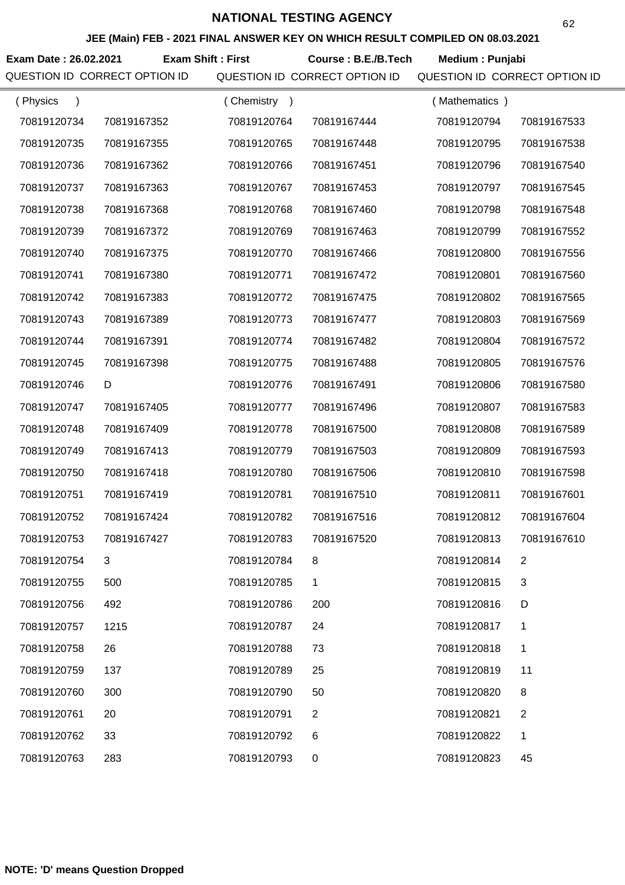# NATIONAL TESTING AGENCY

## JEE (Main) FEB - 2021 FINAL ANSWER KEY ON WHICH RESULT COMPILED ON 08.03.2021

**Exam Date : 26.02.2021** **Exam Shift : First** **Course : B.E./B.Tech** **Medium : Punjabi**

| QUESTION ID | CORRECT OPTION ID | QUESTION ID | CORRECT OPTION ID | QUESTION ID | CORRECT OPTION ID |
|---|---|---|---|---|---|
| ( Physics ) | | ( Chemistry ) | | ( Mathematics ) | |
| 70819120734 | 70819167352 | 70819120764 | 70819167444 | 70819120794 | 70819167533 |
| 70819120735 | 70819167355 | 70819120765 | 70819167448 | 70819120795 | 70819167538 |
| 70819120736 | 70819167362 | 70819120766 | 70819167451 | 70819120796 | 70819167540 |
| 70819120737 | 70819167363 | 70819120767 | 70819167453 | 70819120797 | 70819167545 |
| 70819120738 | 70819167368 | 70819120768 | 70819167460 | 70819120798 | 70819167548 |
| 70819120739 | 70819167372 | 70819120769 | 70819167463 | 70819120799 | 70819167552 |
| 70819120740 | 70819167375 | 70819120770 | 70819167466 | 70819120800 | 70819167556 |
| 70819120741 | 70819167380 | 70819120771 | 70819167472 | 70819120801 | 70819167560 |
| 70819120742 | 70819167383 | 70819120772 | 70819167475 | 70819120802 | 70819167565 |
| 70819120743 | 70819167389 | 70819120773 | 70819167477 | 70819120803 | 70819167569 |
| 70819120744 | 70819167391 | 70819120774 | 70819167482 | 70819120804 | 70819167572 |
| 70819120745 | 70819167398 | 70819120775 | 70819167488 | 70819120805 | 70819167576 |
| 70819120746 | D | 70819120776 | 70819167491 | 70819120806 | 70819167580 |
| 70819120747 | 70819167405 | 70819120777 | 70819167496 | 70819120807 | 70819167583 |
| 70819120748 | 70819167409 | 70819120778 | 70819167500 | 70819120808 | 70819167589 |
| 70819120749 | 70819167413 | 70819120779 | 70819167503 | 70819120809 | 70819167593 |
| 70819120750 | 70819167418 | 70819120780 | 70819167506 | 70819120810 | 70819167598 |
| 70819120751 | 70819167419 | 70819120781 | 70819167510 | 70819120811 | 70819167601 |
| 70819120752 | 70819167424 | 70819120782 | 70819167516 | 70819120812 | 70819167604 |
| 70819120753 | 70819167427 | 70819120783 | 70819167520 | 70819120813 | 70819167610 |
| 70819120754 | 3 | 70819120784 | 8 | 70819120814 | 2 |
| 70819120755 | 500 | 70819120785 | 1 | 70819120815 | 3 |
| 70819120756 | 492 | 70819120786 | 200 | 70819120816 | D |
| 70819120757 | 1215 | 70819120787 | 24 | 70819120817 | 1 |
| 70819120758 | 26 | 70819120788 | 73 | 70819120818 | 1 |
| 70819120759 | 137 | 70819120789 | 25 | 70819120819 | 11 |
| 70819120760 | 300 | 70819120790 | 50 | 70819120820 | 8 |
| 70819120761 | 20 | 70819120791 | 2 | 70819120821 | 2 |
| 70819120762 | 33 | 70819120792 | 6 | 70819120822 | 1 |
| 70819120763 | 283 | 70819120793 | 0 | 70819120823 | 45 |

**NOTE: 'D' means Question Dropped**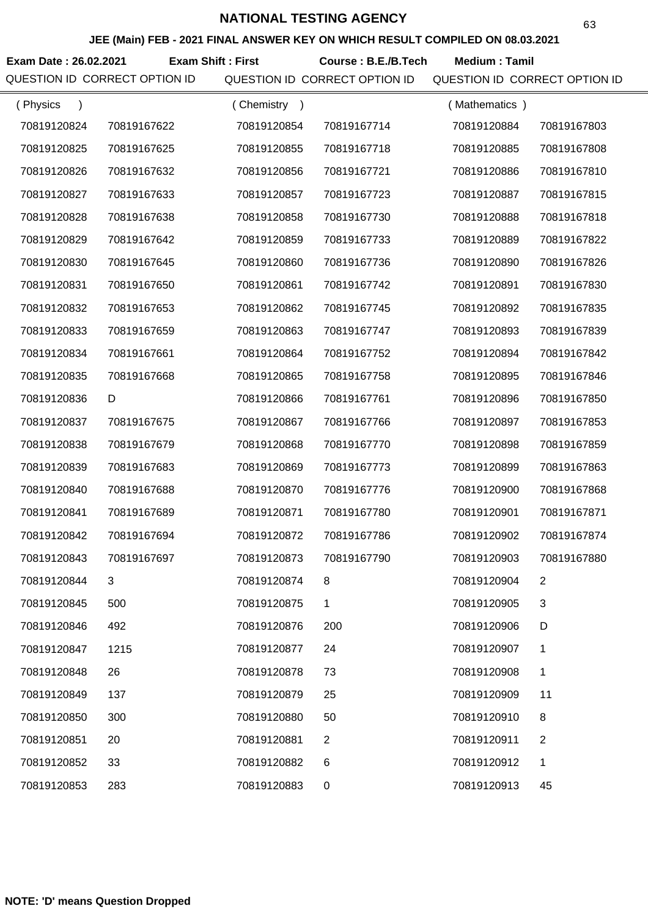# NATIONAL TESTING AGENCY

## JEE (Main) FEB - 2021 FINAL ANSWER KEY ON WHICH RESULT COMPILED ON 08.03.2021

**Exam Date : 26.02.2021** **Exam Shift : First** **Course : B.E./B.Tech** **Medium : Tamil**

| QUESTION ID | CORRECT OPTION ID | QUESTION ID | CORRECT OPTION ID | QUESTION ID | CORRECT OPTION ID |
|---|---|---|---|---|---|
| ( Physics ) | | ( Chemistry ) | | ( Mathematics ) | |
| 70819120824 | 70819167622 | 70819120854 | 70819167714 | 70819120884 | 70819167803 |
| 70819120825 | 70819167625 | 70819120855 | 70819167718 | 70819120885 | 70819167808 |
| 70819120826 | 70819167632 | 70819120856 | 70819167721 | 70819120886 | 70819167810 |
| 70819120827 | 70819167633 | 70819120857 | 70819167723 | 70819120887 | 70819167815 |
| 70819120828 | 70819167638 | 70819120858 | 70819167730 | 70819120888 | 70819167818 |
| 70819120829 | 70819167642 | 70819120859 | 70819167733 | 70819120889 | 70819167822 |
| 70819120830 | 70819167645 | 70819120860 | 70819167736 | 70819120890 | 70819167826 |
| 70819120831 | 70819167650 | 70819120861 | 70819167742 | 70819120891 | 70819167830 |
| 70819120832 | 70819167653 | 70819120862 | 70819167745 | 70819120892 | 70819167835 |
| 70819120833 | 70819167659 | 70819120863 | 70819167747 | 70819120893 | 70819167839 |
| 70819120834 | 70819167661 | 70819120864 | 70819167752 | 70819120894 | 70819167842 |
| 70819120835 | 70819167668 | 70819120865 | 70819167758 | 70819120895 | 70819167846 |
| 70819120836 | D | 70819120866 | 70819167761 | 70819120896 | 70819167850 |
| 70819120837 | 70819167675 | 70819120867 | 70819167766 | 70819120897 | 70819167853 |
| 70819120838 | 70819167679 | 70819120868 | 70819167770 | 70819120898 | 70819167859 |
| 70819120839 | 70819167683 | 70819120869 | 70819167773 | 70819120899 | 70819167863 |
| 70819120840 | 70819167688 | 70819120870 | 70819167776 | 70819120900 | 70819167868 |
| 70819120841 | 70819167689 | 70819120871 | 70819167780 | 70819120901 | 70819167871 |
| 70819120842 | 70819167694 | 70819120872 | 70819167786 | 70819120902 | 70819167874 |
| 70819120843 | 70819167697 | 70819120873 | 70819167790 | 70819120903 | 70819167880 |
| 70819120844 | 3 | 70819120874 | 8 | 70819120904 | 2 |
| 70819120845 | 500 | 70819120875 | 1 | 70819120905 | 3 |
| 70819120846 | 492 | 70819120876 | 200 | 70819120906 | D |
| 70819120847 | 1215 | 70819120877 | 24 | 70819120907 | 1 |
| 70819120848 | 26 | 70819120878 | 73 | 70819120908 | 1 |
| 70819120849 | 137 | 70819120879 | 25 | 70819120909 | 11 |
| 70819120850 | 300 | 70819120880 | 50 | 70819120910 | 8 |
| 70819120851 | 20 | 70819120881 | 2 | 70819120911 | 2 |
| 70819120852 | 33 | 70819120882 | 6 | 70819120912 | 1 |
| 70819120853 | 283 | 70819120883 | 0 | 70819120913 | 45 |

**NOTE: 'D' means Question Dropped**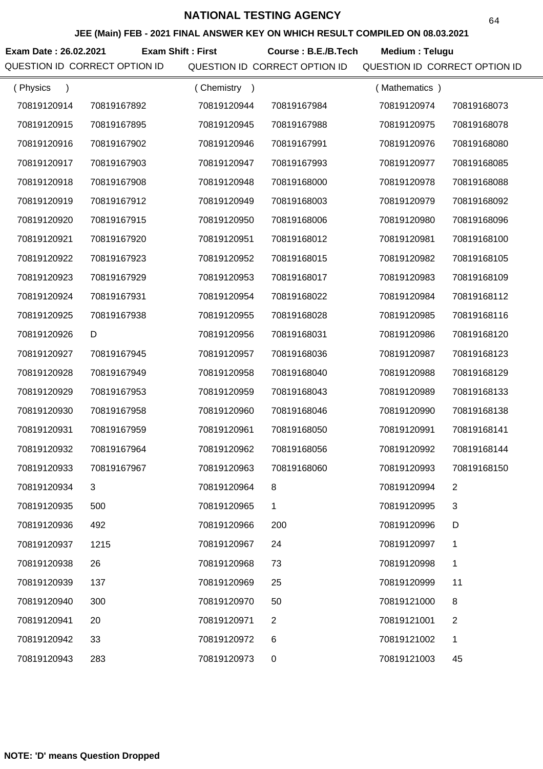# NATIONAL TESTING AGENCY

## JEE (Main) FEB - 2021 FINAL ANSWER KEY ON WHICH RESULT COMPILED ON 08.03.2021

**Exam Date : 26.02.2021** **Exam Shift : First** **Course : B.E./B.Tech** **Medium : Telugu**

| QUESTION ID | CORRECT OPTION ID | QUESTION ID | CORRECT OPTION ID | QUESTION ID | CORRECT OPTION ID |
|---|---|---|---|---|---|
| ( Physics ) | | ( Chemistry ) | | ( Mathematics ) | |
| 70819120914 | 70819167892 | 70819120944 | 70819167984 | 70819120974 | 70819168073 |
| 70819120915 | 70819167895 | 70819120945 | 70819167988 | 70819120975 | 70819168078 |
| 70819120916 | 70819167902 | 70819120946 | 70819167991 | 70819120976 | 70819168080 |
| 70819120917 | 70819167903 | 70819120947 | 70819167993 | 70819120977 | 70819168085 |
| 70819120918 | 70819167908 | 70819120948 | 70819168000 | 70819120978 | 70819168088 |
| 70819120919 | 70819167912 | 70819120949 | 70819168003 | 70819120979 | 70819168092 |
| 70819120920 | 70819167915 | 70819120950 | 70819168006 | 70819120980 | 70819168096 |
| 70819120921 | 70819167920 | 70819120951 | 70819168012 | 70819120981 | 70819168100 |
| 70819120922 | 70819167923 | 70819120952 | 70819168015 | 70819120982 | 70819168105 |
| 70819120923 | 70819167929 | 70819120953 | 70819168017 | 70819120983 | 70819168109 |
| 70819120924 | 70819167931 | 70819120954 | 70819168022 | 70819120984 | 70819168112 |
| 70819120925 | 70819167938 | 70819120955 | 70819168028 | 70819120985 | 70819168116 |
| 70819120926 | D | 70819120956 | 70819168031 | 70819120986 | 70819168120 |
| 70819120927 | 70819167945 | 70819120957 | 70819168036 | 70819120987 | 70819168123 |
| 70819120928 | 70819167949 | 70819120958 | 70819168040 | 70819120988 | 70819168129 |
| 70819120929 | 70819167953 | 70819120959 | 70819168043 | 70819120989 | 70819168133 |
| 70819120930 | 70819167958 | 70819120960 | 70819168046 | 70819120990 | 70819168138 |
| 70819120931 | 70819167959 | 70819120961 | 70819168050 | 70819120991 | 70819168141 |
| 70819120932 | 70819167964 | 70819120962 | 70819168056 | 70819120992 | 70819168144 |
| 70819120933 | 70819167967 | 70819120963 | 70819168060 | 70819120993 | 70819168150 |
| 70819120934 | 3 | 70819120964 | 8 | 70819120994 | 2 |
| 70819120935 | 500 | 70819120965 | 1 | 70819120995 | 3 |
| 70819120936 | 492 | 70819120966 | 200 | 70819120996 | D |
| 70819120937 | 1215 | 70819120967 | 24 | 70819120997 | 1 |
| 70819120938 | 26 | 70819120968 | 73 | 70819120998 | 1 |
| 70819120939 | 137 | 70819120969 | 25 | 70819120999 | 11 |
| 70819120940 | 300 | 70819120970 | 50 | 70819121000 | 8 |
| 70819120941 | 20 | 70819120971 | 2 | 70819121001 | 2 |
| 70819120942 | 33 | 70819120972 | 6 | 70819121002 | 1 |
| 70819120943 | 283 | 70819120973 | 0 | 70819121003 | 45 |

**NOTE: 'D' means Question Dropped**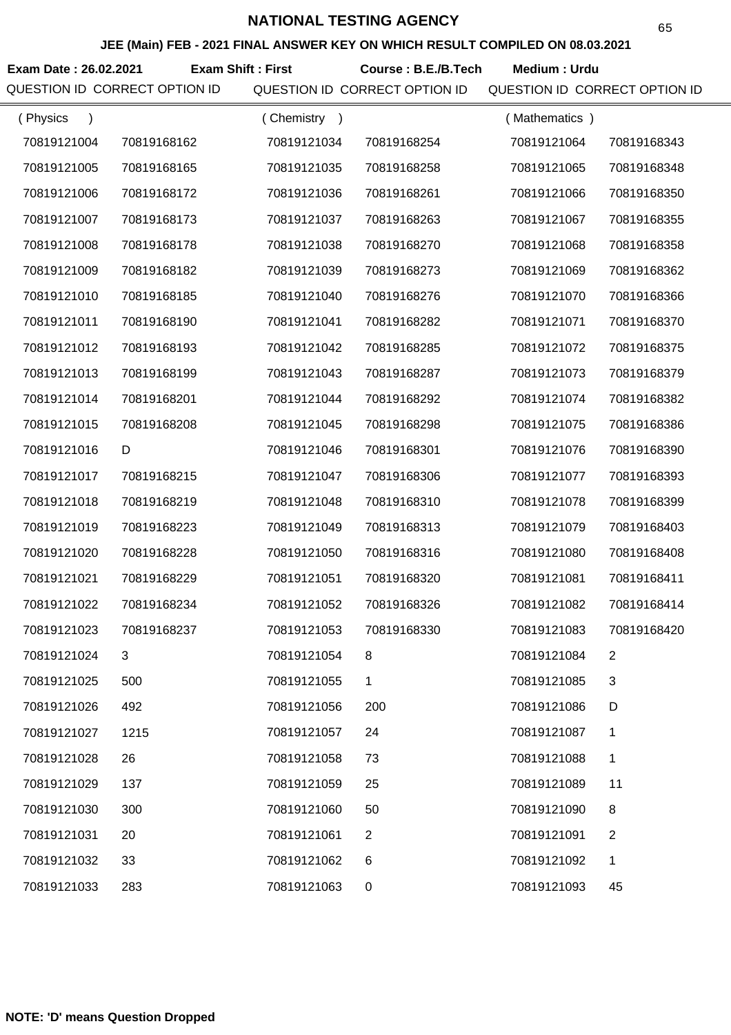# NATIONAL TESTING AGENCY

## JEE (Main) FEB - 2021 FINAL ANSWER KEY ON WHICH RESULT COMPILED ON 08.03.2021

**Exam Date : 26.02.2021** **Exam Shift : First** **Course : B.E./B.Tech** **Medium : Urdu**

| QUESTION ID | CORRECT OPTION ID | QUESTION ID | CORRECT OPTION ID | QUESTION ID | CORRECT OPTION ID |
|---|---|---|---|---|---|
| ( Physics ) | | ( Chemistry ) | | ( Mathematics ) | |
| 70819121004 | 70819168162 | 70819121034 | 70819168254 | 70819121064 | 70819168343 |
| 70819121005 | 70819168165 | 70819121035 | 70819168258 | 70819121065 | 70819168348 |
| 70819121006 | 70819168172 | 70819121036 | 70819168261 | 70819121066 | 70819168350 |
| 70819121007 | 70819168173 | 70819121037 | 70819168263 | 70819121067 | 70819168355 |
| 70819121008 | 70819168178 | 70819121038 | 70819168270 | 70819121068 | 70819168358 |
| 70819121009 | 70819168182 | 70819121039 | 70819168273 | 70819121069 | 70819168362 |
| 70819121010 | 70819168185 | 70819121040 | 70819168276 | 70819121070 | 70819168366 |
| 70819121011 | 70819168190 | 70819121041 | 70819168282 | 70819121071 | 70819168370 |
| 70819121012 | 70819168193 | 70819121042 | 70819168285 | 70819121072 | 70819168375 |
| 70819121013 | 70819168199 | 70819121043 | 70819168287 | 70819121073 | 70819168379 |
| 70819121014 | 70819168201 | 70819121044 | 70819168292 | 70819121074 | 70819168382 |
| 70819121015 | 70819168208 | 70819121045 | 70819168298 | 70819121075 | 70819168386 |
| 70819121016 | D | 70819121046 | 70819168301 | 70819121076 | 70819168390 |
| 70819121017 | 70819168215 | 70819121047 | 70819168306 | 70819121077 | 70819168393 |
| 70819121018 | 70819168219 | 70819121048 | 70819168310 | 70819121078 | 70819168399 |
| 70819121019 | 70819168223 | 70819121049 | 70819168313 | 70819121079 | 70819168403 |
| 70819121020 | 70819168228 | 70819121050 | 70819168316 | 70819121080 | 70819168408 |
| 70819121021 | 70819168229 | 70819121051 | 70819168320 | 70819121081 | 70819168411 |
| 70819121022 | 70819168234 | 70819121052 | 70819168326 | 70819121082 | 70819168414 |
| 70819121023 | 70819168237 | 70819121053 | 70819168330 | 70819121083 | 70819168420 |
| 70819121024 | 3 | 70819121054 | 8 | 70819121084 | 2 |
| 70819121025 | 500 | 70819121055 | 1 | 70819121085 | 3 |
| 70819121026 | 492 | 70819121056 | 200 | 70819121086 | D |
| 70819121027 | 1215 | 70819121057 | 24 | 70819121087 | 1 |
| 70819121028 | 26 | 70819121058 | 73 | 70819121088 | 1 |
| 70819121029 | 137 | 70819121059 | 25 | 70819121089 | 11 |
| 70819121030 | 300 | 70819121060 | 50 | 70819121090 | 8 |
| 70819121031 | 20 | 70819121061 | 2 | 70819121091 | 2 |
| 70819121032 | 33 | 70819121062 | 6 | 70819121092 | 1 |
| 70819121033 | 283 | 70819121063 | 0 | 70819121093 | 45 |

**NOTE: 'D' means Question Dropped**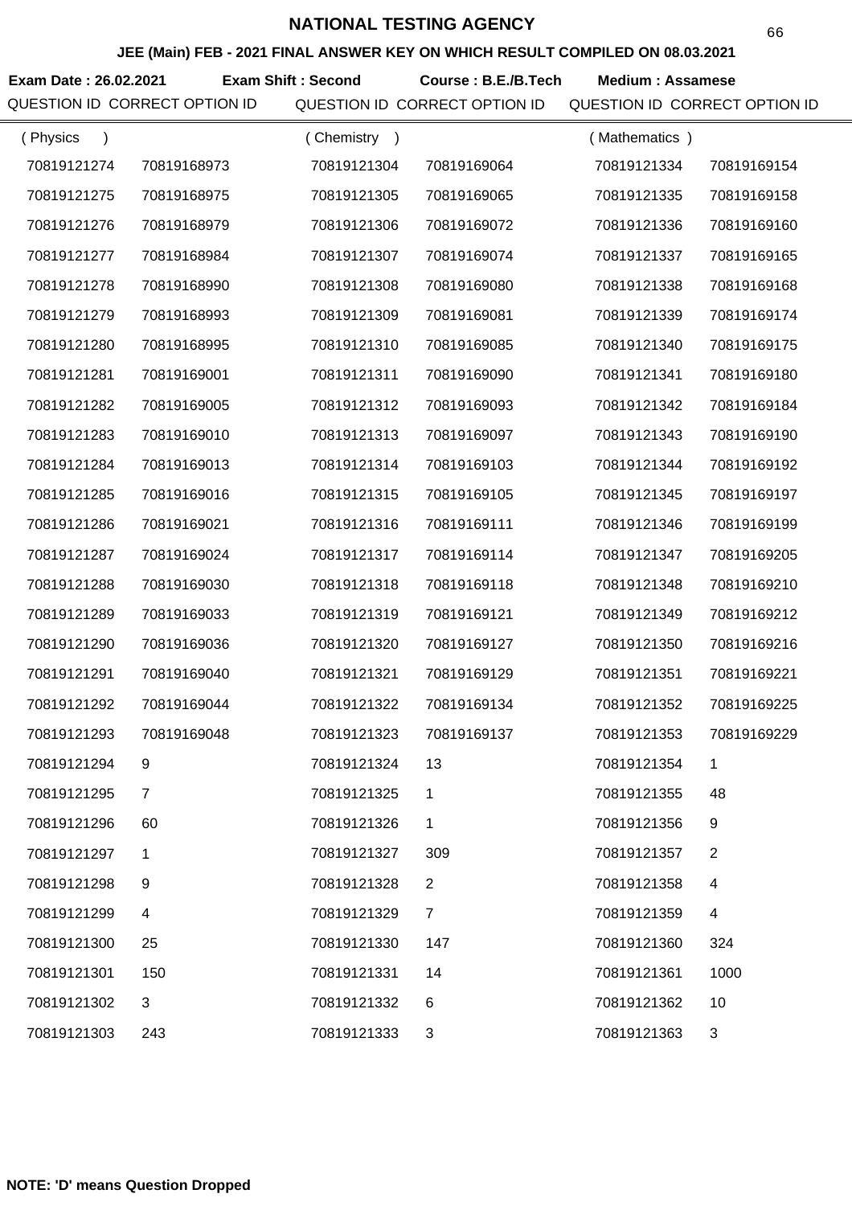# NATIONAL TESTING AGENCY

**JEE (Main) FEB - 2021 FINAL ANSWER KEY ON WHICH RESULT COMPILED ON 08.03.2021**

**Exam Date : 26.02.2021** **Exam Shift : Second** **Course : B.E./B.Tech** **Medium : Assamese**

| QUESTION ID | CORRECT OPTION ID | QUESTION ID | CORRECT OPTION ID | QUESTION ID | CORRECT OPTION ID |
|---|---|---|---|---|---|
| ( Physics ) | | ( Chemistry ) | | ( Mathematics ) | |
| 70819121274 | 70819168973 | 70819121304 | 70819169064 | 70819121334 | 70819169154 |
| 70819121275 | 70819168975 | 70819121305 | 70819169065 | 70819121335 | 70819169158 |
| 70819121276 | 70819168979 | 70819121306 | 70819169072 | 70819121336 | 70819169160 |
| 70819121277 | 70819168984 | 70819121307 | 70819169074 | 70819121337 | 70819169165 |
| 70819121278 | 70819168990 | 70819121308 | 70819169080 | 70819121338 | 70819169168 |
| 70819121279 | 70819168993 | 70819121309 | 70819169081 | 70819121339 | 70819169174 |
| 70819121280 | 70819168995 | 70819121310 | 70819169085 | 70819121340 | 70819169175 |
| 70819121281 | 70819169001 | 70819121311 | 70819169090 | 70819121341 | 70819169180 |
| 70819121282 | 70819169005 | 70819121312 | 70819169093 | 70819121342 | 70819169184 |
| 70819121283 | 70819169010 | 70819121313 | 70819169097 | 70819121343 | 70819169190 |
| 70819121284 | 70819169013 | 70819121314 | 70819169103 | 70819121344 | 70819169192 |
| 70819121285 | 70819169016 | 70819121315 | 70819169105 | 70819121345 | 70819169197 |
| 70819121286 | 70819169021 | 70819121316 | 70819169111 | 70819121346 | 70819169199 |
| 70819121287 | 70819169024 | 70819121317 | 70819169114 | 70819121347 | 70819169205 |
| 70819121288 | 70819169030 | 70819121318 | 70819169118 | 70819121348 | 70819169210 |
| 70819121289 | 70819169033 | 70819121319 | 70819169121 | 70819121349 | 70819169212 |
| 70819121290 | 70819169036 | 70819121320 | 70819169127 | 70819121350 | 70819169216 |
| 70819121291 | 70819169040 | 70819121321 | 70819169129 | 70819121351 | 70819169221 |
| 70819121292 | 70819169044 | 70819121322 | 70819169134 | 70819121352 | 70819169225 |
| 70819121293 | 70819169048 | 70819121323 | 70819169137 | 70819121353 | 70819169229 |
| 70819121294 | 9 | 70819121324 | 13 | 70819121354 | 1 |
| 70819121295 | 7 | 70819121325 | 1 | 70819121355 | 48 |
| 70819121296 | 60 | 70819121326 | 1 | 70819121356 | 9 |
| 70819121297 | 1 | 70819121327 | 309 | 70819121357 | 2 |
| 70819121298 | 9 | 70819121328 | 2 | 70819121358 | 4 |
| 70819121299 | 4 | 70819121329 | 7 | 70819121359 | 4 |
| 70819121300 | 25 | 70819121330 | 147 | 70819121360 | 324 |
| 70819121301 | 150 | 70819121331 | 14 | 70819121361 | 1000 |
| 70819121302 | 3 | 70819121332 | 6 | 70819121362 | 10 |
| 70819121303 | 243 | 70819121333 | 3 | 70819121363 | 3 |

**NOTE: 'D' means Question Dropped**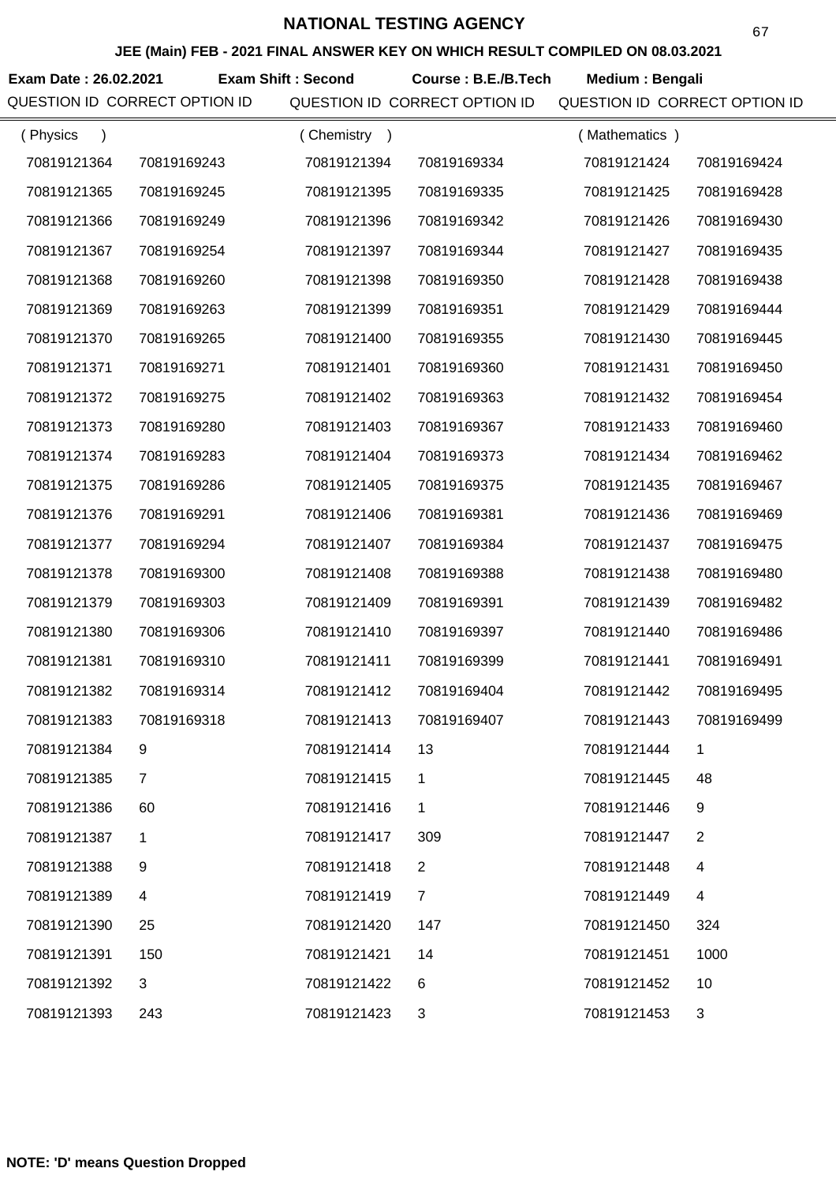# NATIONAL TESTING AGENCY

## JEE (Main) FEB - 2021 FINAL ANSWER KEY ON WHICH RESULT COMPILED ON 08.03.2021

**Exam Date : 26.02.2021** **Exam Shift : Second** **Course : B.E./B.Tech** **Medium : Bengali**

| QUESTION ID | CORRECT OPTION ID | QUESTION ID | CORRECT OPTION ID | QUESTION ID | CORRECT OPTION ID |
|---|---|---|---|---|---|
| ( Physics ) | | ( Chemistry ) | | ( Mathematics ) | |
| 70819121364 | 70819169243 | 70819121394 | 70819169334 | 70819121424 | 70819169424 |
| 70819121365 | 70819169245 | 70819121395 | 70819169335 | 70819121425 | 70819169428 |
| 70819121366 | 70819169249 | 70819121396 | 70819169342 | 70819121426 | 70819169430 |
| 70819121367 | 70819169254 | 70819121397 | 70819169344 | 70819121427 | 70819169435 |
| 70819121368 | 70819169260 | 70819121398 | 70819169350 | 70819121428 | 70819169438 |
| 70819121369 | 70819169263 | 70819121399 | 70819169351 | 70819121429 | 70819169444 |
| 70819121370 | 70819169265 | 70819121400 | 70819169355 | 70819121430 | 70819169445 |
| 70819121371 | 70819169271 | 70819121401 | 70819169360 | 70819121431 | 70819169450 |
| 70819121372 | 70819169275 | 70819121402 | 70819169363 | 70819121432 | 70819169454 |
| 70819121373 | 70819169280 | 70819121403 | 70819169367 | 70819121433 | 70819169460 |
| 70819121374 | 70819169283 | 70819121404 | 70819169373 | 70819121434 | 70819169462 |
| 70819121375 | 70819169286 | 70819121405 | 70819169375 | 70819121435 | 70819169467 |
| 70819121376 | 70819169291 | 70819121406 | 70819169381 | 70819121436 | 70819169469 |
| 70819121377 | 70819169294 | 70819121407 | 70819169384 | 70819121437 | 70819169475 |
| 70819121378 | 70819169300 | 70819121408 | 70819169388 | 70819121438 | 70819169480 |
| 70819121379 | 70819169303 | 70819121409 | 70819169391 | 70819121439 | 70819169482 |
| 70819121380 | 70819169306 | 70819121410 | 70819169397 | 70819121440 | 70819169486 |
| 70819121381 | 70819169310 | 70819121411 | 70819169399 | 70819121441 | 70819169491 |
| 70819121382 | 70819169314 | 70819121412 | 70819169404 | 70819121442 | 70819169495 |
| 70819121383 | 70819169318 | 70819121413 | 70819169407 | 70819121443 | 70819169499 |
| 70819121384 | 9 | 70819121414 | 13 | 70819121444 | 1 |
| 70819121385 | 7 | 70819121415 | 1 | 70819121445 | 48 |
| 70819121386 | 60 | 70819121416 | 1 | 70819121446 | 9 |
| 70819121387 | 1 | 70819121417 | 309 | 70819121447 | 2 |
| 70819121388 | 9 | 70819121418 | 2 | 70819121448 | 4 |
| 70819121389 | 4 | 70819121419 | 7 | 70819121449 | 4 |
| 70819121390 | 25 | 70819121420 | 147 | 70819121450 | 324 |
| 70819121391 | 150 | 70819121421 | 14 | 70819121451 | 1000 |
| 70819121392 | 3 | 70819121422 | 6 | 70819121452 | 10 |
| 70819121393 | 243 | 70819121423 | 3 | 70819121453 | 3 |

**NOTE: 'D' means Question Dropped**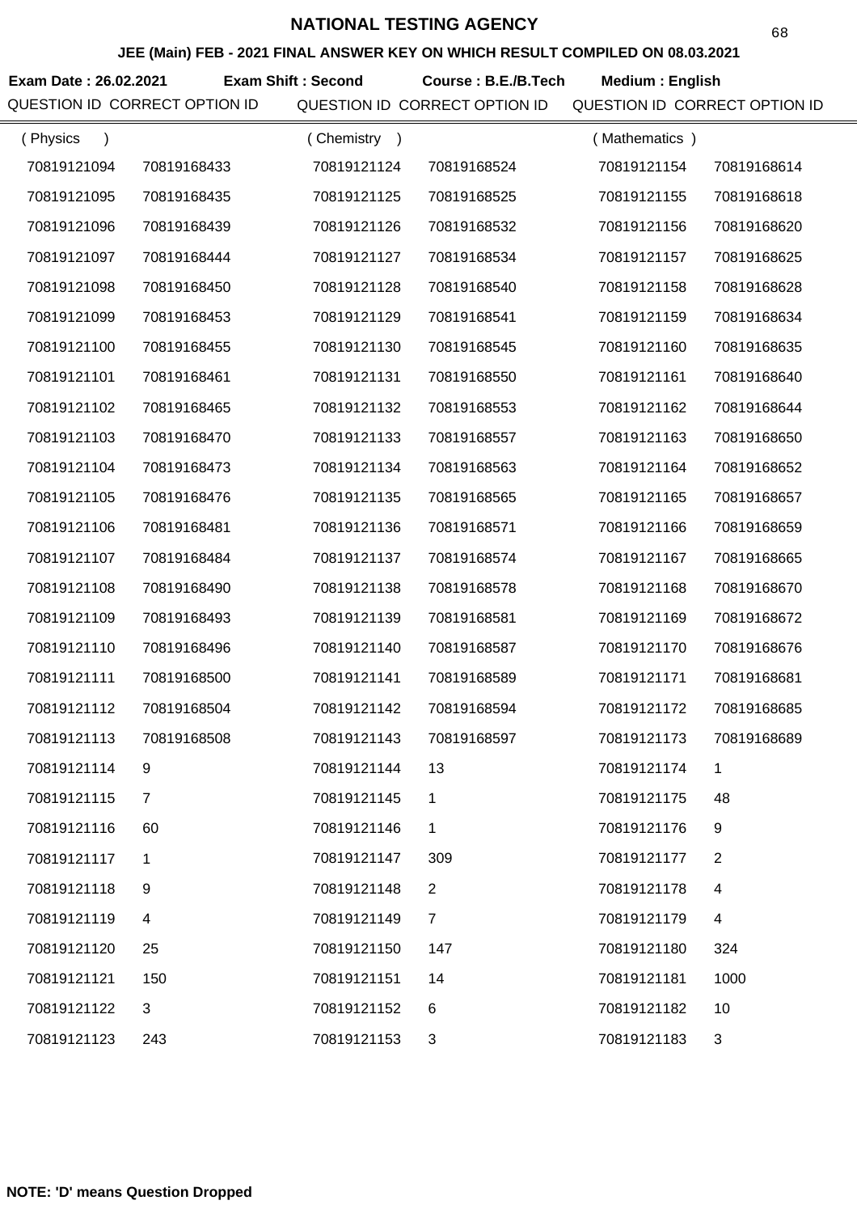# NATIONAL TESTING AGENCY

## JEE (Main) FEB - 2021 FINAL ANSWER KEY ON WHICH RESULT COMPILED ON 08.03.2021

**Exam Date : 26.02.2021** **Exam Shift : Second** **Course : B.E./B.Tech** **Medium : English**

| QUESTION ID (Physics) | CORRECT OPTION ID | QUESTION ID (Chemistry) | CORRECT OPTION ID | QUESTION ID (Mathematics) | CORRECT OPTION ID |
|---|---|---|---|---|---|
| 70819121094 | 70819168433 | 70819121124 | 70819168524 | 70819121154 | 70819168614 |
| 70819121095 | 70819168435 | 70819121125 | 70819168525 | 70819121155 | 70819168618 |
| 70819121096 | 70819168439 | 70819121126 | 70819168532 | 70819121156 | 70819168620 |
| 70819121097 | 70819168444 | 70819121127 | 70819168534 | 70819121157 | 70819168625 |
| 70819121098 | 70819168450 | 70819121128 | 70819168540 | 70819121158 | 70819168628 |
| 70819121099 | 70819168453 | 70819121129 | 70819168541 | 70819121159 | 70819168634 |
| 70819121100 | 70819168455 | 70819121130 | 70819168545 | 70819121160 | 70819168635 |
| 70819121101 | 70819168461 | 70819121131 | 70819168550 | 70819121161 | 70819168640 |
| 70819121102 | 70819168465 | 70819121132 | 70819168553 | 70819121162 | 70819168644 |
| 70819121103 | 70819168470 | 70819121133 | 70819168557 | 70819121163 | 70819168650 |
| 70819121104 | 70819168473 | 70819121134 | 70819168563 | 70819121164 | 70819168652 |
| 70819121105 | 70819168476 | 70819121135 | 70819168565 | 70819121165 | 70819168657 |
| 70819121106 | 70819168481 | 70819121136 | 70819168571 | 70819121166 | 70819168659 |
| 70819121107 | 70819168484 | 70819121137 | 70819168574 | 70819121167 | 70819168665 |
| 70819121108 | 70819168490 | 70819121138 | 70819168578 | 70819121168 | 70819168670 |
| 70819121109 | 70819168493 | 70819121139 | 70819168581 | 70819121169 | 70819168672 |
| 70819121110 | 70819168496 | 70819121140 | 70819168587 | 70819121170 | 70819168676 |
| 70819121111 | 70819168500 | 70819121141 | 70819168589 | 70819121171 | 70819168681 |
| 70819121112 | 70819168504 | 70819121142 | 70819168594 | 70819121172 | 70819168685 |
| 70819121113 | 70819168508 | 70819121143 | 70819168597 | 70819121173 | 70819168689 |
| 70819121114 | 9 | 70819121144 | 13 | 70819121174 | 1 |
| 70819121115 | 7 | 70819121145 | 1 | 70819121175 | 48 |
| 70819121116 | 60 | 70819121146 | 1 | 70819121176 | 9 |
| 70819121117 | 1 | 70819121147 | 309 | 70819121177 | 2 |
| 70819121118 | 9 | 70819121148 | 2 | 70819121178 | 4 |
| 70819121119 | 4 | 70819121149 | 7 | 70819121179 | 4 |
| 70819121120 | 25 | 70819121150 | 147 | 70819121180 | 324 |
| 70819121121 | 150 | 70819121151 | 14 | 70819121181 | 1000 |
| 70819121122 | 3 | 70819121152 | 6 | 70819121182 | 10 |
| 70819121123 | 243 | 70819121153 | 3 | 70819121183 | 3 |

**NOTE: 'D' means Question Dropped**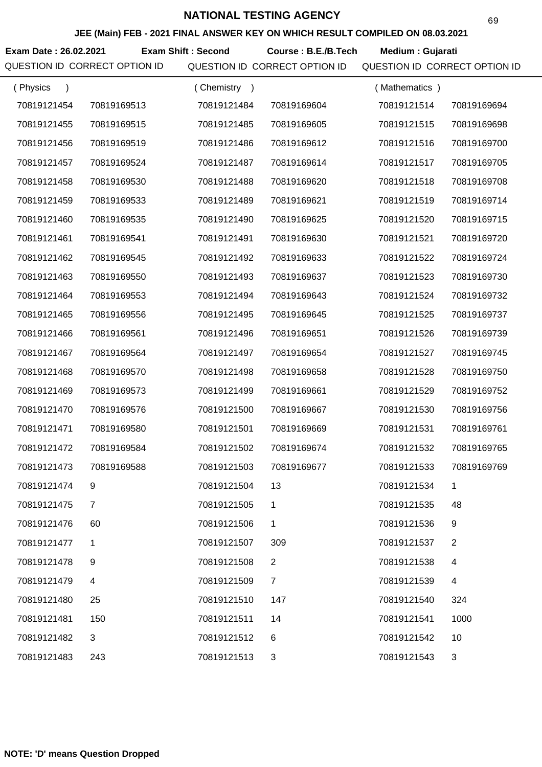# NATIONAL TESTING AGENCY

**JEE (Main) FEB - 2021 FINAL ANSWER KEY ON WHICH RESULT COMPILED ON 08.03.2021**

**Exam Date : 26.02.2021** **Exam Shift : Second** **Course : B.E./B.Tech** **Medium : Gujarati**

| QUESTION ID | CORRECT OPTION ID | QUESTION ID | CORRECT OPTION ID | QUESTION ID | CORRECT OPTION ID |
|---|---|---|---|---|---|
| ( Physics ) | | ( Chemistry ) | | ( Mathematics ) | |
| 70819121454 | 70819169513 | 70819121484 | 70819169604 | 70819121514 | 70819169694 |
| 70819121455 | 70819169515 | 70819121485 | 70819169605 | 70819121515 | 70819169698 |
| 70819121456 | 70819169519 | 70819121486 | 70819169612 | 70819121516 | 70819169700 |
| 70819121457 | 70819169524 | 70819121487 | 70819169614 | 70819121517 | 70819169705 |
| 70819121458 | 70819169530 | 70819121488 | 70819169620 | 70819121518 | 70819169708 |
| 70819121459 | 70819169533 | 70819121489 | 70819169621 | 70819121519 | 70819169714 |
| 70819121460 | 70819169535 | 70819121490 | 70819169625 | 70819121520 | 70819169715 |
| 70819121461 | 70819169541 | 70819121491 | 70819169630 | 70819121521 | 70819169720 |
| 70819121462 | 70819169545 | 70819121492 | 70819169633 | 70819121522 | 70819169724 |
| 70819121463 | 70819169550 | 70819121493 | 70819169637 | 70819121523 | 70819169730 |
| 70819121464 | 70819169553 | 70819121494 | 70819169643 | 70819121524 | 70819169732 |
| 70819121465 | 70819169556 | 70819121495 | 70819169645 | 70819121525 | 70819169737 |
| 70819121466 | 70819169561 | 70819121496 | 70819169651 | 70819121526 | 70819169739 |
| 70819121467 | 70819169564 | 70819121497 | 70819169654 | 70819121527 | 70819169745 |
| 70819121468 | 70819169570 | 70819121498 | 70819169658 | 70819121528 | 70819169750 |
| 70819121469 | 70819169573 | 70819121499 | 70819169661 | 70819121529 | 70819169752 |
| 70819121470 | 70819169576 | 70819121500 | 70819169667 | 70819121530 | 70819169756 |
| 70819121471 | 70819169580 | 70819121501 | 70819169669 | 70819121531 | 70819169761 |
| 70819121472 | 70819169584 | 70819121502 | 70819169674 | 70819121532 | 70819169765 |
| 70819121473 | 70819169588 | 70819121503 | 70819169677 | 70819121533 | 70819169769 |
| 70819121474 | 9 | 70819121504 | 13 | 70819121534 | 1 |
| 70819121475 | 7 | 70819121505 | 1 | 70819121535 | 48 |
| 70819121476 | 60 | 70819121506 | 1 | 70819121536 | 9 |
| 70819121477 | 1 | 70819121507 | 309 | 70819121537 | 2 |
| 70819121478 | 9 | 70819121508 | 2 | 70819121538 | 4 |
| 70819121479 | 4 | 70819121509 | 7 | 70819121539 | 4 |
| 70819121480 | 25 | 70819121510 | 147 | 70819121540 | 324 |
| 70819121481 | 150 | 70819121511 | 14 | 70819121541 | 1000 |
| 70819121482 | 3 | 70819121512 | 6 | 70819121542 | 10 |
| 70819121483 | 243 | 70819121513 | 3 | 70819121543 | 3 |

**NOTE: 'D' means Question Dropped**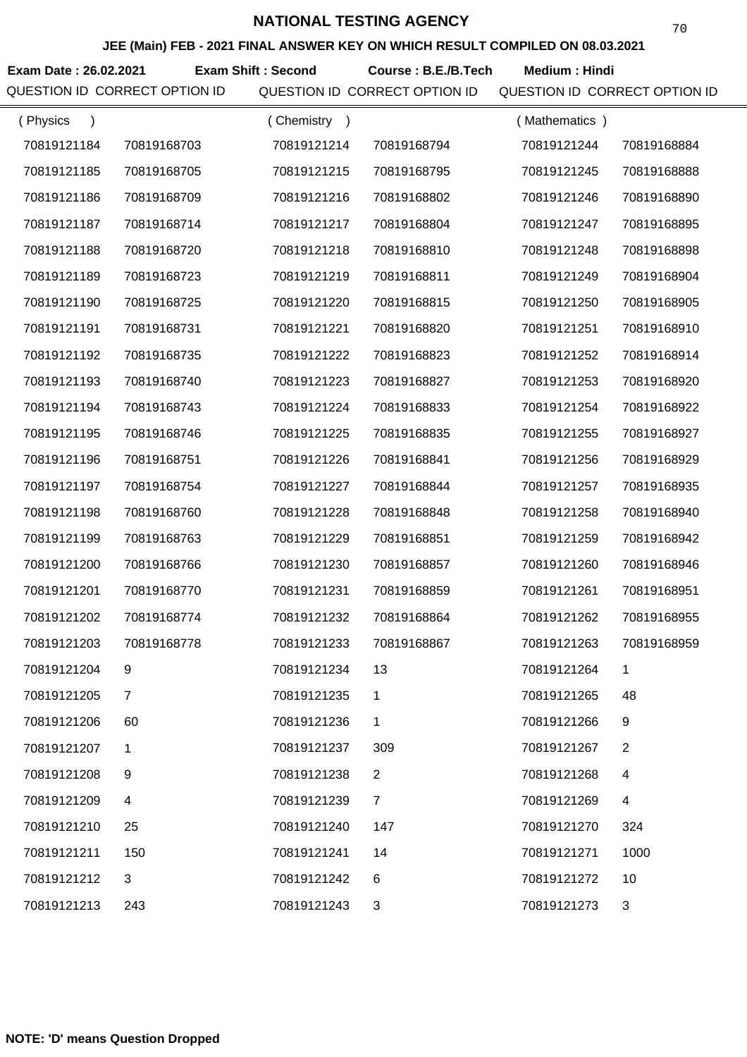# NATIONAL TESTING AGENCY

## JEE (Main) FEB - 2021 FINAL ANSWER KEY ON WHICH RESULT COMPILED ON 08.03.2021

**Exam Date : 26.02.2021** **Exam Shift : Second** **Course : B.E./B.Tech** **Medium : Hindi**

| QUESTION ID | CORRECT OPTION ID | QUESTION ID | CORRECT OPTION ID | QUESTION ID | CORRECT OPTION ID |
|---|---|---|---|---|---|
| ( Physics ) | | ( Chemistry ) | | ( Mathematics ) | |
| 70819121184 | 70819168703 | 70819121214 | 70819168794 | 70819121244 | 70819168884 |
| 70819121185 | 70819168705 | 70819121215 | 70819168795 | 70819121245 | 70819168888 |
| 70819121186 | 70819168709 | 70819121216 | 70819168802 | 70819121246 | 70819168890 |
| 70819121187 | 70819168714 | 70819121217 | 70819168804 | 70819121247 | 70819168895 |
| 70819121188 | 70819168720 | 70819121218 | 70819168810 | 70819121248 | 70819168898 |
| 70819121189 | 70819168723 | 70819121219 | 70819168811 | 70819121249 | 70819168904 |
| 70819121190 | 70819168725 | 70819121220 | 70819168815 | 70819121250 | 70819168905 |
| 70819121191 | 70819168731 | 70819121221 | 70819168820 | 70819121251 | 70819168910 |
| 70819121192 | 70819168735 | 70819121222 | 70819168823 | 70819121252 | 70819168914 |
| 70819121193 | 70819168740 | 70819121223 | 70819168827 | 70819121253 | 70819168920 |
| 70819121194 | 70819168743 | 70819121224 | 70819168833 | 70819121254 | 70819168922 |
| 70819121195 | 70819168746 | 70819121225 | 70819168835 | 70819121255 | 70819168927 |
| 70819121196 | 70819168751 | 70819121226 | 70819168841 | 70819121256 | 70819168929 |
| 70819121197 | 70819168754 | 70819121227 | 70819168844 | 70819121257 | 70819168935 |
| 70819121198 | 70819168760 | 70819121228 | 70819168848 | 70819121258 | 70819168940 |
| 70819121199 | 70819168763 | 70819121229 | 70819168851 | 70819121259 | 70819168942 |
| 70819121200 | 70819168766 | 70819121230 | 70819168857 | 70819121260 | 70819168946 |
| 70819121201 | 70819168770 | 70819121231 | 70819168859 | 70819121261 | 70819168951 |
| 70819121202 | 70819168774 | 70819121232 | 70819168864 | 70819121262 | 70819168955 |
| 70819121203 | 70819168778 | 70819121233 | 70819168867 | 70819121263 | 70819168959 |
| 70819121204 | 9 | 70819121234 | 13 | 70819121264 | 1 |
| 70819121205 | 7 | 70819121235 | 1 | 70819121265 | 48 |
| 70819121206 | 60 | 70819121236 | 1 | 70819121266 | 9 |
| 70819121207 | 1 | 70819121237 | 309 | 70819121267 | 2 |
| 70819121208 | 9 | 70819121238 | 2 | 70819121268 | 4 |
| 70819121209 | 4 | 70819121239 | 7 | 70819121269 | 4 |
| 70819121210 | 25 | 70819121240 | 147 | 70819121270 | 324 |
| 70819121211 | 150 | 70819121241 | 14 | 70819121271 | 1000 |
| 70819121212 | 3 | 70819121242 | 6 | 70819121272 | 10 |
| 70819121213 | 243 | 70819121243 | 3 | 70819121273 | 3 |

**NOTE: 'D' means Question Dropped**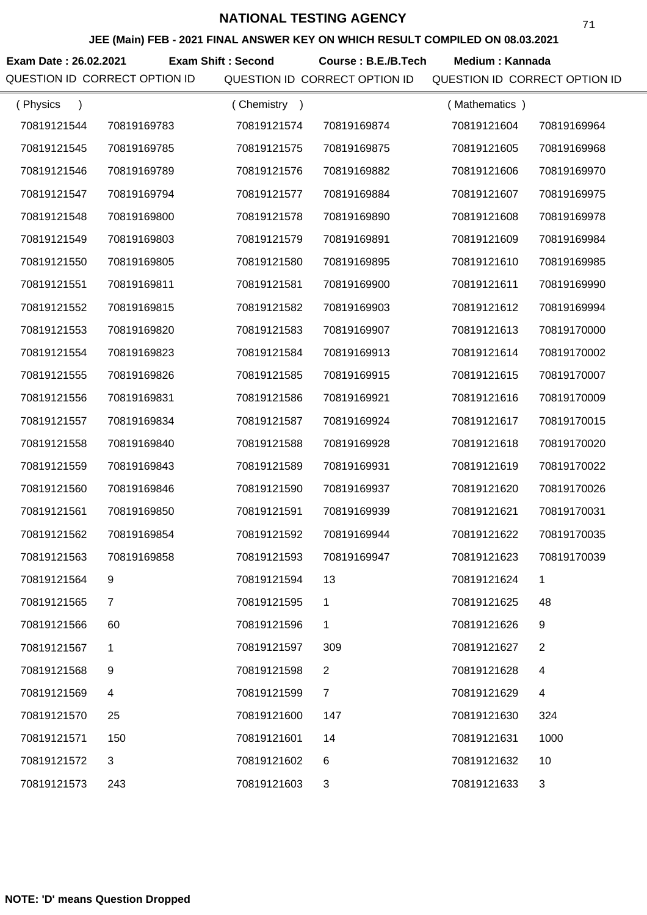# NATIONAL TESTING AGENCY

### JEE (Main) FEB - 2021 FINAL ANSWER KEY ON WHICH RESULT COMPILED ON 08.03.2021

**Exam Date : 26.02.2021** **Exam Shift : Second** **Course : B.E./B.Tech** **Medium : Kannada**

| QUESTION ID | CORRECT OPTION ID | QUESTION ID | CORRECT OPTION ID | QUESTION ID | CORRECT OPTION ID |
|---|---|---|---|---|---|
| ( Physics ) | | ( Chemistry ) | | ( Mathematics ) | |
| 70819121544 | 70819169783 | 70819121574 | 70819169874 | 70819121604 | 70819169964 |
| 70819121545 | 70819169785 | 70819121575 | 70819169875 | 70819121605 | 70819169968 |
| 70819121546 | 70819169789 | 70819121576 | 70819169882 | 70819121606 | 70819169970 |
| 70819121547 | 70819169794 | 70819121577 | 70819169884 | 70819121607 | 70819169975 |
| 70819121548 | 70819169800 | 70819121578 | 70819169890 | 70819121608 | 70819169978 |
| 70819121549 | 70819169803 | 70819121579 | 70819169891 | 70819121609 | 70819169984 |
| 70819121550 | 70819169805 | 70819121580 | 70819169895 | 70819121610 | 70819169985 |
| 70819121551 | 70819169811 | 70819121581 | 70819169900 | 70819121611 | 70819169990 |
| 70819121552 | 70819169815 | 70819121582 | 70819169903 | 70819121612 | 70819169994 |
| 70819121553 | 70819169820 | 70819121583 | 70819169907 | 70819121613 | 70819170000 |
| 70819121554 | 70819169823 | 70819121584 | 70819169913 | 70819121614 | 70819170002 |
| 70819121555 | 70819169826 | 70819121585 | 70819169915 | 70819121615 | 70819170007 |
| 70819121556 | 70819169831 | 70819121586 | 70819169921 | 70819121616 | 70819170009 |
| 70819121557 | 70819169834 | 70819121587 | 70819169924 | 70819121617 | 70819170015 |
| 70819121558 | 70819169840 | 70819121588 | 70819169928 | 70819121618 | 70819170020 |
| 70819121559 | 70819169843 | 70819121589 | 70819169931 | 70819121619 | 70819170022 |
| 70819121560 | 70819169846 | 70819121590 | 70819169937 | 70819121620 | 70819170026 |
| 70819121561 | 70819169850 | 70819121591 | 70819169939 | 70819121621 | 70819170031 |
| 70819121562 | 70819169854 | 70819121592 | 70819169944 | 70819121622 | 70819170035 |
| 70819121563 | 70819169858 | 70819121593 | 70819169947 | 70819121623 | 70819170039 |
| 70819121564 | 9 | 70819121594 | 13 | 70819121624 | 1 |
| 70819121565 | 7 | 70819121595 | 1 | 70819121625 | 48 |
| 70819121566 | 60 | 70819121596 | 1 | 70819121626 | 9 |
| 70819121567 | 1 | 70819121597 | 309 | 70819121627 | 2 |
| 70819121568 | 9 | 70819121598 | 2 | 70819121628 | 4 |
| 70819121569 | 4 | 70819121599 | 7 | 70819121629 | 4 |
| 70819121570 | 25 | 70819121600 | 147 | 70819121630 | 324 |
| 70819121571 | 150 | 70819121601 | 14 | 70819121631 | 1000 |
| 70819121572 | 3 | 70819121602 | 6 | 70819121632 | 10 |
| 70819121573 | 243 | 70819121603 | 3 | 70819121633 | 3 |

**NOTE: 'D' means Question Dropped**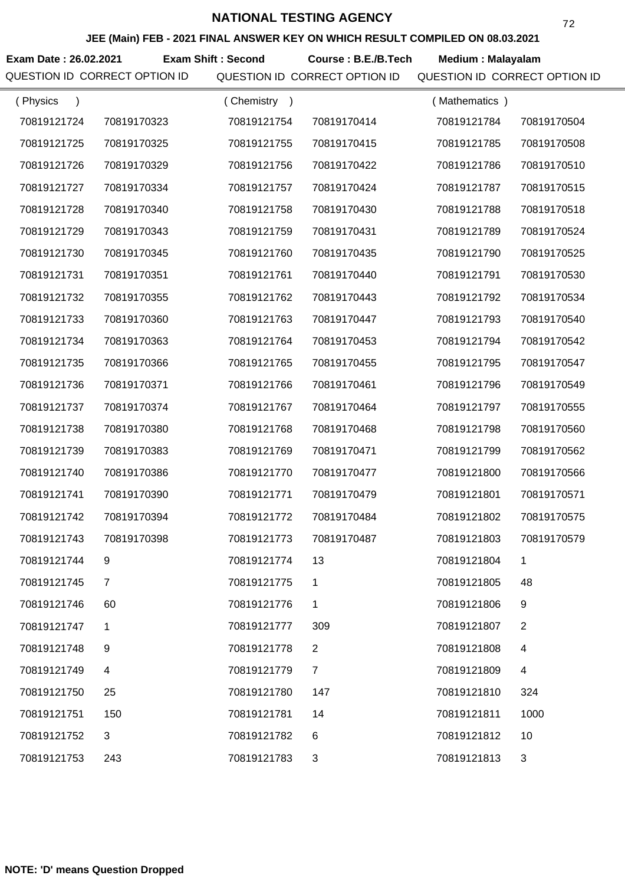# NATIONAL TESTING AGENCY

## JEE (Main) FEB - 2021 FINAL ANSWER KEY ON WHICH RESULT COMPILED ON 08.03.2021

**Exam Date : 26.02.2021** **Exam Shift : Second** **Course : B.E./B.Tech** **Medium : Malayalam**

| QUESTION ID | CORRECT OPTION ID | QUESTION ID | CORRECT OPTION ID | QUESTION ID | CORRECT OPTION ID |
|---|---|---|---|---|---|
| ( Physics ) | | ( Chemistry ) | | ( Mathematics ) | |
| 70819121724 | 70819170323 | 70819121754 | 70819170414 | 70819121784 | 70819170504 |
| 70819121725 | 70819170325 | 70819121755 | 70819170415 | 70819121785 | 70819170508 |
| 70819121726 | 70819170329 | 70819121756 | 70819170422 | 70819121786 | 70819170510 |
| 70819121727 | 70819170334 | 70819121757 | 70819170424 | 70819121787 | 70819170515 |
| 70819121728 | 70819170340 | 70819121758 | 70819170430 | 70819121788 | 70819170518 |
| 70819121729 | 70819170343 | 70819121759 | 70819170431 | 70819121789 | 70819170524 |
| 70819121730 | 70819170345 | 70819121760 | 70819170435 | 70819121790 | 70819170525 |
| 70819121731 | 70819170351 | 70819121761 | 70819170440 | 70819121791 | 70819170530 |
| 70819121732 | 70819170355 | 70819121762 | 70819170443 | 70819121792 | 70819170534 |
| 70819121733 | 70819170360 | 70819121763 | 70819170447 | 70819121793 | 70819170540 |
| 70819121734 | 70819170363 | 70819121764 | 70819170453 | 70819121794 | 70819170542 |
| 70819121735 | 70819170366 | 70819121765 | 70819170455 | 70819121795 | 70819170547 |
| 70819121736 | 70819170371 | 70819121766 | 70819170461 | 70819121796 | 70819170549 |
| 70819121737 | 70819170374 | 70819121767 | 70819170464 | 70819121797 | 70819170555 |
| 70819121738 | 70819170380 | 70819121768 | 70819170468 | 70819121798 | 70819170560 |
| 70819121739 | 70819170383 | 70819121769 | 70819170471 | 70819121799 | 70819170562 |
| 70819121740 | 70819170386 | 70819121770 | 70819170477 | 70819121800 | 70819170566 |
| 70819121741 | 70819170390 | 70819121771 | 70819170479 | 70819121801 | 70819170571 |
| 70819121742 | 70819170394 | 70819121772 | 70819170484 | 70819121802 | 70819170575 |
| 70819121743 | 70819170398 | 70819121773 | 70819170487 | 70819121803 | 70819170579 |
| 70819121744 | 9 | 70819121774 | 13 | 70819121804 | 1 |
| 70819121745 | 7 | 70819121775 | 1 | 70819121805 | 48 |
| 70819121746 | 60 | 70819121776 | 1 | 70819121806 | 9 |
| 70819121747 | 1 | 70819121777 | 309 | 70819121807 | 2 |
| 70819121748 | 9 | 70819121778 | 2 | 70819121808 | 4 |
| 70819121749 | 4 | 70819121779 | 7 | 70819121809 | 4 |
| 70819121750 | 25 | 70819121780 | 147 | 70819121810 | 324 |
| 70819121751 | 150 | 70819121781 | 14 | 70819121811 | 1000 |
| 70819121752 | 3 | 70819121782 | 6 | 70819121812 | 10 |
| 70819121753 | 243 | 70819121783 | 3 | 70819121813 | 3 |

**NOTE: 'D' means Question Dropped**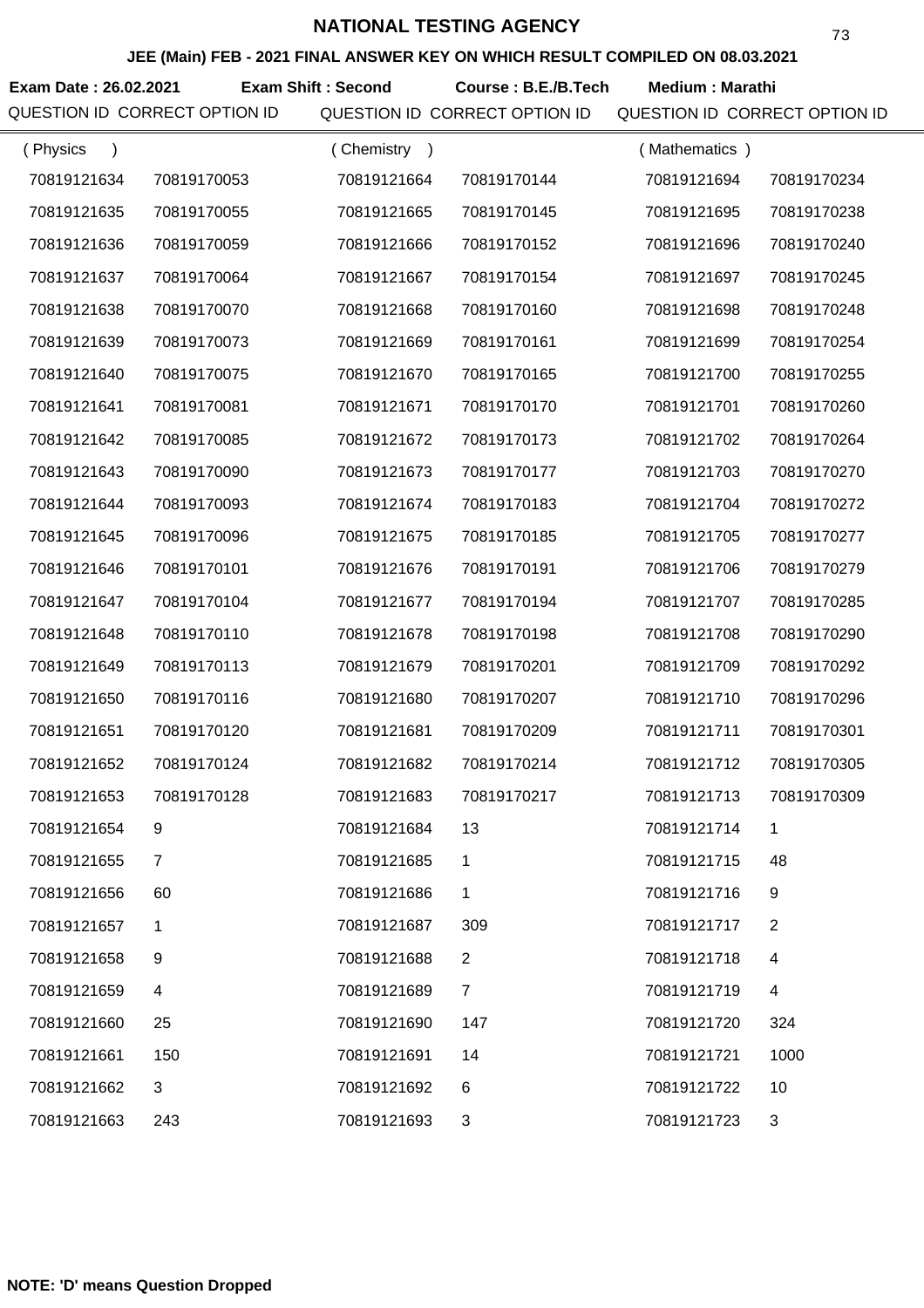# NATIONAL TESTING AGENCY

**JEE (Main) FEB - 2021 FINAL ANSWER KEY ON WHICH RESULT COMPILED ON 08.03.2021**

**Exam Date : 26.02.2021** **Exam Shift : Second** **Course : B.E./B.Tech** **Medium : Marathi**

| QUESTION ID | CORRECT OPTION ID | QUESTION ID | CORRECT OPTION ID | QUESTION ID | CORRECT OPTION ID |
|---|---|---|---|---|---|
| ( Physics ) | | ( Chemistry ) | | ( Mathematics ) | |
| 70819121634 | 70819170053 | 70819121664 | 70819170144 | 70819121694 | 70819170234 |
| 70819121635 | 70819170055 | 70819121665 | 70819170145 | 70819121695 | 70819170238 |
| 70819121636 | 70819170059 | 70819121666 | 70819170152 | 70819121696 | 70819170240 |
| 70819121637 | 70819170064 | 70819121667 | 70819170154 | 70819121697 | 70819170245 |
| 70819121638 | 70819170070 | 70819121668 | 70819170160 | 70819121698 | 70819170248 |
| 70819121639 | 70819170073 | 70819121669 | 70819170161 | 70819121699 | 70819170254 |
| 70819121640 | 70819170075 | 70819121670 | 70819170165 | 70819121700 | 70819170255 |
| 70819121641 | 70819170081 | 70819121671 | 70819170170 | 70819121701 | 70819170260 |
| 70819121642 | 70819170085 | 70819121672 | 70819170173 | 70819121702 | 70819170264 |
| 70819121643 | 70819170090 | 70819121673 | 70819170177 | 70819121703 | 70819170270 |
| 70819121644 | 70819170093 | 70819121674 | 70819170183 | 70819121704 | 70819170272 |
| 70819121645 | 70819170096 | 70819121675 | 70819170185 | 70819121705 | 70819170277 |
| 70819121646 | 70819170101 | 70819121676 | 70819170191 | 70819121706 | 70819170279 |
| 70819121647 | 70819170104 | 70819121677 | 70819170194 | 70819121707 | 70819170285 |
| 70819121648 | 70819170110 | 70819121678 | 70819170198 | 70819121708 | 70819170290 |
| 70819121649 | 70819170113 | 70819121679 | 70819170201 | 70819121709 | 70819170292 |
| 70819121650 | 70819170116 | 70819121680 | 70819170207 | 70819121710 | 70819170296 |
| 70819121651 | 70819170120 | 70819121681 | 70819170209 | 70819121711 | 70819170301 |
| 70819121652 | 70819170124 | 70819121682 | 70819170214 | 70819121712 | 70819170305 |
| 70819121653 | 70819170128 | 70819121683 | 70819170217 | 70819121713 | 70819170309 |
| 70819121654 | 9 | 70819121684 | 13 | 70819121714 | 1 |
| 70819121655 | 7 | 70819121685 | 1 | 70819121715 | 48 |
| 70819121656 | 60 | 70819121686 | 1 | 70819121716 | 9 |
| 70819121657 | 1 | 70819121687 | 309 | 70819121717 | 2 |
| 70819121658 | 9 | 70819121688 | 2 | 70819121718 | 4 |
| 70819121659 | 4 | 70819121689 | 7 | 70819121719 | 4 |
| 70819121660 | 25 | 70819121690 | 147 | 70819121720 | 324 |
| 70819121661 | 150 | 70819121691 | 14 | 70819121721 | 1000 |
| 70819121662 | 3 | 70819121692 | 6 | 70819121722 | 10 |
| 70819121663 | 243 | 70819121693 | 3 | 70819121723 | 3 |

**NOTE: 'D' means Question Dropped**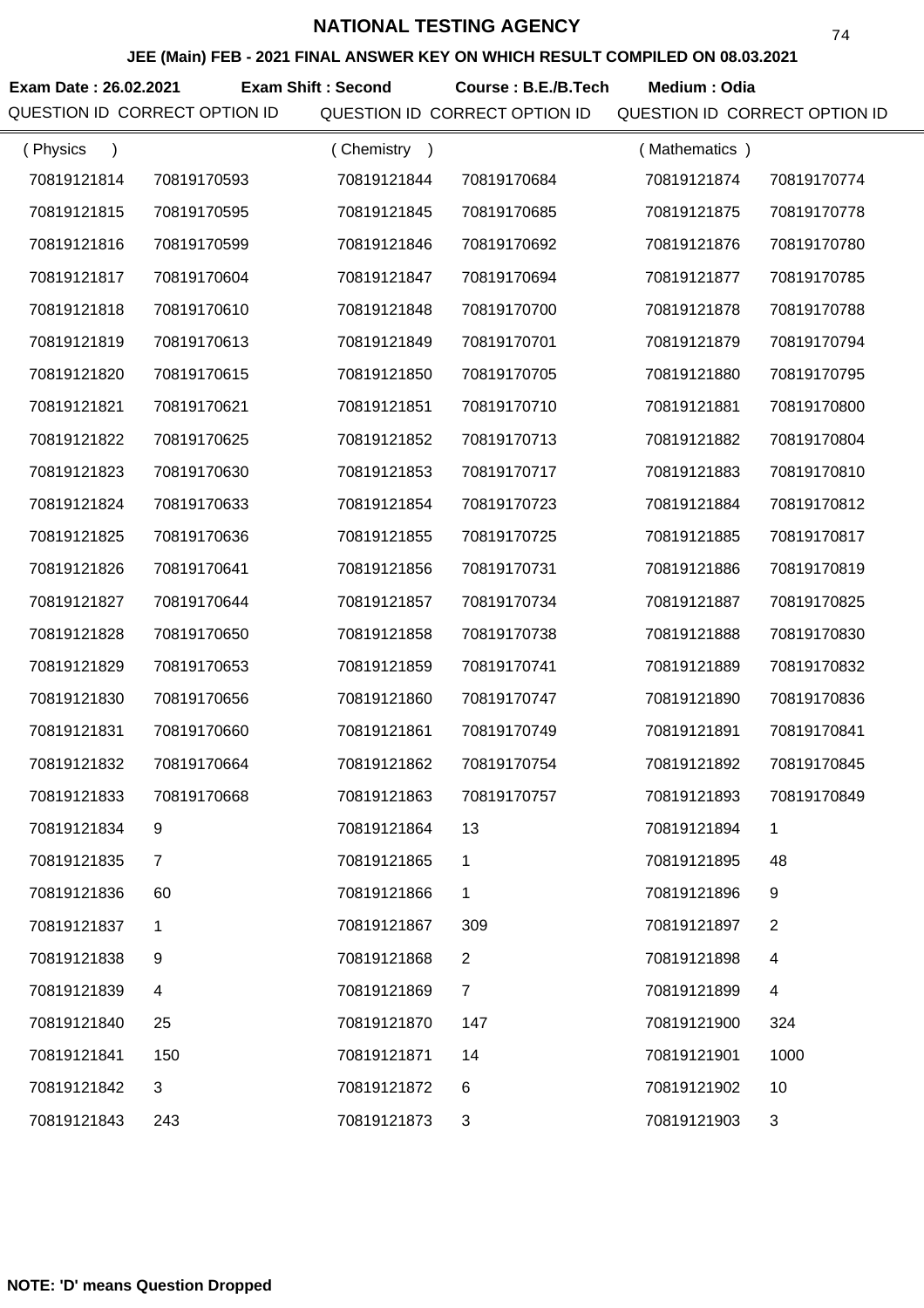# NATIONAL TESTING AGENCY

## JEE (Main) FEB - 2021 FINAL ANSWER KEY ON WHICH RESULT COMPILED ON 08.03.2021

**Exam Date : 26.02.2021** **Exam Shift : Second** **Course : B.E./B.Tech** **Medium : Odia**

| QUESTION ID | CORRECT OPTION ID | QUESTION ID | CORRECT OPTION ID | QUESTION ID | CORRECT OPTION ID |
|---|---|---|---|---|---|
| ( Physics ) | | ( Chemistry ) | | ( Mathematics ) | |
| 70819121814 | 70819170593 | 70819121844 | 70819170684 | 70819121874 | 70819170774 |
| 70819121815 | 70819170595 | 70819121845 | 70819170685 | 70819121875 | 70819170778 |
| 70819121816 | 70819170599 | 70819121846 | 70819170692 | 70819121876 | 70819170780 |
| 70819121817 | 70819170604 | 70819121847 | 70819170694 | 70819121877 | 70819170785 |
| 70819121818 | 70819170610 | 70819121848 | 70819170700 | 70819121878 | 70819170788 |
| 70819121819 | 70819170613 | 70819121849 | 70819170701 | 70819121879 | 70819170794 |
| 70819121820 | 70819170615 | 70819121850 | 70819170705 | 70819121880 | 70819170795 |
| 70819121821 | 70819170621 | 70819121851 | 70819170710 | 70819121881 | 70819170800 |
| 70819121822 | 70819170625 | 70819121852 | 70819170713 | 70819121882 | 70819170804 |
| 70819121823 | 70819170630 | 70819121853 | 70819170717 | 70819121883 | 70819170810 |
| 70819121824 | 70819170633 | 70819121854 | 70819170723 | 70819121884 | 70819170812 |
| 70819121825 | 70819170636 | 70819121855 | 70819170725 | 70819121885 | 70819170817 |
| 70819121826 | 70819170641 | 70819121856 | 70819170731 | 70819121886 | 70819170819 |
| 70819121827 | 70819170644 | 70819121857 | 70819170734 | 70819121887 | 70819170825 |
| 70819121828 | 70819170650 | 70819121858 | 70819170738 | 70819121888 | 70819170830 |
| 70819121829 | 70819170653 | 70819121859 | 70819170741 | 70819121889 | 70819170832 |
| 70819121830 | 70819170656 | 70819121860 | 70819170747 | 70819121890 | 70819170836 |
| 70819121831 | 70819170660 | 70819121861 | 70819170749 | 70819121891 | 70819170841 |
| 70819121832 | 70819170664 | 70819121862 | 70819170754 | 70819121892 | 70819170845 |
| 70819121833 | 70819170668 | 70819121863 | 70819170757 | 70819121893 | 70819170849 |
| 70819121834 | 9 | 70819121864 | 13 | 70819121894 | 1 |
| 70819121835 | 7 | 70819121865 | 1 | 70819121895 | 48 |
| 70819121836 | 60 | 70819121866 | 1 | 70819121896 | 9 |
| 70819121837 | 1 | 70819121867 | 309 | 70819121897 | 2 |
| 70819121838 | 9 | 70819121868 | 2 | 70819121898 | 4 |
| 70819121839 | 4 | 70819121869 | 7 | 70819121899 | 4 |
| 70819121840 | 25 | 70819121870 | 147 | 70819121900 | 324 |
| 70819121841 | 150 | 70819121871 | 14 | 70819121901 | 1000 |
| 70819121842 | 3 | 70819121872 | 6 | 70819121902 | 10 |
| 70819121843 | 243 | 70819121873 | 3 | 70819121903 | 3 |

**NOTE: 'D' means Question Dropped**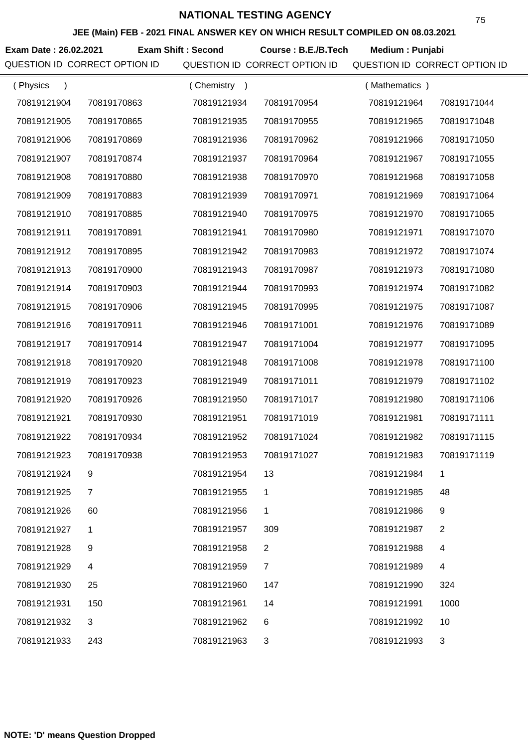# NATIONAL TESTING AGENCY

## JEE (Main) FEB - 2021 FINAL ANSWER KEY ON WHICH RESULT COMPILED ON 08.03.2021

**Exam Date : 26.02.2021** **Exam Shift : Second** **Course : B.E./B.Tech** **Medium : Punjabi**

| QUESTION ID | CORRECT OPTION ID | QUESTION ID | CORRECT OPTION ID | QUESTION ID | CORRECT OPTION ID |
|---|---|---|---|---|---|
| ( Physics ) | | ( Chemistry ) | | ( Mathematics ) | |
| 70819121904 | 70819170863 | 70819121934 | 70819170954 | 70819121964 | 70819171044 |
| 70819121905 | 70819170865 | 70819121935 | 70819170955 | 70819121965 | 70819171048 |
| 70819121906 | 70819170869 | 70819121936 | 70819170962 | 70819121966 | 70819171050 |
| 70819121907 | 70819170874 | 70819121937 | 70819170964 | 70819121967 | 70819171055 |
| 70819121908 | 70819170880 | 70819121938 | 70819170970 | 70819121968 | 70819171058 |
| 70819121909 | 70819170883 | 70819121939 | 70819170971 | 70819121969 | 70819171064 |
| 70819121910 | 70819170885 | 70819121940 | 70819170975 | 70819121970 | 70819171065 |
| 70819121911 | 70819170891 | 70819121941 | 70819170980 | 70819121971 | 70819171070 |
| 70819121912 | 70819170895 | 70819121942 | 70819170983 | 70819121972 | 70819171074 |
| 70819121913 | 70819170900 | 70819121943 | 70819170987 | 70819121973 | 70819171080 |
| 70819121914 | 70819170903 | 70819121944 | 70819170993 | 70819121974 | 70819171082 |
| 70819121915 | 70819170906 | 70819121945 | 70819170995 | 70819121975 | 70819171087 |
| 70819121916 | 70819170911 | 70819121946 | 70819171001 | 70819121976 | 70819171089 |
| 70819121917 | 70819170914 | 70819121947 | 70819171004 | 70819121977 | 70819171095 |
| 70819121918 | 70819170920 | 70819121948 | 70819171008 | 70819121978 | 70819171100 |
| 70819121919 | 70819170923 | 70819121949 | 70819171011 | 70819121979 | 70819171102 |
| 70819121920 | 70819170926 | 70819121950 | 70819171017 | 70819121980 | 70819171106 |
| 70819121921 | 70819170930 | 70819121951 | 70819171019 | 70819121981 | 70819171111 |
| 70819121922 | 70819170934 | 70819121952 | 70819171024 | 70819121982 | 70819171115 |
| 70819121923 | 70819170938 | 70819121953 | 70819171027 | 70819121983 | 70819171119 |
| 70819121924 | 9 | 70819121954 | 13 | 70819121984 | 1 |
| 70819121925 | 7 | 70819121955 | 1 | 70819121985 | 48 |
| 70819121926 | 60 | 70819121956 | 1 | 70819121986 | 9 |
| 70819121927 | 1 | 70819121957 | 309 | 70819121987 | 2 |
| 70819121928 | 9 | 70819121958 | 2 | 70819121988 | 4 |
| 70819121929 | 4 | 70819121959 | 7 | 70819121989 | 4 |
| 70819121930 | 25 | 70819121960 | 147 | 70819121990 | 324 |
| 70819121931 | 150 | 70819121961 | 14 | 70819121991 | 1000 |
| 70819121932 | 3 | 70819121962 | 6 | 70819121992 | 10 |
| 70819121933 | 243 | 70819121963 | 3 | 70819121993 | 3 |

**NOTE: 'D' means Question Dropped**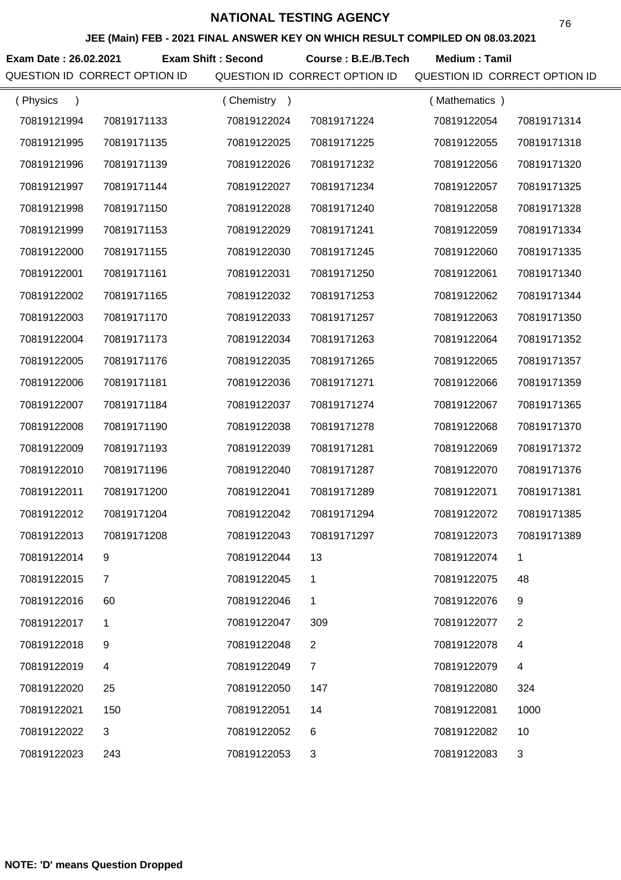# NATIONAL TESTING AGENCY

## JEE (Main) FEB - 2021 FINAL ANSWER KEY ON WHICH RESULT COMPILED ON 08.03.2021

**Exam Date : 26.02.2021** **Exam Shift : Second** **Course : B.E./B.Tech** **Medium : Tamil**

| QUESTION ID | CORRECT OPTION ID | QUESTION ID | CORRECT OPTION ID | QUESTION ID | CORRECT OPTION ID |
|---|---|---|---|---|---|
| ( Physics ) | | ( Chemistry ) | | ( Mathematics ) | |
| 70819121994 | 70819171133 | 70819122024 | 70819171224 | 70819122054 | 70819171314 |
| 70819121995 | 70819171135 | 70819122025 | 70819171225 | 70819122055 | 70819171318 |
| 70819121996 | 70819171139 | 70819122026 | 70819171232 | 70819122056 | 70819171320 |
| 70819121997 | 70819171144 | 70819122027 | 70819171234 | 70819122057 | 70819171325 |
| 70819121998 | 70819171150 | 70819122028 | 70819171240 | 70819122058 | 70819171328 |
| 70819121999 | 70819171153 | 70819122029 | 70819171241 | 70819122059 | 70819171334 |
| 70819122000 | 70819171155 | 70819122030 | 70819171245 | 70819122060 | 70819171335 |
| 70819122001 | 70819171161 | 70819122031 | 70819171250 | 70819122061 | 70819171340 |
| 70819122002 | 70819171165 | 70819122032 | 70819171253 | 70819122062 | 70819171344 |
| 70819122003 | 70819171170 | 70819122033 | 70819171257 | 70819122063 | 70819171350 |
| 70819122004 | 70819171173 | 70819122034 | 70819171263 | 70819122064 | 70819171352 |
| 70819122005 | 70819171176 | 70819122035 | 70819171265 | 70819122065 | 70819171357 |
| 70819122006 | 70819171181 | 70819122036 | 70819171271 | 70819122066 | 70819171359 |
| 70819122007 | 70819171184 | 70819122037 | 70819171274 | 70819122067 | 70819171365 |
| 70819122008 | 70819171190 | 70819122038 | 70819171278 | 70819122068 | 70819171370 |
| 70819122009 | 70819171193 | 70819122039 | 70819171281 | 70819122069 | 70819171372 |
| 70819122010 | 70819171196 | 70819122040 | 70819171287 | 70819122070 | 70819171376 |
| 70819122011 | 70819171200 | 70819122041 | 70819171289 | 70819122071 | 70819171381 |
| 70819122012 | 70819171204 | 70819122042 | 70819171294 | 70819122072 | 70819171385 |
| 70819122013 | 70819171208 | 70819122043 | 70819171297 | 70819122073 | 70819171389 |
| 70819122014 | 9 | 70819122044 | 13 | 70819122074 | 1 |
| 70819122015 | 7 | 70819122045 | 1 | 70819122075 | 48 |
| 70819122016 | 60 | 70819122046 | 1 | 70819122076 | 9 |
| 70819122017 | 1 | 70819122047 | 309 | 70819122077 | 2 |
| 70819122018 | 9 | 70819122048 | 2 | 70819122078 | 4 |
| 70819122019 | 4 | 70819122049 | 7 | 70819122079 | 4 |
| 70819122020 | 25 | 70819122050 | 147 | 70819122080 | 324 |
| 70819122021 | 150 | 70819122051 | 14 | 70819122081 | 1000 |
| 70819122022 | 3 | 70819122052 | 6 | 70819122082 | 10 |
| 70819122023 | 243 | 70819122053 | 3 | 70819122083 | 3 |

**NOTE: 'D' means Question Dropped**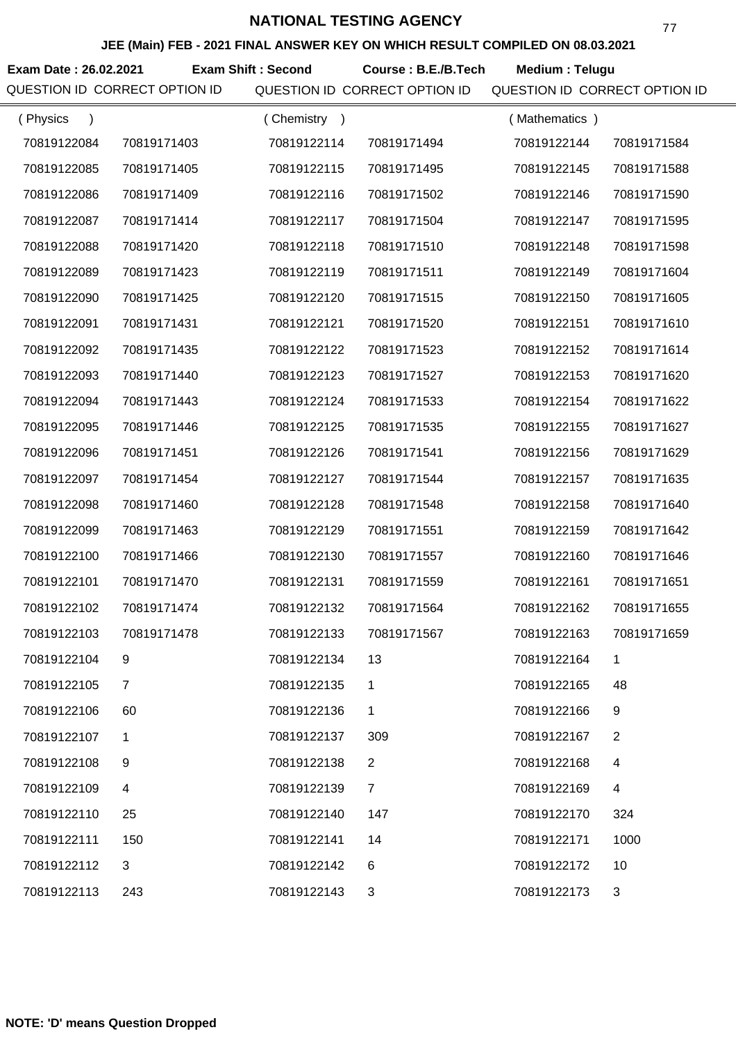# NATIONAL TESTING AGENCY

## JEE (Main) FEB - 2021 FINAL ANSWER KEY ON WHICH RESULT COMPILED ON 08.03.2021

**Exam Date : 26.02.2021** **Exam Shift : Second** **Course : B.E./B.Tech** **Medium : Telugu**

| QUESTION ID | CORRECT OPTION ID | QUESTION ID | CORRECT OPTION ID | QUESTION ID | CORRECT OPTION ID |
|---|---|---|---|---|---|
| ( Physics ) | | ( Chemistry ) | | ( Mathematics ) | |
| 70819122084 | 70819171403 | 70819122114 | 70819171494 | 70819122144 | 70819171584 |
| 70819122085 | 70819171405 | 70819122115 | 70819171495 | 70819122145 | 70819171588 |
| 70819122086 | 70819171409 | 70819122116 | 70819171502 | 70819122146 | 70819171590 |
| 70819122087 | 70819171414 | 70819122117 | 70819171504 | 70819122147 | 70819171595 |
| 70819122088 | 70819171420 | 70819122118 | 70819171510 | 70819122148 | 70819171598 |
| 70819122089 | 70819171423 | 70819122119 | 70819171511 | 70819122149 | 70819171604 |
| 70819122090 | 70819171425 | 70819122120 | 70819171515 | 70819122150 | 70819171605 |
| 70819122091 | 70819171431 | 70819122121 | 70819171520 | 70819122151 | 70819171610 |
| 70819122092 | 70819171435 | 70819122122 | 70819171523 | 70819122152 | 70819171614 |
| 70819122093 | 70819171440 | 70819122123 | 70819171527 | 70819122153 | 70819171620 |
| 70819122094 | 70819171443 | 70819122124 | 70819171533 | 70819122154 | 70819171622 |
| 70819122095 | 70819171446 | 70819122125 | 70819171535 | 70819122155 | 70819171627 |
| 70819122096 | 70819171451 | 70819122126 | 70819171541 | 70819122156 | 70819171629 |
| 70819122097 | 70819171454 | 70819122127 | 70819171544 | 70819122157 | 70819171635 |
| 70819122098 | 70819171460 | 70819122128 | 70819171548 | 70819122158 | 70819171640 |
| 70819122099 | 70819171463 | 70819122129 | 70819171551 | 70819122159 | 70819171642 |
| 70819122100 | 70819171466 | 70819122130 | 70819171557 | 70819122160 | 70819171646 |
| 70819122101 | 70819171470 | 70819122131 | 70819171559 | 70819122161 | 70819171651 |
| 70819122102 | 70819171474 | 70819122132 | 70819171564 | 70819122162 | 70819171655 |
| 70819122103 | 70819171478 | 70819122133 | 70819171567 | 70819122163 | 70819171659 |
| 70819122104 | 9 | 70819122134 | 13 | 70819122164 | 1 |
| 70819122105 | 7 | 70819122135 | 1 | 70819122165 | 48 |
| 70819122106 | 60 | 70819122136 | 1 | 70819122166 | 9 |
| 70819122107 | 1 | 70819122137 | 309 | 70819122167 | 2 |
| 70819122108 | 9 | 70819122138 | 2 | 70819122168 | 4 |
| 70819122109 | 4 | 70819122139 | 7 | 70819122169 | 4 |
| 70819122110 | 25 | 70819122140 | 147 | 70819122170 | 324 |
| 70819122111 | 150 | 70819122141 | 14 | 70819122171 | 1000 |
| 70819122112 | 3 | 70819122142 | 6 | 70819122172 | 10 |
| 70819122113 | 243 | 70819122143 | 3 | 70819122173 | 3 |

**NOTE: 'D' means Question Dropped**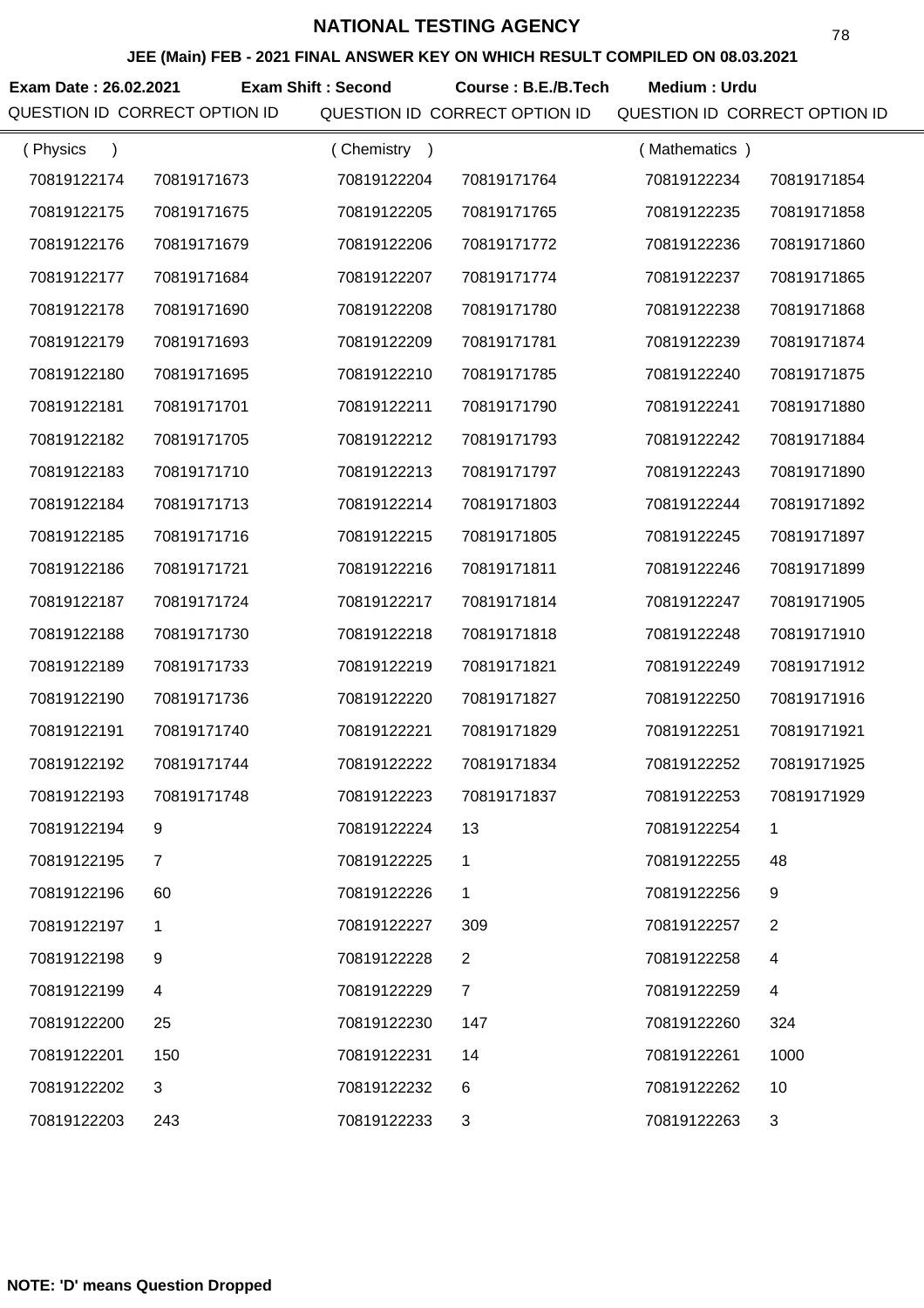# NATIONAL TESTING AGENCY

## JEE (Main) FEB - 2021 FINAL ANSWER KEY ON WHICH RESULT COMPILED ON 08.03.2021

**Exam Date : 26.02.2021** **Exam Shift : Second** **Course : B.E./B.Tech** **Medium : Urdu**

| QUESTION ID | CORRECT OPTION ID | QUESTION ID | CORRECT OPTION ID | QUESTION ID | CORRECT OPTION ID |
|---|---|---|---|---|---|
| ( Physics ) | | ( Chemistry ) | | ( Mathematics ) | |
| 70819122174 | 70819171673 | 70819122204 | 70819171764 | 70819122234 | 70819171854 |
| 70819122175 | 70819171675 | 70819122205 | 70819171765 | 70819122235 | 70819171858 |
| 70819122176 | 70819171679 | 70819122206 | 70819171772 | 70819122236 | 70819171860 |
| 70819122177 | 70819171684 | 70819122207 | 70819171774 | 70819122237 | 70819171865 |
| 70819122178 | 70819171690 | 70819122208 | 70819171780 | 70819122238 | 70819171868 |
| 70819122179 | 70819171693 | 70819122209 | 70819171781 | 70819122239 | 70819171874 |
| 70819122180 | 70819171695 | 70819122210 | 70819171785 | 70819122240 | 70819171875 |
| 70819122181 | 70819171701 | 70819122211 | 70819171790 | 70819122241 | 70819171880 |
| 70819122182 | 70819171705 | 70819122212 | 70819171793 | 70819122242 | 70819171884 |
| 70819122183 | 70819171710 | 70819122213 | 70819171797 | 70819122243 | 70819171890 |
| 70819122184 | 70819171713 | 70819122214 | 70819171803 | 70819122244 | 70819171892 |
| 70819122185 | 70819171716 | 70819122215 | 70819171805 | 70819122245 | 70819171897 |
| 70819122186 | 70819171721 | 70819122216 | 70819171811 | 70819122246 | 70819171899 |
| 70819122187 | 70819171724 | 70819122217 | 70819171814 | 70819122247 | 70819171905 |
| 70819122188 | 70819171730 | 70819122218 | 70819171818 | 70819122248 | 70819171910 |
| 70819122189 | 70819171733 | 70819122219 | 70819171821 | 70819122249 | 70819171912 |
| 70819122190 | 70819171736 | 70819122220 | 70819171827 | 70819122250 | 70819171916 |
| 70819122191 | 70819171740 | 70819122221 | 70819171829 | 70819122251 | 70819171921 |
| 70819122192 | 70819171744 | 70819122222 | 70819171834 | 70819122252 | 70819171925 |
| 70819122193 | 70819171748 | 70819122223 | 70819171837 | 70819122253 | 70819171929 |
| 70819122194 | 9 | 70819122224 | 13 | 70819122254 | 1 |
| 70819122195 | 7 | 70819122225 | 1 | 70819122255 | 48 |
| 70819122196 | 60 | 70819122226 | 1 | 70819122256 | 9 |
| 70819122197 | 1 | 70819122227 | 309 | 70819122257 | 2 |
| 70819122198 | 9 | 70819122228 | 2 | 70819122258 | 4 |
| 70819122199 | 4 | 70819122229 | 7 | 70819122259 | 4 |
| 70819122200 | 25 | 70819122230 | 147 | 70819122260 | 324 |
| 70819122201 | 150 | 70819122231 | 14 | 70819122261 | 1000 |
| 70819122202 | 3 | 70819122232 | 6 | 70819122262 | 10 |
| 70819122203 | 243 | 70819122233 | 3 | 70819122263 | 3 |

**NOTE: 'D' means Question Dropped**